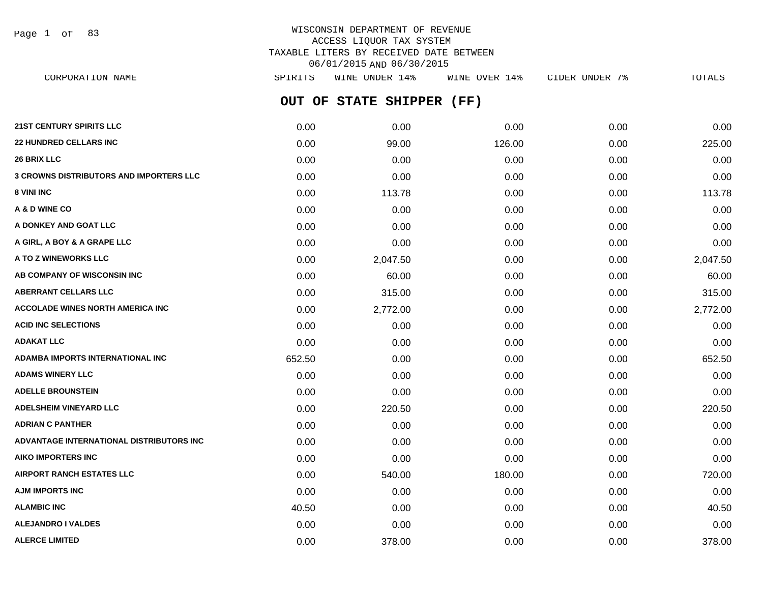WISCONSIN DEPARTMENT OF REVENUE
ACCESS LIQUOR TAX SYSTEM
TAXABLE LITERS BY RECEIVED DATE BETWEEN
06/01/2015 AND 06/30/2015

## OUT OF STATE SHIPPER (FF)

| CORPORATION NAME | SPIRITS | WINE UNDER 14% | WINE OVER 14% | CIDER UNDER 7% | TOTALS |
|---|---|---|---|---|---|
| 21ST CENTURY SPIRITS LLC | 0.00 | 0.00 | 0.00 | 0.00 | 0.00 |
| 22 HUNDRED CELLARS INC | 0.00 | 99.00 | 126.00 | 0.00 | 225.00 |
| 26 BRIX LLC | 0.00 | 0.00 | 0.00 | 0.00 | 0.00 |
| 3 CROWNS DISTRIBUTORS AND IMPORTERS LLC | 0.00 | 0.00 | 0.00 | 0.00 | 0.00 |
| 8 VINI INC | 0.00 | 113.78 | 0.00 | 0.00 | 113.78 |
| A & D WINE CO | 0.00 | 0.00 | 0.00 | 0.00 | 0.00 |
| A DONKEY AND GOAT LLC | 0.00 | 0.00 | 0.00 | 0.00 | 0.00 |
| A GIRL, A BOY & A GRAPE LLC | 0.00 | 0.00 | 0.00 | 0.00 | 0.00 |
| A TO Z WINEWORKS LLC | 0.00 | 2,047.50 | 0.00 | 0.00 | 2,047.50 |
| AB COMPANY OF WISCONSIN INC | 0.00 | 60.00 | 0.00 | 0.00 | 60.00 |
| ABERRANT CELLARS LLC | 0.00 | 315.00 | 0.00 | 0.00 | 315.00 |
| ACCOLADE WINES NORTH AMERICA INC | 0.00 | 2,772.00 | 0.00 | 0.00 | 2,772.00 |
| ACID INC SELECTIONS | 0.00 | 0.00 | 0.00 | 0.00 | 0.00 |
| ADAKAT LLC | 0.00 | 0.00 | 0.00 | 0.00 | 0.00 |
| ADAMBA IMPORTS INTERNATIONAL INC | 652.50 | 0.00 | 0.00 | 0.00 | 652.50 |
| ADAMS WINERY LLC | 0.00 | 0.00 | 0.00 | 0.00 | 0.00 |
| ADELLE BROUNSTEIN | 0.00 | 0.00 | 0.00 | 0.00 | 0.00 |
| ADELSHEIM VINEYARD LLC | 0.00 | 220.50 | 0.00 | 0.00 | 220.50 |
| ADRIAN C PANTHER | 0.00 | 0.00 | 0.00 | 0.00 | 0.00 |
| ADVANTAGE INTERNATIONAL DISTRIBUTORS INC | 0.00 | 0.00 | 0.00 | 0.00 | 0.00 |
| AIKO IMPORTERS INC | 0.00 | 0.00 | 0.00 | 0.00 | 0.00 |
| AIRPORT RANCH ESTATES LLC | 0.00 | 540.00 | 180.00 | 0.00 | 720.00 |
| AJM IMPORTS INC | 0.00 | 0.00 | 0.00 | 0.00 | 0.00 |
| ALAMBIC INC | 40.50 | 0.00 | 0.00 | 0.00 | 40.50 |
| ALEJANDRO I VALDES | 0.00 | 0.00 | 0.00 | 0.00 | 0.00 |
| ALERCE LIMITED | 0.00 | 378.00 | 0.00 | 0.00 | 378.00 |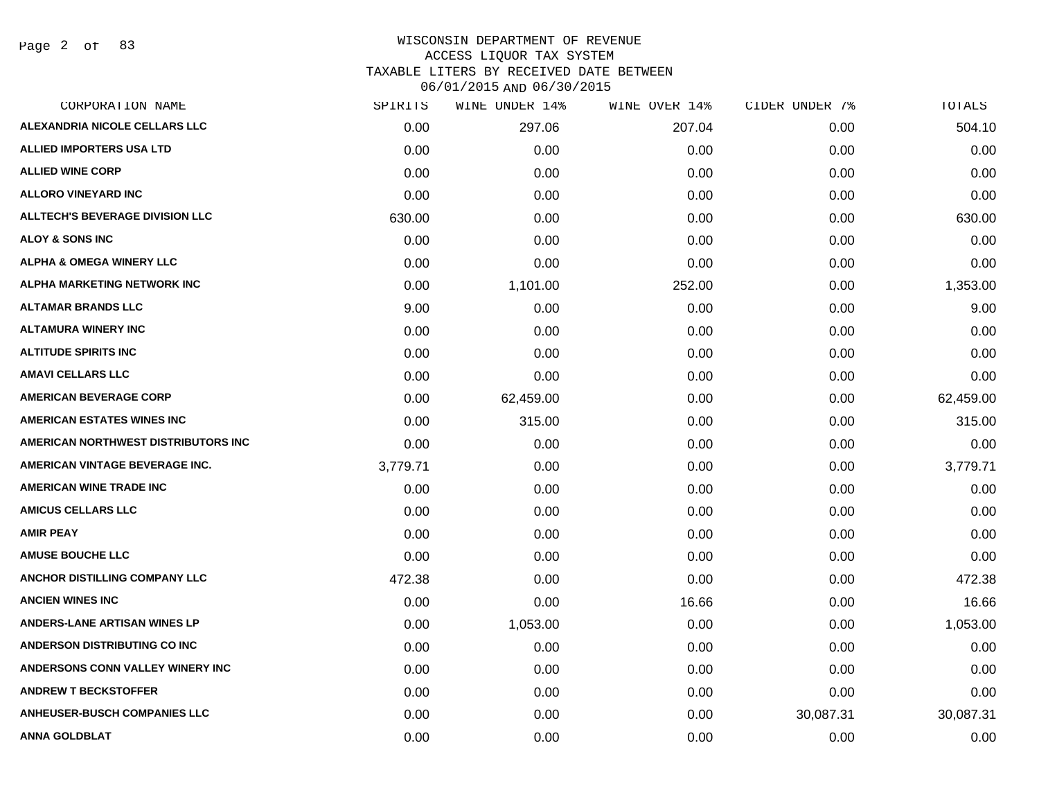WISCONSIN DEPARTMENT OF REVENUE
ACCESS LIQUOR TAX SYSTEM
TAXABLE LITERS BY RECEIVED DATE BETWEEN
06/01/2015 AND 06/30/2015

| CORPORATION NAME | SPIRITS | WINE UNDER 14% | WINE OVER 14% | CIDER UNDER 7% | TOTALS |
|---|---|---|---|---|---|
| ALEXANDRIA NICOLE CELLARS LLC | 0.00 | 297.06 | 207.04 | 0.00 | 504.10 |
| ALLIED IMPORTERS USA LTD | 0.00 | 0.00 | 0.00 | 0.00 | 0.00 |
| ALLIED WINE CORP | 0.00 | 0.00 | 0.00 | 0.00 | 0.00 |
| ALLORO VINEYARD INC | 0.00 | 0.00 | 0.00 | 0.00 | 0.00 |
| ALLTECH'S BEVERAGE DIVISION LLC | 630.00 | 0.00 | 0.00 | 0.00 | 630.00 |
| ALOY & SONS INC | 0.00 | 0.00 | 0.00 | 0.00 | 0.00 |
| ALPHA & OMEGA WINERY LLC | 0.00 | 0.00 | 0.00 | 0.00 | 0.00 |
| ALPHA MARKETING NETWORK INC | 0.00 | 1,101.00 | 252.00 | 0.00 | 1,353.00 |
| ALTAMAR BRANDS LLC | 9.00 | 0.00 | 0.00 | 0.00 | 9.00 |
| ALTAMURA WINERY INC | 0.00 | 0.00 | 0.00 | 0.00 | 0.00 |
| ALTITUDE SPIRITS INC | 0.00 | 0.00 | 0.00 | 0.00 | 0.00 |
| AMAVI CELLARS LLC | 0.00 | 0.00 | 0.00 | 0.00 | 0.00 |
| AMERICAN BEVERAGE CORP | 0.00 | 62,459.00 | 0.00 | 0.00 | 62,459.00 |
| AMERICAN ESTATES WINES INC | 0.00 | 315.00 | 0.00 | 0.00 | 315.00 |
| AMERICAN NORTHWEST DISTRIBUTORS INC | 0.00 | 0.00 | 0.00 | 0.00 | 0.00 |
| AMERICAN VINTAGE BEVERAGE INC. | 3,779.71 | 0.00 | 0.00 | 0.00 | 3,779.71 |
| AMERICAN WINE TRADE INC | 0.00 | 0.00 | 0.00 | 0.00 | 0.00 |
| AMICUS CELLARS LLC | 0.00 | 0.00 | 0.00 | 0.00 | 0.00 |
| AMIR PEAY | 0.00 | 0.00 | 0.00 | 0.00 | 0.00 |
| AMUSE BOUCHE LLC | 0.00 | 0.00 | 0.00 | 0.00 | 0.00 |
| ANCHOR DISTILLING COMPANY LLC | 472.38 | 0.00 | 0.00 | 0.00 | 472.38 |
| ANCIEN WINES INC | 0.00 | 0.00 | 16.66 | 0.00 | 16.66 |
| ANDERS-LANE ARTISAN WINES LP | 0.00 | 1,053.00 | 0.00 | 0.00 | 1,053.00 |
| ANDERSON DISTRIBUTING CO INC | 0.00 | 0.00 | 0.00 | 0.00 | 0.00 |
| ANDERSONS CONN VALLEY WINERY INC | 0.00 | 0.00 | 0.00 | 0.00 | 0.00 |
| ANDREW T BECKSTOFFER | 0.00 | 0.00 | 0.00 | 0.00 | 0.00 |
| ANHEUSER-BUSCH COMPANIES LLC | 0.00 | 0.00 | 0.00 | 30,087.31 | 30,087.31 |
| ANNA GOLDBLAT | 0.00 | 0.00 | 0.00 | 0.00 | 0.00 |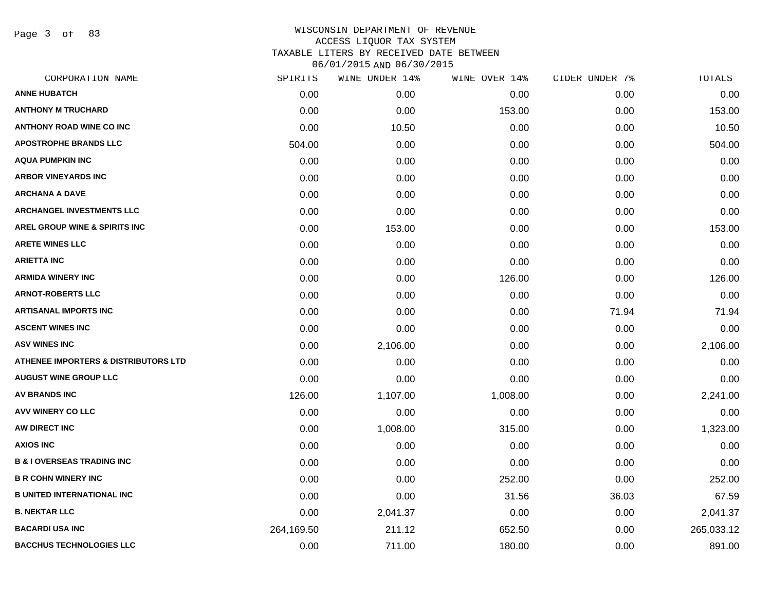WISCONSIN DEPARTMENT OF REVENUE
ACCESS LIQUOR TAX SYSTEM
TAXABLE LITERS BY RECEIVED DATE BETWEEN
06/01/2015 AND 06/30/2015

| CORPORATION NAME | SPIRITS | WINE UNDER 14% | WINE OVER 14% | CIDER UNDER 7% | TOTALS |
|---|---|---|---|---|---|
| ANNE HUBATCH | 0.00 | 0.00 | 0.00 | 0.00 | 0.00 |
| ANTHONY M TRUCHARD | 0.00 | 0.00 | 153.00 | 0.00 | 153.00 |
| ANTHONY ROAD WINE CO INC | 0.00 | 10.50 | 0.00 | 0.00 | 10.50 |
| APOSTROPHE BRANDS LLC | 504.00 | 0.00 | 0.00 | 0.00 | 504.00 |
| AQUA PUMPKIN INC | 0.00 | 0.00 | 0.00 | 0.00 | 0.00 |
| ARBOR VINEYARDS INC | 0.00 | 0.00 | 0.00 | 0.00 | 0.00 |
| ARCHANA A DAVE | 0.00 | 0.00 | 0.00 | 0.00 | 0.00 |
| ARCHANGEL INVESTMENTS LLC | 0.00 | 0.00 | 0.00 | 0.00 | 0.00 |
| AREL GROUP WINE & SPIRITS INC | 0.00 | 153.00 | 0.00 | 0.00 | 153.00 |
| ARETE WINES LLC | 0.00 | 0.00 | 0.00 | 0.00 | 0.00 |
| ARIETTA INC | 0.00 | 0.00 | 0.00 | 0.00 | 0.00 |
| ARMIDA WINERY INC | 0.00 | 0.00 | 126.00 | 0.00 | 126.00 |
| ARNOT-ROBERTS LLC | 0.00 | 0.00 | 0.00 | 0.00 | 0.00 |
| ARTISANAL IMPORTS INC | 0.00 | 0.00 | 0.00 | 71.94 | 71.94 |
| ASCENT WINES INC | 0.00 | 0.00 | 0.00 | 0.00 | 0.00 |
| ASV WINES INC | 0.00 | 2,106.00 | 0.00 | 0.00 | 2,106.00 |
| ATHENEE IMPORTERS & DISTRIBUTORS LTD | 0.00 | 0.00 | 0.00 | 0.00 | 0.00 |
| AUGUST WINE GROUP LLC | 0.00 | 0.00 | 0.00 | 0.00 | 0.00 |
| AV BRANDS INC | 126.00 | 1,107.00 | 1,008.00 | 0.00 | 2,241.00 |
| AVV WINERY CO LLC | 0.00 | 0.00 | 0.00 | 0.00 | 0.00 |
| AW DIRECT INC | 0.00 | 1,008.00 | 315.00 | 0.00 | 1,323.00 |
| AXIOS INC | 0.00 | 0.00 | 0.00 | 0.00 | 0.00 |
| B & I OVERSEAS TRADING INC | 0.00 | 0.00 | 0.00 | 0.00 | 0.00 |
| B R COHN WINERY INC | 0.00 | 0.00 | 252.00 | 0.00 | 252.00 |
| B UNITED INTERNATIONAL INC | 0.00 | 0.00 | 31.56 | 36.03 | 67.59 |
| B. NEKTAR LLC | 0.00 | 2,041.37 | 0.00 | 0.00 | 2,041.37 |
| BACARDI USA INC | 264,169.50 | 211.12 | 652.50 | 0.00 | 265,033.12 |
| BACCHUS TECHNOLOGIES LLC | 0.00 | 711.00 | 180.00 | 0.00 | 891.00 |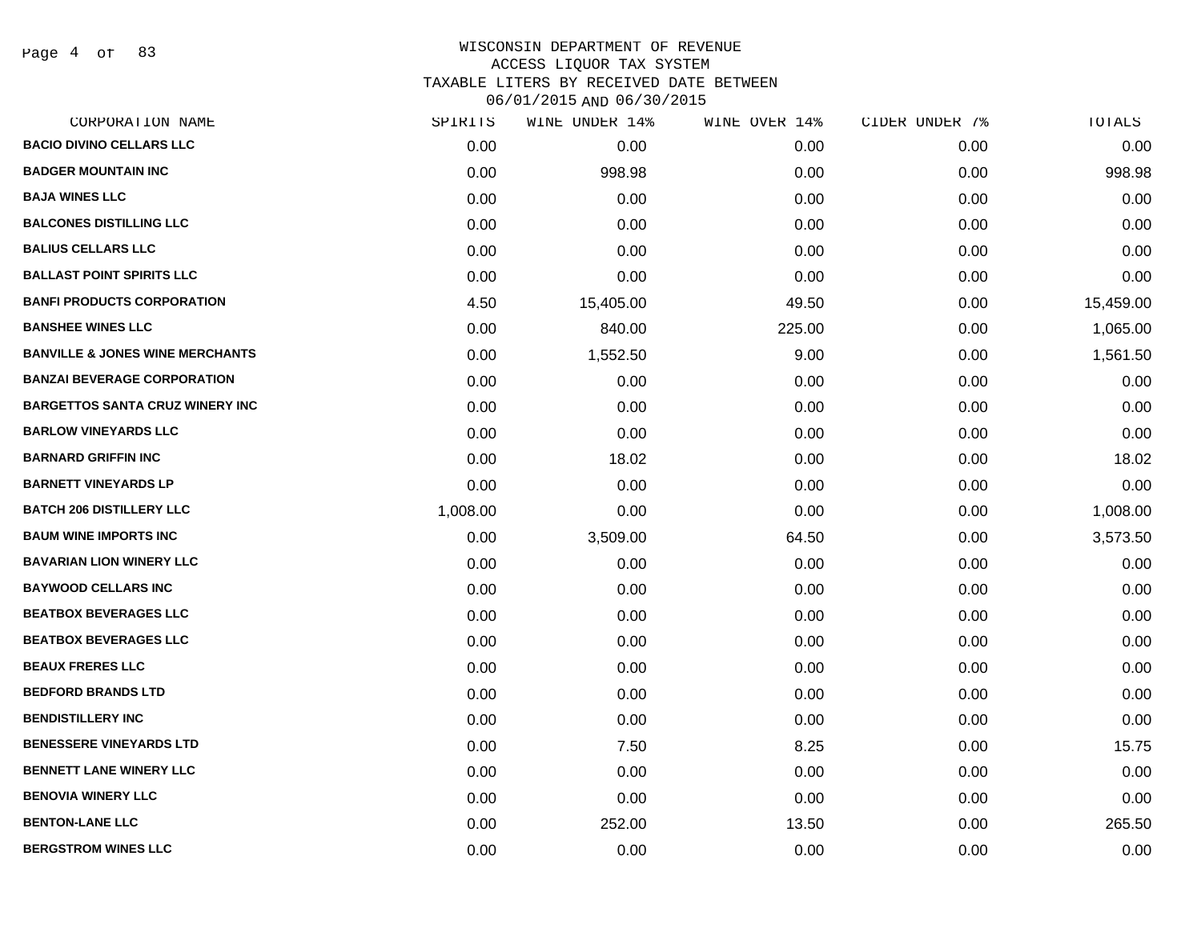# WISCONSIN DEPARTMENT OF REVENUE
## ACCESS LIQUOR TAX SYSTEM
## TAXABLE LITERS BY RECEIVED DATE BETWEEN 06/01/2015 AND 06/30/2015

| CORPORATION NAME | SPIRITS | WINE UNDER 14% | WINE OVER 14% | CIDER UNDER 7% | TOTALS |
|---|---|---|---|---|---|
| BACIO DIVINO CELLARS LLC | 0.00 | 0.00 | 0.00 | 0.00 | 0.00 |
| BADGER MOUNTAIN INC | 0.00 | 998.98 | 0.00 | 0.00 | 998.98 |
| BAJA WINES LLC | 0.00 | 0.00 | 0.00 | 0.00 | 0.00 |
| BALCONES DISTILLING LLC | 0.00 | 0.00 | 0.00 | 0.00 | 0.00 |
| BALIUS CELLARS LLC | 0.00 | 0.00 | 0.00 | 0.00 | 0.00 |
| BALLAST POINT SPIRITS LLC | 0.00 | 0.00 | 0.00 | 0.00 | 0.00 |
| BANFI PRODUCTS CORPORATION | 4.50 | 15,405.00 | 49.50 | 0.00 | 15,459.00 |
| BANSHEE WINES LLC | 0.00 | 840.00 | 225.00 | 0.00 | 1,065.00 |
| BANVILLE & JONES WINE MERCHANTS | 0.00 | 1,552.50 | 9.00 | 0.00 | 1,561.50 |
| BANZAI BEVERAGE CORPORATION | 0.00 | 0.00 | 0.00 | 0.00 | 0.00 |
| BARGETTOS SANTA CRUZ WINERY INC | 0.00 | 0.00 | 0.00 | 0.00 | 0.00 |
| BARLOW VINEYARDS LLC | 0.00 | 0.00 | 0.00 | 0.00 | 0.00 |
| BARNARD GRIFFIN INC | 0.00 | 18.02 | 0.00 | 0.00 | 18.02 |
| BARNETT VINEYARDS LP | 0.00 | 0.00 | 0.00 | 0.00 | 0.00 |
| BATCH 206 DISTILLERY LLC | 1,008.00 | 0.00 | 0.00 | 0.00 | 1,008.00 |
| BAUM WINE IMPORTS INC | 0.00 | 3,509.00 | 64.50 | 0.00 | 3,573.50 |
| BAVARIAN LION WINERY LLC | 0.00 | 0.00 | 0.00 | 0.00 | 0.00 |
| BAYWOOD CELLARS INC | 0.00 | 0.00 | 0.00 | 0.00 | 0.00 |
| BEATBOX BEVERAGES LLC | 0.00 | 0.00 | 0.00 | 0.00 | 0.00 |
| BEATBOX BEVERAGES LLC | 0.00 | 0.00 | 0.00 | 0.00 | 0.00 |
| BEAUX FRERES LLC | 0.00 | 0.00 | 0.00 | 0.00 | 0.00 |
| BEDFORD BRANDS LTD | 0.00 | 0.00 | 0.00 | 0.00 | 0.00 |
| BENDISTILLERY INC | 0.00 | 0.00 | 0.00 | 0.00 | 0.00 |
| BENESSERE VINEYARDS LTD | 0.00 | 7.50 | 8.25 | 0.00 | 15.75 |
| BENNETT LANE WINERY LLC | 0.00 | 0.00 | 0.00 | 0.00 | 0.00 |
| BENOVIA WINERY LLC | 0.00 | 0.00 | 0.00 | 0.00 | 0.00 |
| BENTON-LANE LLC | 0.00 | 252.00 | 13.50 | 0.00 | 265.50 |
| BERGSTROM WINES LLC | 0.00 | 0.00 | 0.00 | 0.00 | 0.00 |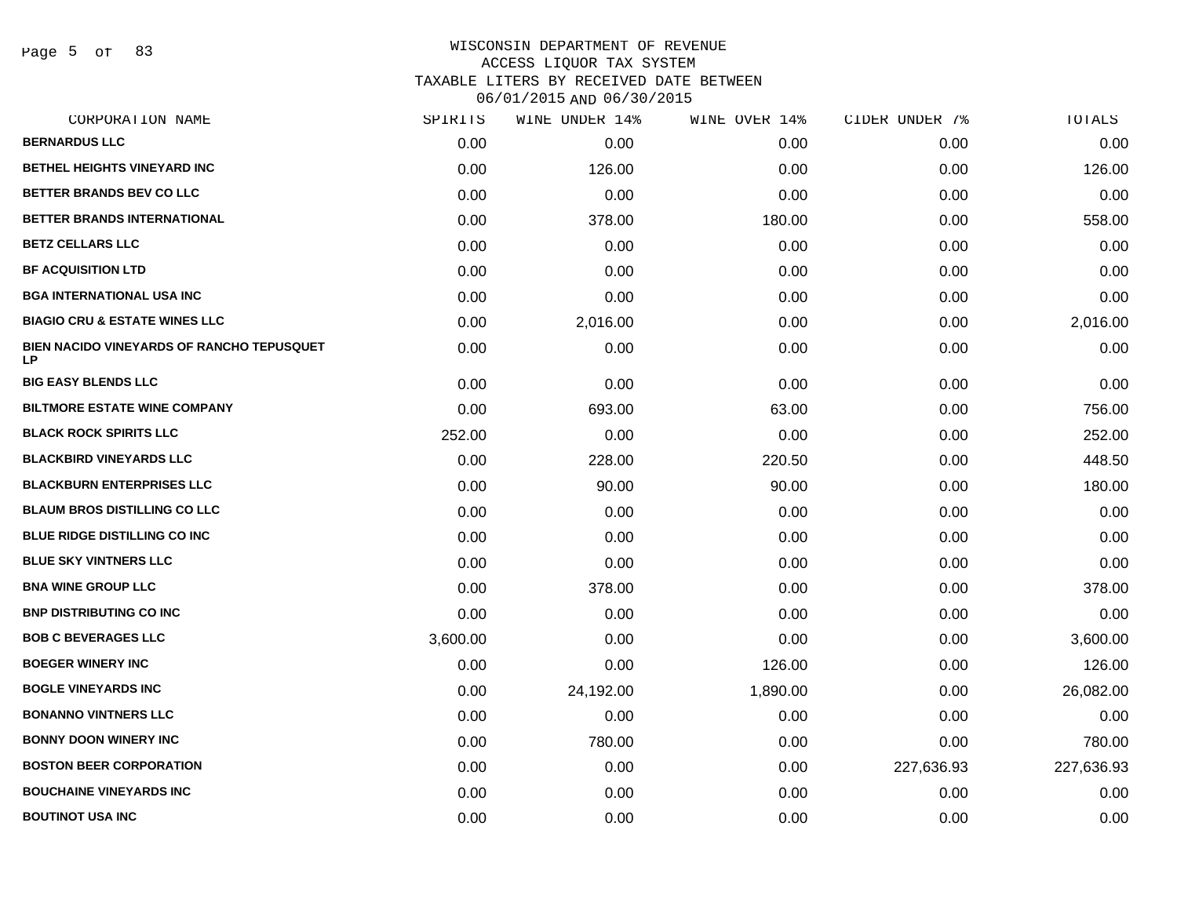# WISCONSIN DEPARTMENT OF REVENUE
## ACCESS LIQUOR TAX SYSTEM
## TAXABLE LITERS BY RECEIVED DATE BETWEEN 06/01/2015 AND 06/30/2015

| CORPORATION NAME | SPIRITS | WINE UNDER 14% | WINE OVER 14% | CIDER UNDER 7% | TOTALS |
|---|---|---|---|---|---|
| BERNARDUS LLC | 0.00 | 0.00 | 0.00 | 0.00 | 0.00 |
| BETHEL HEIGHTS VINEYARD INC | 0.00 | 126.00 | 0.00 | 0.00 | 126.00 |
| BETTER BRANDS BEV CO LLC | 0.00 | 0.00 | 0.00 | 0.00 | 0.00 |
| BETTER BRANDS INTERNATIONAL | 0.00 | 378.00 | 180.00 | 0.00 | 558.00 |
| BETZ CELLARS LLC | 0.00 | 0.00 | 0.00 | 0.00 | 0.00 |
| BF ACQUISITION LTD | 0.00 | 0.00 | 0.00 | 0.00 | 0.00 |
| BGA INTERNATIONAL USA INC | 0.00 | 0.00 | 0.00 | 0.00 | 0.00 |
| BIAGIO CRU & ESTATE WINES LLC | 0.00 | 2,016.00 | 0.00 | 0.00 | 2,016.00 |
| BIEN NACIDO VINEYARDS OF RANCHO TEPUSQUET LP | 0.00 | 0.00 | 0.00 | 0.00 | 0.00 |
| BIG EASY BLENDS LLC | 0.00 | 0.00 | 0.00 | 0.00 | 0.00 |
| BILTMORE ESTATE WINE COMPANY | 0.00 | 693.00 | 63.00 | 0.00 | 756.00 |
| BLACK ROCK SPIRITS LLC | 252.00 | 0.00 | 0.00 | 0.00 | 252.00 |
| BLACKBIRD VINEYARDS LLC | 0.00 | 228.00 | 220.50 | 0.00 | 448.50 |
| BLACKBURN ENTERPRISES LLC | 0.00 | 90.00 | 90.00 | 0.00 | 180.00 |
| BLAUM BROS DISTILLING CO LLC | 0.00 | 0.00 | 0.00 | 0.00 | 0.00 |
| BLUE RIDGE DISTILLING CO INC | 0.00 | 0.00 | 0.00 | 0.00 | 0.00 |
| BLUE SKY VINTNERS LLC | 0.00 | 0.00 | 0.00 | 0.00 | 0.00 |
| BNA WINE GROUP LLC | 0.00 | 378.00 | 0.00 | 0.00 | 378.00 |
| BNP DISTRIBUTING CO INC | 0.00 | 0.00 | 0.00 | 0.00 | 0.00 |
| BOB C BEVERAGES LLC | 3,600.00 | 0.00 | 0.00 | 0.00 | 3,600.00 |
| BOEGER WINERY INC | 0.00 | 0.00 | 126.00 | 0.00 | 126.00 |
| BOGLE VINEYARDS INC | 0.00 | 24,192.00 | 1,890.00 | 0.00 | 26,082.00 |
| BONANNO VINTNERS LLC | 0.00 | 0.00 | 0.00 | 0.00 | 0.00 |
| BONNY DOON WINERY INC | 0.00 | 780.00 | 0.00 | 0.00 | 780.00 |
| BOSTON BEER CORPORATION | 0.00 | 0.00 | 0.00 | 227,636.93 | 227,636.93 |
| BOUCHAINE VINEYARDS INC | 0.00 | 0.00 | 0.00 | 0.00 | 0.00 |
| BOUTINOT USA INC | 0.00 | 0.00 | 0.00 | 0.00 | 0.00 |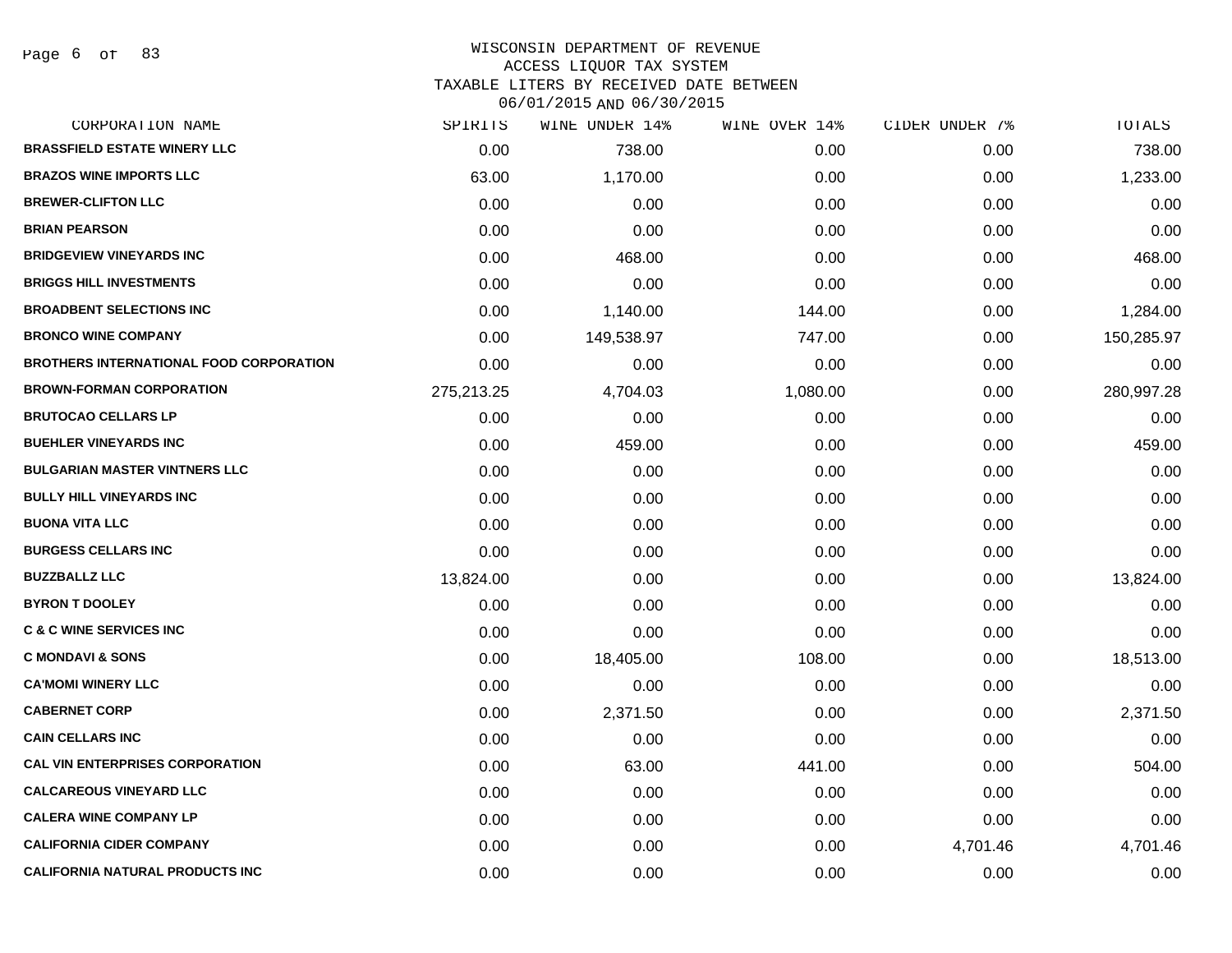WISCONSIN DEPARTMENT OF REVENUE
ACCESS LIQUOR TAX SYSTEM
TAXABLE LITERS BY RECEIVED DATE BETWEEN
06/01/2015 AND 06/30/2015

| CORPORATION NAME | SPIRITS | WINE UNDER 14% | WINE OVER 14% | CIDER UNDER 7% | TOTALS |
|---|---|---|---|---|---|
| BRASSFIELD ESTATE WINERY LLC | 0.00 | 738.00 | 0.00 | 0.00 | 738.00 |
| BRAZOS WINE IMPORTS LLC | 63.00 | 1,170.00 | 0.00 | 0.00 | 1,233.00 |
| BREWER-CLIFTON LLC | 0.00 | 0.00 | 0.00 | 0.00 | 0.00 |
| BRIAN PEARSON | 0.00 | 0.00 | 0.00 | 0.00 | 0.00 |
| BRIDGEVIEW VINEYARDS INC | 0.00 | 468.00 | 0.00 | 0.00 | 468.00 |
| BRIGGS HILL INVESTMENTS | 0.00 | 0.00 | 0.00 | 0.00 | 0.00 |
| BROADBENT SELECTIONS INC | 0.00 | 1,140.00 | 144.00 | 0.00 | 1,284.00 |
| BRONCO WINE COMPANY | 0.00 | 149,538.97 | 747.00 | 0.00 | 150,285.97 |
| BROTHERS INTERNATIONAL FOOD CORPORATION | 0.00 | 0.00 | 0.00 | 0.00 | 0.00 |
| BROWN-FORMAN CORPORATION | 275,213.25 | 4,704.03 | 1,080.00 | 0.00 | 280,997.28 |
| BRUTOCAO CELLARS LP | 0.00 | 0.00 | 0.00 | 0.00 | 0.00 |
| BUEHLER VINEYARDS INC | 0.00 | 459.00 | 0.00 | 0.00 | 459.00 |
| BULGARIAN MASTER VINTNERS LLC | 0.00 | 0.00 | 0.00 | 0.00 | 0.00 |
| BULLY HILL VINEYARDS INC | 0.00 | 0.00 | 0.00 | 0.00 | 0.00 |
| BUONA VITA LLC | 0.00 | 0.00 | 0.00 | 0.00 | 0.00 |
| BURGESS CELLARS INC | 0.00 | 0.00 | 0.00 | 0.00 | 0.00 |
| BUZZBALLZ LLC | 13,824.00 | 0.00 | 0.00 | 0.00 | 13,824.00 |
| BYRON T DOOLEY | 0.00 | 0.00 | 0.00 | 0.00 | 0.00 |
| C & C WINE SERVICES INC | 0.00 | 0.00 | 0.00 | 0.00 | 0.00 |
| C MONDAVI & SONS | 0.00 | 18,405.00 | 108.00 | 0.00 | 18,513.00 |
| CA'MOMI WINERY LLC | 0.00 | 0.00 | 0.00 | 0.00 | 0.00 |
| CABERNET CORP | 0.00 | 2,371.50 | 0.00 | 0.00 | 2,371.50 |
| CAIN CELLARS INC | 0.00 | 0.00 | 0.00 | 0.00 | 0.00 |
| CAL VIN ENTERPRISES CORPORATION | 0.00 | 63.00 | 441.00 | 0.00 | 504.00 |
| CALCAREOUS VINEYARD LLC | 0.00 | 0.00 | 0.00 | 0.00 | 0.00 |
| CALERA WINE COMPANY LP | 0.00 | 0.00 | 0.00 | 0.00 | 0.00 |
| CALIFORNIA CIDER COMPANY | 0.00 | 0.00 | 0.00 | 4,701.46 | 4,701.46 |
| CALIFORNIA NATURAL PRODUCTS INC | 0.00 | 0.00 | 0.00 | 0.00 | 0.00 |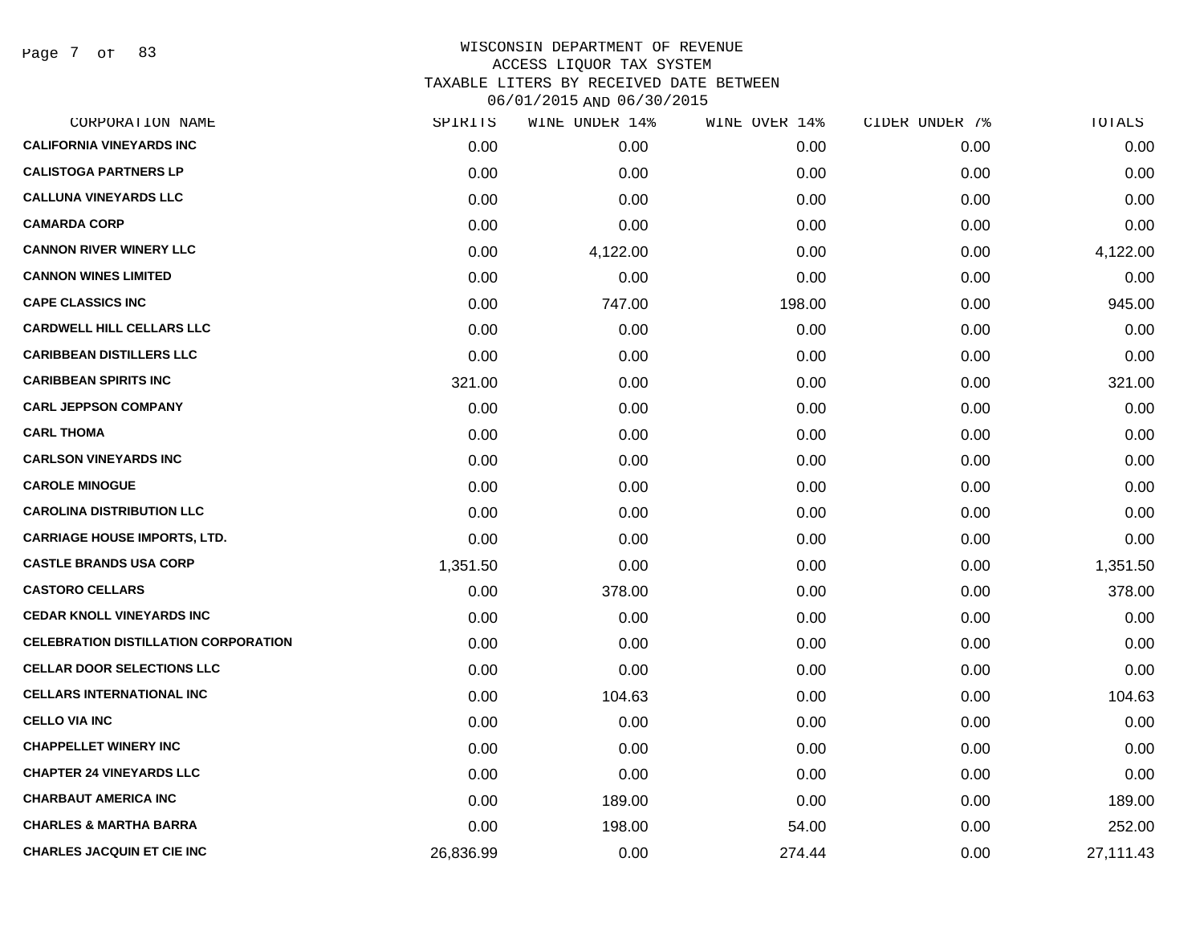# WISCONSIN DEPARTMENT OF REVENUE
## ACCESS LIQUOR TAX SYSTEM
### TAXABLE LITERS BY RECEIVED DATE BETWEEN 06/01/2015 AND 06/30/2015

| CORPORATION NAME | SPIRITS | WINE UNDER 14% | WINE OVER 14% | CIDER UNDER 7% | TOTALS |
|---|---|---|---|---|---|
| CALIFORNIA VINEYARDS INC | 0.00 | 0.00 | 0.00 | 0.00 | 0.00 |
| CALISTOGA PARTNERS LP | 0.00 | 0.00 | 0.00 | 0.00 | 0.00 |
| CALLUNA VINEYARDS LLC | 0.00 | 0.00 | 0.00 | 0.00 | 0.00 |
| CAMARDA CORP | 0.00 | 0.00 | 0.00 | 0.00 | 0.00 |
| CANNON RIVER WINERY LLC | 0.00 | 4,122.00 | 0.00 | 0.00 | 4,122.00 |
| CANNON WINES LIMITED | 0.00 | 0.00 | 0.00 | 0.00 | 0.00 |
| CAPE CLASSICS INC | 0.00 | 747.00 | 198.00 | 0.00 | 945.00 |
| CARDWELL HILL CELLARS LLC | 0.00 | 0.00 | 0.00 | 0.00 | 0.00 |
| CARIBBEAN DISTILLERS LLC | 0.00 | 0.00 | 0.00 | 0.00 | 0.00 |
| CARIBBEAN SPIRITS INC | 321.00 | 0.00 | 0.00 | 0.00 | 321.00 |
| CARL JEPPSON COMPANY | 0.00 | 0.00 | 0.00 | 0.00 | 0.00 |
| CARL THOMA | 0.00 | 0.00 | 0.00 | 0.00 | 0.00 |
| CARLSON VINEYARDS INC | 0.00 | 0.00 | 0.00 | 0.00 | 0.00 |
| CAROLE MINOGUE | 0.00 | 0.00 | 0.00 | 0.00 | 0.00 |
| CAROLINA DISTRIBUTION LLC | 0.00 | 0.00 | 0.00 | 0.00 | 0.00 |
| CARRIAGE HOUSE IMPORTS, LTD. | 0.00 | 0.00 | 0.00 | 0.00 | 0.00 |
| CASTLE BRANDS USA CORP | 1,351.50 | 0.00 | 0.00 | 0.00 | 1,351.50 |
| CASTORO CELLARS | 0.00 | 378.00 | 0.00 | 0.00 | 378.00 |
| CEDAR KNOLL VINEYARDS INC | 0.00 | 0.00 | 0.00 | 0.00 | 0.00 |
| CELEBRATION DISTILLATION CORPORATION | 0.00 | 0.00 | 0.00 | 0.00 | 0.00 |
| CELLAR DOOR SELECTIONS LLC | 0.00 | 0.00 | 0.00 | 0.00 | 0.00 |
| CELLARS INTERNATIONAL INC | 0.00 | 104.63 | 0.00 | 0.00 | 104.63 |
| CELLO VIA INC | 0.00 | 0.00 | 0.00 | 0.00 | 0.00 |
| CHAPPELLET WINERY INC | 0.00 | 0.00 | 0.00 | 0.00 | 0.00 |
| CHAPTER 24 VINEYARDS LLC | 0.00 | 0.00 | 0.00 | 0.00 | 0.00 |
| CHARBAUT AMERICA INC | 0.00 | 189.00 | 0.00 | 0.00 | 189.00 |
| CHARLES & MARTHA BARRA | 0.00 | 198.00 | 54.00 | 0.00 | 252.00 |
| CHARLES JACQUIN ET CIE INC | 26,836.99 | 0.00 | 274.44 | 0.00 | 27,111.43 |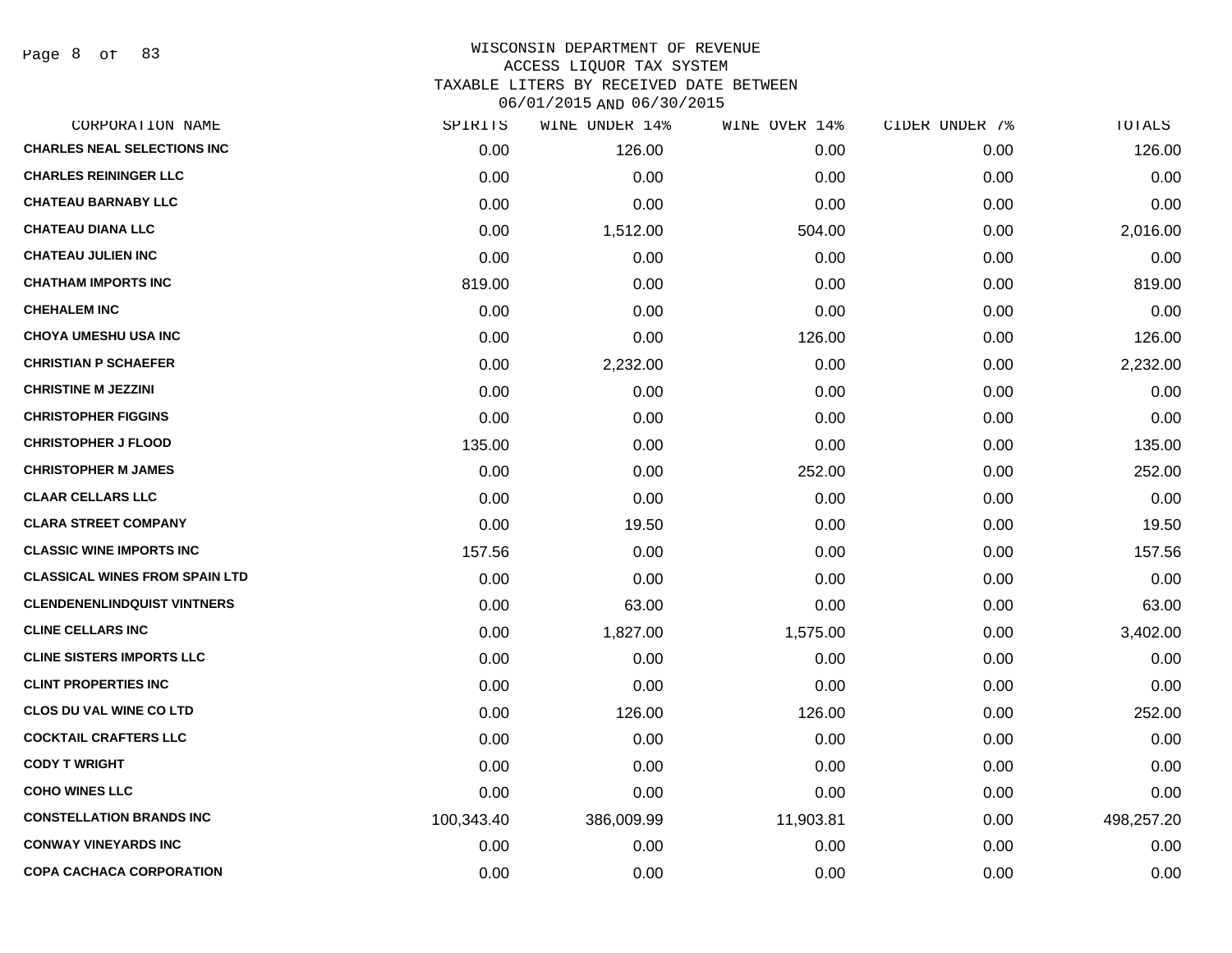# WISCONSIN DEPARTMENT OF REVENUE
## ACCESS LIQUOR TAX SYSTEM
### TAXABLE LITERS BY RECEIVED DATE BETWEEN 06/01/2015 AND 06/30/2015

| CORPORATION NAME | SPIRITS | WINE UNDER 14% | WINE OVER 14% | CIDER UNDER 7% | TOTALS |
|---|---|---|---|---|---|
| CHARLES NEAL SELECTIONS INC | 0.00 | 126.00 | 0.00 | 0.00 | 126.00 |
| CHARLES REININGER LLC | 0.00 | 0.00 | 0.00 | 0.00 | 0.00 |
| CHATEAU BARNABY LLC | 0.00 | 0.00 | 0.00 | 0.00 | 0.00 |
| CHATEAU DIANA LLC | 0.00 | 1,512.00 | 504.00 | 0.00 | 2,016.00 |
| CHATEAU JULIEN INC | 0.00 | 0.00 | 0.00 | 0.00 | 0.00 |
| CHATHAM IMPORTS INC | 819.00 | 0.00 | 0.00 | 0.00 | 819.00 |
| CHEHALEM INC | 0.00 | 0.00 | 0.00 | 0.00 | 0.00 |
| CHOYA UMESHU USA INC | 0.00 | 0.00 | 126.00 | 0.00 | 126.00 |
| CHRISTIAN P SCHAEFER | 0.00 | 2,232.00 | 0.00 | 0.00 | 2,232.00 |
| CHRISTINE M JEZZINI | 0.00 | 0.00 | 0.00 | 0.00 | 0.00 |
| CHRISTOPHER FIGGINS | 0.00 | 0.00 | 0.00 | 0.00 | 0.00 |
| CHRISTOPHER J FLOOD | 135.00 | 0.00 | 0.00 | 0.00 | 135.00 |
| CHRISTOPHER M JAMES | 0.00 | 0.00 | 252.00 | 0.00 | 252.00 |
| CLAAR CELLARS LLC | 0.00 | 0.00 | 0.00 | 0.00 | 0.00 |
| CLARA STREET COMPANY | 0.00 | 19.50 | 0.00 | 0.00 | 19.50 |
| CLASSIC WINE IMPORTS INC | 157.56 | 0.00 | 0.00 | 0.00 | 157.56 |
| CLASSICAL WINES FROM SPAIN LTD | 0.00 | 0.00 | 0.00 | 0.00 | 0.00 |
| CLENDENENLINDQUIST VINTNERS | 0.00 | 63.00 | 0.00 | 0.00 | 63.00 |
| CLINE CELLARS INC | 0.00 | 1,827.00 | 1,575.00 | 0.00 | 3,402.00 |
| CLINE SISTERS IMPORTS LLC | 0.00 | 0.00 | 0.00 | 0.00 | 0.00 |
| CLINT PROPERTIES INC | 0.00 | 0.00 | 0.00 | 0.00 | 0.00 |
| CLOS DU VAL WINE CO LTD | 0.00 | 126.00 | 126.00 | 0.00 | 252.00 |
| COCKTAIL CRAFTERS LLC | 0.00 | 0.00 | 0.00 | 0.00 | 0.00 |
| CODY T WRIGHT | 0.00 | 0.00 | 0.00 | 0.00 | 0.00 |
| COHO WINES LLC | 0.00 | 0.00 | 0.00 | 0.00 | 0.00 |
| CONSTELLATION BRANDS INC | 100,343.40 | 386,009.99 | 11,903.81 | 0.00 | 498,257.20 |
| CONWAY VINEYARDS INC | 0.00 | 0.00 | 0.00 | 0.00 | 0.00 |
| COPA CACHACA CORPORATION | 0.00 | 0.00 | 0.00 | 0.00 | 0.00 |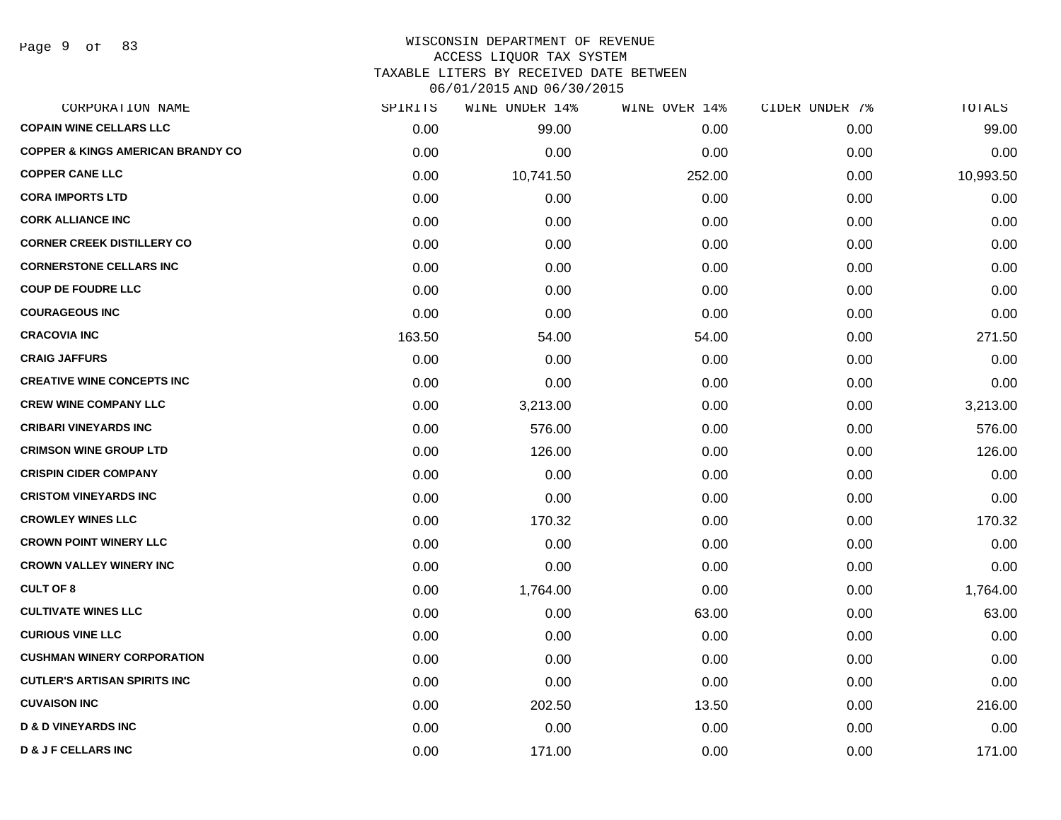# WISCONSIN DEPARTMENT OF REVENUE
## ACCESS LIQUOR TAX SYSTEM
## TAXABLE LITERS BY RECEIVED DATE BETWEEN 06/01/2015 AND 06/30/2015

| CORPORATION NAME | SPIRITS | WINE UNDER 14% | WINE OVER 14% | CIDER UNDER 7% | TOTALS |
|---|---|---|---|---|---|
| COPAIN WINE CELLARS LLC | 0.00 | 99.00 | 0.00 | 0.00 | 99.00 |
| COPPER & KINGS AMERICAN BRANDY CO | 0.00 | 0.00 | 0.00 | 0.00 | 0.00 |
| COPPER CANE LLC | 0.00 | 10,741.50 | 252.00 | 0.00 | 10,993.50 |
| CORA IMPORTS LTD | 0.00 | 0.00 | 0.00 | 0.00 | 0.00 |
| CORK ALLIANCE INC | 0.00 | 0.00 | 0.00 | 0.00 | 0.00 |
| CORNER CREEK DISTILLERY CO | 0.00 | 0.00 | 0.00 | 0.00 | 0.00 |
| CORNERSTONE CELLARS INC | 0.00 | 0.00 | 0.00 | 0.00 | 0.00 |
| COUP DE FOUDRE LLC | 0.00 | 0.00 | 0.00 | 0.00 | 0.00 |
| COURAGEOUS INC | 0.00 | 0.00 | 0.00 | 0.00 | 0.00 |
| CRACOVIA INC | 163.50 | 54.00 | 54.00 | 0.00 | 271.50 |
| CRAIG JAFFURS | 0.00 | 0.00 | 0.00 | 0.00 | 0.00 |
| CREATIVE WINE CONCEPTS INC | 0.00 | 0.00 | 0.00 | 0.00 | 0.00 |
| CREW WINE COMPANY LLC | 0.00 | 3,213.00 | 0.00 | 0.00 | 3,213.00 |
| CRIBARI VINEYARDS INC | 0.00 | 576.00 | 0.00 | 0.00 | 576.00 |
| CRIMSON WINE GROUP LTD | 0.00 | 126.00 | 0.00 | 0.00 | 126.00 |
| CRISPIN CIDER COMPANY | 0.00 | 0.00 | 0.00 | 0.00 | 0.00 |
| CRISTOM VINEYARDS INC | 0.00 | 0.00 | 0.00 | 0.00 | 0.00 |
| CROWLEY WINES LLC | 0.00 | 170.32 | 0.00 | 0.00 | 170.32 |
| CROWN POINT WINERY LLC | 0.00 | 0.00 | 0.00 | 0.00 | 0.00 |
| CROWN VALLEY WINERY INC | 0.00 | 0.00 | 0.00 | 0.00 | 0.00 |
| CULT OF 8 | 0.00 | 1,764.00 | 0.00 | 0.00 | 1,764.00 |
| CULTIVATE WINES LLC | 0.00 | 0.00 | 63.00 | 0.00 | 63.00 |
| CURIOUS VINE LLC | 0.00 | 0.00 | 0.00 | 0.00 | 0.00 |
| CUSHMAN WINERY CORPORATION | 0.00 | 0.00 | 0.00 | 0.00 | 0.00 |
| CUTLER'S ARTISAN SPIRITS INC | 0.00 | 0.00 | 0.00 | 0.00 | 0.00 |
| CUVAISON INC | 0.00 | 202.50 | 13.50 | 0.00 | 216.00 |
| D & D VINEYARDS INC | 0.00 | 0.00 | 0.00 | 0.00 | 0.00 |
| D & J F CELLARS INC | 0.00 | 171.00 | 0.00 | 0.00 | 171.00 |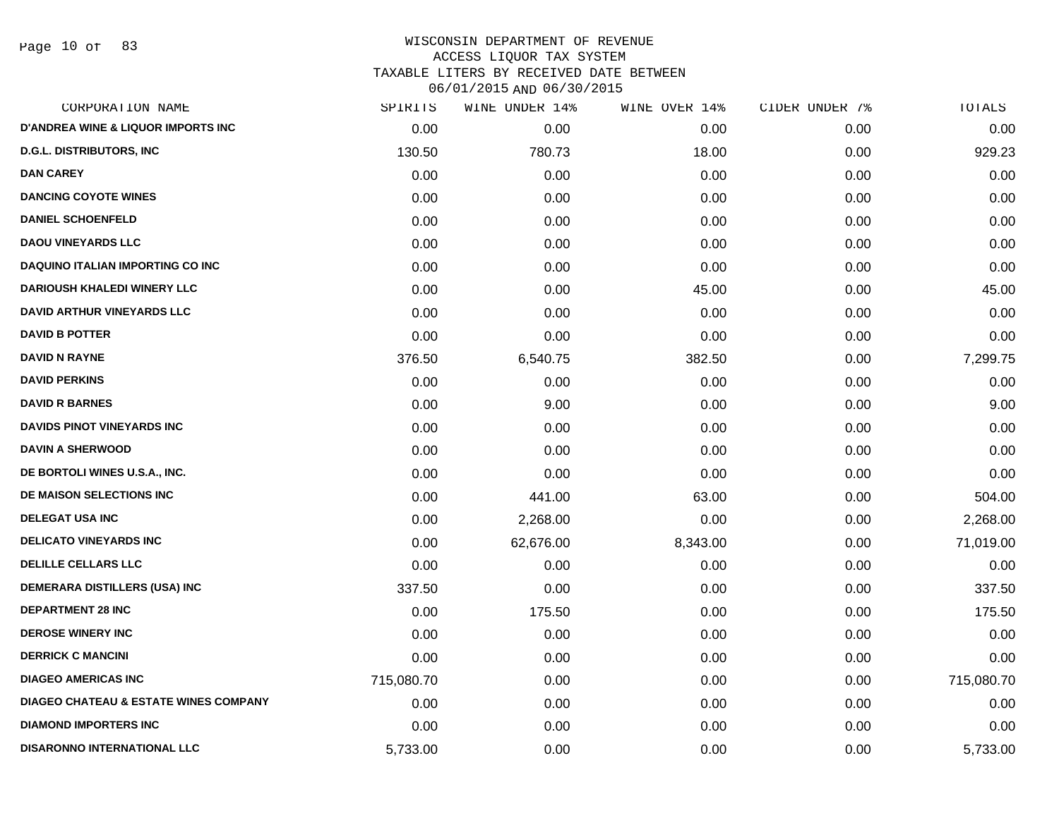# WISCONSIN DEPARTMENT OF REVENUE
## ACCESS LIQUOR TAX SYSTEM
## TAXABLE LITERS BY RECEIVED DATE BETWEEN 06/01/2015 AND 06/30/2015

| CORPORATION NAME | SPIRITS | WINE UNDER 14% | WINE OVER 14% | CIDER UNDER 7% | TOTALS |
|---|---|---|---|---|---|
| D'ANDREA WINE & LIQUOR IMPORTS INC | 0.00 | 0.00 | 0.00 | 0.00 | 0.00 |
| D.G.L. DISTRIBUTORS, INC | 130.50 | 780.73 | 18.00 | 0.00 | 929.23 |
| DAN CAREY | 0.00 | 0.00 | 0.00 | 0.00 | 0.00 |
| DANCING COYOTE WINES | 0.00 | 0.00 | 0.00 | 0.00 | 0.00 |
| DANIEL SCHOENFELD | 0.00 | 0.00 | 0.00 | 0.00 | 0.00 |
| DAOU VINEYARDS LLC | 0.00 | 0.00 | 0.00 | 0.00 | 0.00 |
| DAQUINO ITALIAN IMPORTING CO INC | 0.00 | 0.00 | 0.00 | 0.00 | 0.00 |
| DARIOUSH KHALEDI WINERY LLC | 0.00 | 0.00 | 45.00 | 0.00 | 45.00 |
| DAVID ARTHUR VINEYARDS LLC | 0.00 | 0.00 | 0.00 | 0.00 | 0.00 |
| DAVID B POTTER | 0.00 | 0.00 | 0.00 | 0.00 | 0.00 |
| DAVID N RAYNE | 376.50 | 6,540.75 | 382.50 | 0.00 | 7,299.75 |
| DAVID PERKINS | 0.00 | 0.00 | 0.00 | 0.00 | 0.00 |
| DAVID R BARNES | 0.00 | 9.00 | 0.00 | 0.00 | 9.00 |
| DAVIDS PINOT VINEYARDS INC | 0.00 | 0.00 | 0.00 | 0.00 | 0.00 |
| DAVIN A SHERWOOD | 0.00 | 0.00 | 0.00 | 0.00 | 0.00 |
| DE BORTOLI WINES U.S.A., INC. | 0.00 | 0.00 | 0.00 | 0.00 | 0.00 |
| DE MAISON SELECTIONS INC | 0.00 | 441.00 | 63.00 | 0.00 | 504.00 |
| DELEGAT USA INC | 0.00 | 2,268.00 | 0.00 | 0.00 | 2,268.00 |
| DELICATO VINEYARDS INC | 0.00 | 62,676.00 | 8,343.00 | 0.00 | 71,019.00 |
| DELILLE CELLARS LLC | 0.00 | 0.00 | 0.00 | 0.00 | 0.00 |
| DEMERARA DISTILLERS (USA) INC | 337.50 | 0.00 | 0.00 | 0.00 | 337.50 |
| DEPARTMENT 28 INC | 0.00 | 175.50 | 0.00 | 0.00 | 175.50 |
| DEROSE WINERY INC | 0.00 | 0.00 | 0.00 | 0.00 | 0.00 |
| DERRICK C MANCINI | 0.00 | 0.00 | 0.00 | 0.00 | 0.00 |
| DIAGEO AMERICAS INC | 715,080.70 | 0.00 | 0.00 | 0.00 | 715,080.70 |
| DIAGEO CHATEAU & ESTATE WINES COMPANY | 0.00 | 0.00 | 0.00 | 0.00 | 0.00 |
| DIAMOND IMPORTERS INC | 0.00 | 0.00 | 0.00 | 0.00 | 0.00 |
| DISARONNO INTERNATIONAL LLC | 5,733.00 | 0.00 | 0.00 | 0.00 | 5,733.00 |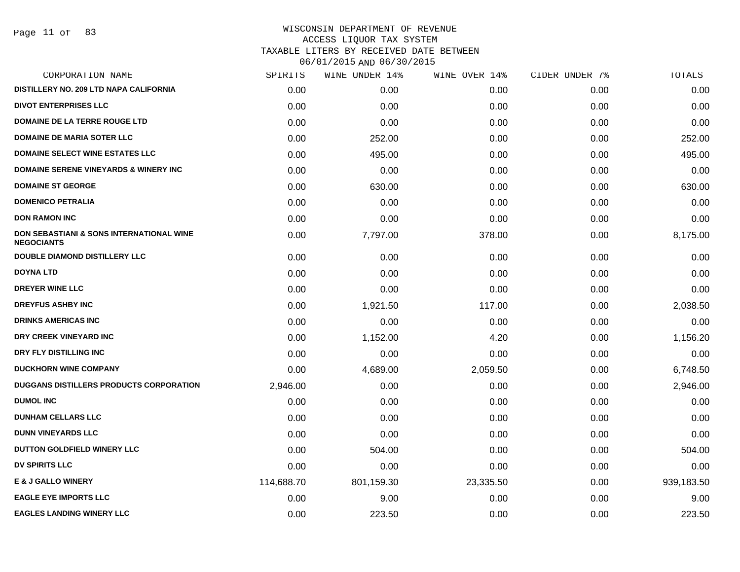WISCONSIN DEPARTMENT OF REVENUE
ACCESS LIQUOR TAX SYSTEM
TAXABLE LITERS BY RECEIVED DATE BETWEEN
06/01/2015 AND 06/30/2015

| CORPORATION NAME | SPIRITS | WINE UNDER 14% | WINE OVER 14% | CIDER UNDER 7% | TOTALS |
|---|---|---|---|---|---|
| DISTILLERY NO. 209 LTD NAPA CALIFORNIA | 0.00 | 0.00 | 0.00 | 0.00 | 0.00 |
| DIVOT ENTERPRISES LLC | 0.00 | 0.00 | 0.00 | 0.00 | 0.00 |
| DOMAINE DE LA TERRE ROUGE LTD | 0.00 | 0.00 | 0.00 | 0.00 | 0.00 |
| DOMAINE DE MARIA SOTER LLC | 0.00 | 252.00 | 0.00 | 0.00 | 252.00 |
| DOMAINE SELECT WINE ESTATES LLC | 0.00 | 495.00 | 0.00 | 0.00 | 495.00 |
| DOMAINE SERENE VINEYARDS & WINERY INC | 0.00 | 0.00 | 0.00 | 0.00 | 0.00 |
| DOMAINE ST GEORGE | 0.00 | 630.00 | 0.00 | 0.00 | 630.00 |
| DOMENICO PETRALIA | 0.00 | 0.00 | 0.00 | 0.00 | 0.00 |
| DON RAMON INC | 0.00 | 0.00 | 0.00 | 0.00 | 0.00 |
| DON SEBASTIANI & SONS INTERNATIONAL WINE NEGOCIANTS | 0.00 | 7,797.00 | 378.00 | 0.00 | 8,175.00 |
| DOUBLE DIAMOND DISTILLERY LLC | 0.00 | 0.00 | 0.00 | 0.00 | 0.00 |
| DOYNA LTD | 0.00 | 0.00 | 0.00 | 0.00 | 0.00 |
| DREYER WINE LLC | 0.00 | 0.00 | 0.00 | 0.00 | 0.00 |
| DREYFUS ASHBY INC | 0.00 | 1,921.50 | 117.00 | 0.00 | 2,038.50 |
| DRINKS AMERICAS INC | 0.00 | 0.00 | 0.00 | 0.00 | 0.00 |
| DRY CREEK VINEYARD INC | 0.00 | 1,152.00 | 4.20 | 0.00 | 1,156.20 |
| DRY FLY DISTILLING INC | 0.00 | 0.00 | 0.00 | 0.00 | 0.00 |
| DUCKHORN WINE COMPANY | 0.00 | 4,689.00 | 2,059.50 | 0.00 | 6,748.50 |
| DUGGANS DISTILLERS PRODUCTS CORPORATION | 2,946.00 | 0.00 | 0.00 | 0.00 | 2,946.00 |
| DUMOL INC | 0.00 | 0.00 | 0.00 | 0.00 | 0.00 |
| DUNHAM CELLARS LLC | 0.00 | 0.00 | 0.00 | 0.00 | 0.00 |
| DUNN VINEYARDS LLC | 0.00 | 0.00 | 0.00 | 0.00 | 0.00 |
| DUTTON GOLDFIELD WINERY LLC | 0.00 | 504.00 | 0.00 | 0.00 | 504.00 |
| DV SPIRITS LLC | 0.00 | 0.00 | 0.00 | 0.00 | 0.00 |
| E & J GALLO WINERY | 114,688.70 | 801,159.30 | 23,335.50 | 0.00 | 939,183.50 |
| EAGLE EYE IMPORTS LLC | 0.00 | 9.00 | 0.00 | 0.00 | 9.00 |
| EAGLES LANDING WINERY LLC | 0.00 | 223.50 | 0.00 | 0.00 | 223.50 |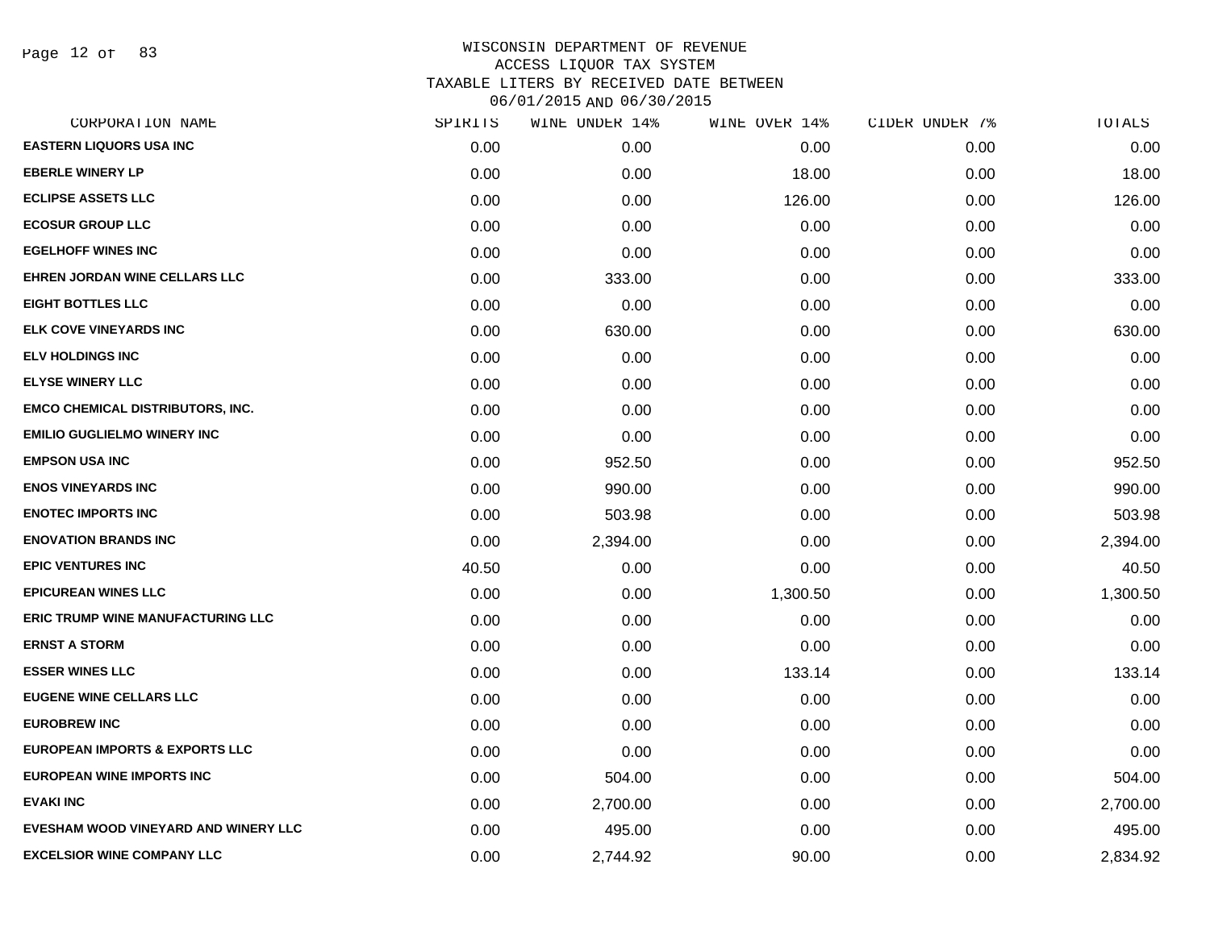# WISCONSIN DEPARTMENT OF REVENUE
## ACCESS LIQUOR TAX SYSTEM
### TAXABLE LITERS BY RECEIVED DATE BETWEEN 06/01/2015 AND 06/30/2015

| CORPORATION NAME | SPIRITS | WINE UNDER 14% | WINE OVER 14% | CIDER UNDER 7% | TOTALS |
|---|---|---|---|---|---|
| EASTERN LIQUORS USA INC | 0.00 | 0.00 | 0.00 | 0.00 | 0.00 |
| EBERLE WINERY LP | 0.00 | 0.00 | 18.00 | 0.00 | 18.00 |
| ECLIPSE ASSETS LLC | 0.00 | 0.00 | 126.00 | 0.00 | 126.00 |
| ECOSUR GROUP LLC | 0.00 | 0.00 | 0.00 | 0.00 | 0.00 |
| EGELHOFF WINES INC | 0.00 | 0.00 | 0.00 | 0.00 | 0.00 |
| EHREN JORDAN WINE CELLARS LLC | 0.00 | 333.00 | 0.00 | 0.00 | 333.00 |
| EIGHT BOTTLES LLC | 0.00 | 0.00 | 0.00 | 0.00 | 0.00 |
| ELK COVE VINEYARDS INC | 0.00 | 630.00 | 0.00 | 0.00 | 630.00 |
| ELV HOLDINGS INC | 0.00 | 0.00 | 0.00 | 0.00 | 0.00 |
| ELYSE WINERY LLC | 0.00 | 0.00 | 0.00 | 0.00 | 0.00 |
| EMCO CHEMICAL DISTRIBUTORS, INC. | 0.00 | 0.00 | 0.00 | 0.00 | 0.00 |
| EMILIO GUGLIELMO WINERY INC | 0.00 | 0.00 | 0.00 | 0.00 | 0.00 |
| EMPSON USA INC | 0.00 | 952.50 | 0.00 | 0.00 | 952.50 |
| ENOS VINEYARDS INC | 0.00 | 990.00 | 0.00 | 0.00 | 990.00 |
| ENOTEC IMPORTS INC | 0.00 | 503.98 | 0.00 | 0.00 | 503.98 |
| ENOVATION BRANDS INC | 0.00 | 2,394.00 | 0.00 | 0.00 | 2,394.00 |
| EPIC VENTURES INC | 40.50 | 0.00 | 0.00 | 0.00 | 40.50 |
| EPICUREAN WINES LLC | 0.00 | 0.00 | 1,300.50 | 0.00 | 1,300.50 |
| ERIC TRUMP WINE MANUFACTURING LLC | 0.00 | 0.00 | 0.00 | 0.00 | 0.00 |
| ERNST A STORM | 0.00 | 0.00 | 0.00 | 0.00 | 0.00 |
| ESSER WINES LLC | 0.00 | 0.00 | 133.14 | 0.00 | 133.14 |
| EUGENE WINE CELLARS LLC | 0.00 | 0.00 | 0.00 | 0.00 | 0.00 |
| EUROBREW INC | 0.00 | 0.00 | 0.00 | 0.00 | 0.00 |
| EUROPEAN IMPORTS & EXPORTS LLC | 0.00 | 0.00 | 0.00 | 0.00 | 0.00 |
| EUROPEAN WINE IMPORTS INC | 0.00 | 504.00 | 0.00 | 0.00 | 504.00 |
| EVAKI INC | 0.00 | 2,700.00 | 0.00 | 0.00 | 2,700.00 |
| EVESHAM WOOD VINEYARD AND WINERY LLC | 0.00 | 495.00 | 0.00 | 0.00 | 495.00 |
| EXCELSIOR WINE COMPANY LLC | 0.00 | 2,744.92 | 90.00 | 0.00 | 2,834.92 |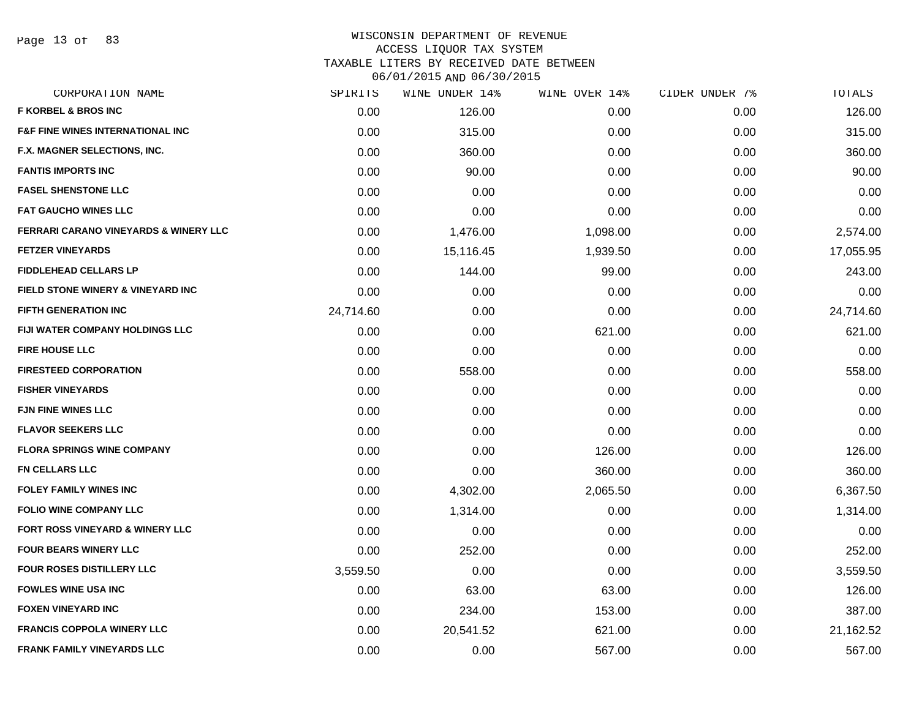# WISCONSIN DEPARTMENT OF REVENUE
## ACCESS LIQUOR TAX SYSTEM
## TAXABLE LITERS BY RECEIVED DATE BETWEEN 06/01/2015 AND 06/30/2015

| CORPORATION NAME | SPIRITS | WINE UNDER 14% | WINE OVER 14% | CIDER UNDER 7% | TOTALS |
|---|---|---|---|---|---|
| F KORBEL & BROS INC | 0.00 | 126.00 | 0.00 | 0.00 | 126.00 |
| F&F FINE WINES INTERNATIONAL INC | 0.00 | 315.00 | 0.00 | 0.00 | 315.00 |
| F.X. MAGNER SELECTIONS, INC. | 0.00 | 360.00 | 0.00 | 0.00 | 360.00 |
| FANTIS IMPORTS INC | 0.00 | 90.00 | 0.00 | 0.00 | 90.00 |
| FASEL SHENSTONE LLC | 0.00 | 0.00 | 0.00 | 0.00 | 0.00 |
| FAT GAUCHO WINES LLC | 0.00 | 0.00 | 0.00 | 0.00 | 0.00 |
| FERRARI CARANO VINEYARDS & WINERY LLC | 0.00 | 1,476.00 | 1,098.00 | 0.00 | 2,574.00 |
| FETZER VINEYARDS | 0.00 | 15,116.45 | 1,939.50 | 0.00 | 17,055.95 |
| FIDDLEHEAD CELLARS LP | 0.00 | 144.00 | 99.00 | 0.00 | 243.00 |
| FIELD STONE WINERY & VINEYARD INC | 0.00 | 0.00 | 0.00 | 0.00 | 0.00 |
| FIFTH GENERATION INC | 24,714.60 | 0.00 | 0.00 | 0.00 | 24,714.60 |
| FIJI WATER COMPANY HOLDINGS LLC | 0.00 | 0.00 | 621.00 | 0.00 | 621.00 |
| FIRE HOUSE LLC | 0.00 | 0.00 | 0.00 | 0.00 | 0.00 |
| FIRESTEED CORPORATION | 0.00 | 558.00 | 0.00 | 0.00 | 558.00 |
| FISHER VINEYARDS | 0.00 | 0.00 | 0.00 | 0.00 | 0.00 |
| FJN FINE WINES LLC | 0.00 | 0.00 | 0.00 | 0.00 | 0.00 |
| FLAVOR SEEKERS LLC | 0.00 | 0.00 | 0.00 | 0.00 | 0.00 |
| FLORA SPRINGS WINE COMPANY | 0.00 | 0.00 | 126.00 | 0.00 | 126.00 |
| FN CELLARS LLC | 0.00 | 0.00 | 360.00 | 0.00 | 360.00 |
| FOLEY FAMILY WINES INC | 0.00 | 4,302.00 | 2,065.50 | 0.00 | 6,367.50 |
| FOLIO WINE COMPANY LLC | 0.00 | 1,314.00 | 0.00 | 0.00 | 1,314.00 |
| FORT ROSS VINEYARD & WINERY LLC | 0.00 | 0.00 | 0.00 | 0.00 | 0.00 |
| FOUR BEARS WINERY LLC | 0.00 | 252.00 | 0.00 | 0.00 | 252.00 |
| FOUR ROSES DISTILLERY LLC | 3,559.50 | 0.00 | 0.00 | 0.00 | 3,559.50 |
| FOWLES WINE USA INC | 0.00 | 63.00 | 63.00 | 0.00 | 126.00 |
| FOXEN VINEYARD INC | 0.00 | 234.00 | 153.00 | 0.00 | 387.00 |
| FRANCIS COPPOLA WINERY LLC | 0.00 | 20,541.52 | 621.00 | 0.00 | 21,162.52 |
| FRANK FAMILY VINEYARDS LLC | 0.00 | 0.00 | 567.00 | 0.00 | 567.00 |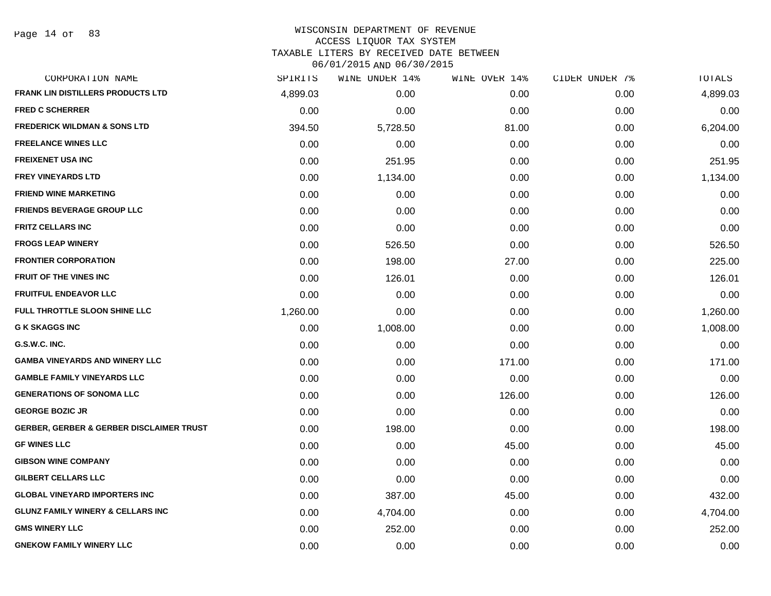WISCONSIN DEPARTMENT OF REVENUE
ACCESS LIQUOR TAX SYSTEM
TAXABLE LITERS BY RECEIVED DATE BETWEEN
06/01/2015 AND 06/30/2015

| CORPORATION NAME | SPIRITS | WINE UNDER 14% | WINE OVER 14% | CIDER UNDER 7% | TOTALS |
|---|---|---|---|---|---|
| FRANK LIN DISTILLERS PRODUCTS LTD | 4,899.03 | 0.00 | 0.00 | 0.00 | 4,899.03 |
| FRED C SCHERRER | 0.00 | 0.00 | 0.00 | 0.00 | 0.00 |
| FREDERICK WILDMAN & SONS LTD | 394.50 | 5,728.50 | 81.00 | 0.00 | 6,204.00 |
| FREELANCE WINES LLC | 0.00 | 0.00 | 0.00 | 0.00 | 0.00 |
| FREIXENET USA INC | 0.00 | 251.95 | 0.00 | 0.00 | 251.95 |
| FREY VINEYARDS LTD | 0.00 | 1,134.00 | 0.00 | 0.00 | 1,134.00 |
| FRIEND WINE MARKETING | 0.00 | 0.00 | 0.00 | 0.00 | 0.00 |
| FRIENDS BEVERAGE GROUP LLC | 0.00 | 0.00 | 0.00 | 0.00 | 0.00 |
| FRITZ CELLARS INC | 0.00 | 0.00 | 0.00 | 0.00 | 0.00 |
| FROGS LEAP WINERY | 0.00 | 526.50 | 0.00 | 0.00 | 526.50 |
| FRONTIER CORPORATION | 0.00 | 198.00 | 27.00 | 0.00 | 225.00 |
| FRUIT OF THE VINES INC | 0.00 | 126.01 | 0.00 | 0.00 | 126.01 |
| FRUITFUL ENDEAVOR LLC | 0.00 | 0.00 | 0.00 | 0.00 | 0.00 |
| FULL THROTTLE SLOON SHINE LLC | 1,260.00 | 0.00 | 0.00 | 0.00 | 1,260.00 |
| G K SKAGGS INC | 0.00 | 1,008.00 | 0.00 | 0.00 | 1,008.00 |
| G.S.W.C. INC. | 0.00 | 0.00 | 0.00 | 0.00 | 0.00 |
| GAMBA VINEYARDS AND WINERY LLC | 0.00 | 0.00 | 171.00 | 0.00 | 171.00 |
| GAMBLE FAMILY VINEYARDS LLC | 0.00 | 0.00 | 0.00 | 0.00 | 0.00 |
| GENERATIONS OF SONOMA LLC | 0.00 | 0.00 | 126.00 | 0.00 | 126.00 |
| GEORGE BOZIC JR | 0.00 | 0.00 | 0.00 | 0.00 | 0.00 |
| GERBER, GERBER & GERBER DISCLAIMER TRUST | 0.00 | 198.00 | 0.00 | 0.00 | 198.00 |
| GF WINES LLC | 0.00 | 0.00 | 45.00 | 0.00 | 45.00 |
| GIBSON WINE COMPANY | 0.00 | 0.00 | 0.00 | 0.00 | 0.00 |
| GILBERT CELLARS LLC | 0.00 | 0.00 | 0.00 | 0.00 | 0.00 |
| GLOBAL VINEYARD IMPORTERS INC | 0.00 | 387.00 | 45.00 | 0.00 | 432.00 |
| GLUNZ FAMILY WINERY & CELLARS INC | 0.00 | 4,704.00 | 0.00 | 0.00 | 4,704.00 |
| GMS WINERY LLC | 0.00 | 252.00 | 0.00 | 0.00 | 252.00 |
| GNEKOW FAMILY WINERY LLC | 0.00 | 0.00 | 0.00 | 0.00 | 0.00 |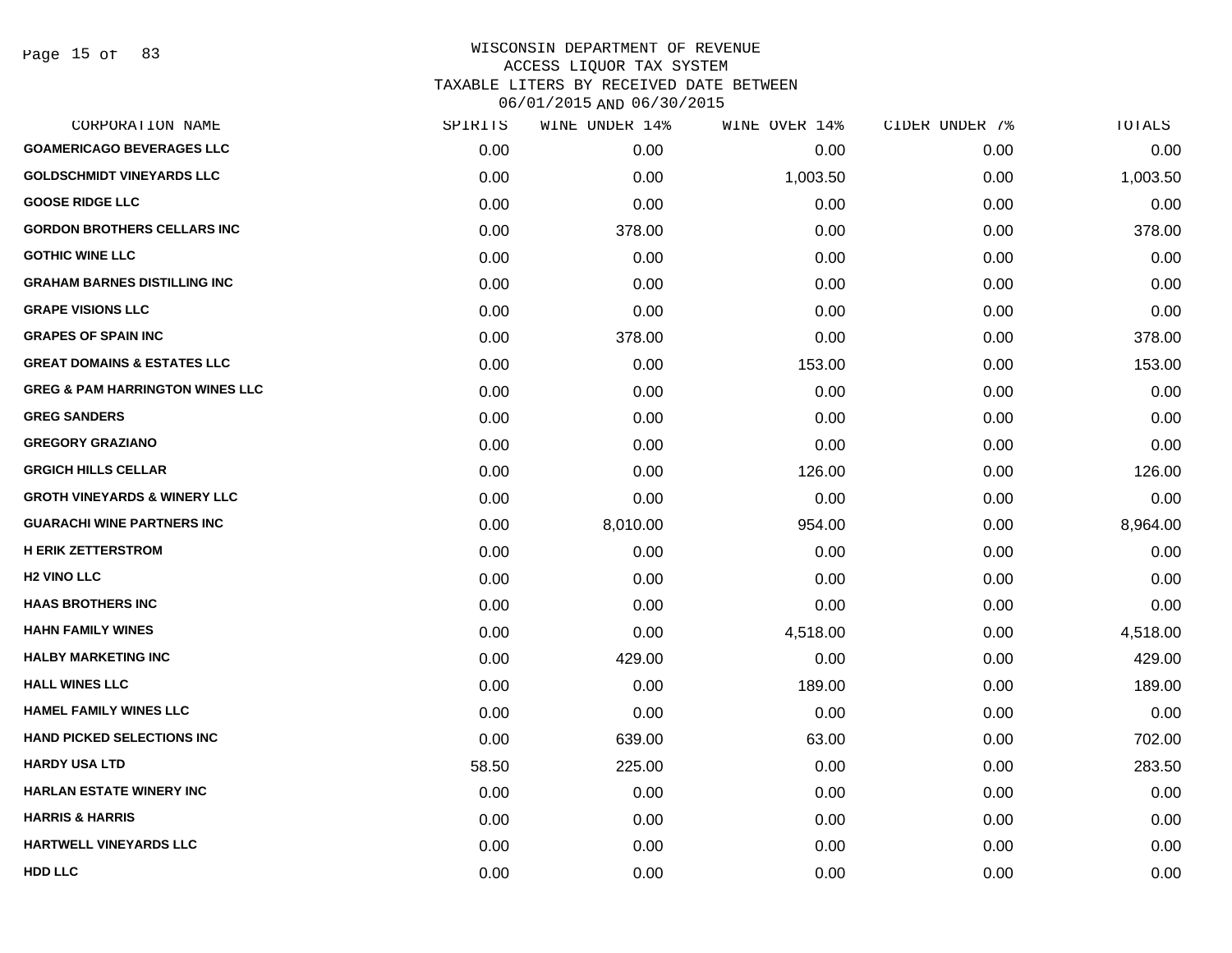WISCONSIN DEPARTMENT OF REVENUE
ACCESS LIQUOR TAX SYSTEM
TAXABLE LITERS BY RECEIVED DATE BETWEEN
06/01/2015 AND 06/30/2015

| CORPORATION NAME | SPIRITS | WINE UNDER 14% | WINE OVER 14% | CIDER UNDER 7% | TOTALS |
|---|---|---|---|---|---|
| GOAMERICAGO BEVERAGES LLC | 0.00 | 0.00 | 0.00 | 0.00 | 0.00 |
| GOLDSCHMIDT VINEYARDS LLC | 0.00 | 0.00 | 1,003.50 | 0.00 | 1,003.50 |
| GOOSE RIDGE LLC | 0.00 | 0.00 | 0.00 | 0.00 | 0.00 |
| GORDON BROTHERS CELLARS INC | 0.00 | 378.00 | 0.00 | 0.00 | 378.00 |
| GOTHIC WINE LLC | 0.00 | 0.00 | 0.00 | 0.00 | 0.00 |
| GRAHAM BARNES DISTILLING INC | 0.00 | 0.00 | 0.00 | 0.00 | 0.00 |
| GRAPE VISIONS LLC | 0.00 | 0.00 | 0.00 | 0.00 | 0.00 |
| GRAPES OF SPAIN INC | 0.00 | 378.00 | 0.00 | 0.00 | 378.00 |
| GREAT DOMAINS & ESTATES LLC | 0.00 | 0.00 | 153.00 | 0.00 | 153.00 |
| GREG & PAM HARRINGTON WINES LLC | 0.00 | 0.00 | 0.00 | 0.00 | 0.00 |
| GREG SANDERS | 0.00 | 0.00 | 0.00 | 0.00 | 0.00 |
| GREGORY GRAZIANO | 0.00 | 0.00 | 0.00 | 0.00 | 0.00 |
| GRGICH HILLS CELLAR | 0.00 | 0.00 | 126.00 | 0.00 | 126.00 |
| GROTH VINEYARDS & WINERY LLC | 0.00 | 0.00 | 0.00 | 0.00 | 0.00 |
| GUARACHI WINE PARTNERS INC | 0.00 | 8,010.00 | 954.00 | 0.00 | 8,964.00 |
| H ERIK ZETTERSTROM | 0.00 | 0.00 | 0.00 | 0.00 | 0.00 |
| H2 VINO LLC | 0.00 | 0.00 | 0.00 | 0.00 | 0.00 |
| HAAS BROTHERS INC | 0.00 | 0.00 | 0.00 | 0.00 | 0.00 |
| HAHN FAMILY WINES | 0.00 | 0.00 | 4,518.00 | 0.00 | 4,518.00 |
| HALBY MARKETING INC | 0.00 | 429.00 | 0.00 | 0.00 | 429.00 |
| HALL WINES LLC | 0.00 | 0.00 | 189.00 | 0.00 | 189.00 |
| HAMEL FAMILY WINES LLC | 0.00 | 0.00 | 0.00 | 0.00 | 0.00 |
| HAND PICKED SELECTIONS INC | 0.00 | 639.00 | 63.00 | 0.00 | 702.00 |
| HARDY USA LTD | 58.50 | 225.00 | 0.00 | 0.00 | 283.50 |
| HARLAN ESTATE WINERY INC | 0.00 | 0.00 | 0.00 | 0.00 | 0.00 |
| HARRIS & HARRIS | 0.00 | 0.00 | 0.00 | 0.00 | 0.00 |
| HARTWELL VINEYARDS LLC | 0.00 | 0.00 | 0.00 | 0.00 | 0.00 |
| HDD LLC | 0.00 | 0.00 | 0.00 | 0.00 | 0.00 |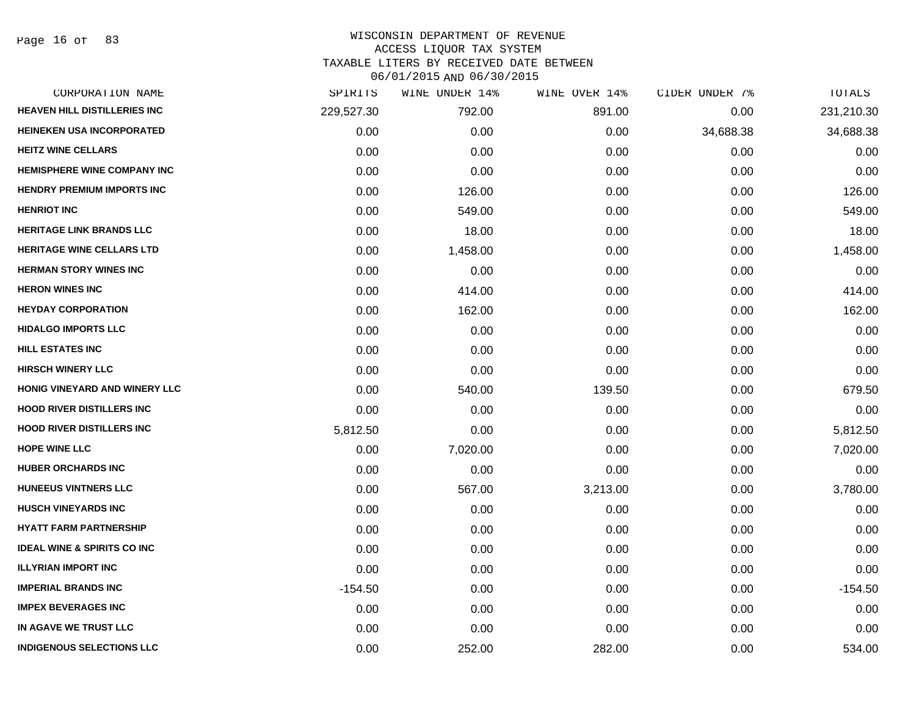# WISCONSIN DEPARTMENT OF REVENUE
## ACCESS LIQUOR TAX SYSTEM
### TAXABLE LITERS BY RECEIVED DATE BETWEEN 06/01/2015 AND 06/30/2015

| CORPORATION NAME | SPIRITS | WINE UNDER 14% | WINE OVER 14% | CIDER UNDER 7% | TOTALS |
|---|---|---|---|---|---|
| HEAVEN HILL DISTILLERIES INC | 229,527.30 | 792.00 | 891.00 | 0.00 | 231,210.30 |
| HEINEKEN USA INCORPORATED | 0.00 | 0.00 | 0.00 | 34,688.38 | 34,688.38 |
| HEITZ WINE CELLARS | 0.00 | 0.00 | 0.00 | 0.00 | 0.00 |
| HEMISPHERE WINE COMPANY INC | 0.00 | 0.00 | 0.00 | 0.00 | 0.00 |
| HENDRY PREMIUM IMPORTS INC | 0.00 | 126.00 | 0.00 | 0.00 | 126.00 |
| HENRIOT INC | 0.00 | 549.00 | 0.00 | 0.00 | 549.00 |
| HERITAGE LINK BRANDS LLC | 0.00 | 18.00 | 0.00 | 0.00 | 18.00 |
| HERITAGE WINE CELLARS LTD | 0.00 | 1,458.00 | 0.00 | 0.00 | 1,458.00 |
| HERMAN STORY WINES INC | 0.00 | 0.00 | 0.00 | 0.00 | 0.00 |
| HERON WINES INC | 0.00 | 414.00 | 0.00 | 0.00 | 414.00 |
| HEYDAY CORPORATION | 0.00 | 162.00 | 0.00 | 0.00 | 162.00 |
| HIDALGO IMPORTS LLC | 0.00 | 0.00 | 0.00 | 0.00 | 0.00 |
| HILL ESTATES INC | 0.00 | 0.00 | 0.00 | 0.00 | 0.00 |
| HIRSCH WINERY LLC | 0.00 | 0.00 | 0.00 | 0.00 | 0.00 |
| HONIG VINEYARD AND WINERY LLC | 0.00 | 540.00 | 139.50 | 0.00 | 679.50 |
| HOOD RIVER DISTILLERS INC | 0.00 | 0.00 | 0.00 | 0.00 | 0.00 |
| HOOD RIVER DISTILLERS INC | 5,812.50 | 0.00 | 0.00 | 0.00 | 5,812.50 |
| HOPE WINE LLC | 0.00 | 7,020.00 | 0.00 | 0.00 | 7,020.00 |
| HUBER ORCHARDS INC | 0.00 | 0.00 | 0.00 | 0.00 | 0.00 |
| HUNEEUS VINTNERS LLC | 0.00 | 567.00 | 3,213.00 | 0.00 | 3,780.00 |
| HUSCH VINEYARDS INC | 0.00 | 0.00 | 0.00 | 0.00 | 0.00 |
| HYATT FARM PARTNERSHIP | 0.00 | 0.00 | 0.00 | 0.00 | 0.00 |
| IDEAL WINE & SPIRITS CO INC | 0.00 | 0.00 | 0.00 | 0.00 | 0.00 |
| ILLYRIAN IMPORT INC | 0.00 | 0.00 | 0.00 | 0.00 | 0.00 |
| IMPERIAL BRANDS INC | -154.50 | 0.00 | 0.00 | 0.00 | -154.50 |
| IMPEX BEVERAGES INC | 0.00 | 0.00 | 0.00 | 0.00 | 0.00 |
| IN AGAVE WE TRUST LLC | 0.00 | 0.00 | 0.00 | 0.00 | 0.00 |
| INDIGENOUS SELECTIONS LLC | 0.00 | 252.00 | 282.00 | 0.00 | 534.00 |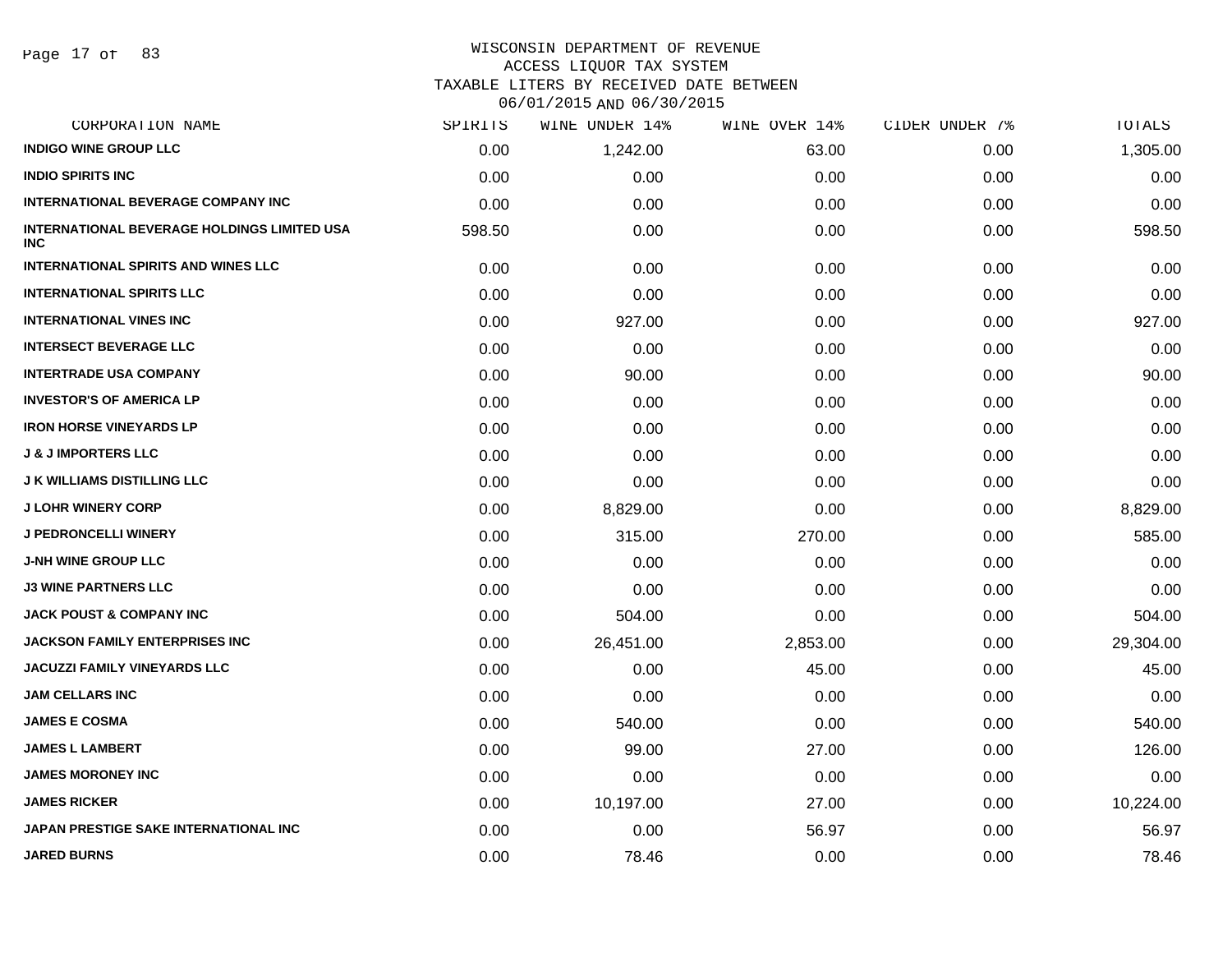WISCONSIN DEPARTMENT OF REVENUE
ACCESS LIQUOR TAX SYSTEM
TAXABLE LITERS BY RECEIVED DATE BETWEEN
06/01/2015 AND 06/30/2015

| CORPORATION NAME | SPIRITS | WINE UNDER 14% | WINE OVER 14% | CIDER UNDER 7% | TOTALS |
|---|---|---|---|---|---|
| INDIGO WINE GROUP LLC | 0.00 | 1,242.00 | 63.00 | 0.00 | 1,305.00 |
| INDIO SPIRITS INC | 0.00 | 0.00 | 0.00 | 0.00 | 0.00 |
| INTERNATIONAL BEVERAGE COMPANY INC | 0.00 | 0.00 | 0.00 | 0.00 | 0.00 |
| INTERNATIONAL BEVERAGE HOLDINGS LIMITED USA INC | 598.50 | 0.00 | 0.00 | 0.00 | 598.50 |
| INTERNATIONAL SPIRITS AND WINES LLC | 0.00 | 0.00 | 0.00 | 0.00 | 0.00 |
| INTERNATIONAL SPIRITS LLC | 0.00 | 0.00 | 0.00 | 0.00 | 0.00 |
| INTERNATIONAL VINES INC | 0.00 | 927.00 | 0.00 | 0.00 | 927.00 |
| INTERSECT BEVERAGE LLC | 0.00 | 0.00 | 0.00 | 0.00 | 0.00 |
| INTERTRADE USA COMPANY | 0.00 | 90.00 | 0.00 | 0.00 | 90.00 |
| INVESTOR'S OF AMERICA LP | 0.00 | 0.00 | 0.00 | 0.00 | 0.00 |
| IRON HORSE VINEYARDS LP | 0.00 | 0.00 | 0.00 | 0.00 | 0.00 |
| J & J IMPORTERS LLC | 0.00 | 0.00 | 0.00 | 0.00 | 0.00 |
| J K WILLIAMS DISTILLING LLC | 0.00 | 0.00 | 0.00 | 0.00 | 0.00 |
| J LOHR WINERY CORP | 0.00 | 8,829.00 | 0.00 | 0.00 | 8,829.00 |
| J PEDRONCELLI WINERY | 0.00 | 315.00 | 270.00 | 0.00 | 585.00 |
| J-NH WINE GROUP LLC | 0.00 | 0.00 | 0.00 | 0.00 | 0.00 |
| J3 WINE PARTNERS LLC | 0.00 | 0.00 | 0.00 | 0.00 | 0.00 |
| JACK POUST & COMPANY INC | 0.00 | 504.00 | 0.00 | 0.00 | 504.00 |
| JACKSON FAMILY ENTERPRISES INC | 0.00 | 26,451.00 | 2,853.00 | 0.00 | 29,304.00 |
| JACUZZI FAMILY VINEYARDS LLC | 0.00 | 0.00 | 45.00 | 0.00 | 45.00 |
| JAM CELLARS INC | 0.00 | 0.00 | 0.00 | 0.00 | 0.00 |
| JAMES E COSMA | 0.00 | 540.00 | 0.00 | 0.00 | 540.00 |
| JAMES L LAMBERT | 0.00 | 99.00 | 27.00 | 0.00 | 126.00 |
| JAMES MORONEY INC | 0.00 | 0.00 | 0.00 | 0.00 | 0.00 |
| JAMES RICKER | 0.00 | 10,197.00 | 27.00 | 0.00 | 10,224.00 |
| JAPAN PRESTIGE SAKE INTERNATIONAL INC | 0.00 | 0.00 | 56.97 | 0.00 | 56.97 |
| JARED BURNS | 0.00 | 78.46 | 0.00 | 0.00 | 78.46 |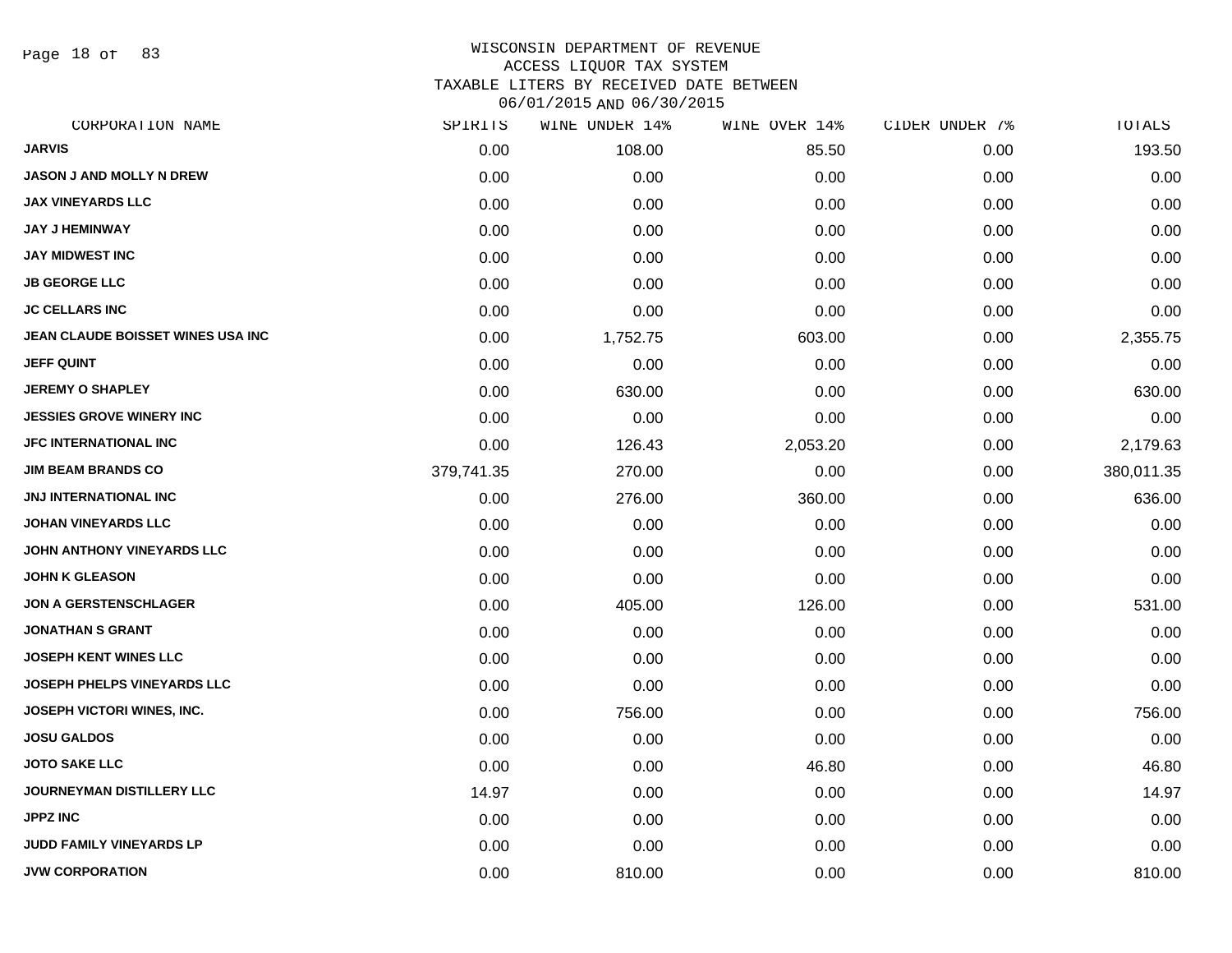WISCONSIN DEPARTMENT OF REVENUE
ACCESS LIQUOR TAX SYSTEM
TAXABLE LITERS BY RECEIVED DATE BETWEEN
06/01/2015 AND 06/30/2015

| CORPORATION NAME | SPIRITS | WINE UNDER 14% | WINE OVER 14% | CIDER UNDER 7% | TOTALS |
|---|---|---|---|---|---|
| JARVIS | 0.00 | 108.00 | 85.50 | 0.00 | 193.50 |
| JASON J AND MOLLY N DREW | 0.00 | 0.00 | 0.00 | 0.00 | 0.00 |
| JAX VINEYARDS LLC | 0.00 | 0.00 | 0.00 | 0.00 | 0.00 |
| JAY J HEMINWAY | 0.00 | 0.00 | 0.00 | 0.00 | 0.00 |
| JAY MIDWEST INC | 0.00 | 0.00 | 0.00 | 0.00 | 0.00 |
| JB GEORGE LLC | 0.00 | 0.00 | 0.00 | 0.00 | 0.00 |
| JC CELLARS INC | 0.00 | 0.00 | 0.00 | 0.00 | 0.00 |
| JEAN CLAUDE BOISSET WINES USA INC | 0.00 | 1,752.75 | 603.00 | 0.00 | 2,355.75 |
| JEFF QUINT | 0.00 | 0.00 | 0.00 | 0.00 | 0.00 |
| JEREMY O SHAPLEY | 0.00 | 630.00 | 0.00 | 0.00 | 630.00 |
| JESSIES GROVE WINERY INC | 0.00 | 0.00 | 0.00 | 0.00 | 0.00 |
| JFC INTERNATIONAL INC | 0.00 | 126.43 | 2,053.20 | 0.00 | 2,179.63 |
| JIM BEAM BRANDS CO | 379,741.35 | 270.00 | 0.00 | 0.00 | 380,011.35 |
| JNJ INTERNATIONAL INC | 0.00 | 276.00 | 360.00 | 0.00 | 636.00 |
| JOHAN VINEYARDS LLC | 0.00 | 0.00 | 0.00 | 0.00 | 0.00 |
| JOHN ANTHONY VINEYARDS LLC | 0.00 | 0.00 | 0.00 | 0.00 | 0.00 |
| JOHN K GLEASON | 0.00 | 0.00 | 0.00 | 0.00 | 0.00 |
| JON A GERSTENSCHLAGER | 0.00 | 405.00 | 126.00 | 0.00 | 531.00 |
| JONATHAN S GRANT | 0.00 | 0.00 | 0.00 | 0.00 | 0.00 |
| JOSEPH KENT WINES LLC | 0.00 | 0.00 | 0.00 | 0.00 | 0.00 |
| JOSEPH PHELPS VINEYARDS LLC | 0.00 | 0.00 | 0.00 | 0.00 | 0.00 |
| JOSEPH VICTORI WINES, INC. | 0.00 | 756.00 | 0.00 | 0.00 | 756.00 |
| JOSU GALDOS | 0.00 | 0.00 | 0.00 | 0.00 | 0.00 |
| JOTO SAKE LLC | 0.00 | 0.00 | 46.80 | 0.00 | 46.80 |
| JOURNEYMAN DISTILLERY LLC | 14.97 | 0.00 | 0.00 | 0.00 | 14.97 |
| JPPZ INC | 0.00 | 0.00 | 0.00 | 0.00 | 0.00 |
| JUDD FAMILY VINEYARDS LP | 0.00 | 0.00 | 0.00 | 0.00 | 0.00 |
| JVW CORPORATION | 0.00 | 810.00 | 0.00 | 0.00 | 810.00 |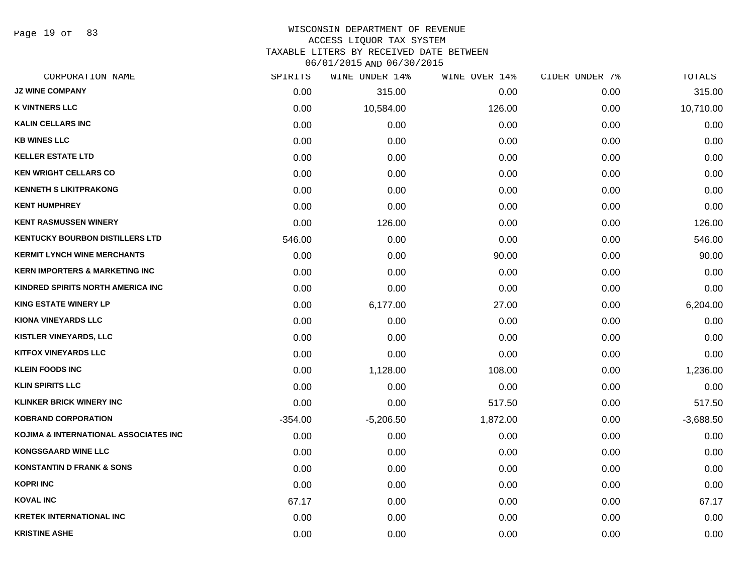# WISCONSIN DEPARTMENT OF REVENUE
## ACCESS LIQUOR TAX SYSTEM
### TAXABLE LITERS BY RECEIVED DATE BETWEEN 06/01/2015 AND 06/30/2015

| CORPORATION NAME | SPIRITS | WINE UNDER 14% | WINE OVER 14% | CIDER UNDER 7% | TOTALS |
|---|---|---|---|---|---|
| JZ WINE COMPANY | 0.00 | 315.00 | 0.00 | 0.00 | 315.00 |
| K VINTNERS LLC | 0.00 | 10,584.00 | 126.00 | 0.00 | 10,710.00 |
| KALIN CELLARS INC | 0.00 | 0.00 | 0.00 | 0.00 | 0.00 |
| KB WINES LLC | 0.00 | 0.00 | 0.00 | 0.00 | 0.00 |
| KELLER ESTATE LTD | 0.00 | 0.00 | 0.00 | 0.00 | 0.00 |
| KEN WRIGHT CELLARS CO | 0.00 | 0.00 | 0.00 | 0.00 | 0.00 |
| KENNETH S LIKITPRAKONG | 0.00 | 0.00 | 0.00 | 0.00 | 0.00 |
| KENT HUMPHREY | 0.00 | 0.00 | 0.00 | 0.00 | 0.00 |
| KENT RASMUSSEN WINERY | 0.00 | 126.00 | 0.00 | 0.00 | 126.00 |
| KENTUCKY BOURBON DISTILLERS LTD | 546.00 | 0.00 | 0.00 | 0.00 | 546.00 |
| KERMIT LYNCH WINE MERCHANTS | 0.00 | 0.00 | 90.00 | 0.00 | 90.00 |
| KERN IMPORTERS & MARKETING INC | 0.00 | 0.00 | 0.00 | 0.00 | 0.00 |
| KINDRED SPIRITS NORTH AMERICA INC | 0.00 | 0.00 | 0.00 | 0.00 | 0.00 |
| KING ESTATE WINERY LP | 0.00 | 6,177.00 | 27.00 | 0.00 | 6,204.00 |
| KIONA VINEYARDS LLC | 0.00 | 0.00 | 0.00 | 0.00 | 0.00 |
| KISTLER VINEYARDS, LLC | 0.00 | 0.00 | 0.00 | 0.00 | 0.00 |
| KITFOX VINEYARDS LLC | 0.00 | 0.00 | 0.00 | 0.00 | 0.00 |
| KLEIN FOODS INC | 0.00 | 1,128.00 | 108.00 | 0.00 | 1,236.00 |
| KLIN SPIRITS LLC | 0.00 | 0.00 | 0.00 | 0.00 | 0.00 |
| KLINKER BRICK WINERY INC | 0.00 | 0.00 | 517.50 | 0.00 | 517.50 |
| KOBRAND CORPORATION | -354.00 | -5,206.50 | 1,872.00 | 0.00 | -3,688.50 |
| KOJIMA & INTERNATIONAL ASSOCIATES INC | 0.00 | 0.00 | 0.00 | 0.00 | 0.00 |
| KONGSGAARD WINE LLC | 0.00 | 0.00 | 0.00 | 0.00 | 0.00 |
| KONSTANTIN D FRANK & SONS | 0.00 | 0.00 | 0.00 | 0.00 | 0.00 |
| KOPRI INC | 0.00 | 0.00 | 0.00 | 0.00 | 0.00 |
| KOVAL INC | 67.17 | 0.00 | 0.00 | 0.00 | 67.17 |
| KRETEK INTERNATIONAL INC | 0.00 | 0.00 | 0.00 | 0.00 | 0.00 |
| KRISTINE ASHE | 0.00 | 0.00 | 0.00 | 0.00 | 0.00 |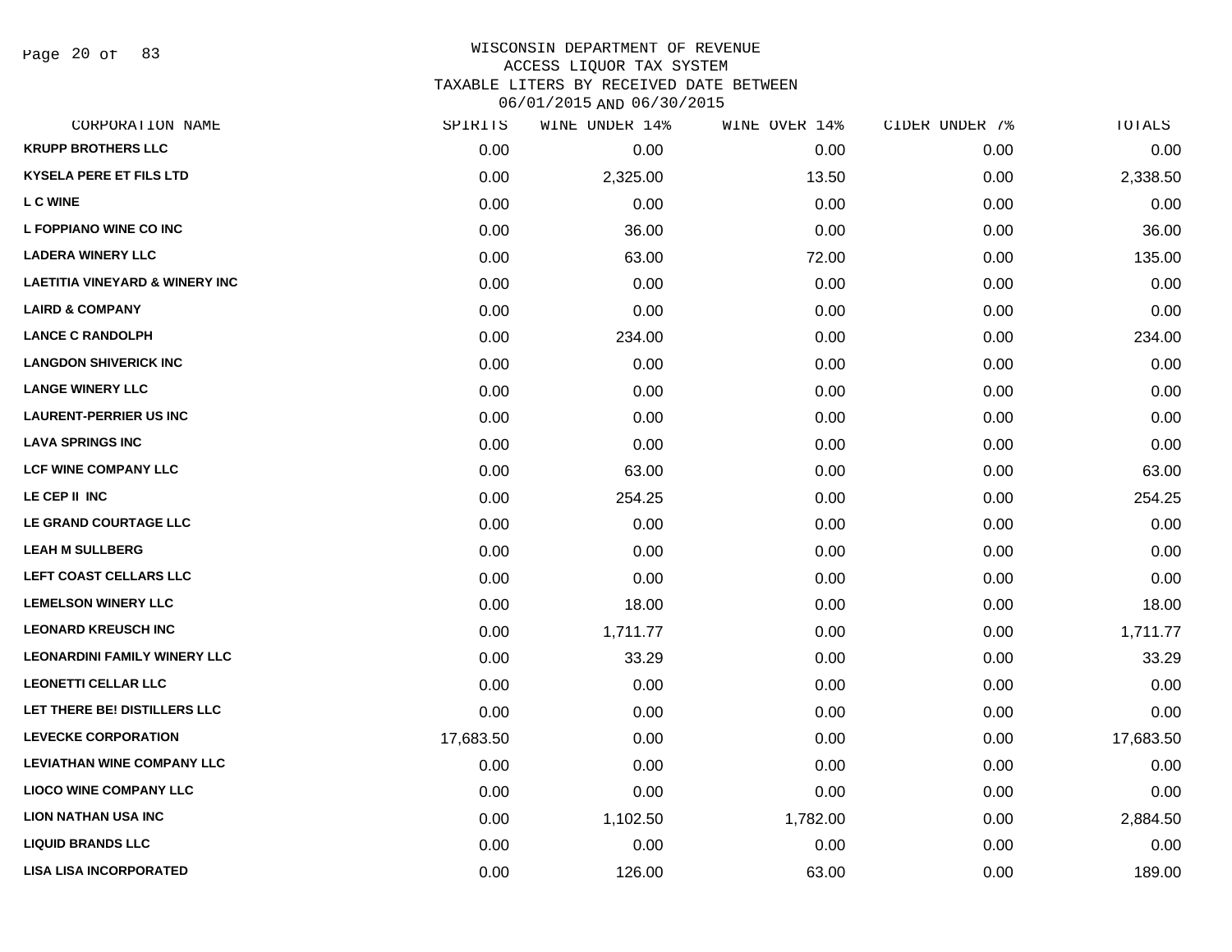# WISCONSIN DEPARTMENT OF REVENUE
## ACCESS LIQUOR TAX SYSTEM
## TAXABLE LITERS BY RECEIVED DATE BETWEEN 06/01/2015 AND 06/30/2015

| CORPORATION NAME | SPIRITS | WINE UNDER 14% | WINE OVER 14% | CIDER UNDER 7% | TOTALS |
|---|---|---|---|---|---|
| KRUPP BROTHERS LLC | 0.00 | 0.00 | 0.00 | 0.00 | 0.00 |
| KYSELA PERE ET FILS LTD | 0.00 | 2,325.00 | 13.50 | 0.00 | 2,338.50 |
| L C WINE | 0.00 | 0.00 | 0.00 | 0.00 | 0.00 |
| L FOPPIANO WINE CO INC | 0.00 | 36.00 | 0.00 | 0.00 | 36.00 |
| LADERA WINERY LLC | 0.00 | 63.00 | 72.00 | 0.00 | 135.00 |
| LAETITIA VINEYARD & WINERY INC | 0.00 | 0.00 | 0.00 | 0.00 | 0.00 |
| LAIRD & COMPANY | 0.00 | 0.00 | 0.00 | 0.00 | 0.00 |
| LANCE C RANDOLPH | 0.00 | 234.00 | 0.00 | 0.00 | 234.00 |
| LANGDON SHIVERICK INC | 0.00 | 0.00 | 0.00 | 0.00 | 0.00 |
| LANGE WINERY LLC | 0.00 | 0.00 | 0.00 | 0.00 | 0.00 |
| LAURENT-PERRIER US INC | 0.00 | 0.00 | 0.00 | 0.00 | 0.00 |
| LAVA SPRINGS INC | 0.00 | 0.00 | 0.00 | 0.00 | 0.00 |
| LCF WINE COMPANY LLC | 0.00 | 63.00 | 0.00 | 0.00 | 63.00 |
| LE CEP II INC | 0.00 | 254.25 | 0.00 | 0.00 | 254.25 |
| LE GRAND COURTAGE LLC | 0.00 | 0.00 | 0.00 | 0.00 | 0.00 |
| LEAH M SULLBERG | 0.00 | 0.00 | 0.00 | 0.00 | 0.00 |
| LEFT COAST CELLARS LLC | 0.00 | 0.00 | 0.00 | 0.00 | 0.00 |
| LEMELSON WINERY LLC | 0.00 | 18.00 | 0.00 | 0.00 | 18.00 |
| LEONARD KREUSCH INC | 0.00 | 1,711.77 | 0.00 | 0.00 | 1,711.77 |
| LEONARDINI FAMILY WINERY LLC | 0.00 | 33.29 | 0.00 | 0.00 | 33.29 |
| LEONETTI CELLAR LLC | 0.00 | 0.00 | 0.00 | 0.00 | 0.00 |
| LET THERE BE! DISTILLERS LLC | 0.00 | 0.00 | 0.00 | 0.00 | 0.00 |
| LEVECKE CORPORATION | 17,683.50 | 0.00 | 0.00 | 0.00 | 17,683.50 |
| LEVIATHAN WINE COMPANY LLC | 0.00 | 0.00 | 0.00 | 0.00 | 0.00 |
| LIOCO WINE COMPANY LLC | 0.00 | 0.00 | 0.00 | 0.00 | 0.00 |
| LION NATHAN USA INC | 0.00 | 1,102.50 | 1,782.00 | 0.00 | 2,884.50 |
| LIQUID BRANDS LLC | 0.00 | 0.00 | 0.00 | 0.00 | 0.00 |
| LISA LISA INCORPORATED | 0.00 | 126.00 | 63.00 | 0.00 | 189.00 |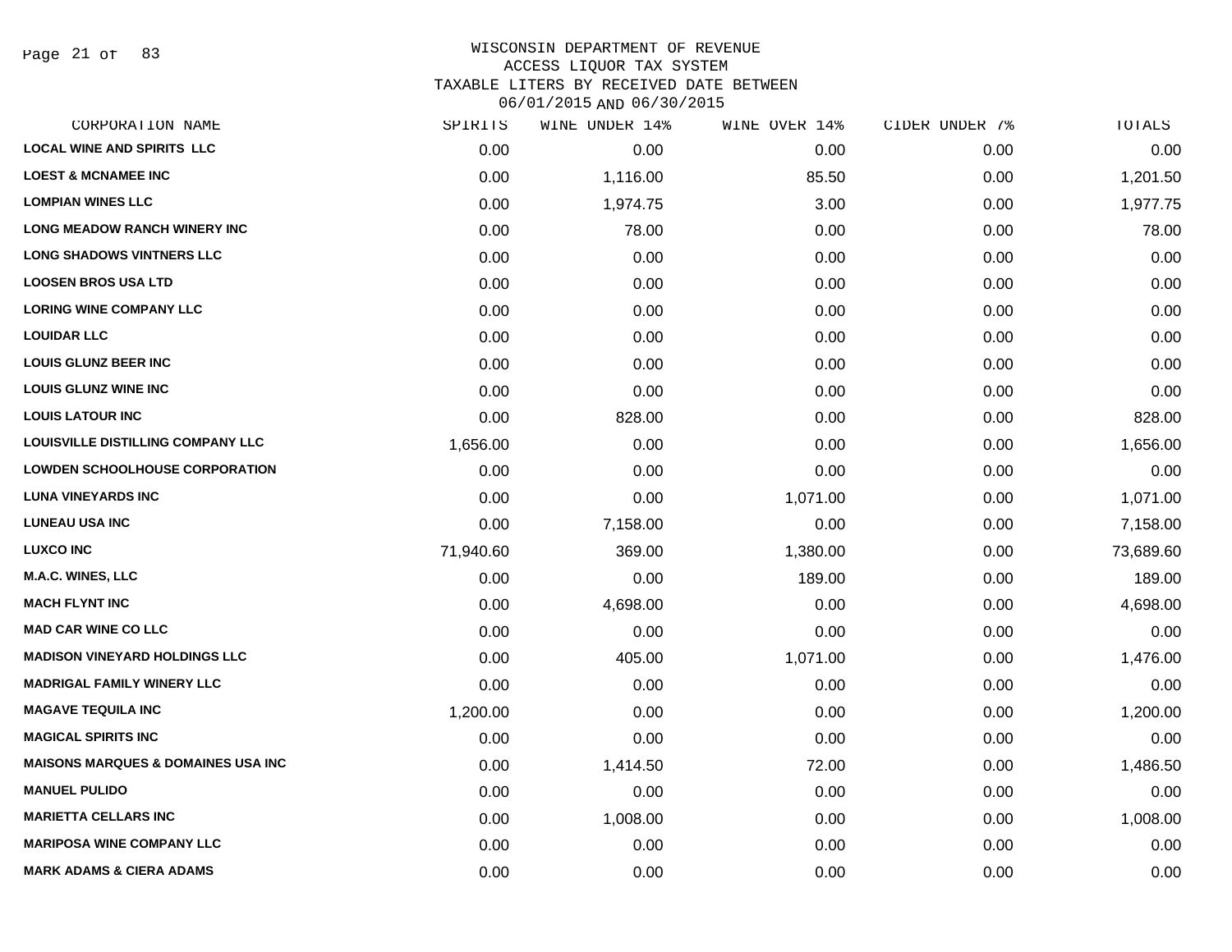WISCONSIN DEPARTMENT OF REVENUE
ACCESS LIQUOR TAX SYSTEM
TAXABLE LITERS BY RECEIVED DATE BETWEEN
06/01/2015 AND 06/30/2015

| CORPORATION NAME | SPIRITS | WINE UNDER 14% | WINE OVER 14% | CIDER UNDER 7% | TOTALS |
|---|---|---|---|---|---|
| LOCAL WINE AND SPIRITS LLC | 0.00 | 0.00 | 0.00 | 0.00 | 0.00 |
| LOEST & MCNAMEE INC | 0.00 | 1,116.00 | 85.50 | 0.00 | 1,201.50 |
| LOMPIAN WINES LLC | 0.00 | 1,974.75 | 3.00 | 0.00 | 1,977.75 |
| LONG MEADOW RANCH WINERY INC | 0.00 | 78.00 | 0.00 | 0.00 | 78.00 |
| LONG SHADOWS VINTNERS LLC | 0.00 | 0.00 | 0.00 | 0.00 | 0.00 |
| LOOSEN BROS USA LTD | 0.00 | 0.00 | 0.00 | 0.00 | 0.00 |
| LORING WINE COMPANY LLC | 0.00 | 0.00 | 0.00 | 0.00 | 0.00 |
| LOUIDAR LLC | 0.00 | 0.00 | 0.00 | 0.00 | 0.00 |
| LOUIS GLUNZ BEER INC | 0.00 | 0.00 | 0.00 | 0.00 | 0.00 |
| LOUIS GLUNZ WINE INC | 0.00 | 0.00 | 0.00 | 0.00 | 0.00 |
| LOUIS LATOUR INC | 0.00 | 828.00 | 0.00 | 0.00 | 828.00 |
| LOUISVILLE DISTILLING COMPANY LLC | 1,656.00 | 0.00 | 0.00 | 0.00 | 1,656.00 |
| LOWDEN SCHOOLHOUSE CORPORATION | 0.00 | 0.00 | 0.00 | 0.00 | 0.00 |
| LUNA VINEYARDS INC | 0.00 | 0.00 | 1,071.00 | 0.00 | 1,071.00 |
| LUNEAU USA INC | 0.00 | 7,158.00 | 0.00 | 0.00 | 7,158.00 |
| LUXCO INC | 71,940.60 | 369.00 | 1,380.00 | 0.00 | 73,689.60 |
| M.A.C. WINES, LLC | 0.00 | 0.00 | 189.00 | 0.00 | 189.00 |
| MACH FLYNT INC | 0.00 | 4,698.00 | 0.00 | 0.00 | 4,698.00 |
| MAD CAR WINE CO LLC | 0.00 | 0.00 | 0.00 | 0.00 | 0.00 |
| MADISON VINEYARD HOLDINGS LLC | 0.00 | 405.00 | 1,071.00 | 0.00 | 1,476.00 |
| MADRIGAL FAMILY WINERY LLC | 0.00 | 0.00 | 0.00 | 0.00 | 0.00 |
| MAGAVE TEQUILA INC | 1,200.00 | 0.00 | 0.00 | 0.00 | 1,200.00 |
| MAGICAL SPIRITS INC | 0.00 | 0.00 | 0.00 | 0.00 | 0.00 |
| MAISONS MARQUES & DOMAINES USA INC | 0.00 | 1,414.50 | 72.00 | 0.00 | 1,486.50 |
| MANUEL PULIDO | 0.00 | 0.00 | 0.00 | 0.00 | 0.00 |
| MARIETTA CELLARS INC | 0.00 | 1,008.00 | 0.00 | 0.00 | 1,008.00 |
| MARIPOSA WINE COMPANY LLC | 0.00 | 0.00 | 0.00 | 0.00 | 0.00 |
| MARK ADAMS & CIERA ADAMS | 0.00 | 0.00 | 0.00 | 0.00 | 0.00 |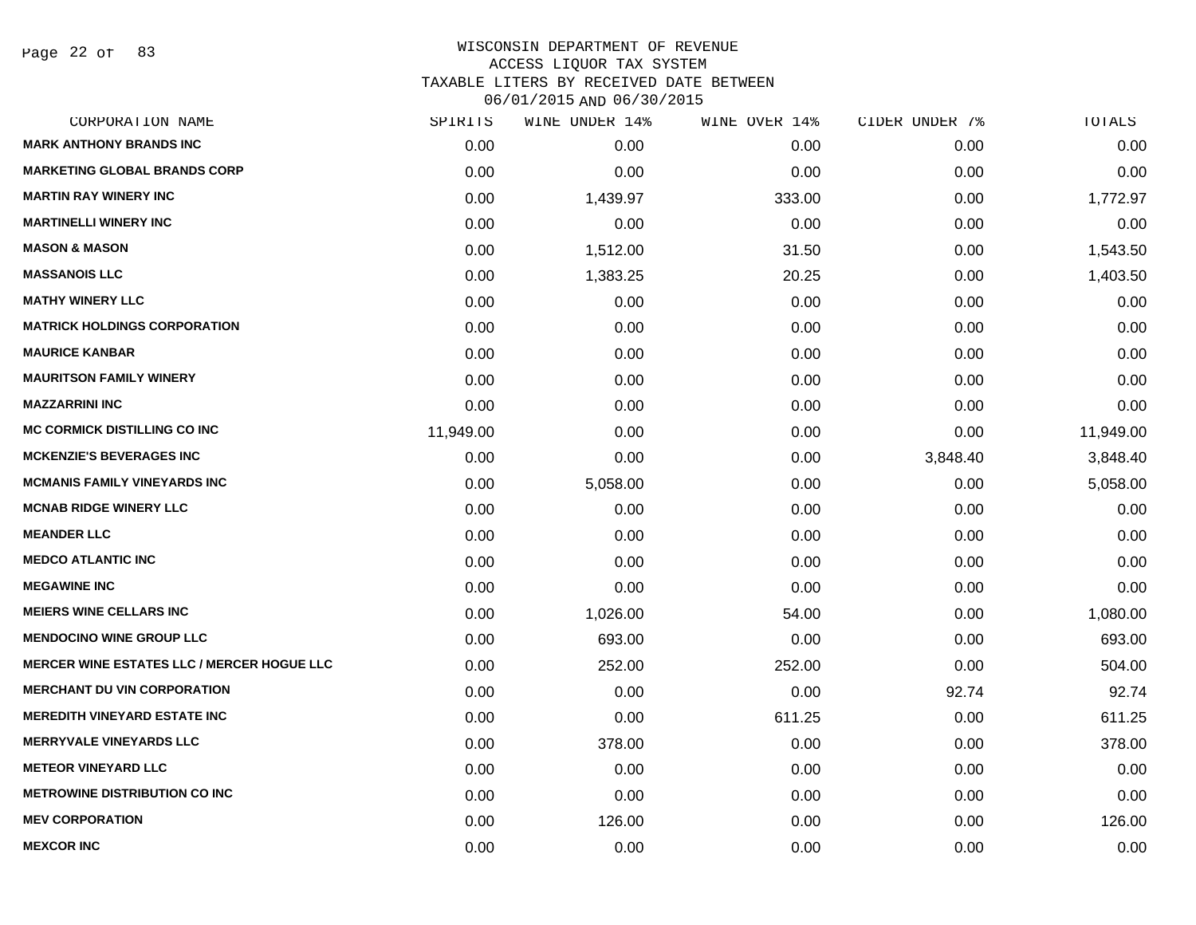WISCONSIN DEPARTMENT OF REVENUE
ACCESS LIQUOR TAX SYSTEM
TAXABLE LITERS BY RECEIVED DATE BETWEEN
06/01/2015 AND 06/30/2015

| CORPORATION NAME | SPIRITS | WINE UNDER 14% | WINE OVER 14% | CIDER UNDER 7% | TOTALS |
|---|---|---|---|---|---|
| MARK ANTHONY BRANDS INC | 0.00 | 0.00 | 0.00 | 0.00 | 0.00 |
| MARKETING GLOBAL BRANDS CORP | 0.00 | 0.00 | 0.00 | 0.00 | 0.00 |
| MARTIN RAY WINERY INC | 0.00 | 1,439.97 | 333.00 | 0.00 | 1,772.97 |
| MARTINELLI WINERY INC | 0.00 | 0.00 | 0.00 | 0.00 | 0.00 |
| MASON & MASON | 0.00 | 1,512.00 | 31.50 | 0.00 | 1,543.50 |
| MASSANOIS LLC | 0.00 | 1,383.25 | 20.25 | 0.00 | 1,403.50 |
| MATHY WINERY LLC | 0.00 | 0.00 | 0.00 | 0.00 | 0.00 |
| MATRICK HOLDINGS CORPORATION | 0.00 | 0.00 | 0.00 | 0.00 | 0.00 |
| MAURICE KANBAR | 0.00 | 0.00 | 0.00 | 0.00 | 0.00 |
| MAURITSON FAMILY WINERY | 0.00 | 0.00 | 0.00 | 0.00 | 0.00 |
| MAZZARRINI INC | 0.00 | 0.00 | 0.00 | 0.00 | 0.00 |
| MC CORMICK DISTILLING CO INC | 11,949.00 | 0.00 | 0.00 | 0.00 | 11,949.00 |
| MCKENZIE'S BEVERAGES INC | 0.00 | 0.00 | 0.00 | 3,848.40 | 3,848.40 |
| MCMANIS FAMILY VINEYARDS INC | 0.00 | 5,058.00 | 0.00 | 0.00 | 5,058.00 |
| MCNAB RIDGE WINERY LLC | 0.00 | 0.00 | 0.00 | 0.00 | 0.00 |
| MEANDER LLC | 0.00 | 0.00 | 0.00 | 0.00 | 0.00 |
| MEDCO ATLANTIC INC | 0.00 | 0.00 | 0.00 | 0.00 | 0.00 |
| MEGAWINE INC | 0.00 | 0.00 | 0.00 | 0.00 | 0.00 |
| MEIERS WINE CELLARS INC | 0.00 | 1,026.00 | 54.00 | 0.00 | 1,080.00 |
| MENDOCINO WINE GROUP LLC | 0.00 | 693.00 | 0.00 | 0.00 | 693.00 |
| MERCER WINE ESTATES LLC / MERCER HOGUE LLC | 0.00 | 252.00 | 252.00 | 0.00 | 504.00 |
| MERCHANT DU VIN CORPORATION | 0.00 | 0.00 | 0.00 | 92.74 | 92.74 |
| MEREDITH VINEYARD ESTATE INC | 0.00 | 0.00 | 611.25 | 0.00 | 611.25 |
| MERRYVALE VINEYARDS LLC | 0.00 | 378.00 | 0.00 | 0.00 | 378.00 |
| METEOR VINEYARD LLC | 0.00 | 0.00 | 0.00 | 0.00 | 0.00 |
| METROWINE DISTRIBUTION CO INC | 0.00 | 0.00 | 0.00 | 0.00 | 0.00 |
| MEV CORPORATION | 0.00 | 126.00 | 0.00 | 0.00 | 126.00 |
| MEXCOR INC | 0.00 | 0.00 | 0.00 | 0.00 | 0.00 |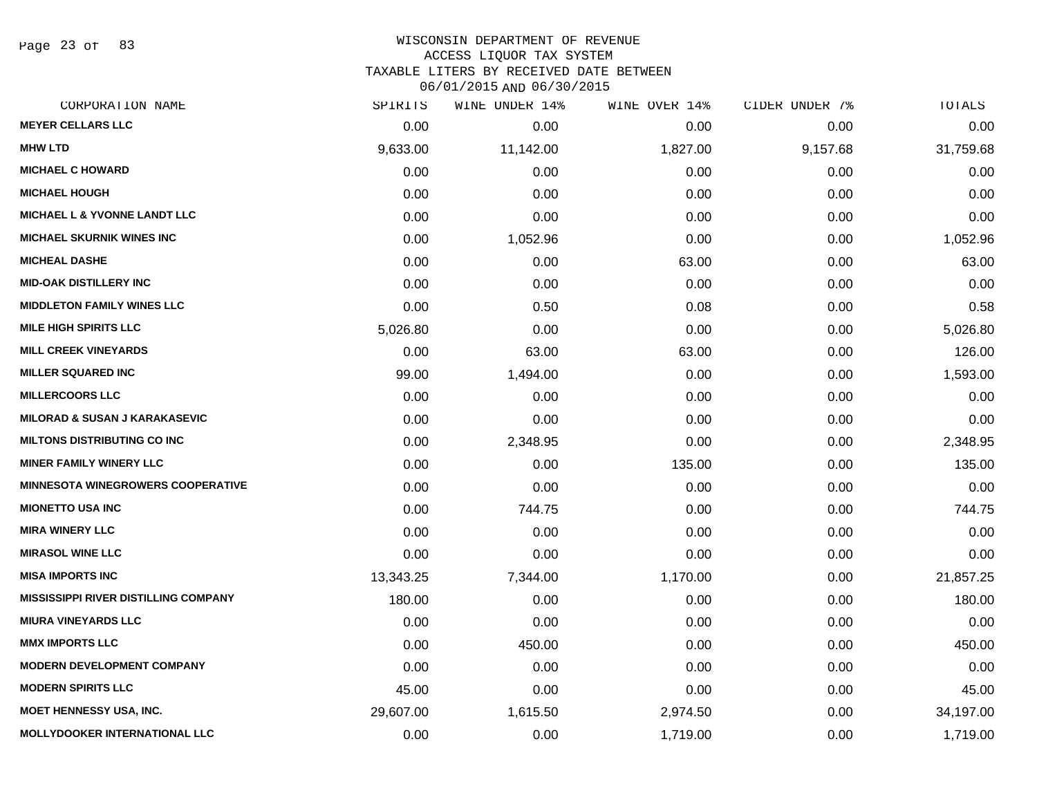# WISCONSIN DEPARTMENT OF REVENUE
## ACCESS LIQUOR TAX SYSTEM
### TAXABLE LITERS BY RECEIVED DATE BETWEEN 06/01/2015 AND 06/30/2015

| CORPORATION NAME | SPIRITS | WINE UNDER 14% | WINE OVER 14% | CIDER UNDER 7% | TOTALS |
|---|---|---|---|---|---|
| MEYER CELLARS LLC | 0.00 | 0.00 | 0.00 | 0.00 | 0.00 |
| MHW LTD | 9,633.00 | 11,142.00 | 1,827.00 | 9,157.68 | 31,759.68 |
| MICHAEL C HOWARD | 0.00 | 0.00 | 0.00 | 0.00 | 0.00 |
| MICHAEL HOUGH | 0.00 | 0.00 | 0.00 | 0.00 | 0.00 |
| MICHAEL L & YVONNE LANDT LLC | 0.00 | 0.00 | 0.00 | 0.00 | 0.00 |
| MICHAEL SKURNIK WINES INC | 0.00 | 1,052.96 | 0.00 | 0.00 | 1,052.96 |
| MICHEAL DASHE | 0.00 | 0.00 | 63.00 | 0.00 | 63.00 |
| MID-OAK DISTILLERY INC | 0.00 | 0.00 | 0.00 | 0.00 | 0.00 |
| MIDDLETON FAMILY WINES LLC | 0.00 | 0.50 | 0.08 | 0.00 | 0.58 |
| MILE HIGH SPIRITS LLC | 5,026.80 | 0.00 | 0.00 | 0.00 | 5,026.80 |
| MILL CREEK VINEYARDS | 0.00 | 63.00 | 63.00 | 0.00 | 126.00 |
| MILLER SQUARED INC | 99.00 | 1,494.00 | 0.00 | 0.00 | 1,593.00 |
| MILLERCOORS LLC | 0.00 | 0.00 | 0.00 | 0.00 | 0.00 |
| MILORAD & SUSAN J KARAKASEVIC | 0.00 | 0.00 | 0.00 | 0.00 | 0.00 |
| MILTONS DISTRIBUTING CO INC | 0.00 | 2,348.95 | 0.00 | 0.00 | 2,348.95 |
| MINER FAMILY WINERY LLC | 0.00 | 0.00 | 135.00 | 0.00 | 135.00 |
| MINNESOTA WINEGROWERS COOPERATIVE | 0.00 | 0.00 | 0.00 | 0.00 | 0.00 |
| MIONETTO USA INC | 0.00 | 744.75 | 0.00 | 0.00 | 744.75 |
| MIRA WINERY LLC | 0.00 | 0.00 | 0.00 | 0.00 | 0.00 |
| MIRASOL WINE LLC | 0.00 | 0.00 | 0.00 | 0.00 | 0.00 |
| MISA IMPORTS INC | 13,343.25 | 7,344.00 | 1,170.00 | 0.00 | 21,857.25 |
| MISSISSIPPI RIVER DISTILLING COMPANY | 180.00 | 0.00 | 0.00 | 0.00 | 180.00 |
| MIURA VINEYARDS LLC | 0.00 | 0.00 | 0.00 | 0.00 | 0.00 |
| MMX IMPORTS LLC | 0.00 | 450.00 | 0.00 | 0.00 | 450.00 |
| MODERN DEVELOPMENT COMPANY | 0.00 | 0.00 | 0.00 | 0.00 | 0.00 |
| MODERN SPIRITS LLC | 45.00 | 0.00 | 0.00 | 0.00 | 45.00 |
| MOET HENNESSY USA, INC. | 29,607.00 | 1,615.50 | 2,974.50 | 0.00 | 34,197.00 |
| MOLLYDOOKER INTERNATIONAL LLC | 0.00 | 0.00 | 1,719.00 | 0.00 | 1,719.00 |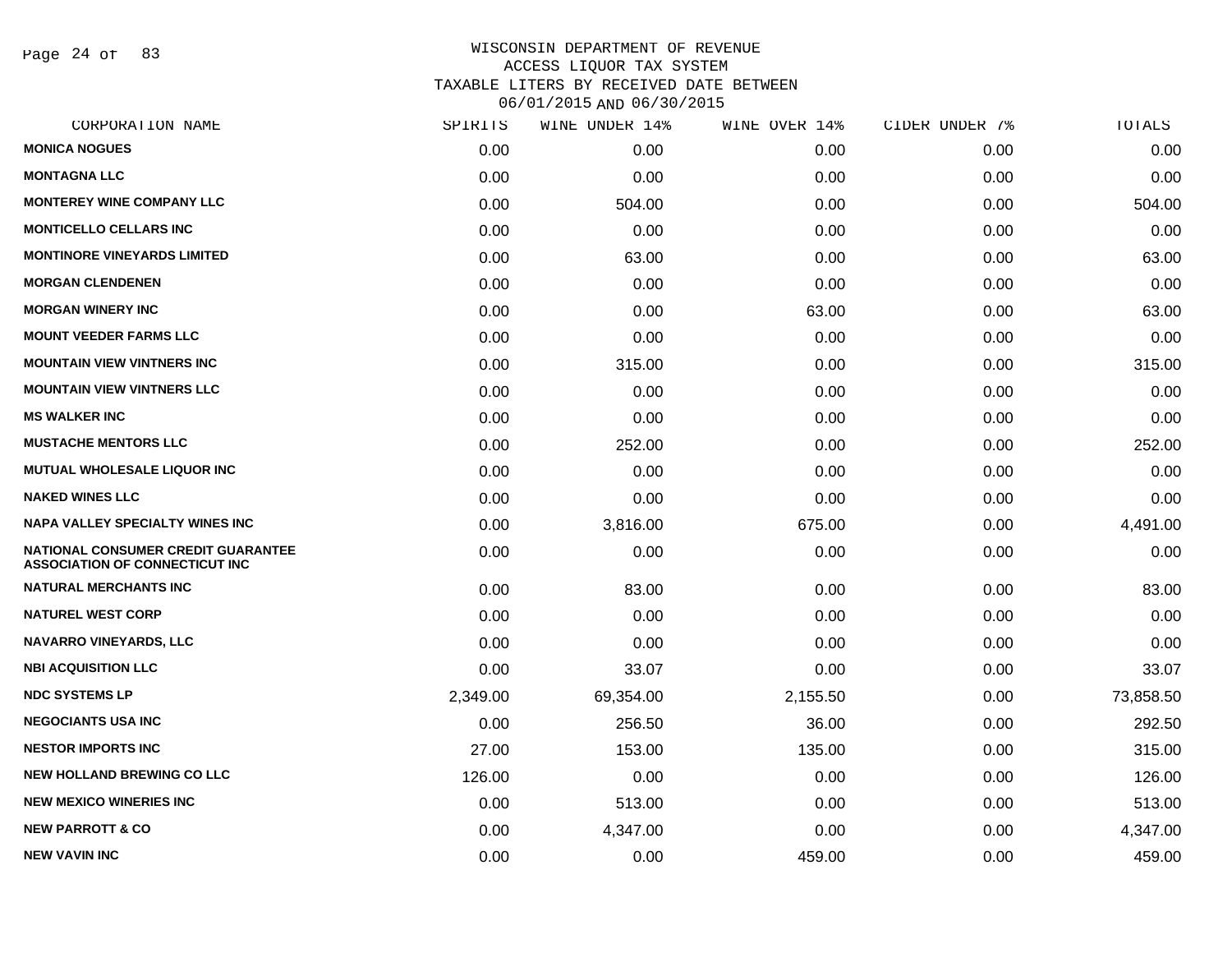# WISCONSIN DEPARTMENT OF REVENUE
## ACCESS LIQUOR TAX SYSTEM
## TAXABLE LITERS BY RECEIVED DATE BETWEEN 06/01/2015 AND 06/30/2015

| CORPORATION NAME | SPIRITS | WINE UNDER 14% | WINE OVER 14% | CIDER UNDER 7% | TOTALS |
|---|---|---|---|---|---|
| MONICA NOGUES | 0.00 | 0.00 | 0.00 | 0.00 | 0.00 |
| MONTAGNA LLC | 0.00 | 0.00 | 0.00 | 0.00 | 0.00 |
| MONTEREY WINE COMPANY LLC | 0.00 | 504.00 | 0.00 | 0.00 | 504.00 |
| MONTICELLO CELLARS INC | 0.00 | 0.00 | 0.00 | 0.00 | 0.00 |
| MONTINORE VINEYARDS LIMITED | 0.00 | 63.00 | 0.00 | 0.00 | 63.00 |
| MORGAN CLENDENEN | 0.00 | 0.00 | 0.00 | 0.00 | 0.00 |
| MORGAN WINERY INC | 0.00 | 0.00 | 63.00 | 0.00 | 63.00 |
| MOUNT VEEDER FARMS LLC | 0.00 | 0.00 | 0.00 | 0.00 | 0.00 |
| MOUNTAIN VIEW VINTNERS INC | 0.00 | 315.00 | 0.00 | 0.00 | 315.00 |
| MOUNTAIN VIEW VINTNERS LLC | 0.00 | 0.00 | 0.00 | 0.00 | 0.00 |
| MS WALKER INC | 0.00 | 0.00 | 0.00 | 0.00 | 0.00 |
| MUSTACHE MENTORS LLC | 0.00 | 252.00 | 0.00 | 0.00 | 252.00 |
| MUTUAL WHOLESALE LIQUOR INC | 0.00 | 0.00 | 0.00 | 0.00 | 0.00 |
| NAKED WINES LLC | 0.00 | 0.00 | 0.00 | 0.00 | 0.00 |
| NAPA VALLEY SPECIALTY WINES INC | 0.00 | 3,816.00 | 675.00 | 0.00 | 4,491.00 |
| NATIONAL CONSUMER CREDIT GUARANTEE ASSOCIATION OF CONNECTICUT INC | 0.00 | 0.00 | 0.00 | 0.00 | 0.00 |
| NATURAL MERCHANTS INC | 0.00 | 83.00 | 0.00 | 0.00 | 83.00 |
| NATUREL WEST CORP | 0.00 | 0.00 | 0.00 | 0.00 | 0.00 |
| NAVARRO VINEYARDS, LLC | 0.00 | 0.00 | 0.00 | 0.00 | 0.00 |
| NBI ACQUISITION LLC | 0.00 | 33.07 | 0.00 | 0.00 | 33.07 |
| NDC SYSTEMS LP | 2,349.00 | 69,354.00 | 2,155.50 | 0.00 | 73,858.50 |
| NEGOCIANTS USA INC | 0.00 | 256.50 | 36.00 | 0.00 | 292.50 |
| NESTOR IMPORTS INC | 27.00 | 153.00 | 135.00 | 0.00 | 315.00 |
| NEW HOLLAND BREWING CO LLC | 126.00 | 0.00 | 0.00 | 0.00 | 126.00 |
| NEW MEXICO WINERIES INC | 0.00 | 513.00 | 0.00 | 0.00 | 513.00 |
| NEW PARROTT & CO | 0.00 | 4,347.00 | 0.00 | 0.00 | 4,347.00 |
| NEW VAVIN INC | 0.00 | 0.00 | 459.00 | 0.00 | 459.00 |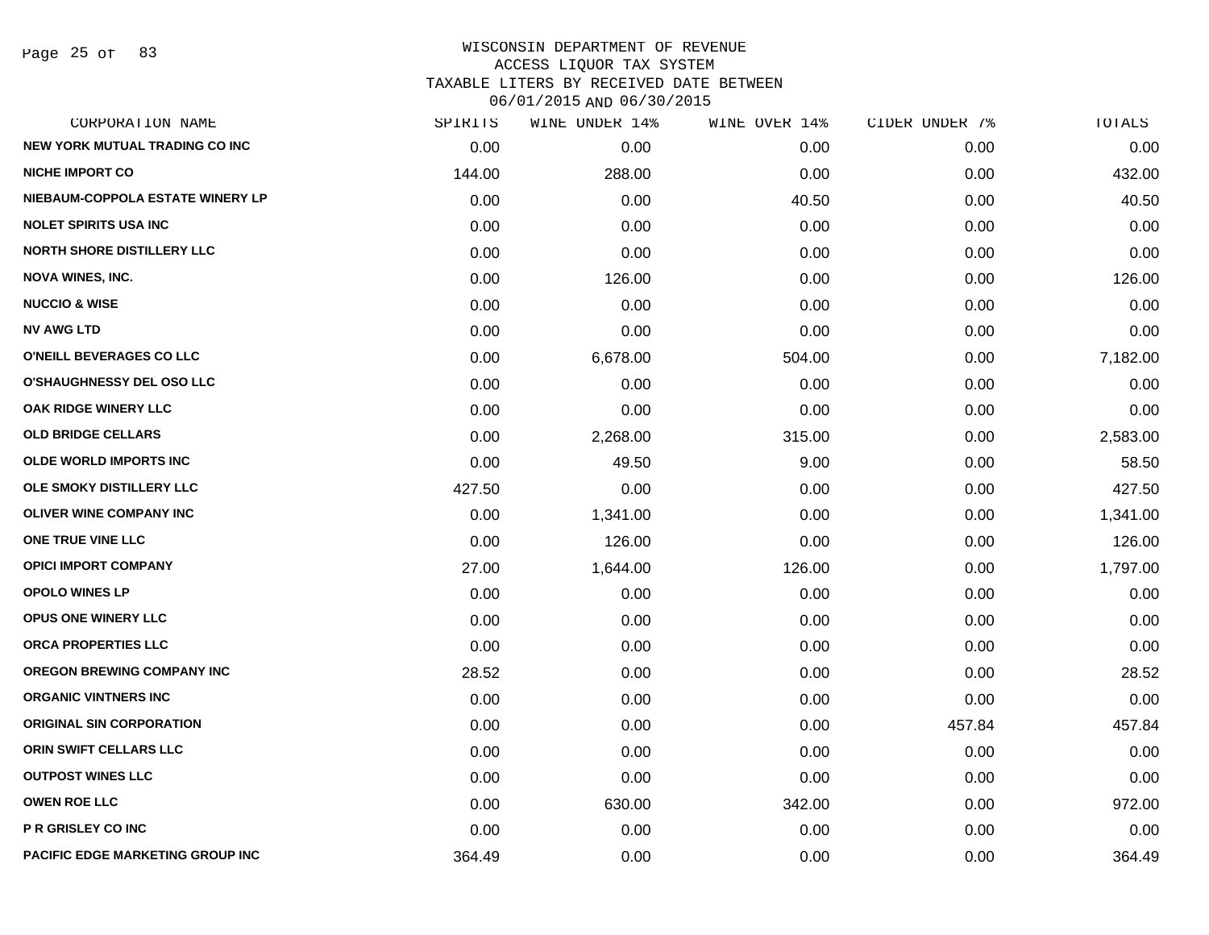# WISCONSIN DEPARTMENT OF REVENUE
## ACCESS LIQUOR TAX SYSTEM
## TAXABLE LITERS BY RECEIVED DATE BETWEEN 06/01/2015 AND 06/30/2015

| CORPORATION NAME | SPIRITS | WINE UNDER 14% | WINE OVER 14% | CIDER UNDER 7% | TOTALS |
|---|---|---|---|---|---|
| NEW YORK MUTUAL TRADING CO INC | 0.00 | 0.00 | 0.00 | 0.00 | 0.00 |
| NICHE IMPORT CO | 144.00 | 288.00 | 0.00 | 0.00 | 432.00 |
| NIEBAUM-COPPOLA ESTATE WINERY LP | 0.00 | 0.00 | 40.50 | 0.00 | 40.50 |
| NOLET SPIRITS USA INC | 0.00 | 0.00 | 0.00 | 0.00 | 0.00 |
| NORTH SHORE DISTILLERY LLC | 0.00 | 0.00 | 0.00 | 0.00 | 0.00 |
| NOVA WINES, INC. | 0.00 | 126.00 | 0.00 | 0.00 | 126.00 |
| NUCCIO & WISE | 0.00 | 0.00 | 0.00 | 0.00 | 0.00 |
| NV AWG LTD | 0.00 | 0.00 | 0.00 | 0.00 | 0.00 |
| O'NEILL BEVERAGES CO LLC | 0.00 | 6,678.00 | 504.00 | 0.00 | 7,182.00 |
| O'SHAUGHNESSY DEL OSO LLC | 0.00 | 0.00 | 0.00 | 0.00 | 0.00 |
| OAK RIDGE WINERY LLC | 0.00 | 0.00 | 0.00 | 0.00 | 0.00 |
| OLD BRIDGE CELLARS | 0.00 | 2,268.00 | 315.00 | 0.00 | 2,583.00 |
| OLDE WORLD IMPORTS INC | 0.00 | 49.50 | 9.00 | 0.00 | 58.50 |
| OLE SMOKY DISTILLERY LLC | 427.50 | 0.00 | 0.00 | 0.00 | 427.50 |
| OLIVER WINE COMPANY INC | 0.00 | 1,341.00 | 0.00 | 0.00 | 1,341.00 |
| ONE TRUE VINE LLC | 0.00 | 126.00 | 0.00 | 0.00 | 126.00 |
| OPICI IMPORT COMPANY | 27.00 | 1,644.00 | 126.00 | 0.00 | 1,797.00 |
| OPOLO WINES LP | 0.00 | 0.00 | 0.00 | 0.00 | 0.00 |
| OPUS ONE WINERY LLC | 0.00 | 0.00 | 0.00 | 0.00 | 0.00 |
| ORCA PROPERTIES LLC | 0.00 | 0.00 | 0.00 | 0.00 | 0.00 |
| OREGON BREWING COMPANY INC | 28.52 | 0.00 | 0.00 | 0.00 | 28.52 |
| ORGANIC VINTNERS INC | 0.00 | 0.00 | 0.00 | 0.00 | 0.00 |
| ORIGINAL SIN CORPORATION | 0.00 | 0.00 | 0.00 | 457.84 | 457.84 |
| ORIN SWIFT CELLARS LLC | 0.00 | 0.00 | 0.00 | 0.00 | 0.00 |
| OUTPOST WINES LLC | 0.00 | 0.00 | 0.00 | 0.00 | 0.00 |
| OWEN ROE LLC | 0.00 | 630.00 | 342.00 | 0.00 | 972.00 |
| P R GRISLEY CO INC | 0.00 | 0.00 | 0.00 | 0.00 | 0.00 |
| PACIFIC EDGE MARKETING GROUP INC | 364.49 | 0.00 | 0.00 | 0.00 | 364.49 |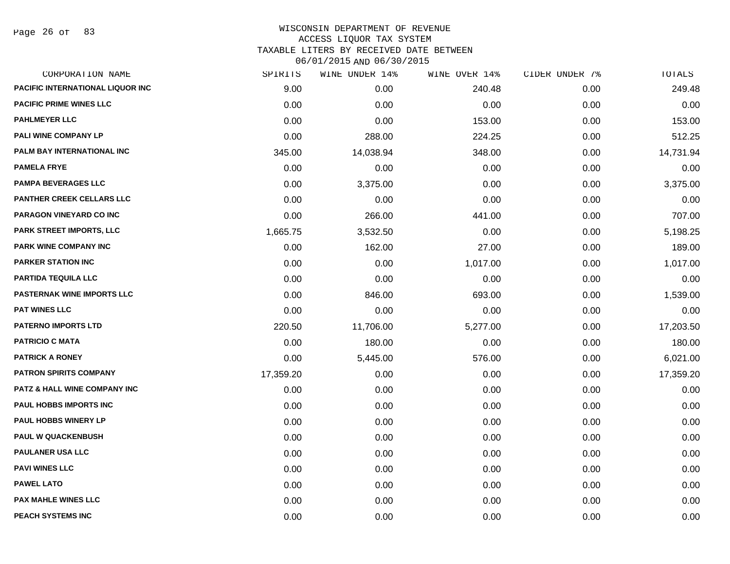WISCONSIN DEPARTMENT OF REVENUE
ACCESS LIQUOR TAX SYSTEM
TAXABLE LITERS BY RECEIVED DATE BETWEEN
06/01/2015 AND 06/30/2015

| CORPORATION NAME | SPIRITS | WINE UNDER 14% | WINE OVER 14% | CIDER UNDER 7% | TOTALS |
|---|---|---|---|---|---|
| PACIFIC INTERNATIONAL LIQUOR INC | 9.00 | 0.00 | 240.48 | 0.00 | 249.48 |
| PACIFIC PRIME WINES LLC | 0.00 | 0.00 | 0.00 | 0.00 | 0.00 |
| PAHLMEYER LLC | 0.00 | 0.00 | 153.00 | 0.00 | 153.00 |
| PALI WINE COMPANY LP | 0.00 | 288.00 | 224.25 | 0.00 | 512.25 |
| PALM BAY INTERNATIONAL INC | 345.00 | 14,038.94 | 348.00 | 0.00 | 14,731.94 |
| PAMELA FRYE | 0.00 | 0.00 | 0.00 | 0.00 | 0.00 |
| PAMPA BEVERAGES LLC | 0.00 | 3,375.00 | 0.00 | 0.00 | 3,375.00 |
| PANTHER CREEK CELLARS LLC | 0.00 | 0.00 | 0.00 | 0.00 | 0.00 |
| PARAGON VINEYARD CO INC | 0.00 | 266.00 | 441.00 | 0.00 | 707.00 |
| PARK STREET IMPORTS, LLC | 1,665.75 | 3,532.50 | 0.00 | 0.00 | 5,198.25 |
| PARK WINE COMPANY INC | 0.00 | 162.00 | 27.00 | 0.00 | 189.00 |
| PARKER STATION INC | 0.00 | 0.00 | 1,017.00 | 0.00 | 1,017.00 |
| PARTIDA TEQUILA LLC | 0.00 | 0.00 | 0.00 | 0.00 | 0.00 |
| PASTERNAK WINE IMPORTS LLC | 0.00 | 846.00 | 693.00 | 0.00 | 1,539.00 |
| PAT WINES LLC | 0.00 | 0.00 | 0.00 | 0.00 | 0.00 |
| PATERNO IMPORTS LTD | 220.50 | 11,706.00 | 5,277.00 | 0.00 | 17,203.50 |
| PATRICIO C MATA | 0.00 | 180.00 | 0.00 | 0.00 | 180.00 |
| PATRICK A RONEY | 0.00 | 5,445.00 | 576.00 | 0.00 | 6,021.00 |
| PATRON SPIRITS COMPANY | 17,359.20 | 0.00 | 0.00 | 0.00 | 17,359.20 |
| PATZ & HALL WINE COMPANY INC | 0.00 | 0.00 | 0.00 | 0.00 | 0.00 |
| PAUL HOBBS IMPORTS INC | 0.00 | 0.00 | 0.00 | 0.00 | 0.00 |
| PAUL HOBBS WINERY LP | 0.00 | 0.00 | 0.00 | 0.00 | 0.00 |
| PAUL W QUACKENBUSH | 0.00 | 0.00 | 0.00 | 0.00 | 0.00 |
| PAULANER USA LLC | 0.00 | 0.00 | 0.00 | 0.00 | 0.00 |
| PAVI WINES LLC | 0.00 | 0.00 | 0.00 | 0.00 | 0.00 |
| PAWEL LATO | 0.00 | 0.00 | 0.00 | 0.00 | 0.00 |
| PAX MAHLE WINES LLC | 0.00 | 0.00 | 0.00 | 0.00 | 0.00 |
| PEACH SYSTEMS INC | 0.00 | 0.00 | 0.00 | 0.00 | 0.00 |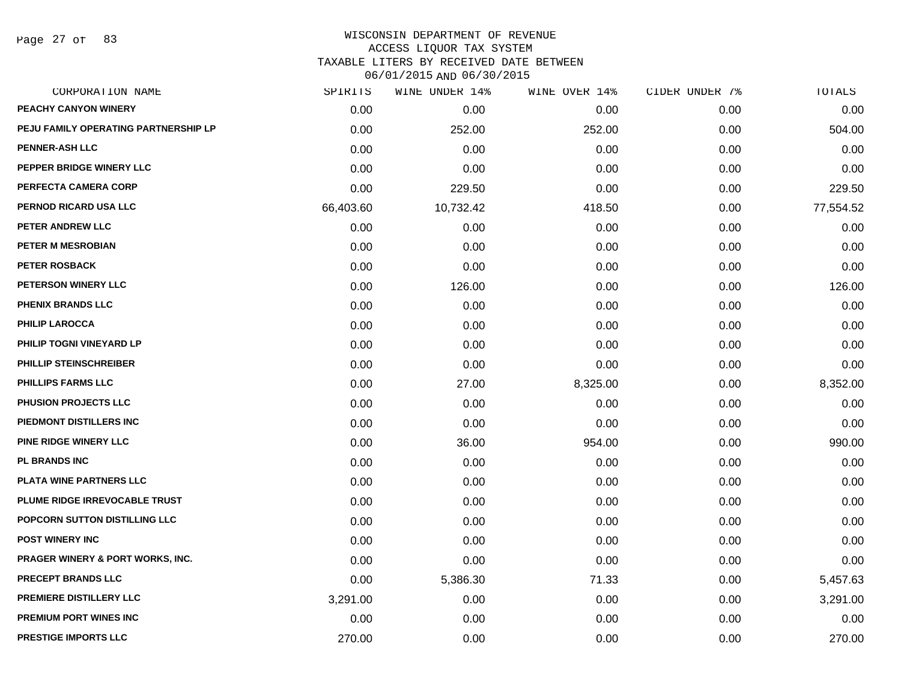WISCONSIN DEPARTMENT OF REVENUE
ACCESS LIQUOR TAX SYSTEM
TAXABLE LITERS BY RECEIVED DATE BETWEEN
06/01/2015 AND 06/30/2015

| CORPORATION NAME | SPIRITS | WINE UNDER 14% | WINE OVER 14% | CIDER UNDER 7% | TOTALS |
|---|---|---|---|---|---|
| PEACHY CANYON WINERY | 0.00 | 0.00 | 0.00 | 0.00 | 0.00 |
| PEJU FAMILY OPERATING PARTNERSHIP LP | 0.00 | 252.00 | 252.00 | 0.00 | 504.00 |
| PENNER-ASH LLC | 0.00 | 0.00 | 0.00 | 0.00 | 0.00 |
| PEPPER BRIDGE WINERY LLC | 0.00 | 0.00 | 0.00 | 0.00 | 0.00 |
| PERFECTA CAMERA CORP | 0.00 | 229.50 | 0.00 | 0.00 | 229.50 |
| PERNOD RICARD USA LLC | 66,403.60 | 10,732.42 | 418.50 | 0.00 | 77,554.52 |
| PETER ANDREW LLC | 0.00 | 0.00 | 0.00 | 0.00 | 0.00 |
| PETER M MESROBIAN | 0.00 | 0.00 | 0.00 | 0.00 | 0.00 |
| PETER ROSBACK | 0.00 | 0.00 | 0.00 | 0.00 | 0.00 |
| PETERSON WINERY LLC | 0.00 | 126.00 | 0.00 | 0.00 | 126.00 |
| PHENIX BRANDS LLC | 0.00 | 0.00 | 0.00 | 0.00 | 0.00 |
| PHILIP LAROCCA | 0.00 | 0.00 | 0.00 | 0.00 | 0.00 |
| PHILIP TOGNI VINEYARD LP | 0.00 | 0.00 | 0.00 | 0.00 | 0.00 |
| PHILLIP STEINSCHREIBER | 0.00 | 0.00 | 0.00 | 0.00 | 0.00 |
| PHILLIPS FARMS LLC | 0.00 | 27.00 | 8,325.00 | 0.00 | 8,352.00 |
| PHUSION PROJECTS LLC | 0.00 | 0.00 | 0.00 | 0.00 | 0.00 |
| PIEDMONT DISTILLERS INC | 0.00 | 0.00 | 0.00 | 0.00 | 0.00 |
| PINE RIDGE WINERY LLC | 0.00 | 36.00 | 954.00 | 0.00 | 990.00 |
| PL BRANDS INC | 0.00 | 0.00 | 0.00 | 0.00 | 0.00 |
| PLATA WINE PARTNERS LLC | 0.00 | 0.00 | 0.00 | 0.00 | 0.00 |
| PLUME RIDGE IRREVOCABLE TRUST | 0.00 | 0.00 | 0.00 | 0.00 | 0.00 |
| POPCORN SUTTON DISTILLING LLC | 0.00 | 0.00 | 0.00 | 0.00 | 0.00 |
| POST WINERY INC | 0.00 | 0.00 | 0.00 | 0.00 | 0.00 |
| PRAGER WINERY & PORT WORKS, INC. | 0.00 | 0.00 | 0.00 | 0.00 | 0.00 |
| PRECEPT BRANDS LLC | 0.00 | 5,386.30 | 71.33 | 0.00 | 5,457.63 |
| PREMIERE DISTILLERY LLC | 3,291.00 | 0.00 | 0.00 | 0.00 | 3,291.00 |
| PREMIUM PORT WINES INC | 0.00 | 0.00 | 0.00 | 0.00 | 0.00 |
| PRESTIGE IMPORTS LLC | 270.00 | 0.00 | 0.00 | 0.00 | 270.00 |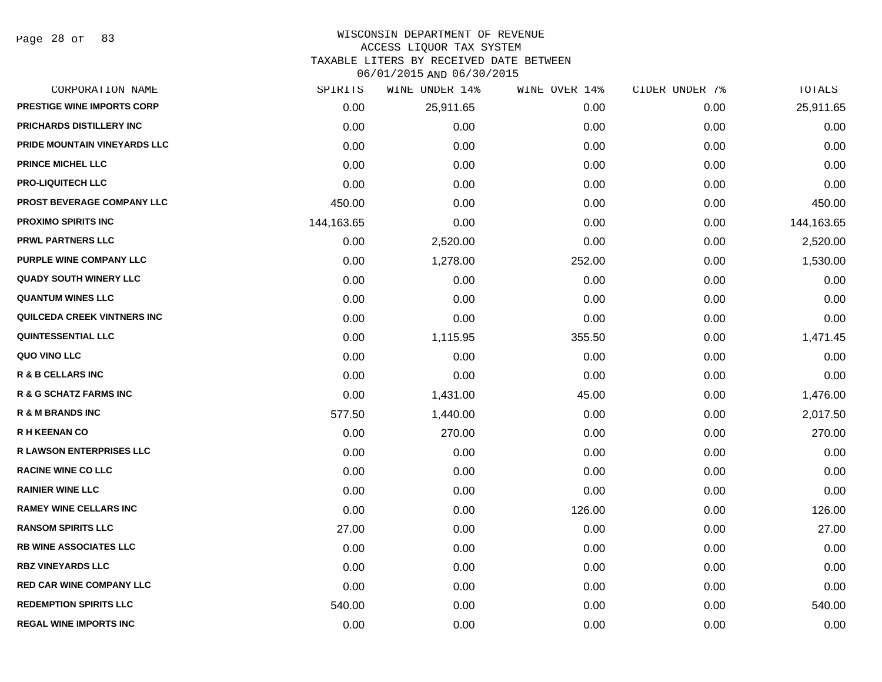WISCONSIN DEPARTMENT OF REVENUE
ACCESS LIQUOR TAX SYSTEM
TAXABLE LITERS BY RECEIVED DATE BETWEEN
06/01/2015 AND 06/30/2015

| CORPORATION NAME | SPIRITS | WINE UNDER 14% | WINE OVER 14% | CIDER UNDER 7% | TOTALS |
|---|---|---|---|---|---|
| PRESTIGE WINE IMPORTS CORP | 0.00 | 25,911.65 | 0.00 | 0.00 | 25,911.65 |
| PRICHARDS DISTILLERY INC | 0.00 | 0.00 | 0.00 | 0.00 | 0.00 |
| PRIDE MOUNTAIN VINEYARDS LLC | 0.00 | 0.00 | 0.00 | 0.00 | 0.00 |
| PRINCE MICHEL LLC | 0.00 | 0.00 | 0.00 | 0.00 | 0.00 |
| PRO-LIQUITECH LLC | 0.00 | 0.00 | 0.00 | 0.00 | 0.00 |
| PROST BEVERAGE COMPANY LLC | 450.00 | 0.00 | 0.00 | 0.00 | 450.00 |
| PROXIMO SPIRITS INC | 144,163.65 | 0.00 | 0.00 | 0.00 | 144,163.65 |
| PRWL PARTNERS LLC | 0.00 | 2,520.00 | 0.00 | 0.00 | 2,520.00 |
| PURPLE WINE COMPANY LLC | 0.00 | 1,278.00 | 252.00 | 0.00 | 1,530.00 |
| QUADY SOUTH WINERY LLC | 0.00 | 0.00 | 0.00 | 0.00 | 0.00 |
| QUANTUM WINES LLC | 0.00 | 0.00 | 0.00 | 0.00 | 0.00 |
| QUILCEDA CREEK VINTNERS INC | 0.00 | 0.00 | 0.00 | 0.00 | 0.00 |
| QUINTESSENTIAL LLC | 0.00 | 1,115.95 | 355.50 | 0.00 | 1,471.45 |
| QUO VINO LLC | 0.00 | 0.00 | 0.00 | 0.00 | 0.00 |
| R & B CELLARS INC | 0.00 | 0.00 | 0.00 | 0.00 | 0.00 |
| R & G SCHATZ FARMS INC | 0.00 | 1,431.00 | 45.00 | 0.00 | 1,476.00 |
| R & M BRANDS INC | 577.50 | 1,440.00 | 0.00 | 0.00 | 2,017.50 |
| R H KEENAN CO | 0.00 | 270.00 | 0.00 | 0.00 | 270.00 |
| R LAWSON ENTERPRISES LLC | 0.00 | 0.00 | 0.00 | 0.00 | 0.00 |
| RACINE WINE CO LLC | 0.00 | 0.00 | 0.00 | 0.00 | 0.00 |
| RAINIER WINE LLC | 0.00 | 0.00 | 0.00 | 0.00 | 0.00 |
| RAMEY WINE CELLARS INC | 0.00 | 0.00 | 126.00 | 0.00 | 126.00 |
| RANSOM SPIRITS LLC | 27.00 | 0.00 | 0.00 | 0.00 | 27.00 |
| RB WINE ASSOCIATES LLC | 0.00 | 0.00 | 0.00 | 0.00 | 0.00 |
| RBZ VINEYARDS LLC | 0.00 | 0.00 | 0.00 | 0.00 | 0.00 |
| RED CAR WINE COMPANY LLC | 0.00 | 0.00 | 0.00 | 0.00 | 0.00 |
| REDEMPTION SPIRITS LLC | 540.00 | 0.00 | 0.00 | 0.00 | 540.00 |
| REGAL WINE IMPORTS INC | 0.00 | 0.00 | 0.00 | 0.00 | 0.00 |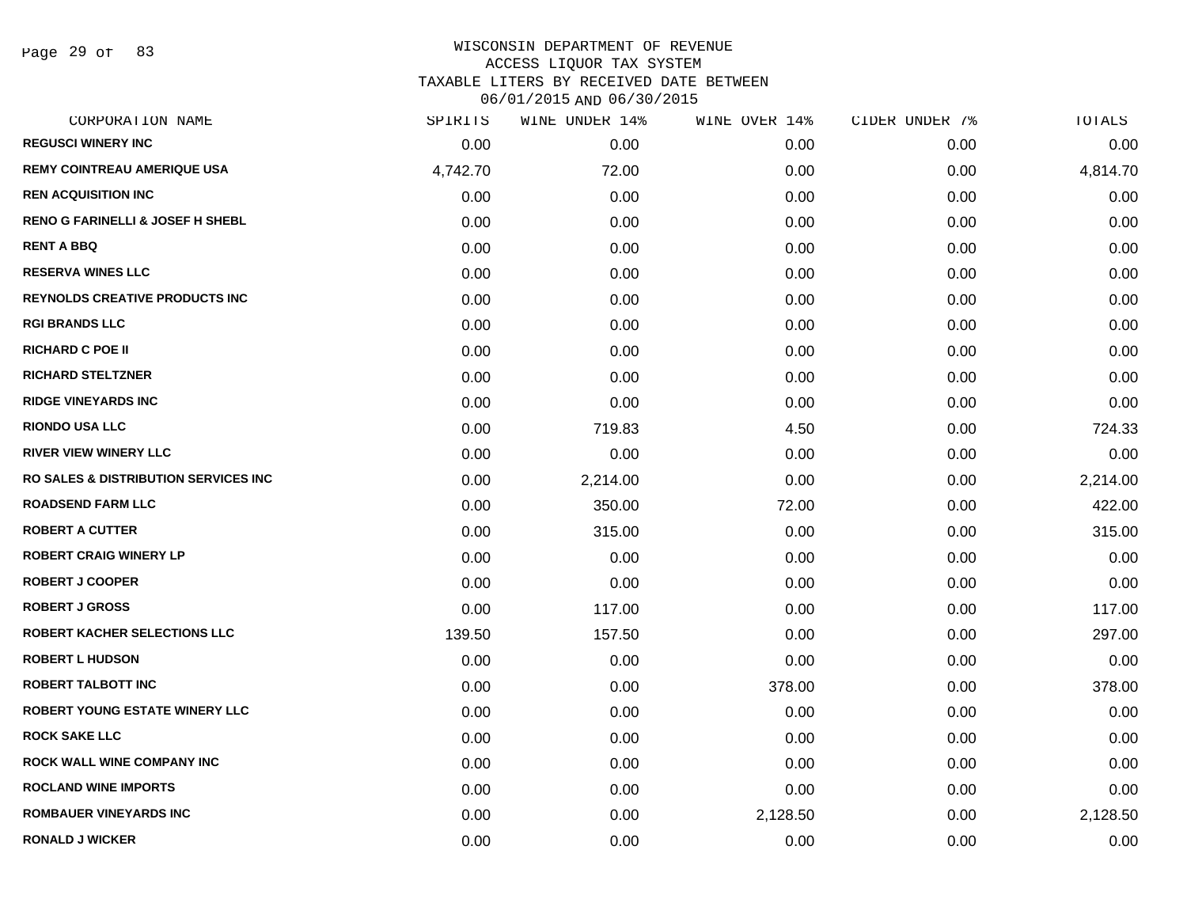WISCONSIN DEPARTMENT OF REVENUE
ACCESS LIQUOR TAX SYSTEM
TAXABLE LITERS BY RECEIVED DATE BETWEEN
06/01/2015 AND 06/30/2015

| CORPORATION NAME | SPIRITS | WINE UNDER 14% | WINE OVER 14% | CIDER UNDER 7% | TOTALS |
|---|---|---|---|---|---|
| REGUSCI WINERY INC | 0.00 | 0.00 | 0.00 | 0.00 | 0.00 |
| REMY COINTREAU AMERIQUE USA | 4,742.70 | 72.00 | 0.00 | 0.00 | 4,814.70 |
| REN ACQUISITION INC | 0.00 | 0.00 | 0.00 | 0.00 | 0.00 |
| RENO G FARINELLI & JOSEF H SHEBL | 0.00 | 0.00 | 0.00 | 0.00 | 0.00 |
| RENT A BBQ | 0.00 | 0.00 | 0.00 | 0.00 | 0.00 |
| RESERVA WINES LLC | 0.00 | 0.00 | 0.00 | 0.00 | 0.00 |
| REYNOLDS CREATIVE PRODUCTS INC | 0.00 | 0.00 | 0.00 | 0.00 | 0.00 |
| RGI BRANDS LLC | 0.00 | 0.00 | 0.00 | 0.00 | 0.00 |
| RICHARD C POE II | 0.00 | 0.00 | 0.00 | 0.00 | 0.00 |
| RICHARD STELTZNER | 0.00 | 0.00 | 0.00 | 0.00 | 0.00 |
| RIDGE VINEYARDS INC | 0.00 | 0.00 | 0.00 | 0.00 | 0.00 |
| RIONDO USA LLC | 0.00 | 719.83 | 4.50 | 0.00 | 724.33 |
| RIVER VIEW WINERY LLC | 0.00 | 0.00 | 0.00 | 0.00 | 0.00 |
| RO SALES & DISTRIBUTION SERVICES INC | 0.00 | 2,214.00 | 0.00 | 0.00 | 2,214.00 |
| ROADSEND FARM LLC | 0.00 | 350.00 | 72.00 | 0.00 | 422.00 |
| ROBERT A CUTTER | 0.00 | 315.00 | 0.00 | 0.00 | 315.00 |
| ROBERT CRAIG WINERY LP | 0.00 | 0.00 | 0.00 | 0.00 | 0.00 |
| ROBERT J COOPER | 0.00 | 0.00 | 0.00 | 0.00 | 0.00 |
| ROBERT J GROSS | 0.00 | 117.00 | 0.00 | 0.00 | 117.00 |
| ROBERT KACHER SELECTIONS LLC | 139.50 | 157.50 | 0.00 | 0.00 | 297.00 |
| ROBERT L HUDSON | 0.00 | 0.00 | 0.00 | 0.00 | 0.00 |
| ROBERT TALBOTT INC | 0.00 | 0.00 | 378.00 | 0.00 | 378.00 |
| ROBERT YOUNG ESTATE WINERY LLC | 0.00 | 0.00 | 0.00 | 0.00 | 0.00 |
| ROCK SAKE LLC | 0.00 | 0.00 | 0.00 | 0.00 | 0.00 |
| ROCK WALL WINE COMPANY INC | 0.00 | 0.00 | 0.00 | 0.00 | 0.00 |
| ROCLAND WINE IMPORTS | 0.00 | 0.00 | 0.00 | 0.00 | 0.00 |
| ROMBAUER VINEYARDS INC | 0.00 | 0.00 | 2,128.50 | 0.00 | 2,128.50 |
| RONALD J WICKER | 0.00 | 0.00 | 0.00 | 0.00 | 0.00 |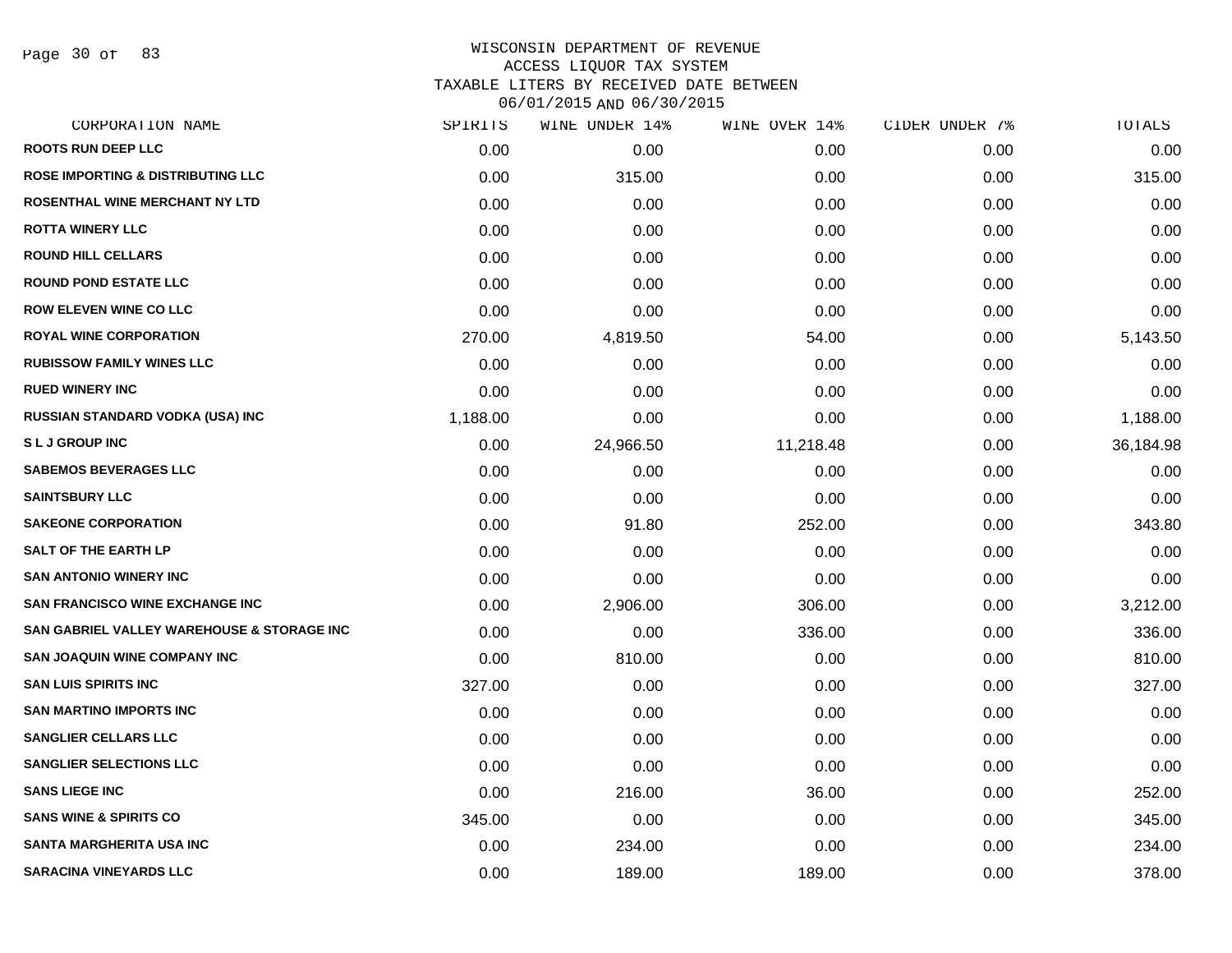# WISCONSIN DEPARTMENT OF REVENUE
## ACCESS LIQUOR TAX SYSTEM
## TAXABLE LITERS BY RECEIVED DATE BETWEEN 06/01/2015 AND 06/30/2015

| CORPORATION NAME | SPIRITS | WINE UNDER 14% | WINE OVER 14% | CIDER UNDER 7% | TOTALS |
|---|---|---|---|---|---|
| ROOTS RUN DEEP LLC | 0.00 | 0.00 | 0.00 | 0.00 | 0.00 |
| ROSE IMPORTING & DISTRIBUTING LLC | 0.00 | 315.00 | 0.00 | 0.00 | 315.00 |
| ROSENTHAL WINE MERCHANT NY LTD | 0.00 | 0.00 | 0.00 | 0.00 | 0.00 |
| ROTTA WINERY LLC | 0.00 | 0.00 | 0.00 | 0.00 | 0.00 |
| ROUND HILL CELLARS | 0.00 | 0.00 | 0.00 | 0.00 | 0.00 |
| ROUND POND ESTATE LLC | 0.00 | 0.00 | 0.00 | 0.00 | 0.00 |
| ROW ELEVEN WINE CO LLC | 0.00 | 0.00 | 0.00 | 0.00 | 0.00 |
| ROYAL WINE CORPORATION | 270.00 | 4,819.50 | 54.00 | 0.00 | 5,143.50 |
| RUBISSOW FAMILY WINES LLC | 0.00 | 0.00 | 0.00 | 0.00 | 0.00 |
| RUED WINERY INC | 0.00 | 0.00 | 0.00 | 0.00 | 0.00 |
| RUSSIAN STANDARD VODKA (USA) INC | 1,188.00 | 0.00 | 0.00 | 0.00 | 1,188.00 |
| S L J GROUP INC | 0.00 | 24,966.50 | 11,218.48 | 0.00 | 36,184.98 |
| SABEMOS BEVERAGES LLC | 0.00 | 0.00 | 0.00 | 0.00 | 0.00 |
| SAINTSBURY LLC | 0.00 | 0.00 | 0.00 | 0.00 | 0.00 |
| SAKEONE CORPORATION | 0.00 | 91.80 | 252.00 | 0.00 | 343.80 |
| SALT OF THE EARTH LP | 0.00 | 0.00 | 0.00 | 0.00 | 0.00 |
| SAN ANTONIO WINERY INC | 0.00 | 0.00 | 0.00 | 0.00 | 0.00 |
| SAN FRANCISCO WINE EXCHANGE INC | 0.00 | 2,906.00 | 306.00 | 0.00 | 3,212.00 |
| SAN GABRIEL VALLEY WAREHOUSE & STORAGE INC | 0.00 | 0.00 | 336.00 | 0.00 | 336.00 |
| SAN JOAQUIN WINE COMPANY INC | 0.00 | 810.00 | 0.00 | 0.00 | 810.00 |
| SAN LUIS SPIRITS INC | 327.00 | 0.00 | 0.00 | 0.00 | 327.00 |
| SAN MARTINO IMPORTS INC | 0.00 | 0.00 | 0.00 | 0.00 | 0.00 |
| SANGLIER CELLARS LLC | 0.00 | 0.00 | 0.00 | 0.00 | 0.00 |
| SANGLIER SELECTIONS LLC | 0.00 | 0.00 | 0.00 | 0.00 | 0.00 |
| SANS LIEGE INC | 0.00 | 216.00 | 36.00 | 0.00 | 252.00 |
| SANS WINE & SPIRITS CO | 345.00 | 0.00 | 0.00 | 0.00 | 345.00 |
| SANTA MARGHERITA USA INC | 0.00 | 234.00 | 0.00 | 0.00 | 234.00 |
| SARACINA VINEYARDS LLC | 0.00 | 189.00 | 189.00 | 0.00 | 378.00 |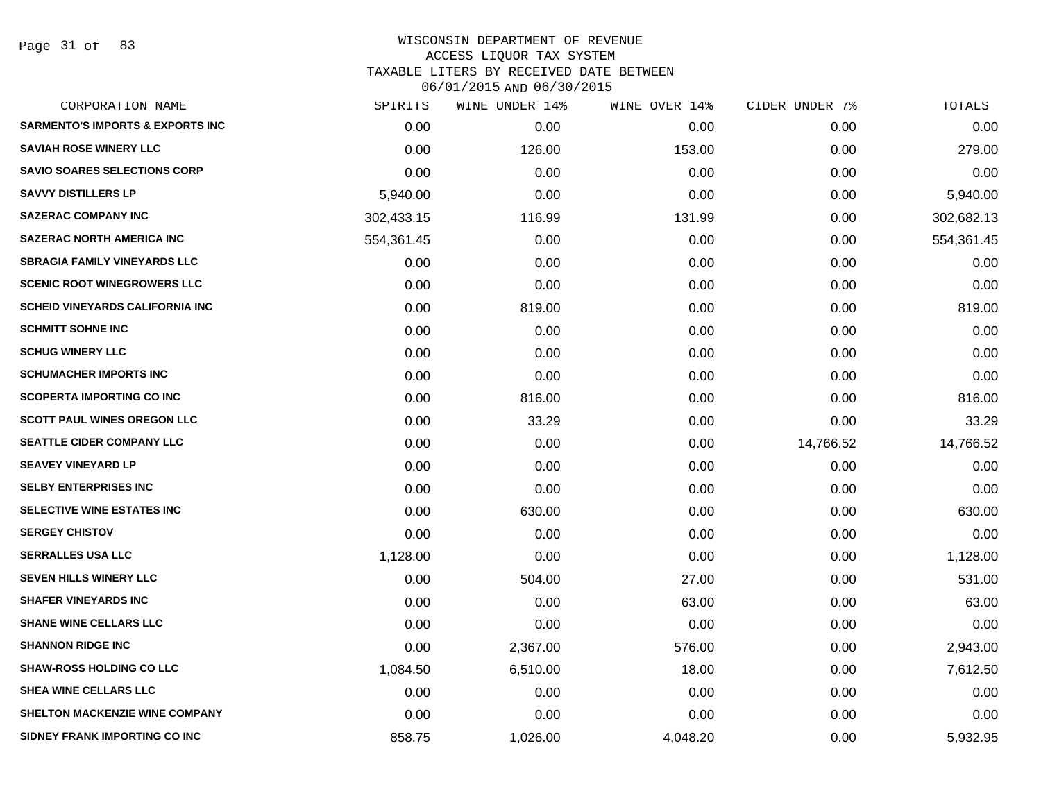WISCONSIN DEPARTMENT OF REVENUE
ACCESS LIQUOR TAX SYSTEM
TAXABLE LITERS BY RECEIVED DATE BETWEEN
06/01/2015 AND 06/30/2015

| CORPORATION NAME | SPIRITS | WINE UNDER 14% | WINE OVER 14% | CIDER UNDER 7% | TOTALS |
|---|---|---|---|---|---|
| SARMENTO'S IMPORTS & EXPORTS INC | 0.00 | 0.00 | 0.00 | 0.00 | 0.00 |
| SAVIAH ROSE WINERY LLC | 0.00 | 126.00 | 153.00 | 0.00 | 279.00 |
| SAVIO SOARES SELECTIONS CORP | 0.00 | 0.00 | 0.00 | 0.00 | 0.00 |
| SAVVY DISTILLERS LP | 5,940.00 | 0.00 | 0.00 | 0.00 | 5,940.00 |
| SAZERAC COMPANY INC | 302,433.15 | 116.99 | 131.99 | 0.00 | 302,682.13 |
| SAZERAC NORTH AMERICA INC | 554,361.45 | 0.00 | 0.00 | 0.00 | 554,361.45 |
| SBRAGIA FAMILY VINEYARDS LLC | 0.00 | 0.00 | 0.00 | 0.00 | 0.00 |
| SCENIC ROOT WINEGROWERS LLC | 0.00 | 0.00 | 0.00 | 0.00 | 0.00 |
| SCHEID VINEYARDS CALIFORNIA INC | 0.00 | 819.00 | 0.00 | 0.00 | 819.00 |
| SCHMITT SOHNE INC | 0.00 | 0.00 | 0.00 | 0.00 | 0.00 |
| SCHUG WINERY LLC | 0.00 | 0.00 | 0.00 | 0.00 | 0.00 |
| SCHUMACHER IMPORTS INC | 0.00 | 0.00 | 0.00 | 0.00 | 0.00 |
| SCOPERTA IMPORTING CO INC | 0.00 | 816.00 | 0.00 | 0.00 | 816.00 |
| SCOTT PAUL WINES OREGON LLC | 0.00 | 33.29 | 0.00 | 0.00 | 33.29 |
| SEATTLE CIDER COMPANY LLC | 0.00 | 0.00 | 0.00 | 14,766.52 | 14,766.52 |
| SEAVEY VINEYARD LP | 0.00 | 0.00 | 0.00 | 0.00 | 0.00 |
| SELBY ENTERPRISES INC | 0.00 | 0.00 | 0.00 | 0.00 | 0.00 |
| SELECTIVE WINE ESTATES INC | 0.00 | 630.00 | 0.00 | 0.00 | 630.00 |
| SERGEY CHISTOV | 0.00 | 0.00 | 0.00 | 0.00 | 0.00 |
| SERRALLES USA LLC | 1,128.00 | 0.00 | 0.00 | 0.00 | 1,128.00 |
| SEVEN HILLS WINERY LLC | 0.00 | 504.00 | 27.00 | 0.00 | 531.00 |
| SHAFER VINEYARDS INC | 0.00 | 0.00 | 63.00 | 0.00 | 63.00 |
| SHANE WINE CELLARS LLC | 0.00 | 0.00 | 0.00 | 0.00 | 0.00 |
| SHANNON RIDGE INC | 0.00 | 2,367.00 | 576.00 | 0.00 | 2,943.00 |
| SHAW-ROSS HOLDING CO LLC | 1,084.50 | 6,510.00 | 18.00 | 0.00 | 7,612.50 |
| SHEA WINE CELLARS LLC | 0.00 | 0.00 | 0.00 | 0.00 | 0.00 |
| SHELTON MACKENZIE WINE COMPANY | 0.00 | 0.00 | 0.00 | 0.00 | 0.00 |
| SIDNEY FRANK IMPORTING CO INC | 858.75 | 1,026.00 | 4,048.20 | 0.00 | 5,932.95 |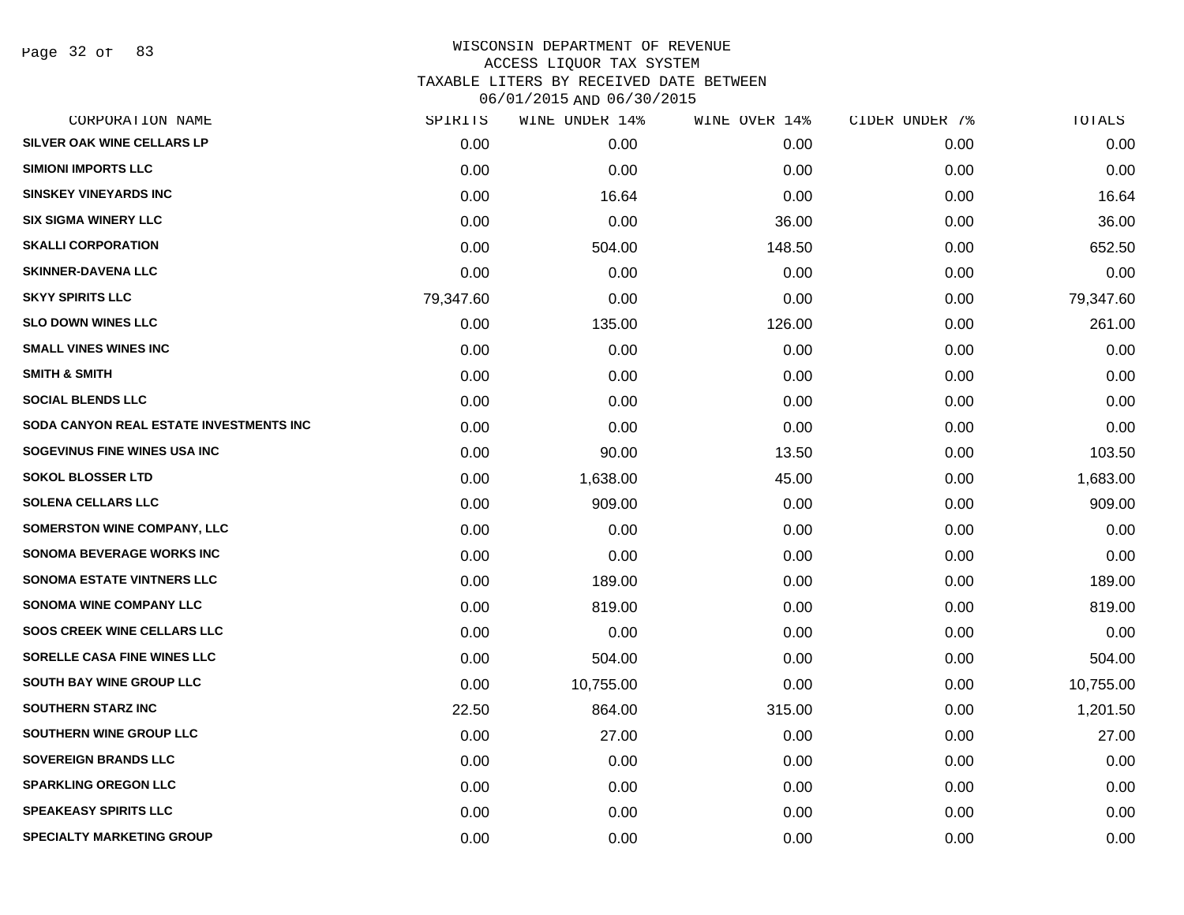# WISCONSIN DEPARTMENT OF REVENUE
## ACCESS LIQUOR TAX SYSTEM
### TAXABLE LITERS BY RECEIVED DATE BETWEEN 06/01/2015 AND 06/30/2015

| CORPORATION NAME | SPIRITS | WINE UNDER 14% | WINE OVER 14% | CIDER UNDER 7% | TOTALS |
|---|---|---|---|---|---|
| SILVER OAK WINE CELLARS LP | 0.00 | 0.00 | 0.00 | 0.00 | 0.00 |
| SIMIONI IMPORTS LLC | 0.00 | 0.00 | 0.00 | 0.00 | 0.00 |
| SINSKEY VINEYARDS INC | 0.00 | 16.64 | 0.00 | 0.00 | 16.64 |
| SIX SIGMA WINERY LLC | 0.00 | 0.00 | 36.00 | 0.00 | 36.00 |
| SKALLI CORPORATION | 0.00 | 504.00 | 148.50 | 0.00 | 652.50 |
| SKINNER-DAVENA LLC | 0.00 | 0.00 | 0.00 | 0.00 | 0.00 |
| SKYY SPIRITS LLC | 79,347.60 | 0.00 | 0.00 | 0.00 | 79,347.60 |
| SLO DOWN WINES LLC | 0.00 | 135.00 | 126.00 | 0.00 | 261.00 |
| SMALL VINES WINES INC | 0.00 | 0.00 | 0.00 | 0.00 | 0.00 |
| SMITH & SMITH | 0.00 | 0.00 | 0.00 | 0.00 | 0.00 |
| SOCIAL BLENDS LLC | 0.00 | 0.00 | 0.00 | 0.00 | 0.00 |
| SODA CANYON REAL ESTATE INVESTMENTS INC | 0.00 | 0.00 | 0.00 | 0.00 | 0.00 |
| SOGEVINUS FINE WINES USA INC | 0.00 | 90.00 | 13.50 | 0.00 | 103.50 |
| SOKOL BLOSSER LTD | 0.00 | 1,638.00 | 45.00 | 0.00 | 1,683.00 |
| SOLENA CELLARS LLC | 0.00 | 909.00 | 0.00 | 0.00 | 909.00 |
| SOMERSTON WINE COMPANY, LLC | 0.00 | 0.00 | 0.00 | 0.00 | 0.00 |
| SONOMA BEVERAGE WORKS INC | 0.00 | 0.00 | 0.00 | 0.00 | 0.00 |
| SONOMA ESTATE VINTNERS LLC | 0.00 | 189.00 | 0.00 | 0.00 | 189.00 |
| SONOMA WINE COMPANY LLC | 0.00 | 819.00 | 0.00 | 0.00 | 819.00 |
| SOOS CREEK WINE CELLARS LLC | 0.00 | 0.00 | 0.00 | 0.00 | 0.00 |
| SORELLE CASA FINE WINES LLC | 0.00 | 504.00 | 0.00 | 0.00 | 504.00 |
| SOUTH BAY WINE GROUP LLC | 0.00 | 10,755.00 | 0.00 | 0.00 | 10,755.00 |
| SOUTHERN STARZ INC | 22.50 | 864.00 | 315.00 | 0.00 | 1,201.50 |
| SOUTHERN WINE GROUP LLC | 0.00 | 27.00 | 0.00 | 0.00 | 27.00 |
| SOVEREIGN BRANDS LLC | 0.00 | 0.00 | 0.00 | 0.00 | 0.00 |
| SPARKLING OREGON LLC | 0.00 | 0.00 | 0.00 | 0.00 | 0.00 |
| SPEAKEASY SPIRITS LLC | 0.00 | 0.00 | 0.00 | 0.00 | 0.00 |
| SPECIALTY MARKETING GROUP | 0.00 | 0.00 | 0.00 | 0.00 | 0.00 |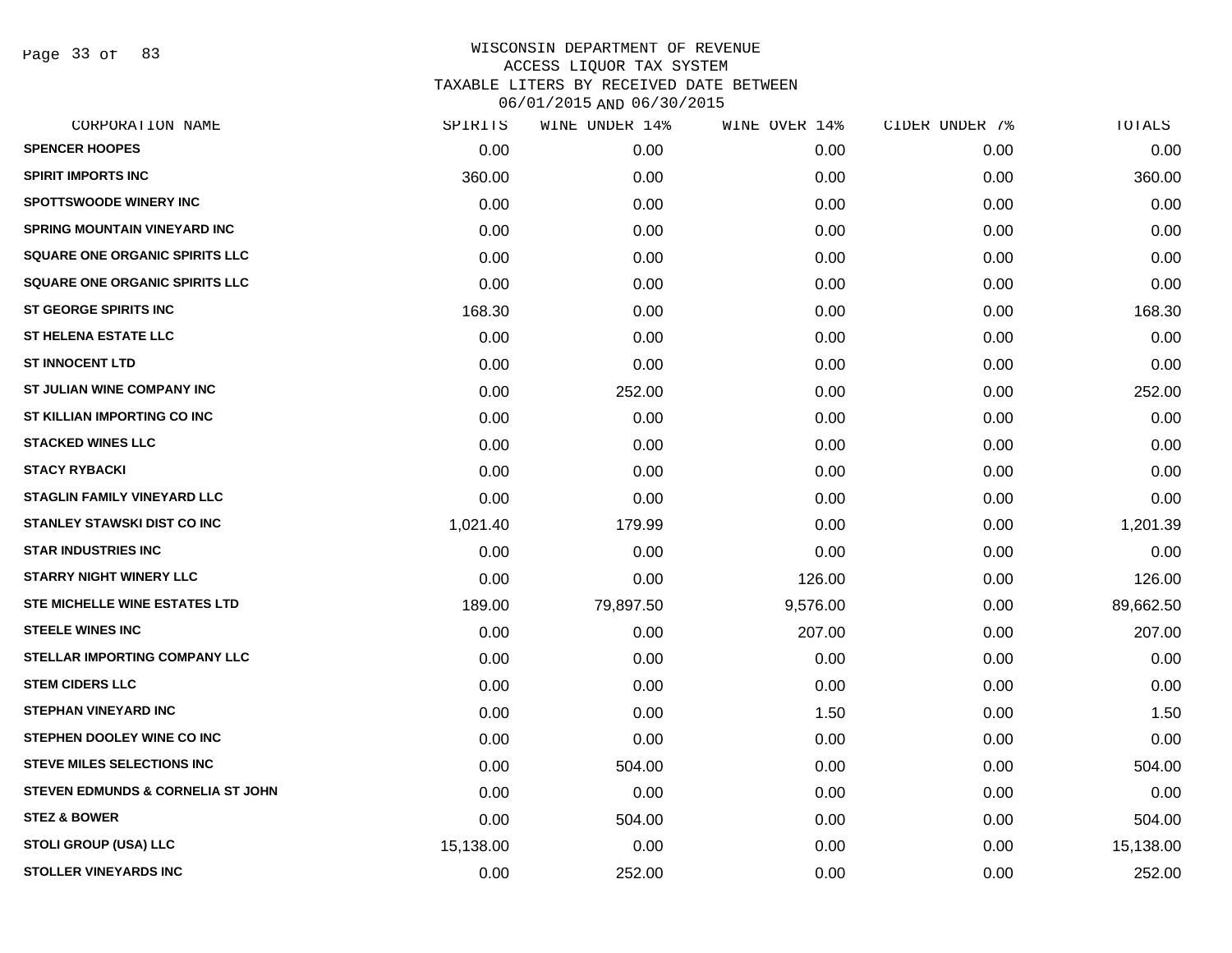WISCONSIN DEPARTMENT OF REVENUE
ACCESS LIQUOR TAX SYSTEM
TAXABLE LITERS BY RECEIVED DATE BETWEEN
06/01/2015 AND 06/30/2015

| CORPORATION NAME | SPIRITS | WINE UNDER 14% | WINE OVER 14% | CIDER UNDER 7% | TOTALS |
|---|---|---|---|---|---|
| SPENCER HOOPES | 0.00 | 0.00 | 0.00 | 0.00 | 0.00 |
| SPIRIT IMPORTS INC | 360.00 | 0.00 | 0.00 | 0.00 | 360.00 |
| SPOTTSWOODE WINERY INC | 0.00 | 0.00 | 0.00 | 0.00 | 0.00 |
| SPRING MOUNTAIN VINEYARD INC | 0.00 | 0.00 | 0.00 | 0.00 | 0.00 |
| SQUARE ONE ORGANIC SPIRITS LLC | 0.00 | 0.00 | 0.00 | 0.00 | 0.00 |
| SQUARE ONE ORGANIC SPIRITS LLC | 0.00 | 0.00 | 0.00 | 0.00 | 0.00 |
| ST GEORGE SPIRITS INC | 168.30 | 0.00 | 0.00 | 0.00 | 168.30 |
| ST HELENA ESTATE LLC | 0.00 | 0.00 | 0.00 | 0.00 | 0.00 |
| ST INNOCENT LTD | 0.00 | 0.00 | 0.00 | 0.00 | 0.00 |
| ST JULIAN WINE COMPANY INC | 0.00 | 252.00 | 0.00 | 0.00 | 252.00 |
| ST KILLIAN IMPORTING CO INC | 0.00 | 0.00 | 0.00 | 0.00 | 0.00 |
| STACKED WINES LLC | 0.00 | 0.00 | 0.00 | 0.00 | 0.00 |
| STACY RYBACKI | 0.00 | 0.00 | 0.00 | 0.00 | 0.00 |
| STAGLIN FAMILY VINEYARD LLC | 0.00 | 0.00 | 0.00 | 0.00 | 0.00 |
| STANLEY STAWSKI DIST CO INC | 1,021.40 | 179.99 | 0.00 | 0.00 | 1,201.39 |
| STAR INDUSTRIES INC | 0.00 | 0.00 | 0.00 | 0.00 | 0.00 |
| STARRY NIGHT WINERY LLC | 0.00 | 0.00 | 126.00 | 0.00 | 126.00 |
| STE MICHELLE WINE ESTATES LTD | 189.00 | 79,897.50 | 9,576.00 | 0.00 | 89,662.50 |
| STEELE WINES INC | 0.00 | 0.00 | 207.00 | 0.00 | 207.00 |
| STELLAR IMPORTING COMPANY LLC | 0.00 | 0.00 | 0.00 | 0.00 | 0.00 |
| STEM CIDERS LLC | 0.00 | 0.00 | 0.00 | 0.00 | 0.00 |
| STEPHAN VINEYARD INC | 0.00 | 0.00 | 1.50 | 0.00 | 1.50 |
| STEPHEN DOOLEY WINE CO INC | 0.00 | 0.00 | 0.00 | 0.00 | 0.00 |
| STEVE MILES SELECTIONS INC | 0.00 | 504.00 | 0.00 | 0.00 | 504.00 |
| STEVEN EDMUNDS & CORNELIA ST JOHN | 0.00 | 0.00 | 0.00 | 0.00 | 0.00 |
| STEZ & BOWER | 0.00 | 504.00 | 0.00 | 0.00 | 504.00 |
| STOLI GROUP (USA) LLC | 15,138.00 | 0.00 | 0.00 | 0.00 | 15,138.00 |
| STOLLER VINEYARDS INC | 0.00 | 252.00 | 0.00 | 0.00 | 252.00 |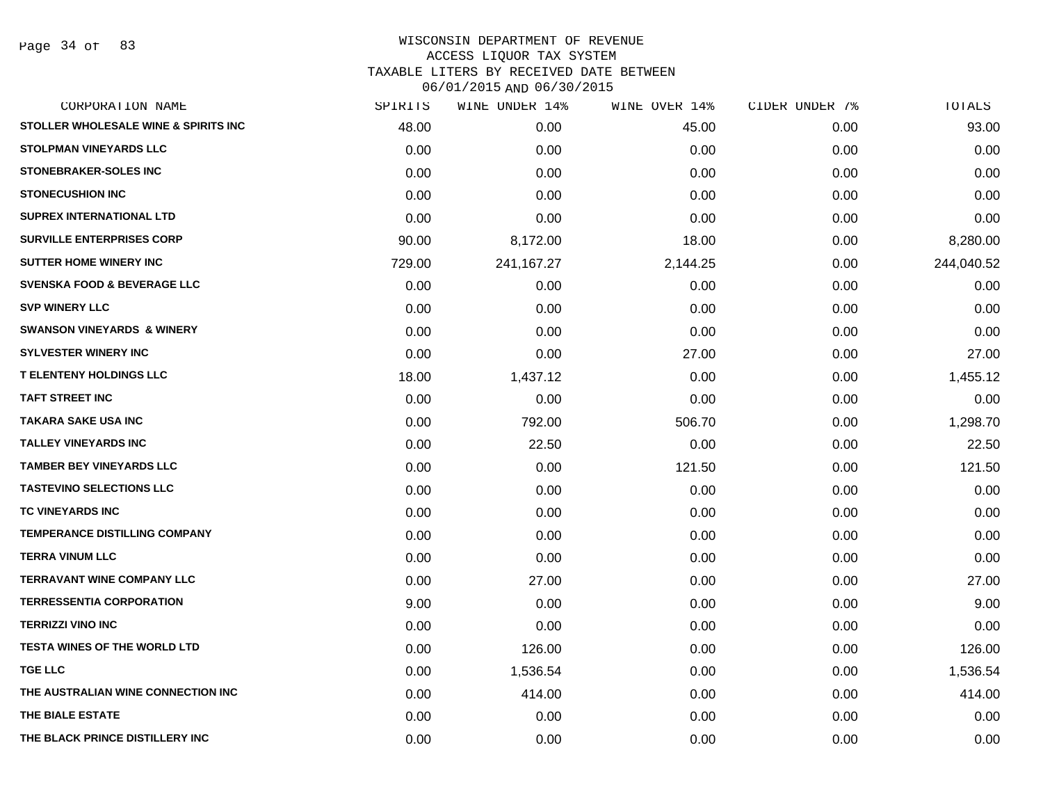WISCONSIN DEPARTMENT OF REVENUE
ACCESS LIQUOR TAX SYSTEM
TAXABLE LITERS BY RECEIVED DATE BETWEEN
06/01/2015 AND 06/30/2015

| CORPORATION NAME | SPIRITS | WINE UNDER 14% | WINE OVER 14% | CIDER UNDER 7% | TOTALS |
|---|---|---|---|---|---|
| STOLLER WHOLESALE WINE & SPIRITS INC | 48.00 | 0.00 | 45.00 | 0.00 | 93.00 |
| STOLPMAN VINEYARDS LLC | 0.00 | 0.00 | 0.00 | 0.00 | 0.00 |
| STONEBRAKER-SOLES INC | 0.00 | 0.00 | 0.00 | 0.00 | 0.00 |
| STONECUSHION INC | 0.00 | 0.00 | 0.00 | 0.00 | 0.00 |
| SUPREX INTERNATIONAL LTD | 0.00 | 0.00 | 0.00 | 0.00 | 0.00 |
| SURVILLE ENTERPRISES CORP | 90.00 | 8,172.00 | 18.00 | 0.00 | 8,280.00 |
| SUTTER HOME WINERY INC | 729.00 | 241,167.27 | 2,144.25 | 0.00 | 244,040.52 |
| SVENSKA FOOD & BEVERAGE LLC | 0.00 | 0.00 | 0.00 | 0.00 | 0.00 |
| SVP WINERY LLC | 0.00 | 0.00 | 0.00 | 0.00 | 0.00 |
| SWANSON VINEYARDS & WINERY | 0.00 | 0.00 | 0.00 | 0.00 | 0.00 |
| SYLVESTER WINERY INC | 0.00 | 0.00 | 27.00 | 0.00 | 27.00 |
| T ELENTENY HOLDINGS LLC | 18.00 | 1,437.12 | 0.00 | 0.00 | 1,455.12 |
| TAFT STREET INC | 0.00 | 0.00 | 0.00 | 0.00 | 0.00 |
| TAKARA SAKE USA INC | 0.00 | 792.00 | 506.70 | 0.00 | 1,298.70 |
| TALLEY VINEYARDS INC | 0.00 | 22.50 | 0.00 | 0.00 | 22.50 |
| TAMBER BEY VINEYARDS LLC | 0.00 | 0.00 | 121.50 | 0.00 | 121.50 |
| TASTEVINO SELECTIONS LLC | 0.00 | 0.00 | 0.00 | 0.00 | 0.00 |
| TC VINEYARDS INC | 0.00 | 0.00 | 0.00 | 0.00 | 0.00 |
| TEMPERANCE DISTILLING COMPANY | 0.00 | 0.00 | 0.00 | 0.00 | 0.00 |
| TERRA VINUM LLC | 0.00 | 0.00 | 0.00 | 0.00 | 0.00 |
| TERRAVANT WINE COMPANY LLC | 0.00 | 27.00 | 0.00 | 0.00 | 27.00 |
| TERRESSENTIA CORPORATION | 9.00 | 0.00 | 0.00 | 0.00 | 9.00 |
| TERRIZZI VINO INC | 0.00 | 0.00 | 0.00 | 0.00 | 0.00 |
| TESTA WINES OF THE WORLD LTD | 0.00 | 126.00 | 0.00 | 0.00 | 126.00 |
| TGE LLC | 0.00 | 1,536.54 | 0.00 | 0.00 | 1,536.54 |
| THE AUSTRALIAN WINE CONNECTION INC | 0.00 | 414.00 | 0.00 | 0.00 | 414.00 |
| THE BIALE ESTATE | 0.00 | 0.00 | 0.00 | 0.00 | 0.00 |
| THE BLACK PRINCE DISTILLERY INC | 0.00 | 0.00 | 0.00 | 0.00 | 0.00 |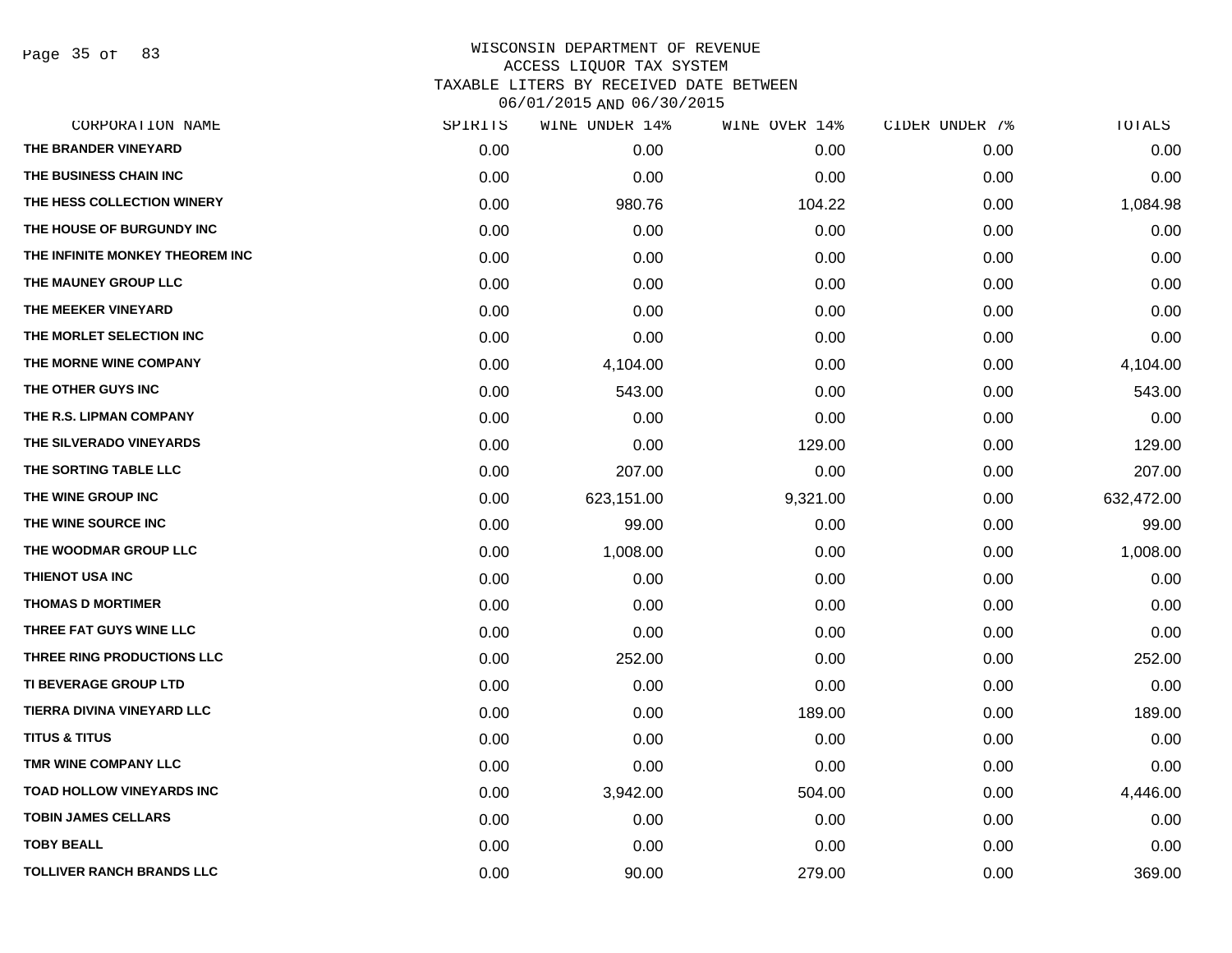WISCONSIN DEPARTMENT OF REVENUE
ACCESS LIQUOR TAX SYSTEM
TAXABLE LITERS BY RECEIVED DATE BETWEEN
06/01/2015 AND 06/30/2015

| CORPORATION NAME | SPIRITS | WINE UNDER 14% | WINE OVER 14% | CIDER UNDER 7% | TOTALS |
|---|---|---|---|---|---|
| THE BRANDER VINEYARD | 0.00 | 0.00 | 0.00 | 0.00 | 0.00 |
| THE BUSINESS CHAIN INC | 0.00 | 0.00 | 0.00 | 0.00 | 0.00 |
| THE HESS COLLECTION WINERY | 0.00 | 980.76 | 104.22 | 0.00 | 1,084.98 |
| THE HOUSE OF BURGUNDY INC | 0.00 | 0.00 | 0.00 | 0.00 | 0.00 |
| THE INFINITE MONKEY THEOREM INC | 0.00 | 0.00 | 0.00 | 0.00 | 0.00 |
| THE MAUNEY GROUP LLC | 0.00 | 0.00 | 0.00 | 0.00 | 0.00 |
| THE MEEKER VINEYARD | 0.00 | 0.00 | 0.00 | 0.00 | 0.00 |
| THE MORLET SELECTION INC | 0.00 | 0.00 | 0.00 | 0.00 | 0.00 |
| THE MORNE WINE COMPANY | 0.00 | 4,104.00 | 0.00 | 0.00 | 4,104.00 |
| THE OTHER GUYS INC | 0.00 | 543.00 | 0.00 | 0.00 | 543.00 |
| THE R.S. LIPMAN COMPANY | 0.00 | 0.00 | 0.00 | 0.00 | 0.00 |
| THE SILVERADO VINEYARDS | 0.00 | 0.00 | 129.00 | 0.00 | 129.00 |
| THE SORTING TABLE LLC | 0.00 | 207.00 | 0.00 | 0.00 | 207.00 |
| THE WINE GROUP INC | 0.00 | 623,151.00 | 9,321.00 | 0.00 | 632,472.00 |
| THE WINE SOURCE INC | 0.00 | 99.00 | 0.00 | 0.00 | 99.00 |
| THE WOODMAR GROUP LLC | 0.00 | 1,008.00 | 0.00 | 0.00 | 1,008.00 |
| THIENOT USA INC | 0.00 | 0.00 | 0.00 | 0.00 | 0.00 |
| THOMAS D MORTIMER | 0.00 | 0.00 | 0.00 | 0.00 | 0.00 |
| THREE FAT GUYS WINE LLC | 0.00 | 0.00 | 0.00 | 0.00 | 0.00 |
| THREE RING PRODUCTIONS LLC | 0.00 | 252.00 | 0.00 | 0.00 | 252.00 |
| TI BEVERAGE GROUP LTD | 0.00 | 0.00 | 0.00 | 0.00 | 0.00 |
| TIERRA DIVINA VINEYARD LLC | 0.00 | 0.00 | 189.00 | 0.00 | 189.00 |
| TITUS & TITUS | 0.00 | 0.00 | 0.00 | 0.00 | 0.00 |
| TMR WINE COMPANY LLC | 0.00 | 0.00 | 0.00 | 0.00 | 0.00 |
| TOAD HOLLOW VINEYARDS INC | 0.00 | 3,942.00 | 504.00 | 0.00 | 4,446.00 |
| TOBIN JAMES CELLARS | 0.00 | 0.00 | 0.00 | 0.00 | 0.00 |
| TOBY BEALL | 0.00 | 0.00 | 0.00 | 0.00 | 0.00 |
| TOLLIVER RANCH BRANDS LLC | 0.00 | 90.00 | 279.00 | 0.00 | 369.00 |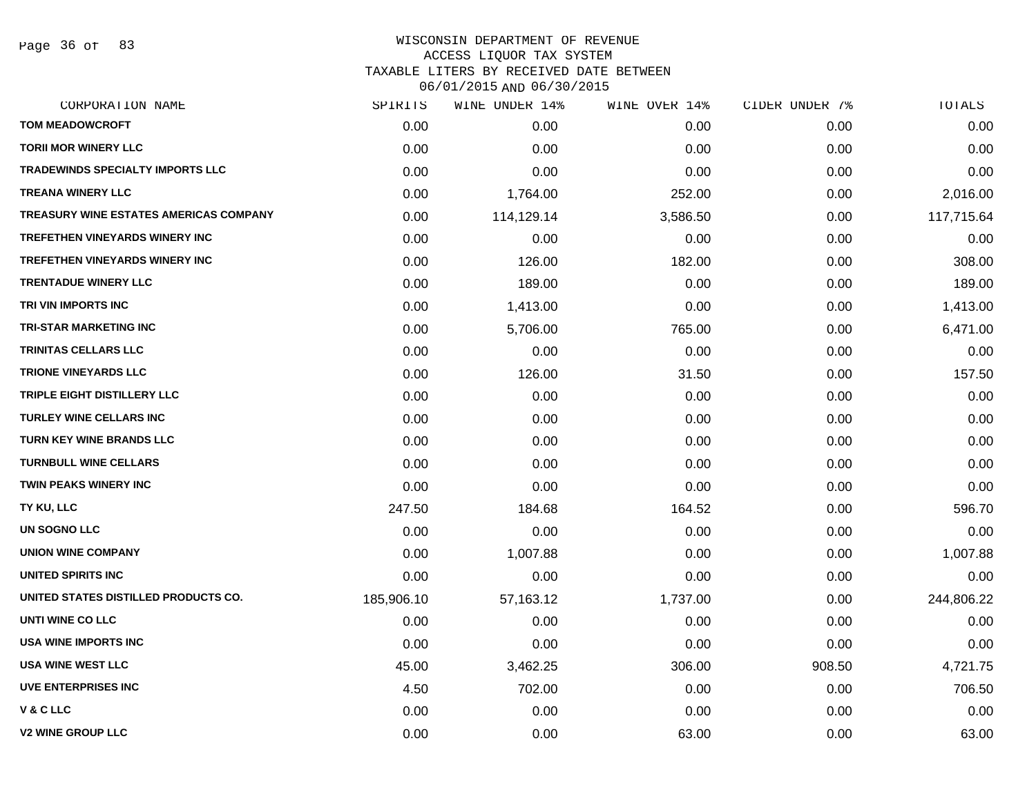WISCONSIN DEPARTMENT OF REVENUE
ACCESS LIQUOR TAX SYSTEM
TAXABLE LITERS BY RECEIVED DATE BETWEEN
06/01/2015 AND 06/30/2015

| CORPORATION NAME | SPIRITS | WINE UNDER 14% | WINE OVER 14% | CIDER UNDER 7% | TOTALS |
|---|---|---|---|---|---|
| TOM MEADOWCROFT | 0.00 | 0.00 | 0.00 | 0.00 | 0.00 |
| TORII MOR WINERY LLC | 0.00 | 0.00 | 0.00 | 0.00 | 0.00 |
| TRADEWINDS SPECIALTY IMPORTS LLC | 0.00 | 0.00 | 0.00 | 0.00 | 0.00 |
| TREANA WINERY LLC | 0.00 | 1,764.00 | 252.00 | 0.00 | 2,016.00 |
| TREASURY WINE ESTATES AMERICAS COMPANY | 0.00 | 114,129.14 | 3,586.50 | 0.00 | 117,715.64 |
| TREFETHEN VINEYARDS WINERY INC | 0.00 | 0.00 | 0.00 | 0.00 | 0.00 |
| TREFETHEN VINEYARDS WINERY INC | 0.00 | 126.00 | 182.00 | 0.00 | 308.00 |
| TRENTADUE WINERY LLC | 0.00 | 189.00 | 0.00 | 0.00 | 189.00 |
| TRI VIN IMPORTS INC | 0.00 | 1,413.00 | 0.00 | 0.00 | 1,413.00 |
| TRI-STAR MARKETING INC | 0.00 | 5,706.00 | 765.00 | 0.00 | 6,471.00 |
| TRINITAS CELLARS LLC | 0.00 | 0.00 | 0.00 | 0.00 | 0.00 |
| TRIONE VINEYARDS LLC | 0.00 | 126.00 | 31.50 | 0.00 | 157.50 |
| TRIPLE EIGHT DISTILLERY LLC | 0.00 | 0.00 | 0.00 | 0.00 | 0.00 |
| TURLEY WINE CELLARS INC | 0.00 | 0.00 | 0.00 | 0.00 | 0.00 |
| TURN KEY WINE BRANDS LLC | 0.00 | 0.00 | 0.00 | 0.00 | 0.00 |
| TURNBULL WINE CELLARS | 0.00 | 0.00 | 0.00 | 0.00 | 0.00 |
| TWIN PEAKS WINERY INC | 0.00 | 0.00 | 0.00 | 0.00 | 0.00 |
| TY KU, LLC | 247.50 | 184.68 | 164.52 | 0.00 | 596.70 |
| UN SOGNO LLC | 0.00 | 0.00 | 0.00 | 0.00 | 0.00 |
| UNION WINE COMPANY | 0.00 | 1,007.88 | 0.00 | 0.00 | 1,007.88 |
| UNITED SPIRITS INC | 0.00 | 0.00 | 0.00 | 0.00 | 0.00 |
| UNITED STATES DISTILLED PRODUCTS CO. | 185,906.10 | 57,163.12 | 1,737.00 | 0.00 | 244,806.22 |
| UNTI WINE CO LLC | 0.00 | 0.00 | 0.00 | 0.00 | 0.00 |
| USA WINE IMPORTS INC | 0.00 | 0.00 | 0.00 | 0.00 | 0.00 |
| USA WINE WEST LLC | 45.00 | 3,462.25 | 306.00 | 908.50 | 4,721.75 |
| UVE ENTERPRISES INC | 4.50 | 702.00 | 0.00 | 0.00 | 706.50 |
| V & C LLC | 0.00 | 0.00 | 0.00 | 0.00 | 0.00 |
| V2 WINE GROUP LLC | 0.00 | 0.00 | 63.00 | 0.00 | 63.00 |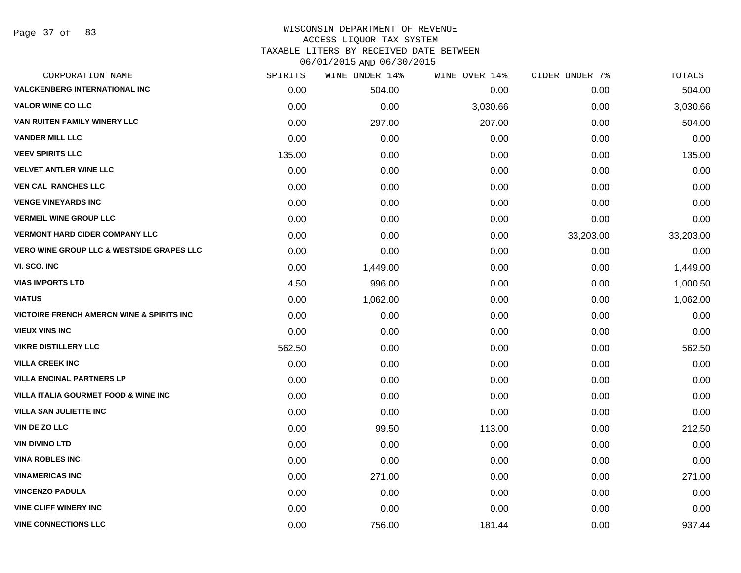WISCONSIN DEPARTMENT OF REVENUE
ACCESS LIQUOR TAX SYSTEM
TAXABLE LITERS BY RECEIVED DATE BETWEEN
06/01/2015 AND 06/30/2015

| CORPORATION NAME | SPIRITS | WINE UNDER 14% | WINE OVER 14% | CIDER UNDER 7% | TOTALS |
|---|---|---|---|---|---|
| VALCKENBERG INTERNATIONAL INC | 0.00 | 504.00 | 0.00 | 0.00 | 504.00 |
| VALOR WINE CO LLC | 0.00 | 0.00 | 3,030.66 | 0.00 | 3,030.66 |
| VAN RUITEN FAMILY WINERY LLC | 0.00 | 297.00 | 207.00 | 0.00 | 504.00 |
| VANDER MILL LLC | 0.00 | 0.00 | 0.00 | 0.00 | 0.00 |
| VEEV SPIRITS LLC | 135.00 | 0.00 | 0.00 | 0.00 | 135.00 |
| VELVET ANTLER WINE LLC | 0.00 | 0.00 | 0.00 | 0.00 | 0.00 |
| VEN CAL RANCHES LLC | 0.00 | 0.00 | 0.00 | 0.00 | 0.00 |
| VENGE VINEYARDS INC | 0.00 | 0.00 | 0.00 | 0.00 | 0.00 |
| VERMEIL WINE GROUP LLC | 0.00 | 0.00 | 0.00 | 0.00 | 0.00 |
| VERMONT HARD CIDER COMPANY LLC | 0.00 | 0.00 | 0.00 | 33,203.00 | 33,203.00 |
| VERO WINE GROUP LLC & WESTSIDE GRAPES LLC | 0.00 | 0.00 | 0.00 | 0.00 | 0.00 |
| VI. SCO. INC | 0.00 | 1,449.00 | 0.00 | 0.00 | 1,449.00 |
| VIAS IMPORTS LTD | 4.50 | 996.00 | 0.00 | 0.00 | 1,000.50 |
| VIATUS | 0.00 | 1,062.00 | 0.00 | 0.00 | 1,062.00 |
| VICTOIRE FRENCH AMERCN WINE & SPIRITS INC | 0.00 | 0.00 | 0.00 | 0.00 | 0.00 |
| VIEUX VINS INC | 0.00 | 0.00 | 0.00 | 0.00 | 0.00 |
| VIKRE DISTILLERY LLC | 562.50 | 0.00 | 0.00 | 0.00 | 562.50 |
| VILLA CREEK INC | 0.00 | 0.00 | 0.00 | 0.00 | 0.00 |
| VILLA ENCINAL PARTNERS LP | 0.00 | 0.00 | 0.00 | 0.00 | 0.00 |
| VILLA ITALIA GOURMET FOOD & WINE INC | 0.00 | 0.00 | 0.00 | 0.00 | 0.00 |
| VILLA SAN JULIETTE INC | 0.00 | 0.00 | 0.00 | 0.00 | 0.00 |
| VIN DE ZO LLC | 0.00 | 99.50 | 113.00 | 0.00 | 212.50 |
| VIN DIVINO LTD | 0.00 | 0.00 | 0.00 | 0.00 | 0.00 |
| VINA ROBLES INC | 0.00 | 0.00 | 0.00 | 0.00 | 0.00 |
| VINAMERICAS INC | 0.00 | 271.00 | 0.00 | 0.00 | 271.00 |
| VINCENZO PADULA | 0.00 | 0.00 | 0.00 | 0.00 | 0.00 |
| VINE CLIFF WINERY INC | 0.00 | 0.00 | 0.00 | 0.00 | 0.00 |
| VINE CONNECTIONS LLC | 0.00 | 756.00 | 181.44 | 0.00 | 937.44 |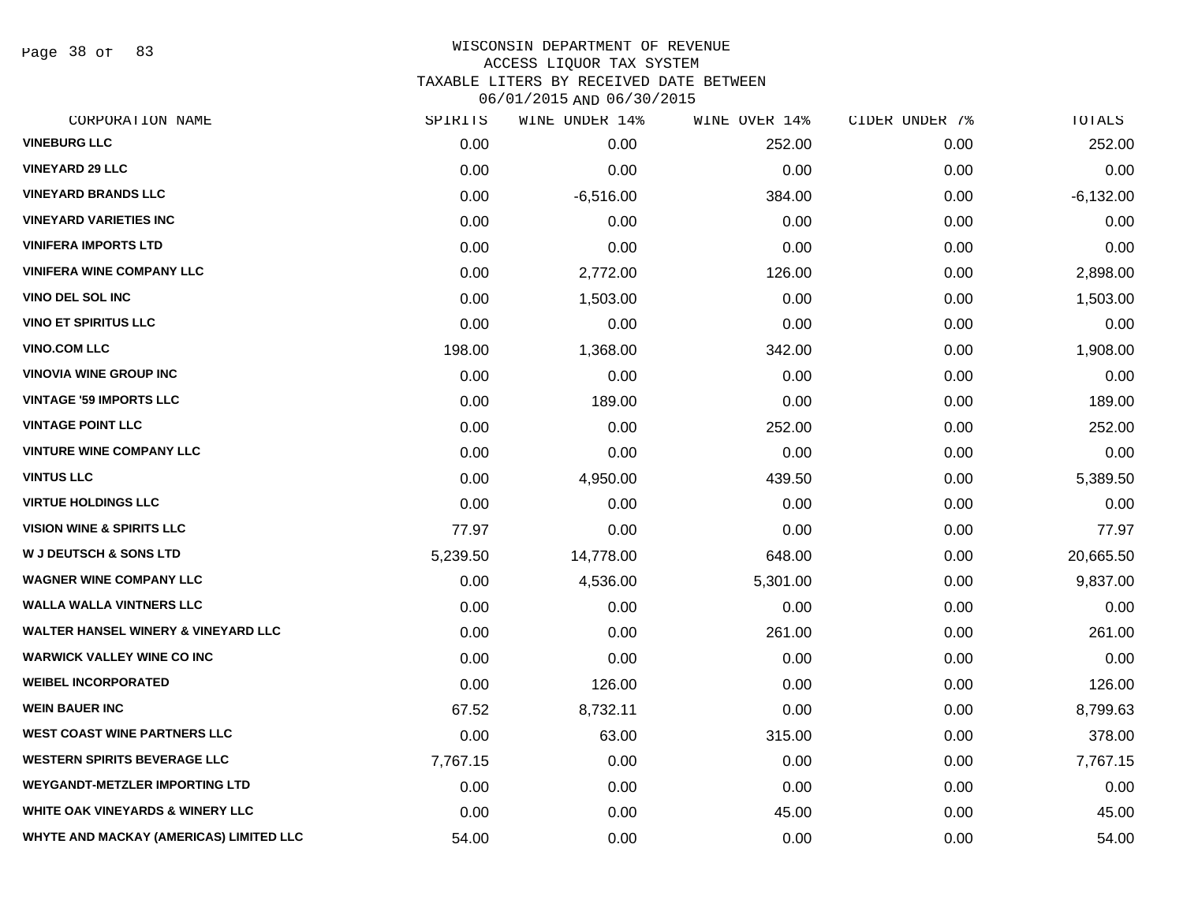WISCONSIN DEPARTMENT OF REVENUE
ACCESS LIQUOR TAX SYSTEM
TAXABLE LITERS BY RECEIVED DATE BETWEEN
06/01/2015 AND 06/30/2015

| CORPORATION NAME | SPIRITS | WINE UNDER 14% | WINE OVER 14% | CIDER UNDER 7% | TOTALS |
|---|---|---|---|---|---|
| VINEBURG LLC | 0.00 | 0.00 | 252.00 | 0.00 | 252.00 |
| VINEYARD 29 LLC | 0.00 | 0.00 | 0.00 | 0.00 | 0.00 |
| VINEYARD BRANDS LLC | 0.00 | -6,516.00 | 384.00 | 0.00 | -6,132.00 |
| VINEYARD VARIETIES INC | 0.00 | 0.00 | 0.00 | 0.00 | 0.00 |
| VINIFERA IMPORTS LTD | 0.00 | 0.00 | 0.00 | 0.00 | 0.00 |
| VINIFERA WINE COMPANY LLC | 0.00 | 2,772.00 | 126.00 | 0.00 | 2,898.00 |
| VINO DEL SOL INC | 0.00 | 1,503.00 | 0.00 | 0.00 | 1,503.00 |
| VINO ET SPIRITUS LLC | 0.00 | 0.00 | 0.00 | 0.00 | 0.00 |
| VINO.COM LLC | 198.00 | 1,368.00 | 342.00 | 0.00 | 1,908.00 |
| VINOVIA WINE GROUP INC | 0.00 | 0.00 | 0.00 | 0.00 | 0.00 |
| VINTAGE '59 IMPORTS LLC | 0.00 | 189.00 | 0.00 | 0.00 | 189.00 |
| VINTAGE POINT LLC | 0.00 | 0.00 | 252.00 | 0.00 | 252.00 |
| VINTURE WINE COMPANY LLC | 0.00 | 0.00 | 0.00 | 0.00 | 0.00 |
| VINTUS LLC | 0.00 | 4,950.00 | 439.50 | 0.00 | 5,389.50 |
| VIRTUE HOLDINGS LLC | 0.00 | 0.00 | 0.00 | 0.00 | 0.00 |
| VISION WINE & SPIRITS LLC | 77.97 | 0.00 | 0.00 | 0.00 | 77.97 |
| W J DEUTSCH & SONS LTD | 5,239.50 | 14,778.00 | 648.00 | 0.00 | 20,665.50 |
| WAGNER WINE COMPANY LLC | 0.00 | 4,536.00 | 5,301.00 | 0.00 | 9,837.00 |
| WALLA WALLA VINTNERS LLC | 0.00 | 0.00 | 0.00 | 0.00 | 0.00 |
| WALTER HANSEL WINERY & VINEYARD LLC | 0.00 | 0.00 | 261.00 | 0.00 | 261.00 |
| WARWICK VALLEY WINE CO INC | 0.00 | 0.00 | 0.00 | 0.00 | 0.00 |
| WEIBEL INCORPORATED | 0.00 | 126.00 | 0.00 | 0.00 | 126.00 |
| WEIN BAUER INC | 67.52 | 8,732.11 | 0.00 | 0.00 | 8,799.63 |
| WEST COAST WINE PARTNERS LLC | 0.00 | 63.00 | 315.00 | 0.00 | 378.00 |
| WESTERN SPIRITS BEVERAGE LLC | 7,767.15 | 0.00 | 0.00 | 0.00 | 7,767.15 |
| WEYGANDT-METZLER IMPORTING LTD | 0.00 | 0.00 | 0.00 | 0.00 | 0.00 |
| WHITE OAK VINEYARDS & WINERY LLC | 0.00 | 0.00 | 45.00 | 0.00 | 45.00 |
| WHYTE AND MACKAY (AMERICAS) LIMITED LLC | 54.00 | 0.00 | 0.00 | 0.00 | 54.00 |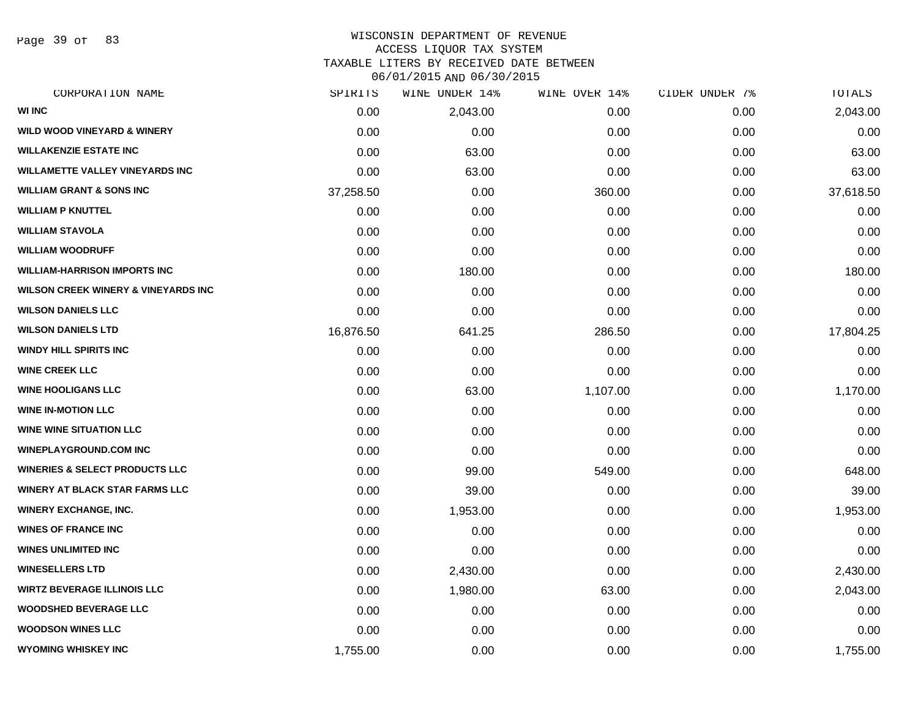WISCONSIN DEPARTMENT OF REVENUE
ACCESS LIQUOR TAX SYSTEM
TAXABLE LITERS BY RECEIVED DATE BETWEEN
06/01/2015 AND 06/30/2015

| CORPORATION NAME | SPIRITS | WINE UNDER 14% | WINE OVER 14% | CIDER UNDER 7% | TOTALS |
|---|---|---|---|---|---|
| WI INC | 0.00 | 2,043.00 | 0.00 | 0.00 | 2,043.00 |
| WILD WOOD VINEYARD & WINERY | 0.00 | 0.00 | 0.00 | 0.00 | 0.00 |
| WILLAKENZIE ESTATE INC | 0.00 | 63.00 | 0.00 | 0.00 | 63.00 |
| WILLAMETTE VALLEY VINEYARDS INC | 0.00 | 63.00 | 0.00 | 0.00 | 63.00 |
| WILLIAM GRANT & SONS INC | 37,258.50 | 0.00 | 360.00 | 0.00 | 37,618.50 |
| WILLIAM P KNUTTEL | 0.00 | 0.00 | 0.00 | 0.00 | 0.00 |
| WILLIAM STAVOLA | 0.00 | 0.00 | 0.00 | 0.00 | 0.00 |
| WILLIAM WOODRUFF | 0.00 | 0.00 | 0.00 | 0.00 | 0.00 |
| WILLIAM-HARRISON IMPORTS INC | 0.00 | 180.00 | 0.00 | 0.00 | 180.00 |
| WILSON CREEK WINERY & VINEYARDS INC | 0.00 | 0.00 | 0.00 | 0.00 | 0.00 |
| WILSON DANIELS LLC | 0.00 | 0.00 | 0.00 | 0.00 | 0.00 |
| WILSON DANIELS LTD | 16,876.50 | 641.25 | 286.50 | 0.00 | 17,804.25 |
| WINDY HILL SPIRITS INC | 0.00 | 0.00 | 0.00 | 0.00 | 0.00 |
| WINE CREEK LLC | 0.00 | 0.00 | 0.00 | 0.00 | 0.00 |
| WINE HOOLIGANS LLC | 0.00 | 63.00 | 1,107.00 | 0.00 | 1,170.00 |
| WINE IN-MOTION LLC | 0.00 | 0.00 | 0.00 | 0.00 | 0.00 |
| WINE WINE SITUATION LLC | 0.00 | 0.00 | 0.00 | 0.00 | 0.00 |
| WINEPLAYGROUND.COM INC | 0.00 | 0.00 | 0.00 | 0.00 | 0.00 |
| WINERIES & SELECT PRODUCTS LLC | 0.00 | 99.00 | 549.00 | 0.00 | 648.00 |
| WINERY AT BLACK STAR FARMS LLC | 0.00 | 39.00 | 0.00 | 0.00 | 39.00 |
| WINERY EXCHANGE, INC. | 0.00 | 1,953.00 | 0.00 | 0.00 | 1,953.00 |
| WINES OF FRANCE INC | 0.00 | 0.00 | 0.00 | 0.00 | 0.00 |
| WINES UNLIMITED INC | 0.00 | 0.00 | 0.00 | 0.00 | 0.00 |
| WINESELLERS LTD | 0.00 | 2,430.00 | 0.00 | 0.00 | 2,430.00 |
| WIRTZ BEVERAGE ILLINOIS LLC | 0.00 | 1,980.00 | 63.00 | 0.00 | 2,043.00 |
| WOODSHED BEVERAGE LLC | 0.00 | 0.00 | 0.00 | 0.00 | 0.00 |
| WOODSON WINES LLC | 0.00 | 0.00 | 0.00 | 0.00 | 0.00 |
| WYOMING WHISKEY INC | 1,755.00 | 0.00 | 0.00 | 0.00 | 1,755.00 |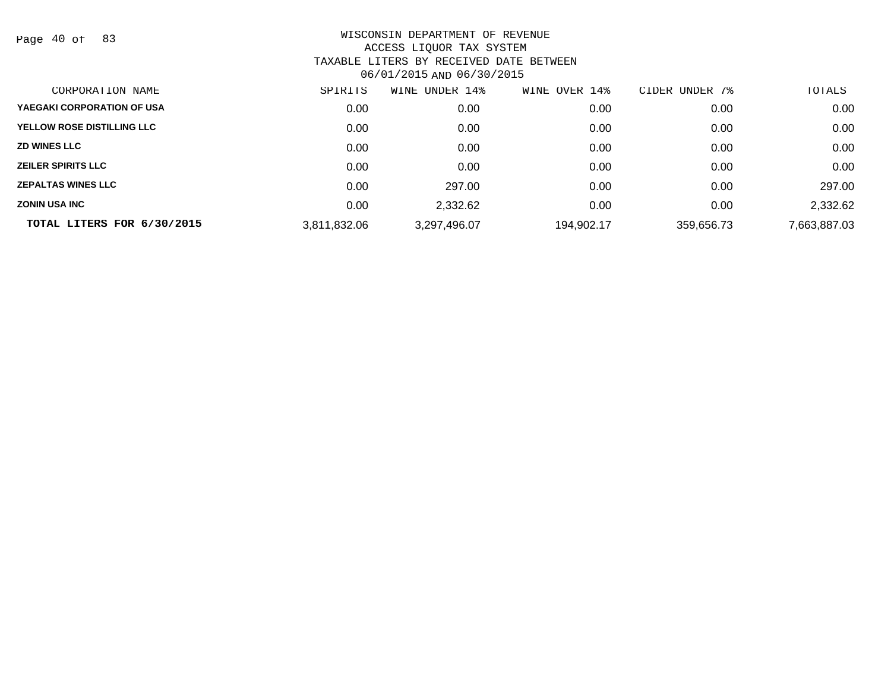WISCONSIN DEPARTMENT OF REVENUE
ACCESS LIQUOR TAX SYSTEM
TAXABLE LITERS BY RECEIVED DATE BETWEEN
06/01/2015 AND 06/30/2015

| CORPORATION NAME | SPIRITS | WINE UNDER 14% | WINE OVER 14% | CIDER UNDER 7% | TOTALS |
|---|---|---|---|---|---|
| YAEGAKI CORPORATION OF USA | 0.00 | 0.00 | 0.00 | 0.00 | 0.00 |
| YELLOW ROSE DISTILLING LLC | 0.00 | 0.00 | 0.00 | 0.00 | 0.00 |
| ZD WINES LLC | 0.00 | 0.00 | 0.00 | 0.00 | 0.00 |
| ZEILER SPIRITS LLC | 0.00 | 0.00 | 0.00 | 0.00 | 0.00 |
| ZEPALTAS WINES LLC | 0.00 | 297.00 | 0.00 | 0.00 | 297.00 |
| ZONIN USA INC | 0.00 | 2,332.62 | 0.00 | 0.00 | 2,332.62 |
| **TOTAL LITERS FOR 6/30/2015** | 3,811,832.06 | 3,297,496.07 | 194,902.17 | 359,656.73 | 7,663,887.03 |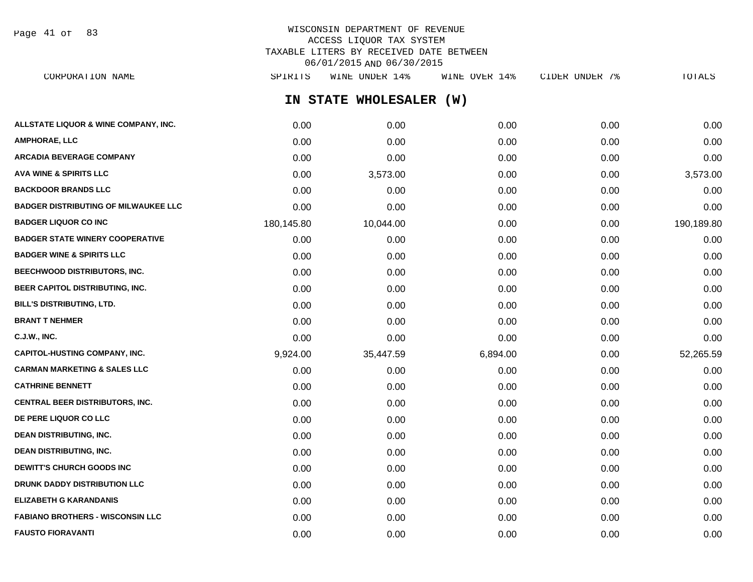WISCONSIN DEPARTMENT OF REVENUE
ACCESS LIQUOR TAX SYSTEM
TAXABLE LITERS BY RECEIVED DATE BETWEEN
06/01/2015 AND 06/30/2015

## IN STATE WHOLESALER (W)

| CORPORATION NAME | SPIRITS | WINE UNDER 14% | WINE OVER 14% | CIDER UNDER 7% | TOTALS |
|---|---|---|---|---|---|
| ALLSTATE LIQUOR & WINE COMPANY, INC. | 0.00 | 0.00 | 0.00 | 0.00 | 0.00 |
| AMPHORAE, LLC | 0.00 | 0.00 | 0.00 | 0.00 | 0.00 |
| ARCADIA BEVERAGE COMPANY | 0.00 | 0.00 | 0.00 | 0.00 | 0.00 |
| AVA WINE & SPIRITS LLC | 0.00 | 3,573.00 | 0.00 | 0.00 | 3,573.00 |
| BACKDOOR BRANDS LLC | 0.00 | 0.00 | 0.00 | 0.00 | 0.00 |
| BADGER DISTRIBUTING OF MILWAUKEE LLC | 0.00 | 0.00 | 0.00 | 0.00 | 0.00 |
| BADGER LIQUOR CO INC | 180,145.80 | 10,044.00 | 0.00 | 0.00 | 190,189.80 |
| BADGER STATE WINERY COOPERATIVE | 0.00 | 0.00 | 0.00 | 0.00 | 0.00 |
| BADGER WINE & SPIRITS LLC | 0.00 | 0.00 | 0.00 | 0.00 | 0.00 |
| BEECHWOOD DISTRIBUTORS, INC. | 0.00 | 0.00 | 0.00 | 0.00 | 0.00 |
| BEER CAPITOL DISTRIBUTING, INC. | 0.00 | 0.00 | 0.00 | 0.00 | 0.00 |
| BILL'S DISTRIBUTING, LTD. | 0.00 | 0.00 | 0.00 | 0.00 | 0.00 |
| BRANT T NEHMER | 0.00 | 0.00 | 0.00 | 0.00 | 0.00 |
| C.J.W., INC. | 0.00 | 0.00 | 0.00 | 0.00 | 0.00 |
| CAPITOL-HUSTING COMPANY, INC. | 9,924.00 | 35,447.59 | 6,894.00 | 0.00 | 52,265.59 |
| CARMAN MARKETING & SALES LLC | 0.00 | 0.00 | 0.00 | 0.00 | 0.00 |
| CATHRINE BENNETT | 0.00 | 0.00 | 0.00 | 0.00 | 0.00 |
| CENTRAL BEER DISTRIBUTORS, INC. | 0.00 | 0.00 | 0.00 | 0.00 | 0.00 |
| DE PERE LIQUOR CO LLC | 0.00 | 0.00 | 0.00 | 0.00 | 0.00 |
| DEAN DISTRIBUTING, INC. | 0.00 | 0.00 | 0.00 | 0.00 | 0.00 |
| DEAN DISTRIBUTING, INC. | 0.00 | 0.00 | 0.00 | 0.00 | 0.00 |
| DEWITT'S CHURCH GOODS INC | 0.00 | 0.00 | 0.00 | 0.00 | 0.00 |
| DRUNK DADDY DISTRIBUTION LLC | 0.00 | 0.00 | 0.00 | 0.00 | 0.00 |
| ELIZABETH G KARANDANIS | 0.00 | 0.00 | 0.00 | 0.00 | 0.00 |
| FABIANO BROTHERS - WISCONSIN LLC | 0.00 | 0.00 | 0.00 | 0.00 | 0.00 |
| FAUSTO FIORAVANTI | 0.00 | 0.00 | 0.00 | 0.00 | 0.00 |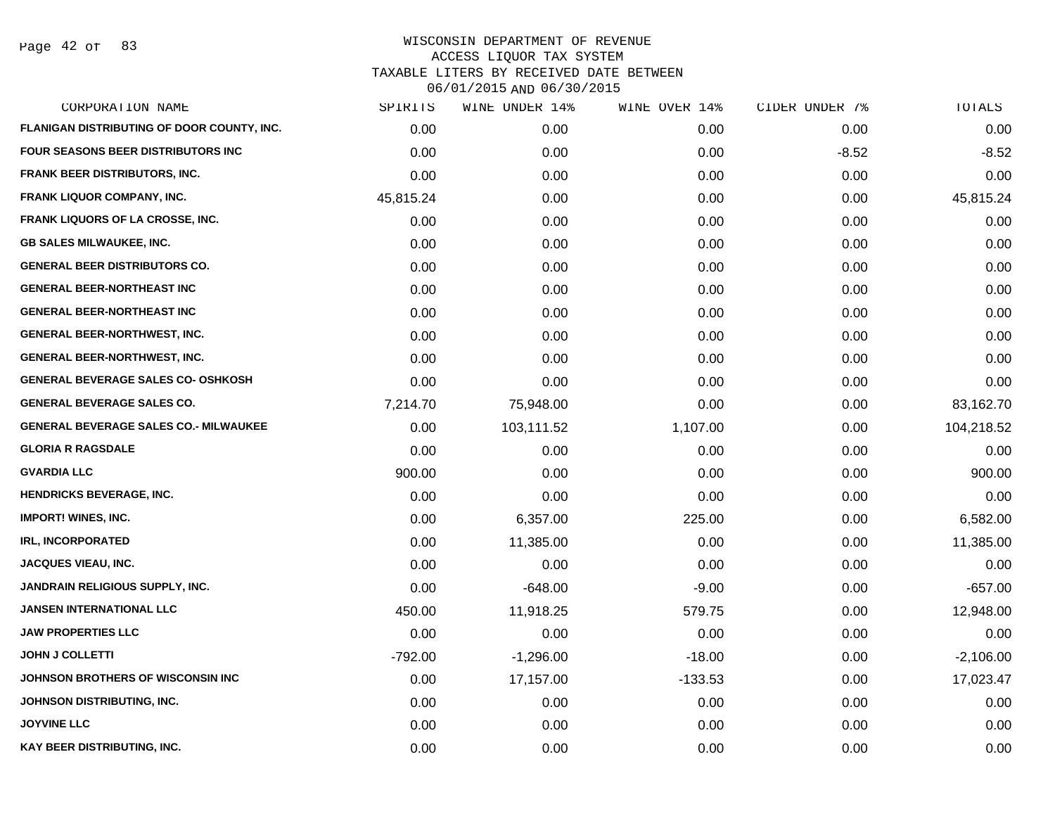WISCONSIN DEPARTMENT OF REVENUE
ACCESS LIQUOR TAX SYSTEM
TAXABLE LITERS BY RECEIVED DATE BETWEEN
06/01/2015 AND 06/30/2015

| CORPORATION NAME | SPIRITS | WINE UNDER 14% | WINE OVER 14% | CIDER UNDER 7% | TOTALS |
|---|---|---|---|---|---|
| FLANIGAN DISTRIBUTING OF DOOR COUNTY, INC. | 0.00 | 0.00 | 0.00 | 0.00 | 0.00 |
| FOUR SEASONS BEER DISTRIBUTORS INC | 0.00 | 0.00 | 0.00 | -8.52 | -8.52 |
| FRANK BEER DISTRIBUTORS, INC. | 0.00 | 0.00 | 0.00 | 0.00 | 0.00 |
| FRANK LIQUOR COMPANY, INC. | 45,815.24 | 0.00 | 0.00 | 0.00 | 45,815.24 |
| FRANK LIQUORS OF LA CROSSE, INC. | 0.00 | 0.00 | 0.00 | 0.00 | 0.00 |
| GB SALES MILWAUKEE, INC. | 0.00 | 0.00 | 0.00 | 0.00 | 0.00 |
| GENERAL BEER DISTRIBUTORS CO. | 0.00 | 0.00 | 0.00 | 0.00 | 0.00 |
| GENERAL BEER-NORTHEAST INC | 0.00 | 0.00 | 0.00 | 0.00 | 0.00 |
| GENERAL BEER-NORTHEAST INC | 0.00 | 0.00 | 0.00 | 0.00 | 0.00 |
| GENERAL BEER-NORTHWEST, INC. | 0.00 | 0.00 | 0.00 | 0.00 | 0.00 |
| GENERAL BEER-NORTHWEST, INC. | 0.00 | 0.00 | 0.00 | 0.00 | 0.00 |
| GENERAL BEVERAGE SALES CO- OSHKOSH | 0.00 | 0.00 | 0.00 | 0.00 | 0.00 |
| GENERAL BEVERAGE SALES CO. | 7,214.70 | 75,948.00 | 0.00 | 0.00 | 83,162.70 |
| GENERAL BEVERAGE SALES CO.- MILWAUKEE | 0.00 | 103,111.52 | 1,107.00 | 0.00 | 104,218.52 |
| GLORIA R RAGSDALE | 0.00 | 0.00 | 0.00 | 0.00 | 0.00 |
| GVARDIA LLC | 900.00 | 0.00 | 0.00 | 0.00 | 900.00 |
| HENDRICKS BEVERAGE, INC. | 0.00 | 0.00 | 0.00 | 0.00 | 0.00 |
| IMPORT! WINES, INC. | 0.00 | 6,357.00 | 225.00 | 0.00 | 6,582.00 |
| IRL, INCORPORATED | 0.00 | 11,385.00 | 0.00 | 0.00 | 11,385.00 |
| JACQUES VIEAU, INC. | 0.00 | 0.00 | 0.00 | 0.00 | 0.00 |
| JANDRAIN RELIGIOUS SUPPLY, INC. | 0.00 | -648.00 | -9.00 | 0.00 | -657.00 |
| JANSEN INTERNATIONAL LLC | 450.00 | 11,918.25 | 579.75 | 0.00 | 12,948.00 |
| JAW PROPERTIES LLC | 0.00 | 0.00 | 0.00 | 0.00 | 0.00 |
| JOHN J COLLETTI | -792.00 | -1,296.00 | -18.00 | 0.00 | -2,106.00 |
| JOHNSON BROTHERS OF WISCONSIN INC | 0.00 | 17,157.00 | -133.53 | 0.00 | 17,023.47 |
| JOHNSON DISTRIBUTING, INC. | 0.00 | 0.00 | 0.00 | 0.00 | 0.00 |
| JOYVINE LLC | 0.00 | 0.00 | 0.00 | 0.00 | 0.00 |
| KAY BEER DISTRIBUTING, INC. | 0.00 | 0.00 | 0.00 | 0.00 | 0.00 |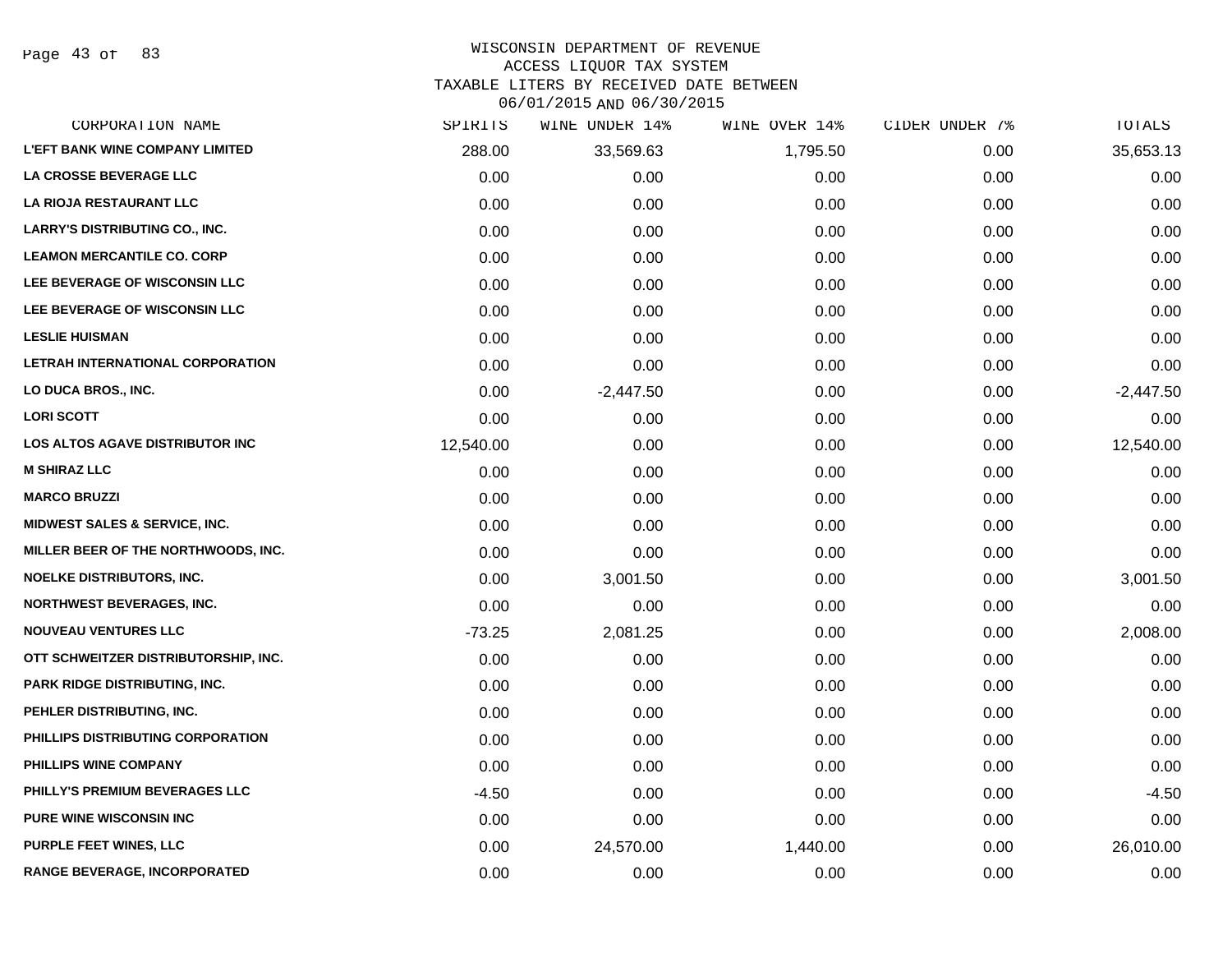# WISCONSIN DEPARTMENT OF REVENUE
## ACCESS LIQUOR TAX SYSTEM
### TAXABLE LITERS BY RECEIVED DATE BETWEEN 06/01/2015 AND 06/30/2015

| CORPORATION NAME | SPIRITS | WINE UNDER 14% | WINE OVER 14% | CIDER UNDER 7% | TOTALS |
|---|---|---|---|---|---|
| L'EFT BANK WINE COMPANY LIMITED | 288.00 | 33,569.63 | 1,795.50 | 0.00 | 35,653.13 |
| LA CROSSE BEVERAGE LLC | 0.00 | 0.00 | 0.00 | 0.00 | 0.00 |
| LA RIOJA RESTAURANT LLC | 0.00 | 0.00 | 0.00 | 0.00 | 0.00 |
| LARRY'S DISTRIBUTING CO., INC. | 0.00 | 0.00 | 0.00 | 0.00 | 0.00 |
| LEAMON MERCANTILE CO. CORP | 0.00 | 0.00 | 0.00 | 0.00 | 0.00 |
| LEE BEVERAGE OF WISCONSIN LLC | 0.00 | 0.00 | 0.00 | 0.00 | 0.00 |
| LEE BEVERAGE OF WISCONSIN LLC | 0.00 | 0.00 | 0.00 | 0.00 | 0.00 |
| LESLIE HUISMAN | 0.00 | 0.00 | 0.00 | 0.00 | 0.00 |
| LETRAH INTERNATIONAL CORPORATION | 0.00 | 0.00 | 0.00 | 0.00 | 0.00 |
| LO DUCA BROS., INC. | 0.00 | -2,447.50 | 0.00 | 0.00 | -2,447.50 |
| LORI SCOTT | 0.00 | 0.00 | 0.00 | 0.00 | 0.00 |
| LOS ALTOS AGAVE DISTRIBUTOR INC | 12,540.00 | 0.00 | 0.00 | 0.00 | 12,540.00 |
| M SHIRAZ LLC | 0.00 | 0.00 | 0.00 | 0.00 | 0.00 |
| MARCO BRUZZI | 0.00 | 0.00 | 0.00 | 0.00 | 0.00 |
| MIDWEST SALES & SERVICE, INC. | 0.00 | 0.00 | 0.00 | 0.00 | 0.00 |
| MILLER BEER OF THE NORTHWOODS, INC. | 0.00 | 0.00 | 0.00 | 0.00 | 0.00 |
| NOELKE DISTRIBUTORS, INC. | 0.00 | 3,001.50 | 0.00 | 0.00 | 3,001.50 |
| NORTHWEST BEVERAGES, INC. | 0.00 | 0.00 | 0.00 | 0.00 | 0.00 |
| NOUVEAU VENTURES LLC | -73.25 | 2,081.25 | 0.00 | 0.00 | 2,008.00 |
| OTT SCHWEITZER DISTRIBUTORSHIP, INC. | 0.00 | 0.00 | 0.00 | 0.00 | 0.00 |
| PARK RIDGE DISTRIBUTING, INC. | 0.00 | 0.00 | 0.00 | 0.00 | 0.00 |
| PEHLER DISTRIBUTING, INC. | 0.00 | 0.00 | 0.00 | 0.00 | 0.00 |
| PHILLIPS DISTRIBUTING CORPORATION | 0.00 | 0.00 | 0.00 | 0.00 | 0.00 |
| PHILLIPS WINE COMPANY | 0.00 | 0.00 | 0.00 | 0.00 | 0.00 |
| PHILLY'S PREMIUM BEVERAGES LLC | -4.50 | 0.00 | 0.00 | 0.00 | -4.50 |
| PURE WINE WISCONSIN INC | 0.00 | 0.00 | 0.00 | 0.00 | 0.00 |
| PURPLE FEET WINES, LLC | 0.00 | 24,570.00 | 1,440.00 | 0.00 | 26,010.00 |
| RANGE BEVERAGE, INCORPORATED | 0.00 | 0.00 | 0.00 | 0.00 | 0.00 |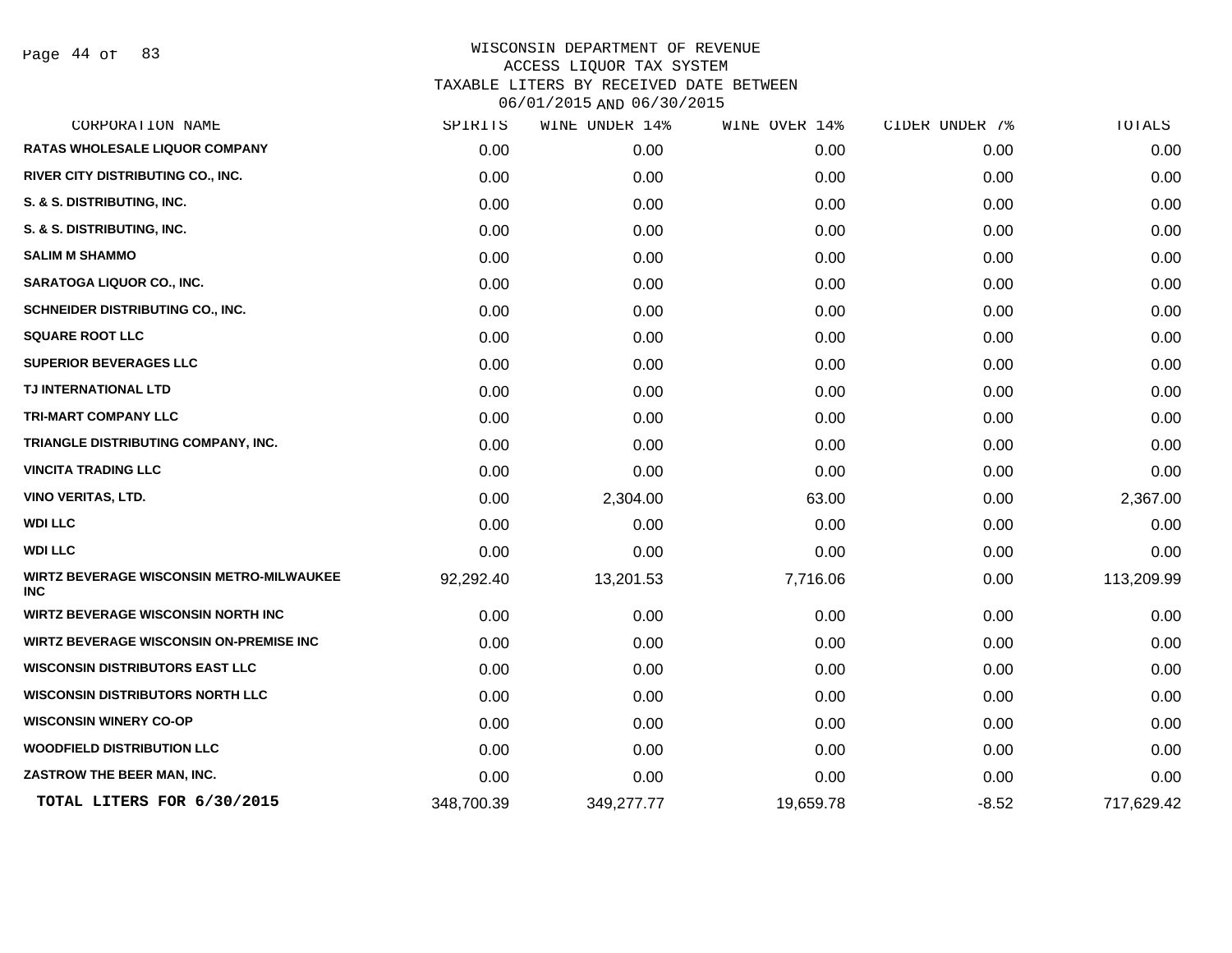# WISCONSIN DEPARTMENT OF REVENUE
## ACCESS LIQUOR TAX SYSTEM
## TAXABLE LITERS BY RECEIVED DATE BETWEEN 06/01/2015 AND 06/30/2015

| CORPORATION NAME | SPIRITS | WINE UNDER 14% | WINE OVER 14% | CIDER UNDER 7% | TOTALS |
|---|---|---|---|---|---|
| RATAS WHOLESALE LIQUOR COMPANY | 0.00 | 0.00 | 0.00 | 0.00 | 0.00 |
| RIVER CITY DISTRIBUTING CO., INC. | 0.00 | 0.00 | 0.00 | 0.00 | 0.00 |
| S. & S. DISTRIBUTING, INC. | 0.00 | 0.00 | 0.00 | 0.00 | 0.00 |
| S. & S. DISTRIBUTING, INC. | 0.00 | 0.00 | 0.00 | 0.00 | 0.00 |
| SALIM M SHAMMO | 0.00 | 0.00 | 0.00 | 0.00 | 0.00 |
| SARATOGA LIQUOR CO., INC. | 0.00 | 0.00 | 0.00 | 0.00 | 0.00 |
| SCHNEIDER DISTRIBUTING CO., INC. | 0.00 | 0.00 | 0.00 | 0.00 | 0.00 |
| SQUARE ROOT LLC | 0.00 | 0.00 | 0.00 | 0.00 | 0.00 |
| SUPERIOR BEVERAGES LLC | 0.00 | 0.00 | 0.00 | 0.00 | 0.00 |
| TJ INTERNATIONAL LTD | 0.00 | 0.00 | 0.00 | 0.00 | 0.00 |
| TRI-MART COMPANY LLC | 0.00 | 0.00 | 0.00 | 0.00 | 0.00 |
| TRIANGLE DISTRIBUTING COMPANY, INC. | 0.00 | 0.00 | 0.00 | 0.00 | 0.00 |
| VINCITA TRADING LLC | 0.00 | 0.00 | 0.00 | 0.00 | 0.00 |
| VINO VERITAS, LTD. | 0.00 | 2,304.00 | 63.00 | 0.00 | 2,367.00 |
| WDI LLC | 0.00 | 0.00 | 0.00 | 0.00 | 0.00 |
| WDI LLC | 0.00 | 0.00 | 0.00 | 0.00 | 0.00 |
| WIRTZ BEVERAGE WISCONSIN METRO-MILWAUKEE INC | 92,292.40 | 13,201.53 | 7,716.06 | 0.00 | 113,209.99 |
| WIRTZ BEVERAGE WISCONSIN NORTH INC | 0.00 | 0.00 | 0.00 | 0.00 | 0.00 |
| WIRTZ BEVERAGE WISCONSIN ON-PREMISE INC | 0.00 | 0.00 | 0.00 | 0.00 | 0.00 |
| WISCONSIN DISTRIBUTORS EAST LLC | 0.00 | 0.00 | 0.00 | 0.00 | 0.00 |
| WISCONSIN DISTRIBUTORS NORTH LLC | 0.00 | 0.00 | 0.00 | 0.00 | 0.00 |
| WISCONSIN WINERY CO-OP | 0.00 | 0.00 | 0.00 | 0.00 | 0.00 |
| WOODFIELD DISTRIBUTION LLC | 0.00 | 0.00 | 0.00 | 0.00 | 0.00 |
| ZASTROW THE BEER MAN, INC. | 0.00 | 0.00 | 0.00 | 0.00 | 0.00 |
| **TOTAL LITERS FOR 6/30/2015** | 348,700.39 | 349,277.77 | 19,659.78 | -8.52 | 717,629.42 |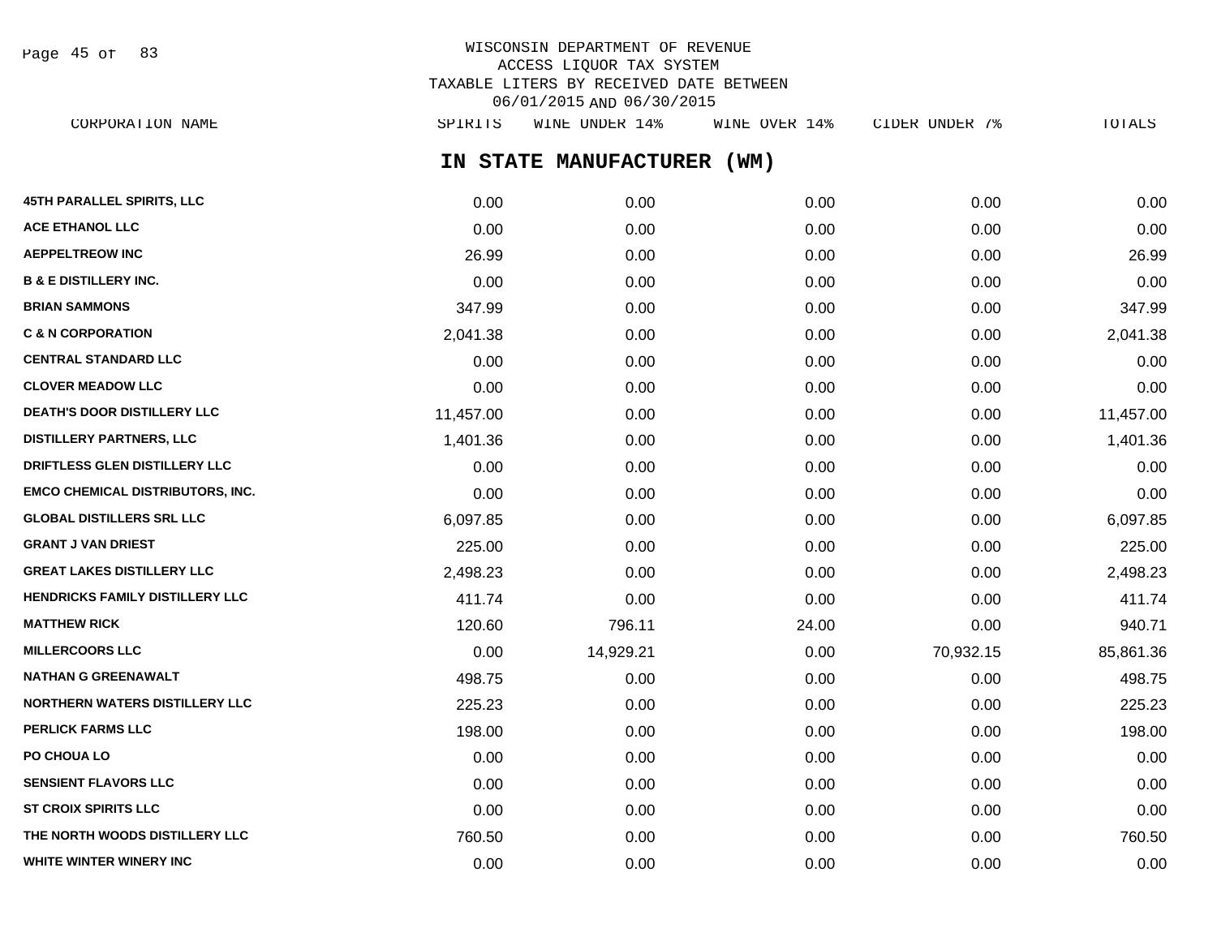WISCONSIN DEPARTMENT OF REVENUE
ACCESS LIQUOR TAX SYSTEM
TAXABLE LITERS BY RECEIVED DATE BETWEEN
06/01/2015 AND 06/30/2015

## IN STATE MANUFACTURER (WM)

| CORPORATION NAME | SPIRITS | WINE UNDER 14% | WINE OVER 14% | CIDER UNDER 7% | TOTALS |
|---|---|---|---|---|---|
| 45TH PARALLEL SPIRITS, LLC | 0.00 | 0.00 | 0.00 | 0.00 | 0.00 |
| ACE ETHANOL LLC | 0.00 | 0.00 | 0.00 | 0.00 | 0.00 |
| AEPPELTREOW INC | 26.99 | 0.00 | 0.00 | 0.00 | 26.99 |
| B & E DISTILLERY INC. | 0.00 | 0.00 | 0.00 | 0.00 | 0.00 |
| BRIAN SAMMONS | 347.99 | 0.00 | 0.00 | 0.00 | 347.99 |
| C & N CORPORATION | 2,041.38 | 0.00 | 0.00 | 0.00 | 2,041.38 |
| CENTRAL STANDARD LLC | 0.00 | 0.00 | 0.00 | 0.00 | 0.00 |
| CLOVER MEADOW LLC | 0.00 | 0.00 | 0.00 | 0.00 | 0.00 |
| DEATH'S DOOR DISTILLERY LLC | 11,457.00 | 0.00 | 0.00 | 0.00 | 11,457.00 |
| DISTILLERY PARTNERS, LLC | 1,401.36 | 0.00 | 0.00 | 0.00 | 1,401.36 |
| DRIFTLESS GLEN DISTILLERY LLC | 0.00 | 0.00 | 0.00 | 0.00 | 0.00 |
| EMCO CHEMICAL DISTRIBUTORS, INC. | 0.00 | 0.00 | 0.00 | 0.00 | 0.00 |
| GLOBAL DISTILLERS SRL LLC | 6,097.85 | 0.00 | 0.00 | 0.00 | 6,097.85 |
| GRANT J VAN DRIEST | 225.00 | 0.00 | 0.00 | 0.00 | 225.00 |
| GREAT LAKES DISTILLERY LLC | 2,498.23 | 0.00 | 0.00 | 0.00 | 2,498.23 |
| HENDRICKS FAMILY DISTILLERY LLC | 411.74 | 0.00 | 0.00 | 0.00 | 411.74 |
| MATTHEW RICK | 120.60 | 796.11 | 24.00 | 0.00 | 940.71 |
| MILLERCOORS LLC | 0.00 | 14,929.21 | 0.00 | 70,932.15 | 85,861.36 |
| NATHAN G GREENAWALT | 498.75 | 0.00 | 0.00 | 0.00 | 498.75 |
| NORTHERN WATERS DISTILLERY LLC | 225.23 | 0.00 | 0.00 | 0.00 | 225.23 |
| PERLICK FARMS LLC | 198.00 | 0.00 | 0.00 | 0.00 | 198.00 |
| PO CHOUA LO | 0.00 | 0.00 | 0.00 | 0.00 | 0.00 |
| SENSIENT FLAVORS LLC | 0.00 | 0.00 | 0.00 | 0.00 | 0.00 |
| ST CROIX SPIRITS LLC | 0.00 | 0.00 | 0.00 | 0.00 | 0.00 |
| THE NORTH WOODS DISTILLERY LLC | 760.50 | 0.00 | 0.00 | 0.00 | 760.50 |
| WHITE WINTER WINERY INC | 0.00 | 0.00 | 0.00 | 0.00 | 0.00 |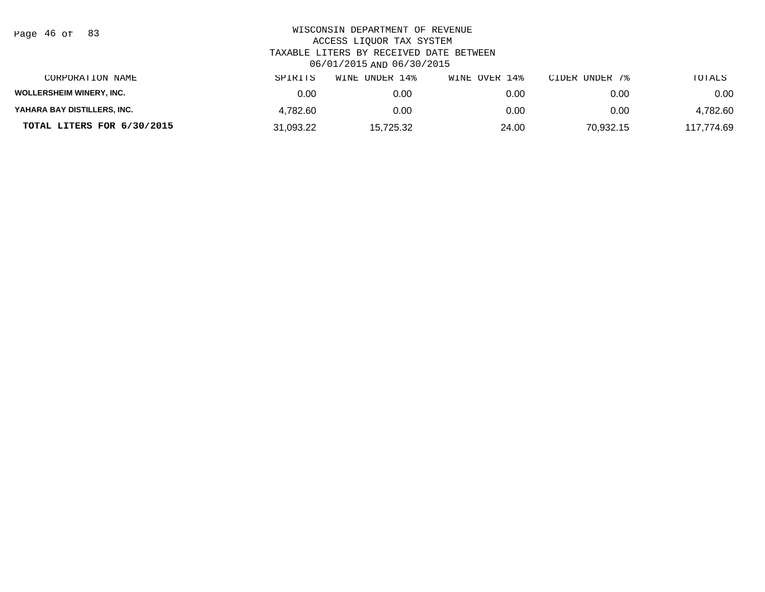WISCONSIN DEPARTMENT OF REVENUE
ACCESS LIQUOR TAX SYSTEM
TAXABLE LITERS BY RECEIVED DATE BETWEEN
06/01/2015 AND 06/30/2015

| CORPORATION NAME | SPIRITS | WINE UNDER 14% | WINE OVER 14% | CIDER UNDER 7% | TOTALS |
|---|---|---|---|---|---|
| WOLLERSHEIM WINERY, INC. | 0.00 | 0.00 | 0.00 | 0.00 | 0.00 |
| YAHARA BAY DISTILLERS, INC. | 4,782.60 | 0.00 | 0.00 | 0.00 | 4,782.60 |
| **TOTAL LITERS FOR 6/30/2015** | 31,093.22 | 15,725.32 | 24.00 | 70,932.15 | 117,774.69 |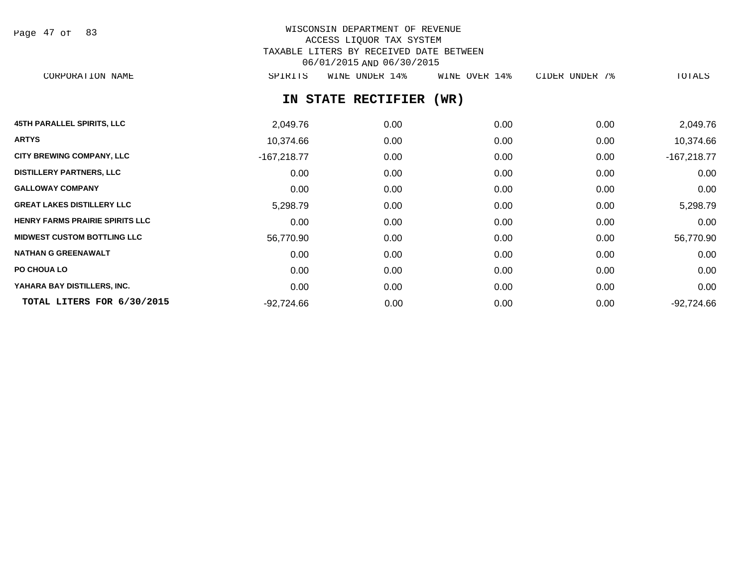WISCONSIN DEPARTMENT OF REVENUE
ACCESS LIQUOR TAX SYSTEM
TAXABLE LITERS BY RECEIVED DATE BETWEEN
06/01/2015 AND 06/30/2015

## IN STATE RECTIFIER (WR)

| CORPORATION NAME | SPIRITS | WINE UNDER 14% | WINE OVER 14% | CIDER UNDER 7% | TOTALS |
|---|---|---|---|---|---|
| 45TH PARALLEL SPIRITS, LLC | 2,049.76 | 0.00 | 0.00 | 0.00 | 2,049.76 |
| ARTYS | 10,374.66 | 0.00 | 0.00 | 0.00 | 10,374.66 |
| CITY BREWING COMPANY, LLC | -167,218.77 | 0.00 | 0.00 | 0.00 | -167,218.77 |
| DISTILLERY PARTNERS, LLC | 0.00 | 0.00 | 0.00 | 0.00 | 0.00 |
| GALLOWAY COMPANY | 0.00 | 0.00 | 0.00 | 0.00 | 0.00 |
| GREAT LAKES DISTILLERY LLC | 5,298.79 | 0.00 | 0.00 | 0.00 | 5,298.79 |
| HENRY FARMS PRAIRIE SPIRITS LLC | 0.00 | 0.00 | 0.00 | 0.00 | 0.00 |
| MIDWEST CUSTOM BOTTLING LLC | 56,770.90 | 0.00 | 0.00 | 0.00 | 56,770.90 |
| NATHAN G GREENAWALT | 0.00 | 0.00 | 0.00 | 0.00 | 0.00 |
| PO CHOUA LO | 0.00 | 0.00 | 0.00 | 0.00 | 0.00 |
| YAHARA BAY DISTILLERS, INC. | 0.00 | 0.00 | 0.00 | 0.00 | 0.00 |
| **TOTAL LITERS FOR 6/30/2015** | -92,724.66 | 0.00 | 0.00 | 0.00 | -92,724.66 |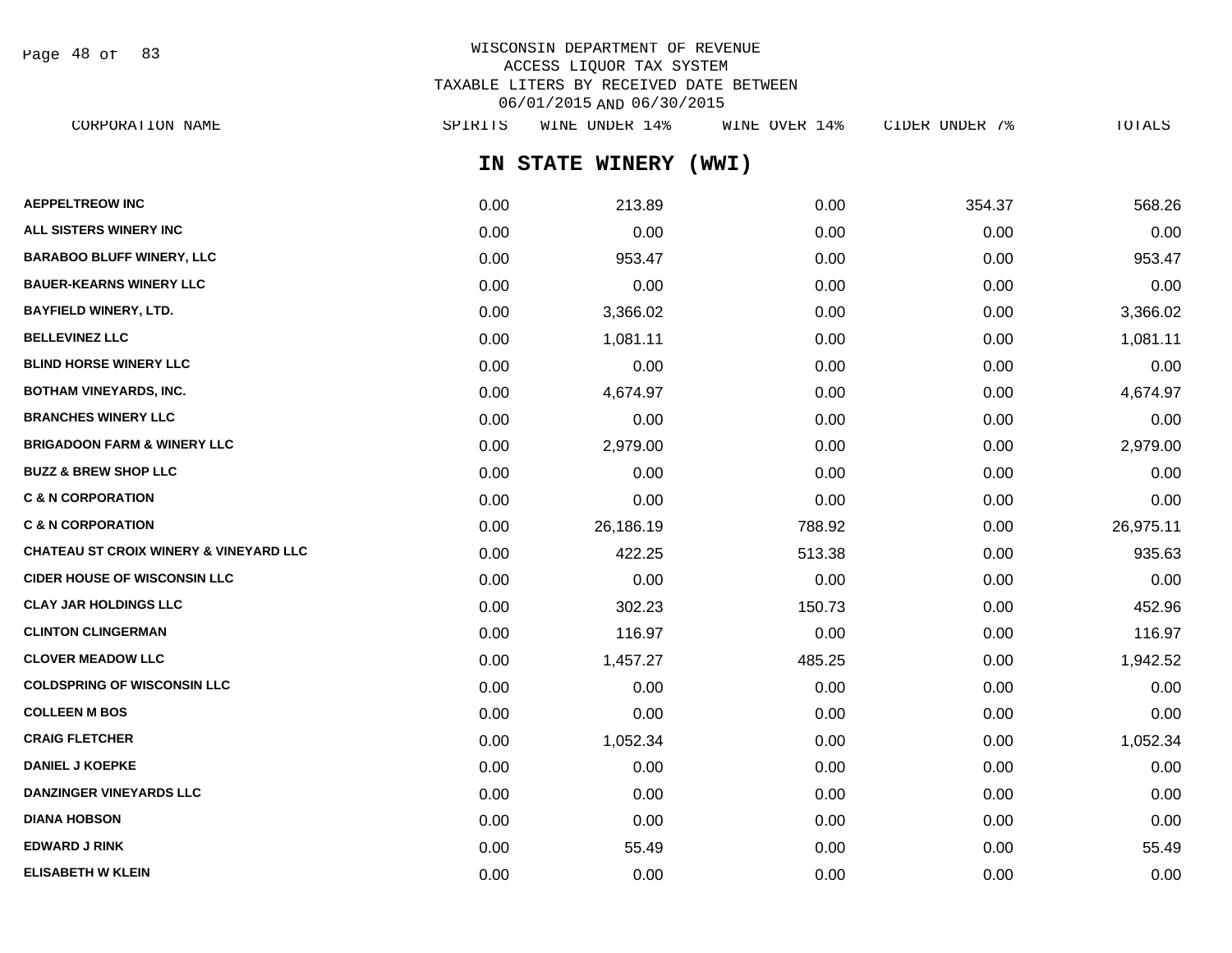# WISCONSIN DEPARTMENT OF REVENUE
## ACCESS LIQUOR TAX SYSTEM
## TAXABLE LITERS BY RECEIVED DATE BETWEEN 06/01/2015 AND 06/30/2015

### IN STATE WINERY (WWI)

| CORPORATION NAME | SPIRITS | WINE UNDER 14% | WINE OVER 14% | CIDER UNDER 7% | TOTALS |
|---|---|---|---|---|---|
| AEPPELTREOW INC | 0.00 | 213.89 | 0.00 | 354.37 | 568.26 |
| ALL SISTERS WINERY INC | 0.00 | 0.00 | 0.00 | 0.00 | 0.00 |
| BARABOO BLUFF WINERY, LLC | 0.00 | 953.47 | 0.00 | 0.00 | 953.47 |
| BAUER-KEARNS WINERY LLC | 0.00 | 0.00 | 0.00 | 0.00 | 0.00 |
| BAYFIELD WINERY, LTD. | 0.00 | 3,366.02 | 0.00 | 0.00 | 3,366.02 |
| BELLEVINEZ LLC | 0.00 | 1,081.11 | 0.00 | 0.00 | 1,081.11 |
| BLIND HORSE WINERY LLC | 0.00 | 0.00 | 0.00 | 0.00 | 0.00 |
| BOTHAM VINEYARDS, INC. | 0.00 | 4,674.97 | 0.00 | 0.00 | 4,674.97 |
| BRANCHES WINERY LLC | 0.00 | 0.00 | 0.00 | 0.00 | 0.00 |
| BRIGADOON FARM & WINERY LLC | 0.00 | 2,979.00 | 0.00 | 0.00 | 2,979.00 |
| BUZZ & BREW SHOP LLC | 0.00 | 0.00 | 0.00 | 0.00 | 0.00 |
| C & N CORPORATION | 0.00 | 0.00 | 0.00 | 0.00 | 0.00 |
| C & N CORPORATION | 0.00 | 26,186.19 | 788.92 | 0.00 | 26,975.11 |
| CHATEAU ST CROIX WINERY & VINEYARD LLC | 0.00 | 422.25 | 513.38 | 0.00 | 935.63 |
| CIDER HOUSE OF WISCONSIN LLC | 0.00 | 0.00 | 0.00 | 0.00 | 0.00 |
| CLAY JAR HOLDINGS LLC | 0.00 | 302.23 | 150.73 | 0.00 | 452.96 |
| CLINTON CLINGERMAN | 0.00 | 116.97 | 0.00 | 0.00 | 116.97 |
| CLOVER MEADOW LLC | 0.00 | 1,457.27 | 485.25 | 0.00 | 1,942.52 |
| COLDSPRING OF WISCONSIN LLC | 0.00 | 0.00 | 0.00 | 0.00 | 0.00 |
| COLLEEN M BOS | 0.00 | 0.00 | 0.00 | 0.00 | 0.00 |
| CRAIG FLETCHER | 0.00 | 1,052.34 | 0.00 | 0.00 | 1,052.34 |
| DANIEL J KOEPKE | 0.00 | 0.00 | 0.00 | 0.00 | 0.00 |
| DANZINGER VINEYARDS LLC | 0.00 | 0.00 | 0.00 | 0.00 | 0.00 |
| DIANA HOBSON | 0.00 | 0.00 | 0.00 | 0.00 | 0.00 |
| EDWARD J RINK | 0.00 | 55.49 | 0.00 | 0.00 | 55.49 |
| ELISABETH W KLEIN | 0.00 | 0.00 | 0.00 | 0.00 | 0.00 |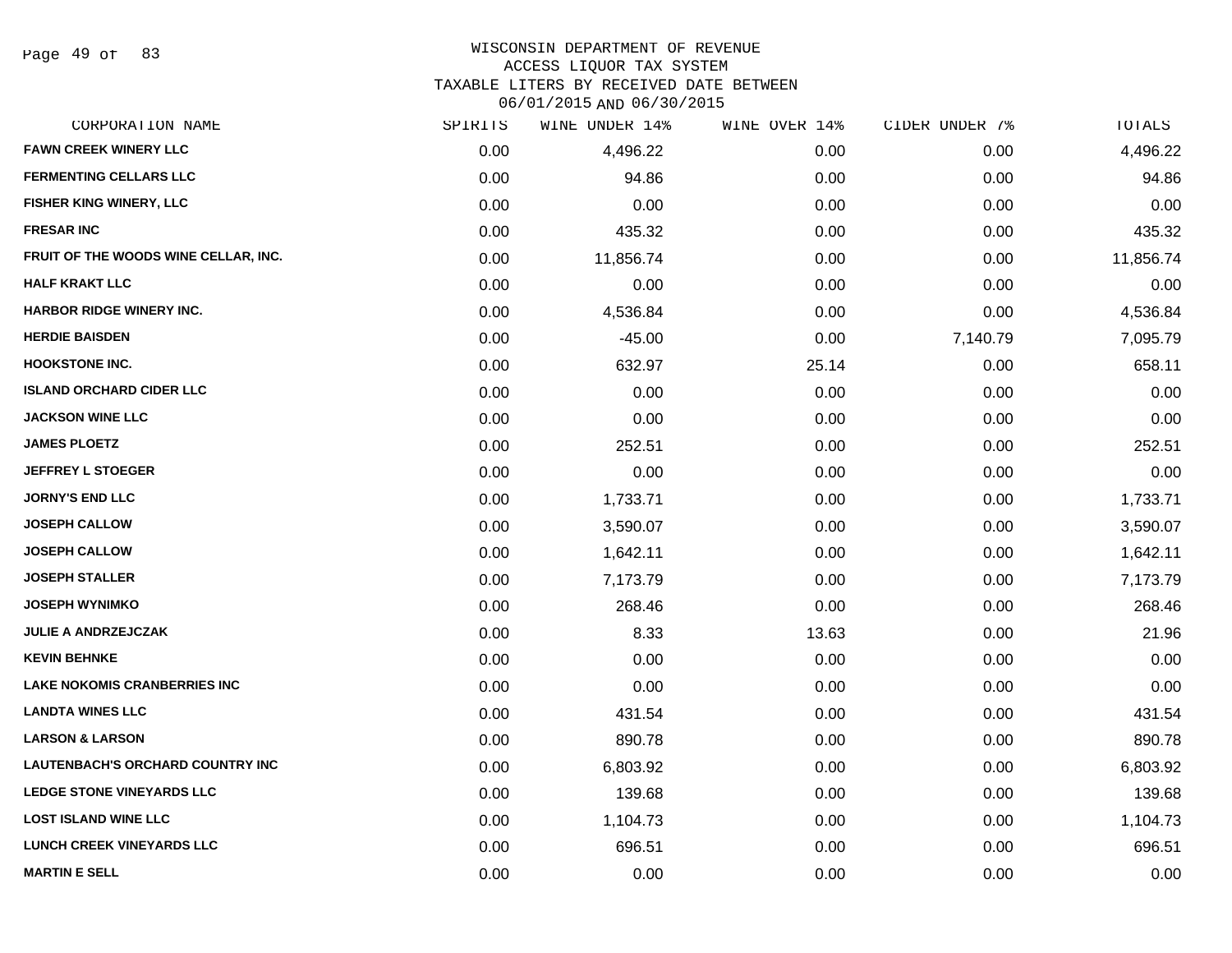WISCONSIN DEPARTMENT OF REVENUE
ACCESS LIQUOR TAX SYSTEM
TAXABLE LITERS BY RECEIVED DATE BETWEEN
06/01/2015 AND 06/30/2015

| CORPORATION NAME | SPIRITS | WINE UNDER 14% | WINE OVER 14% | CIDER UNDER 7% | TOTALS |
|---|---|---|---|---|---|
| FAWN CREEK WINERY LLC | 0.00 | 4,496.22 | 0.00 | 0.00 | 4,496.22 |
| FERMENTING CELLARS LLC | 0.00 | 94.86 | 0.00 | 0.00 | 94.86 |
| FISHER KING WINERY, LLC | 0.00 | 0.00 | 0.00 | 0.00 | 0.00 |
| FRESAR INC | 0.00 | 435.32 | 0.00 | 0.00 | 435.32 |
| FRUIT OF THE WOODS WINE CELLAR, INC. | 0.00 | 11,856.74 | 0.00 | 0.00 | 11,856.74 |
| HALF KRAKT LLC | 0.00 | 0.00 | 0.00 | 0.00 | 0.00 |
| HARBOR RIDGE WINERY INC. | 0.00 | 4,536.84 | 0.00 | 0.00 | 4,536.84 |
| HERDIE BAISDEN | 0.00 | -45.00 | 0.00 | 7,140.79 | 7,095.79 |
| HOOKSTONE INC. | 0.00 | 632.97 | 25.14 | 0.00 | 658.11 |
| ISLAND ORCHARD CIDER LLC | 0.00 | 0.00 | 0.00 | 0.00 | 0.00 |
| JACKSON WINE LLC | 0.00 | 0.00 | 0.00 | 0.00 | 0.00 |
| JAMES PLOETZ | 0.00 | 252.51 | 0.00 | 0.00 | 252.51 |
| JEFFREY L STOEGER | 0.00 | 0.00 | 0.00 | 0.00 | 0.00 |
| JORNY'S END LLC | 0.00 | 1,733.71 | 0.00 | 0.00 | 1,733.71 |
| JOSEPH CALLOW | 0.00 | 3,590.07 | 0.00 | 0.00 | 3,590.07 |
| JOSEPH CALLOW | 0.00 | 1,642.11 | 0.00 | 0.00 | 1,642.11 |
| JOSEPH STALLER | 0.00 | 7,173.79 | 0.00 | 0.00 | 7,173.79 |
| JOSEPH WYNIMKO | 0.00 | 268.46 | 0.00 | 0.00 | 268.46 |
| JULIE A ANDRZEJCZAK | 0.00 | 8.33 | 13.63 | 0.00 | 21.96 |
| KEVIN BEHNKE | 0.00 | 0.00 | 0.00 | 0.00 | 0.00 |
| LAKE NOKOMIS CRANBERRIES INC | 0.00 | 0.00 | 0.00 | 0.00 | 0.00 |
| LANDTA WINES LLC | 0.00 | 431.54 | 0.00 | 0.00 | 431.54 |
| LARSON & LARSON | 0.00 | 890.78 | 0.00 | 0.00 | 890.78 |
| LAUTENBACH'S ORCHARD COUNTRY INC | 0.00 | 6,803.92 | 0.00 | 0.00 | 6,803.92 |
| LEDGE STONE VINEYARDS LLC | 0.00 | 139.68 | 0.00 | 0.00 | 139.68 |
| LOST ISLAND WINE LLC | 0.00 | 1,104.73 | 0.00 | 0.00 | 1,104.73 |
| LUNCH CREEK VINEYARDS LLC | 0.00 | 696.51 | 0.00 | 0.00 | 696.51 |
| MARTIN E SELL | 0.00 | 0.00 | 0.00 | 0.00 | 0.00 |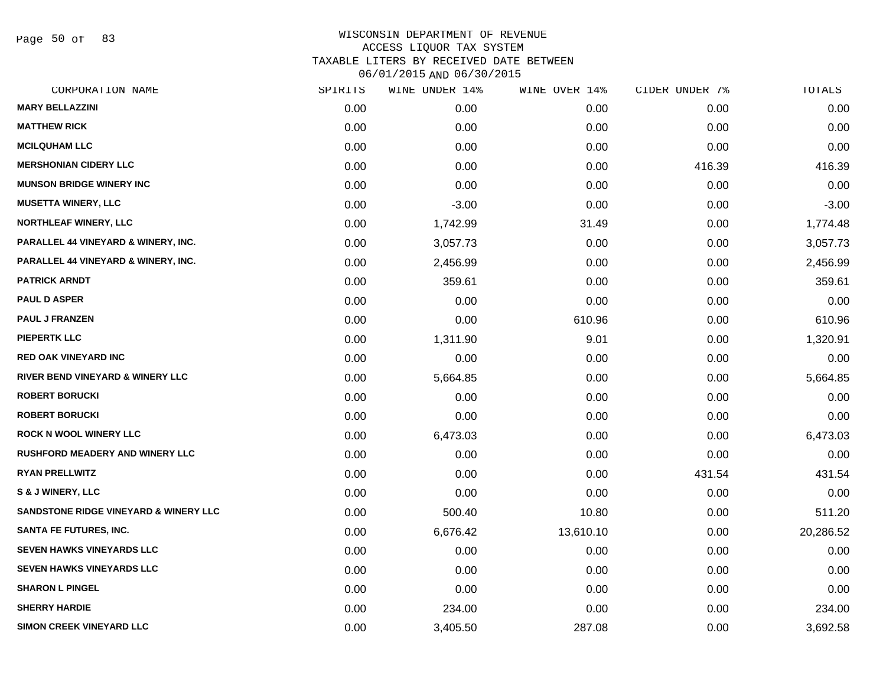WISCONSIN DEPARTMENT OF REVENUE
ACCESS LIQUOR TAX SYSTEM
TAXABLE LITERS BY RECEIVED DATE BETWEEN
06/01/2015 AND 06/30/2015

| CORPORATION NAME | SPIRITS | WINE UNDER 14% | WINE OVER 14% | CIDER UNDER 7% | TOTALS |
|---|---|---|---|---|---|
| MARY BELLAZZINI | 0.00 | 0.00 | 0.00 | 0.00 | 0.00 |
| MATTHEW RICK | 0.00 | 0.00 | 0.00 | 0.00 | 0.00 |
| MCILQUHAM LLC | 0.00 | 0.00 | 0.00 | 0.00 | 0.00 |
| MERSHONIAN CIDERY LLC | 0.00 | 0.00 | 0.00 | 416.39 | 416.39 |
| MUNSON BRIDGE WINERY INC | 0.00 | 0.00 | 0.00 | 0.00 | 0.00 |
| MUSETTA WINERY, LLC | 0.00 | -3.00 | 0.00 | 0.00 | -3.00 |
| NORTHLEAF WINERY, LLC | 0.00 | 1,742.99 | 31.49 | 0.00 | 1,774.48 |
| PARALLEL 44 VINEYARD & WINERY, INC. | 0.00 | 3,057.73 | 0.00 | 0.00 | 3,057.73 |
| PARALLEL 44 VINEYARD & WINERY, INC. | 0.00 | 2,456.99 | 0.00 | 0.00 | 2,456.99 |
| PATRICK ARNDT | 0.00 | 359.61 | 0.00 | 0.00 | 359.61 |
| PAUL D ASPER | 0.00 | 0.00 | 0.00 | 0.00 | 0.00 |
| PAUL J FRANZEN | 0.00 | 0.00 | 610.96 | 0.00 | 610.96 |
| PIEPERTK LLC | 0.00 | 1,311.90 | 9.01 | 0.00 | 1,320.91 |
| RED OAK VINEYARD INC | 0.00 | 0.00 | 0.00 | 0.00 | 0.00 |
| RIVER BEND VINEYARD & WINERY LLC | 0.00 | 5,664.85 | 0.00 | 0.00 | 5,664.85 |
| ROBERT BORUCKI | 0.00 | 0.00 | 0.00 | 0.00 | 0.00 |
| ROBERT BORUCKI | 0.00 | 0.00 | 0.00 | 0.00 | 0.00 |
| ROCK N WOOL WINERY LLC | 0.00 | 6,473.03 | 0.00 | 0.00 | 6,473.03 |
| RUSHFORD MEADERY AND WINERY LLC | 0.00 | 0.00 | 0.00 | 0.00 | 0.00 |
| RYAN PRELLWITZ | 0.00 | 0.00 | 0.00 | 431.54 | 431.54 |
| S & J WINERY, LLC | 0.00 | 0.00 | 0.00 | 0.00 | 0.00 |
| SANDSTONE RIDGE VINEYARD & WINERY LLC | 0.00 | 500.40 | 10.80 | 0.00 | 511.20 |
| SANTA FE FUTURES, INC. | 0.00 | 6,676.42 | 13,610.10 | 0.00 | 20,286.52 |
| SEVEN HAWKS VINEYARDS LLC | 0.00 | 0.00 | 0.00 | 0.00 | 0.00 |
| SEVEN HAWKS VINEYARDS LLC | 0.00 | 0.00 | 0.00 | 0.00 | 0.00 |
| SHARON L PINGEL | 0.00 | 0.00 | 0.00 | 0.00 | 0.00 |
| SHERRY HARDIE | 0.00 | 234.00 | 0.00 | 0.00 | 234.00 |
| SIMON CREEK VINEYARD LLC | 0.00 | 3,405.50 | 287.08 | 0.00 | 3,692.58 |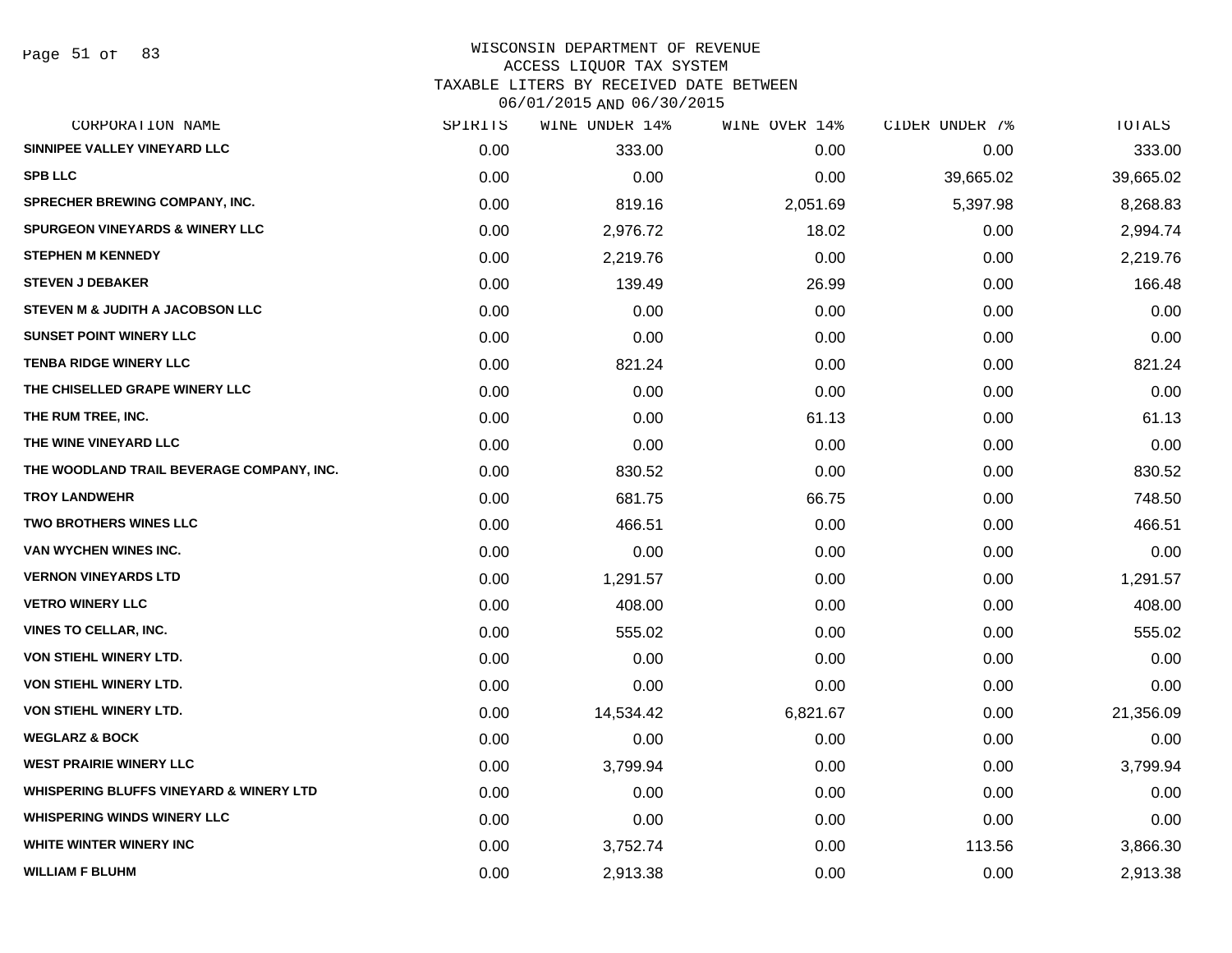WISCONSIN DEPARTMENT OF REVENUE
ACCESS LIQUOR TAX SYSTEM
TAXABLE LITERS BY RECEIVED DATE BETWEEN
06/01/2015 AND 06/30/2015

| CORPORATION NAME | SPIRITS | WINE UNDER 14% | WINE OVER 14% | CIDER UNDER 7% | TOTALS |
|---|---|---|---|---|---|
| SINNIPEE VALLEY VINEYARD LLC | 0.00 | 333.00 | 0.00 | 0.00 | 333.00 |
| SPB LLC | 0.00 | 0.00 | 0.00 | 39,665.02 | 39,665.02 |
| SPRECHER BREWING COMPANY, INC. | 0.00 | 819.16 | 2,051.69 | 5,397.98 | 8,268.83 |
| SPURGEON VINEYARDS & WINERY LLC | 0.00 | 2,976.72 | 18.02 | 0.00 | 2,994.74 |
| STEPHEN M KENNEDY | 0.00 | 2,219.76 | 0.00 | 0.00 | 2,219.76 |
| STEVEN J DEBAKER | 0.00 | 139.49 | 26.99 | 0.00 | 166.48 |
| STEVEN M & JUDITH A JACOBSON LLC | 0.00 | 0.00 | 0.00 | 0.00 | 0.00 |
| SUNSET POINT WINERY LLC | 0.00 | 0.00 | 0.00 | 0.00 | 0.00 |
| TENBA RIDGE WINERY LLC | 0.00 | 821.24 | 0.00 | 0.00 | 821.24 |
| THE CHISELLED GRAPE WINERY LLC | 0.00 | 0.00 | 0.00 | 0.00 | 0.00 |
| THE RUM TREE, INC. | 0.00 | 0.00 | 61.13 | 0.00 | 61.13 |
| THE WINE VINEYARD LLC | 0.00 | 0.00 | 0.00 | 0.00 | 0.00 |
| THE WOODLAND TRAIL BEVERAGE COMPANY, INC. | 0.00 | 830.52 | 0.00 | 0.00 | 830.52 |
| TROY LANDWEHR | 0.00 | 681.75 | 66.75 | 0.00 | 748.50 |
| TWO BROTHERS WINES LLC | 0.00 | 466.51 | 0.00 | 0.00 | 466.51 |
| VAN WYCHEN WINES INC. | 0.00 | 0.00 | 0.00 | 0.00 | 0.00 |
| VERNON VINEYARDS LTD | 0.00 | 1,291.57 | 0.00 | 0.00 | 1,291.57 |
| VETRO WINERY LLC | 0.00 | 408.00 | 0.00 | 0.00 | 408.00 |
| VINES TO CELLAR, INC. | 0.00 | 555.02 | 0.00 | 0.00 | 555.02 |
| VON STIEHL WINERY LTD. | 0.00 | 0.00 | 0.00 | 0.00 | 0.00 |
| VON STIEHL WINERY LTD. | 0.00 | 0.00 | 0.00 | 0.00 | 0.00 |
| VON STIEHL WINERY LTD. | 0.00 | 14,534.42 | 6,821.67 | 0.00 | 21,356.09 |
| WEGLARZ & BOCK | 0.00 | 0.00 | 0.00 | 0.00 | 0.00 |
| WEST PRAIRIE WINERY LLC | 0.00 | 3,799.94 | 0.00 | 0.00 | 3,799.94 |
| WHISPERING BLUFFS VINEYARD & WINERY LTD | 0.00 | 0.00 | 0.00 | 0.00 | 0.00 |
| WHISPERING WINDS WINERY LLC | 0.00 | 0.00 | 0.00 | 0.00 | 0.00 |
| WHITE WINTER WINERY INC | 0.00 | 3,752.74 | 0.00 | 113.56 | 3,866.30 |
| WILLIAM F BLUHM | 0.00 | 2,913.38 | 0.00 | 0.00 | 2,913.38 |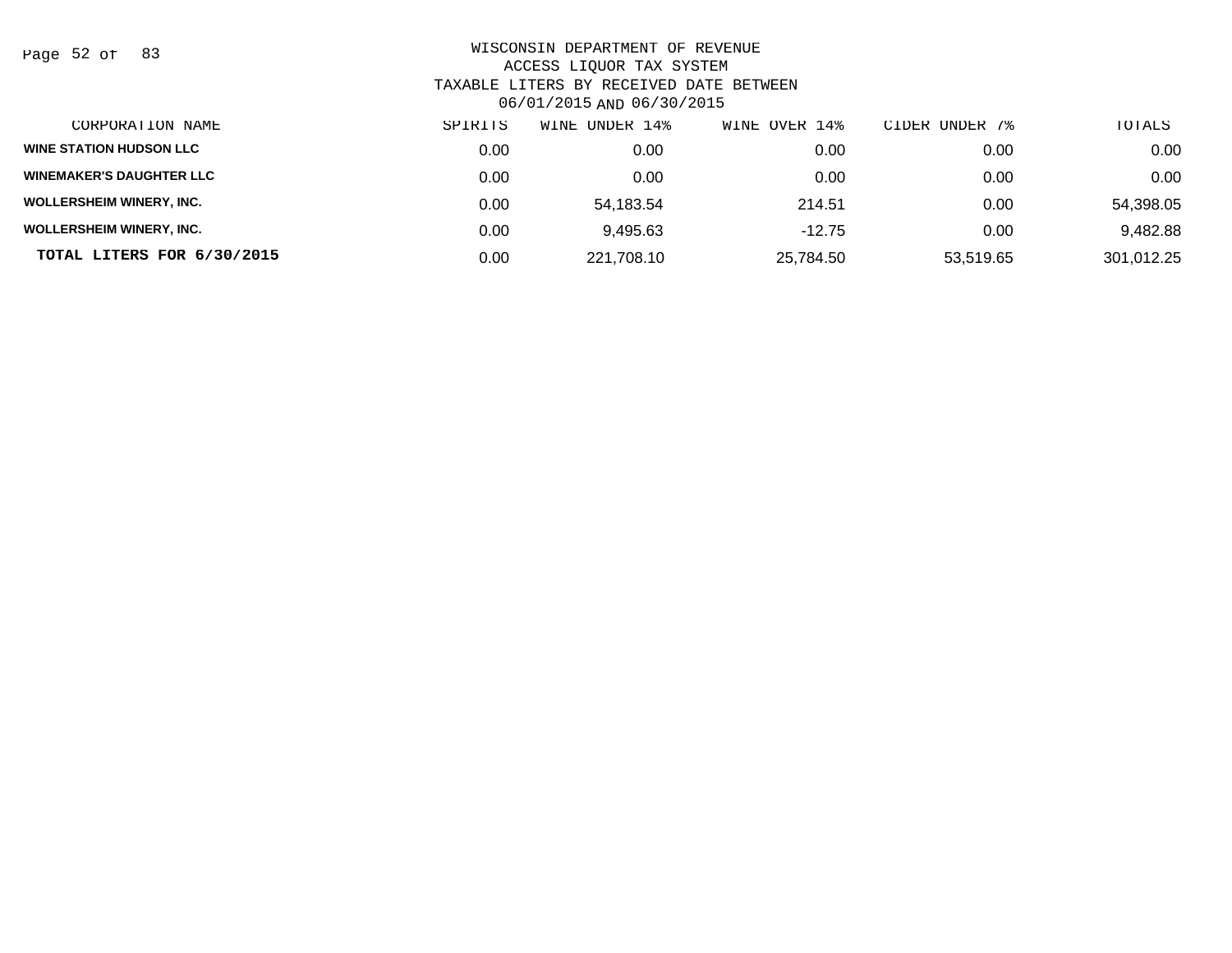WISCONSIN DEPARTMENT OF REVENUE
ACCESS LIQUOR TAX SYSTEM
TAXABLE LITERS BY RECEIVED DATE BETWEEN
06/01/2015 AND 06/30/2015

| CORPORATION NAME | SPIRITS | WINE UNDER 14% | WINE OVER 14% | CIDER UNDER 7% | TOTALS |
|---|---|---|---|---|---|
| WINE STATION HUDSON LLC | 0.00 | 0.00 | 0.00 | 0.00 | 0.00 |
| WINEMAKER'S DAUGHTER LLC | 0.00 | 0.00 | 0.00 | 0.00 | 0.00 |
| WOLLERSHEIM WINERY, INC. | 0.00 | 54,183.54 | 214.51 | 0.00 | 54,398.05 |
| WOLLERSHEIM WINERY, INC. | 0.00 | 9,495.63 | -12.75 | 0.00 | 9,482.88 |
| **TOTAL LITERS FOR 6/30/2015** | 0.00 | 221,708.10 | 25,784.50 | 53,519.65 | 301,012.25 |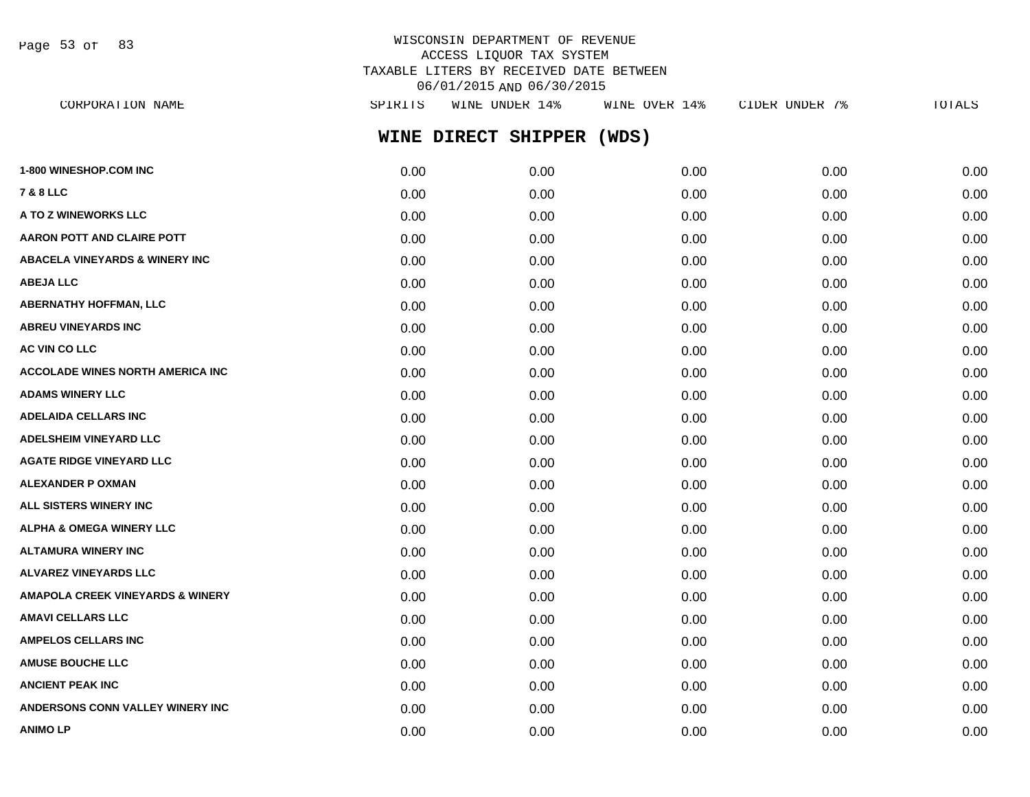WISCONSIN DEPARTMENT OF REVENUE
ACCESS LIQUOR TAX SYSTEM
TAXABLE LITERS BY RECEIVED DATE BETWEEN
06/01/2015 AND 06/30/2015

## WINE DIRECT SHIPPER (WDS)

| CORPORATION NAME | SPIRITS | WINE UNDER 14% | WINE OVER 14% | CIDER UNDER 7% | TOTALS |
|---|---|---|---|---|---|
| 1-800 WINESHOP.COM INC | 0.00 | 0.00 | 0.00 | 0.00 | 0.00 |
| 7 & 8 LLC | 0.00 | 0.00 | 0.00 | 0.00 | 0.00 |
| A TO Z WINEWORKS LLC | 0.00 | 0.00 | 0.00 | 0.00 | 0.00 |
| AARON POTT AND CLAIRE POTT | 0.00 | 0.00 | 0.00 | 0.00 | 0.00 |
| ABACELA VINEYARDS & WINERY INC | 0.00 | 0.00 | 0.00 | 0.00 | 0.00 |
| ABEJA LLC | 0.00 | 0.00 | 0.00 | 0.00 | 0.00 |
| ABERNATHY HOFFMAN, LLC | 0.00 | 0.00 | 0.00 | 0.00 | 0.00 |
| ABREU VINEYARDS INC | 0.00 | 0.00 | 0.00 | 0.00 | 0.00 |
| AC VIN CO LLC | 0.00 | 0.00 | 0.00 | 0.00 | 0.00 |
| ACCOLADE WINES NORTH AMERICA INC | 0.00 | 0.00 | 0.00 | 0.00 | 0.00 |
| ADAMS WINERY LLC | 0.00 | 0.00 | 0.00 | 0.00 | 0.00 |
| ADELAIDA CELLARS INC | 0.00 | 0.00 | 0.00 | 0.00 | 0.00 |
| ADELSHEIM VINEYARD LLC | 0.00 | 0.00 | 0.00 | 0.00 | 0.00 |
| AGATE RIDGE VINEYARD LLC | 0.00 | 0.00 | 0.00 | 0.00 | 0.00 |
| ALEXANDER P OXMAN | 0.00 | 0.00 | 0.00 | 0.00 | 0.00 |
| ALL SISTERS WINERY INC | 0.00 | 0.00 | 0.00 | 0.00 | 0.00 |
| ALPHA & OMEGA WINERY LLC | 0.00 | 0.00 | 0.00 | 0.00 | 0.00 |
| ALTAMURA WINERY INC | 0.00 | 0.00 | 0.00 | 0.00 | 0.00 |
| ALVAREZ VINEYARDS LLC | 0.00 | 0.00 | 0.00 | 0.00 | 0.00 |
| AMAPOLA CREEK VINEYARDS & WINERY | 0.00 | 0.00 | 0.00 | 0.00 | 0.00 |
| AMAVI CELLARS LLC | 0.00 | 0.00 | 0.00 | 0.00 | 0.00 |
| AMPELOS CELLARS INC | 0.00 | 0.00 | 0.00 | 0.00 | 0.00 |
| AMUSE BOUCHE LLC | 0.00 | 0.00 | 0.00 | 0.00 | 0.00 |
| ANCIENT PEAK INC | 0.00 | 0.00 | 0.00 | 0.00 | 0.00 |
| ANDERSONS CONN VALLEY WINERY INC | 0.00 | 0.00 | 0.00 | 0.00 | 0.00 |
| ANIMO LP | 0.00 | 0.00 | 0.00 | 0.00 | 0.00 |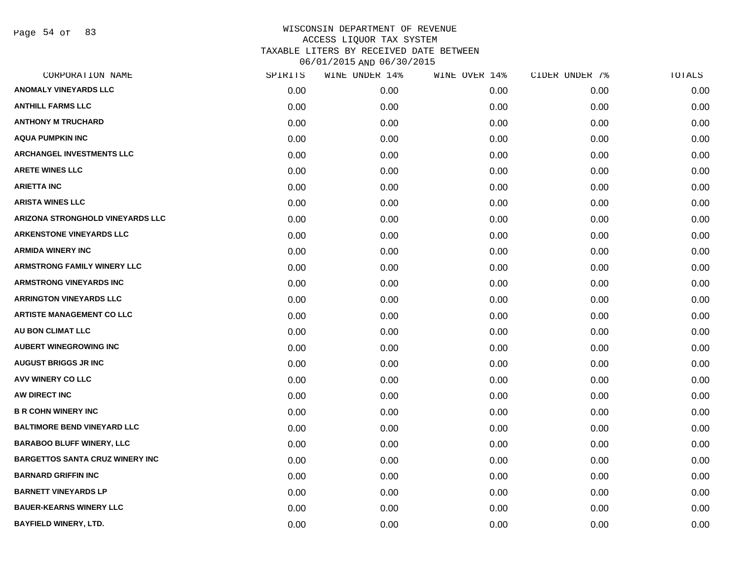WISCONSIN DEPARTMENT OF REVENUE
ACCESS LIQUOR TAX SYSTEM
TAXABLE LITERS BY RECEIVED DATE BETWEEN
06/01/2015 AND 06/30/2015

| CORPORATION NAME | SPIRITS | WINE UNDER 14% | WINE OVER 14% | CIDER UNDER 7% | TOTALS |
|---|---|---|---|---|---|
| ANOMALY VINEYARDS LLC | 0.00 | 0.00 | 0.00 | 0.00 | 0.00 |
| ANTHILL FARMS LLC | 0.00 | 0.00 | 0.00 | 0.00 | 0.00 |
| ANTHONY M TRUCHARD | 0.00 | 0.00 | 0.00 | 0.00 | 0.00 |
| AQUA PUMPKIN INC | 0.00 | 0.00 | 0.00 | 0.00 | 0.00 |
| ARCHANGEL INVESTMENTS LLC | 0.00 | 0.00 | 0.00 | 0.00 | 0.00 |
| ARETE WINES LLC | 0.00 | 0.00 | 0.00 | 0.00 | 0.00 |
| ARIETTA INC | 0.00 | 0.00 | 0.00 | 0.00 | 0.00 |
| ARISTA WINES LLC | 0.00 | 0.00 | 0.00 | 0.00 | 0.00 |
| ARIZONA STRONGHOLD VINEYARDS LLC | 0.00 | 0.00 | 0.00 | 0.00 | 0.00 |
| ARKENSTONE VINEYARDS LLC | 0.00 | 0.00 | 0.00 | 0.00 | 0.00 |
| ARMIDA WINERY INC | 0.00 | 0.00 | 0.00 | 0.00 | 0.00 |
| ARMSTRONG FAMILY WINERY LLC | 0.00 | 0.00 | 0.00 | 0.00 | 0.00 |
| ARMSTRONG VINEYARDS INC | 0.00 | 0.00 | 0.00 | 0.00 | 0.00 |
| ARRINGTON VINEYARDS LLC | 0.00 | 0.00 | 0.00 | 0.00 | 0.00 |
| ARTISTE MANAGEMENT CO LLC | 0.00 | 0.00 | 0.00 | 0.00 | 0.00 |
| AU BON CLIMAT LLC | 0.00 | 0.00 | 0.00 | 0.00 | 0.00 |
| AUBERT WINEGROWING INC | 0.00 | 0.00 | 0.00 | 0.00 | 0.00 |
| AUGUST BRIGGS JR INC | 0.00 | 0.00 | 0.00 | 0.00 | 0.00 |
| AVV WINERY CO LLC | 0.00 | 0.00 | 0.00 | 0.00 | 0.00 |
| AW DIRECT INC | 0.00 | 0.00 | 0.00 | 0.00 | 0.00 |
| B R COHN WINERY INC | 0.00 | 0.00 | 0.00 | 0.00 | 0.00 |
| BALTIMORE BEND VINEYARD LLC | 0.00 | 0.00 | 0.00 | 0.00 | 0.00 |
| BARABOO BLUFF WINERY, LLC | 0.00 | 0.00 | 0.00 | 0.00 | 0.00 |
| BARGETTOS SANTA CRUZ WINERY INC | 0.00 | 0.00 | 0.00 | 0.00 | 0.00 |
| BARNARD GRIFFIN INC | 0.00 | 0.00 | 0.00 | 0.00 | 0.00 |
| BARNETT VINEYARDS LP | 0.00 | 0.00 | 0.00 | 0.00 | 0.00 |
| BAUER-KEARNS WINERY LLC | 0.00 | 0.00 | 0.00 | 0.00 | 0.00 |
| BAYFIELD WINERY, LTD. | 0.00 | 0.00 | 0.00 | 0.00 | 0.00 |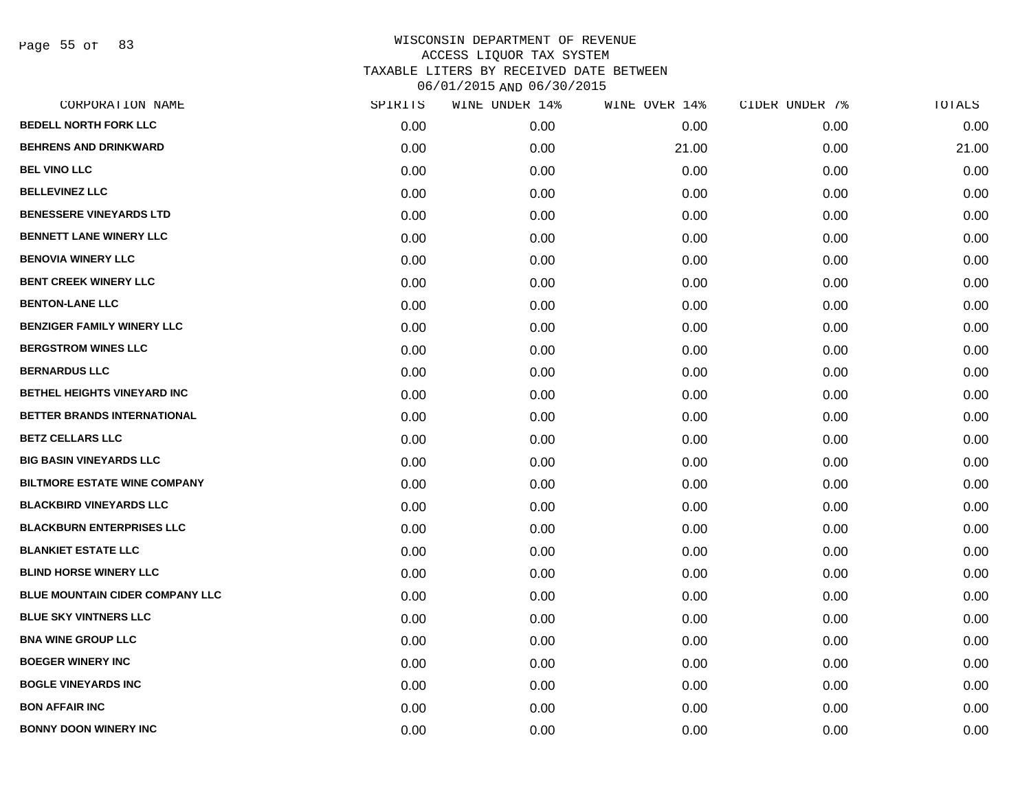# WISCONSIN DEPARTMENT OF REVENUE
## ACCESS LIQUOR TAX SYSTEM
## TAXABLE LITERS BY RECEIVED DATE BETWEEN 06/01/2015 AND 06/30/2015

| CORPORATION NAME | SPIRITS | WINE UNDER 14% | WINE OVER 14% | CIDER UNDER 7% | TOTALS |
|---|---|---|---|---|---|
| BEDELL NORTH FORK LLC | 0.00 | 0.00 | 0.00 | 0.00 | 0.00 |
| BEHRENS AND DRINKWARD | 0.00 | 0.00 | 21.00 | 0.00 | 21.00 |
| BEL VINO LLC | 0.00 | 0.00 | 0.00 | 0.00 | 0.00 |
| BELLEVINEZ LLC | 0.00 | 0.00 | 0.00 | 0.00 | 0.00 |
| BENESSERE VINEYARDS LTD | 0.00 | 0.00 | 0.00 | 0.00 | 0.00 |
| BENNETT LANE WINERY LLC | 0.00 | 0.00 | 0.00 | 0.00 | 0.00 |
| BENOVIA WINERY LLC | 0.00 | 0.00 | 0.00 | 0.00 | 0.00 |
| BENT CREEK WINERY LLC | 0.00 | 0.00 | 0.00 | 0.00 | 0.00 |
| BENTON-LANE LLC | 0.00 | 0.00 | 0.00 | 0.00 | 0.00 |
| BENZIGER FAMILY WINERY LLC | 0.00 | 0.00 | 0.00 | 0.00 | 0.00 |
| BERGSTROM WINES LLC | 0.00 | 0.00 | 0.00 | 0.00 | 0.00 |
| BERNARDUS LLC | 0.00 | 0.00 | 0.00 | 0.00 | 0.00 |
| BETHEL HEIGHTS VINEYARD INC | 0.00 | 0.00 | 0.00 | 0.00 | 0.00 |
| BETTER BRANDS INTERNATIONAL | 0.00 | 0.00 | 0.00 | 0.00 | 0.00 |
| BETZ CELLARS LLC | 0.00 | 0.00 | 0.00 | 0.00 | 0.00 |
| BIG BASIN VINEYARDS LLC | 0.00 | 0.00 | 0.00 | 0.00 | 0.00 |
| BILTMORE ESTATE WINE COMPANY | 0.00 | 0.00 | 0.00 | 0.00 | 0.00 |
| BLACKBIRD VINEYARDS LLC | 0.00 | 0.00 | 0.00 | 0.00 | 0.00 |
| BLACKBURN ENTERPRISES LLC | 0.00 | 0.00 | 0.00 | 0.00 | 0.00 |
| BLANKIET ESTATE LLC | 0.00 | 0.00 | 0.00 | 0.00 | 0.00 |
| BLIND HORSE WINERY LLC | 0.00 | 0.00 | 0.00 | 0.00 | 0.00 |
| BLUE MOUNTAIN CIDER COMPANY LLC | 0.00 | 0.00 | 0.00 | 0.00 | 0.00 |
| BLUE SKY VINTNERS LLC | 0.00 | 0.00 | 0.00 | 0.00 | 0.00 |
| BNA WINE GROUP LLC | 0.00 | 0.00 | 0.00 | 0.00 | 0.00 |
| BOEGER WINERY INC | 0.00 | 0.00 | 0.00 | 0.00 | 0.00 |
| BOGLE VINEYARDS INC | 0.00 | 0.00 | 0.00 | 0.00 | 0.00 |
| BON AFFAIR INC | 0.00 | 0.00 | 0.00 | 0.00 | 0.00 |
| BONNY DOON WINERY INC | 0.00 | 0.00 | 0.00 | 0.00 | 0.00 |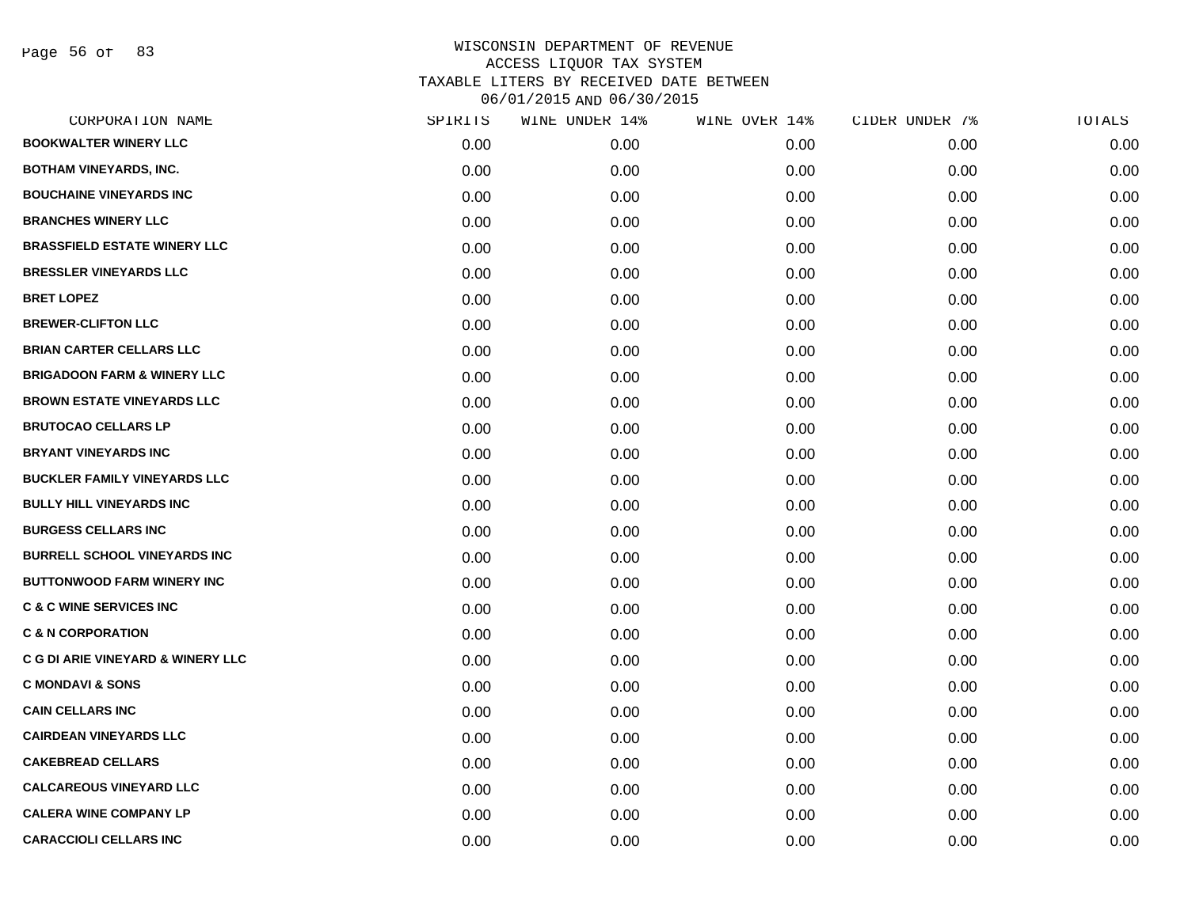# WISCONSIN DEPARTMENT OF REVENUE
## ACCESS LIQUOR TAX SYSTEM
### TAXABLE LITERS BY RECEIVED DATE BETWEEN 06/01/2015 AND 06/30/2015

| CORPORATION NAME | SPIRITS | WINE UNDER 14% | WINE OVER 14% | CIDER UNDER 7% | TOTALS |
|---|---|---|---|---|---|
| BOOKWALTER WINERY LLC | 0.00 | 0.00 | 0.00 | 0.00 | 0.00 |
| BOTHAM VINEYARDS, INC. | 0.00 | 0.00 | 0.00 | 0.00 | 0.00 |
| BOUCHAINE VINEYARDS INC | 0.00 | 0.00 | 0.00 | 0.00 | 0.00 |
| BRANCHES WINERY LLC | 0.00 | 0.00 | 0.00 | 0.00 | 0.00 |
| BRASSFIELD ESTATE WINERY LLC | 0.00 | 0.00 | 0.00 | 0.00 | 0.00 |
| BRESSLER VINEYARDS LLC | 0.00 | 0.00 | 0.00 | 0.00 | 0.00 |
| BRET LOPEZ | 0.00 | 0.00 | 0.00 | 0.00 | 0.00 |
| BREWER-CLIFTON LLC | 0.00 | 0.00 | 0.00 | 0.00 | 0.00 |
| BRIAN CARTER CELLARS LLC | 0.00 | 0.00 | 0.00 | 0.00 | 0.00 |
| BRIGADOON FARM & WINERY LLC | 0.00 | 0.00 | 0.00 | 0.00 | 0.00 |
| BROWN ESTATE VINEYARDS LLC | 0.00 | 0.00 | 0.00 | 0.00 | 0.00 |
| BRUTOCAO CELLARS LP | 0.00 | 0.00 | 0.00 | 0.00 | 0.00 |
| BRYANT VINEYARDS INC | 0.00 | 0.00 | 0.00 | 0.00 | 0.00 |
| BUCKLER FAMILY VINEYARDS LLC | 0.00 | 0.00 | 0.00 | 0.00 | 0.00 |
| BULLY HILL VINEYARDS INC | 0.00 | 0.00 | 0.00 | 0.00 | 0.00 |
| BURGESS CELLARS INC | 0.00 | 0.00 | 0.00 | 0.00 | 0.00 |
| BURRELL SCHOOL VINEYARDS INC | 0.00 | 0.00 | 0.00 | 0.00 | 0.00 |
| BUTTONWOOD FARM WINERY INC | 0.00 | 0.00 | 0.00 | 0.00 | 0.00 |
| C & C WINE SERVICES INC | 0.00 | 0.00 | 0.00 | 0.00 | 0.00 |
| C & N CORPORATION | 0.00 | 0.00 | 0.00 | 0.00 | 0.00 |
| C G DI ARIE VINEYARD & WINERY LLC | 0.00 | 0.00 | 0.00 | 0.00 | 0.00 |
| C MONDAVI & SONS | 0.00 | 0.00 | 0.00 | 0.00 | 0.00 |
| CAIN CELLARS INC | 0.00 | 0.00 | 0.00 | 0.00 | 0.00 |
| CAIRDEAN VINEYARDS LLC | 0.00 | 0.00 | 0.00 | 0.00 | 0.00 |
| CAKEBREAD CELLARS | 0.00 | 0.00 | 0.00 | 0.00 | 0.00 |
| CALCAREOUS VINEYARD LLC | 0.00 | 0.00 | 0.00 | 0.00 | 0.00 |
| CALERA WINE COMPANY LP | 0.00 | 0.00 | 0.00 | 0.00 | 0.00 |
| CARACCIOLI CELLARS INC | 0.00 | 0.00 | 0.00 | 0.00 | 0.00 |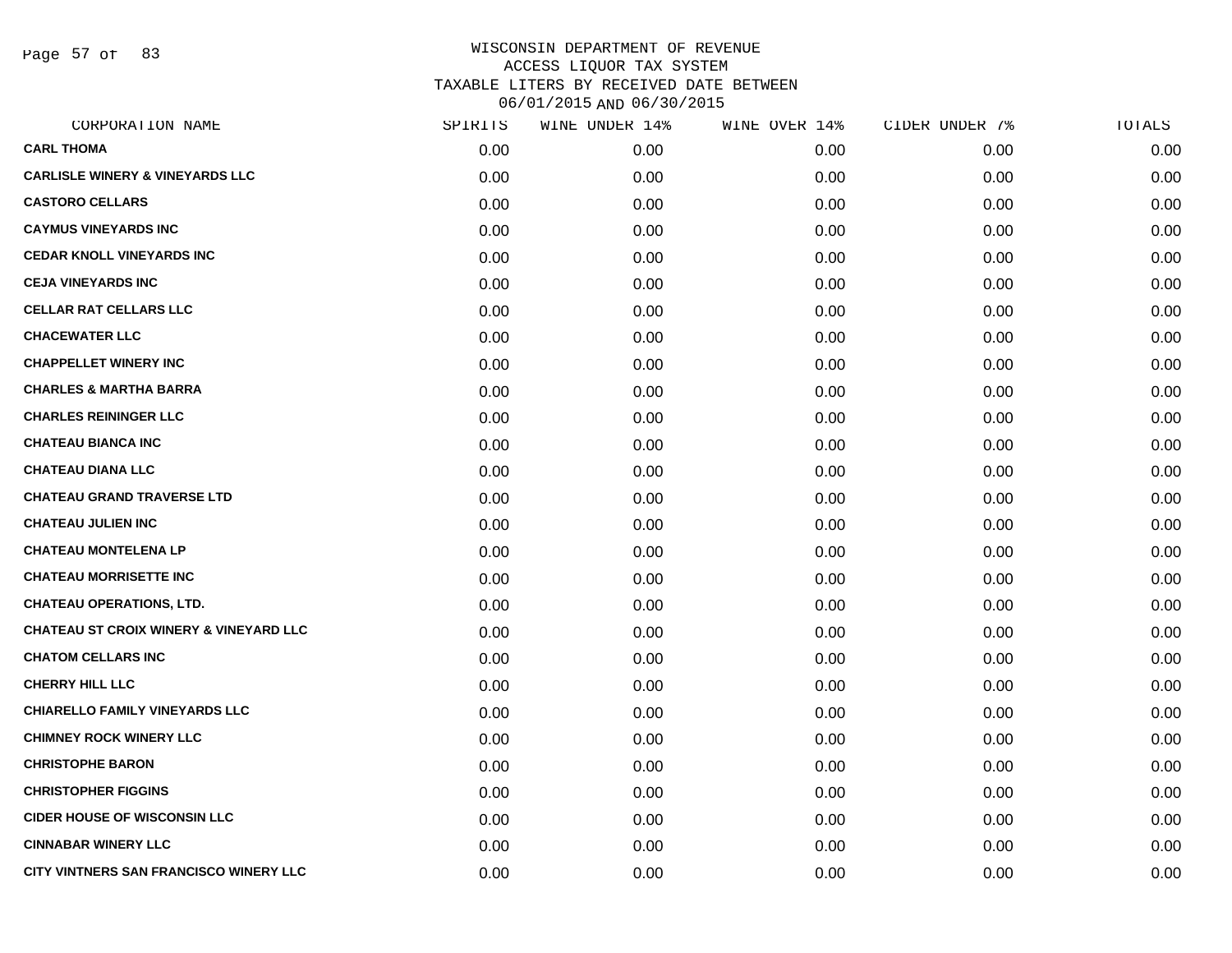# WISCONSIN DEPARTMENT OF REVENUE
## ACCESS LIQUOR TAX SYSTEM
## TAXABLE LITERS BY RECEIVED DATE BETWEEN 06/01/2015 AND 06/30/2015

| CORPORATION NAME | SPIRITS | WINE UNDER 14% | WINE OVER 14% | CIDER UNDER 7% | TOTALS |
|---|---|---|---|---|---|
| **CARL THOMA** | 0.00 | 0.00 | 0.00 | 0.00 | 0.00 |
| **CARLISLE WINERY & VINEYARDS LLC** | 0.00 | 0.00 | 0.00 | 0.00 | 0.00 |
| **CASTORO CELLARS** | 0.00 | 0.00 | 0.00 | 0.00 | 0.00 |
| **CAYMUS VINEYARDS INC** | 0.00 | 0.00 | 0.00 | 0.00 | 0.00 |
| **CEDAR KNOLL VINEYARDS INC** | 0.00 | 0.00 | 0.00 | 0.00 | 0.00 |
| **CEJA VINEYARDS INC** | 0.00 | 0.00 | 0.00 | 0.00 | 0.00 |
| **CELLAR RAT CELLARS LLC** | 0.00 | 0.00 | 0.00 | 0.00 | 0.00 |
| **CHACEWATER LLC** | 0.00 | 0.00 | 0.00 | 0.00 | 0.00 |
| **CHAPPELLET WINERY INC** | 0.00 | 0.00 | 0.00 | 0.00 | 0.00 |
| **CHARLES & MARTHA BARRA** | 0.00 | 0.00 | 0.00 | 0.00 | 0.00 |
| **CHARLES REININGER LLC** | 0.00 | 0.00 | 0.00 | 0.00 | 0.00 |
| **CHATEAU BIANCA INC** | 0.00 | 0.00 | 0.00 | 0.00 | 0.00 |
| **CHATEAU DIANA LLC** | 0.00 | 0.00 | 0.00 | 0.00 | 0.00 |
| **CHATEAU GRAND TRAVERSE LTD** | 0.00 | 0.00 | 0.00 | 0.00 | 0.00 |
| **CHATEAU JULIEN INC** | 0.00 | 0.00 | 0.00 | 0.00 | 0.00 |
| **CHATEAU MONTELENA LP** | 0.00 | 0.00 | 0.00 | 0.00 | 0.00 |
| **CHATEAU MORRISETTE INC** | 0.00 | 0.00 | 0.00 | 0.00 | 0.00 |
| **CHATEAU OPERATIONS, LTD.** | 0.00 | 0.00 | 0.00 | 0.00 | 0.00 |
| **CHATEAU ST CROIX WINERY & VINEYARD LLC** | 0.00 | 0.00 | 0.00 | 0.00 | 0.00 |
| **CHATOM CELLARS INC** | 0.00 | 0.00 | 0.00 | 0.00 | 0.00 |
| **CHERRY HILL LLC** | 0.00 | 0.00 | 0.00 | 0.00 | 0.00 |
| **CHIARELLO FAMILY VINEYARDS LLC** | 0.00 | 0.00 | 0.00 | 0.00 | 0.00 |
| **CHIMNEY ROCK WINERY LLC** | 0.00 | 0.00 | 0.00 | 0.00 | 0.00 |
| **CHRISTOPHE BARON** | 0.00 | 0.00 | 0.00 | 0.00 | 0.00 |
| **CHRISTOPHER FIGGINS** | 0.00 | 0.00 | 0.00 | 0.00 | 0.00 |
| **CIDER HOUSE OF WISCONSIN LLC** | 0.00 | 0.00 | 0.00 | 0.00 | 0.00 |
| **CINNABAR WINERY LLC** | 0.00 | 0.00 | 0.00 | 0.00 | 0.00 |
| **CITY VINTNERS SAN FRANCISCO WINERY LLC** | 0.00 | 0.00 | 0.00 | 0.00 | 0.00 |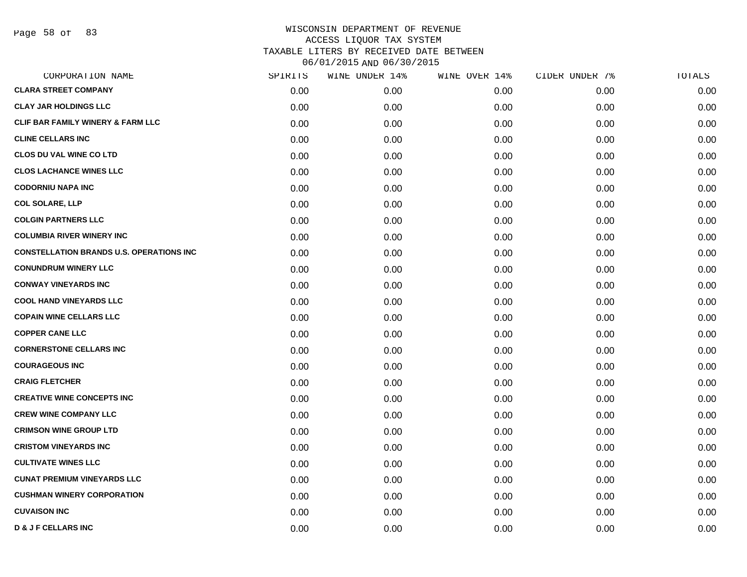WISCONSIN DEPARTMENT OF REVENUE
ACCESS LIQUOR TAX SYSTEM
TAXABLE LITERS BY RECEIVED DATE BETWEEN
06/01/2015 AND 06/30/2015

| CORPORATION NAME | SPIRITS | WINE UNDER 14% | WINE OVER 14% | CIDER UNDER 7% | TOTALS |
|---|---|---|---|---|---|
| CLARA STREET COMPANY | 0.00 | 0.00 | 0.00 | 0.00 | 0.00 |
| CLAY JAR HOLDINGS LLC | 0.00 | 0.00 | 0.00 | 0.00 | 0.00 |
| CLIF BAR FAMILY WINERY & FARM LLC | 0.00 | 0.00 | 0.00 | 0.00 | 0.00 |
| CLINE CELLARS INC | 0.00 | 0.00 | 0.00 | 0.00 | 0.00 |
| CLOS DU VAL WINE CO LTD | 0.00 | 0.00 | 0.00 | 0.00 | 0.00 |
| CLOS LACHANCE WINES LLC | 0.00 | 0.00 | 0.00 | 0.00 | 0.00 |
| CODORNIU NAPA INC | 0.00 | 0.00 | 0.00 | 0.00 | 0.00 |
| COL SOLARE, LLP | 0.00 | 0.00 | 0.00 | 0.00 | 0.00 |
| COLGIN PARTNERS LLC | 0.00 | 0.00 | 0.00 | 0.00 | 0.00 |
| COLUMBIA RIVER WINERY INC | 0.00 | 0.00 | 0.00 | 0.00 | 0.00 |
| CONSTELLATION BRANDS U.S. OPERATIONS INC | 0.00 | 0.00 | 0.00 | 0.00 | 0.00 |
| CONUNDRUM WINERY LLC | 0.00 | 0.00 | 0.00 | 0.00 | 0.00 |
| CONWAY VINEYARDS INC | 0.00 | 0.00 | 0.00 | 0.00 | 0.00 |
| COOL HAND VINEYARDS LLC | 0.00 | 0.00 | 0.00 | 0.00 | 0.00 |
| COPAIN WINE CELLARS LLC | 0.00 | 0.00 | 0.00 | 0.00 | 0.00 |
| COPPER CANE LLC | 0.00 | 0.00 | 0.00 | 0.00 | 0.00 |
| CORNERSTONE CELLARS INC | 0.00 | 0.00 | 0.00 | 0.00 | 0.00 |
| COURAGEOUS INC | 0.00 | 0.00 | 0.00 | 0.00 | 0.00 |
| CRAIG FLETCHER | 0.00 | 0.00 | 0.00 | 0.00 | 0.00 |
| CREATIVE WINE CONCEPTS INC | 0.00 | 0.00 | 0.00 | 0.00 | 0.00 |
| CREW WINE COMPANY LLC | 0.00 | 0.00 | 0.00 | 0.00 | 0.00 |
| CRIMSON WINE GROUP LTD | 0.00 | 0.00 | 0.00 | 0.00 | 0.00 |
| CRISTOM VINEYARDS INC | 0.00 | 0.00 | 0.00 | 0.00 | 0.00 |
| CULTIVATE WINES LLC | 0.00 | 0.00 | 0.00 | 0.00 | 0.00 |
| CUNAT PREMIUM VINEYARDS LLC | 0.00 | 0.00 | 0.00 | 0.00 | 0.00 |
| CUSHMAN WINERY CORPORATION | 0.00 | 0.00 | 0.00 | 0.00 | 0.00 |
| CUVAISON INC | 0.00 | 0.00 | 0.00 | 0.00 | 0.00 |
| D & J F CELLARS INC | 0.00 | 0.00 | 0.00 | 0.00 | 0.00 |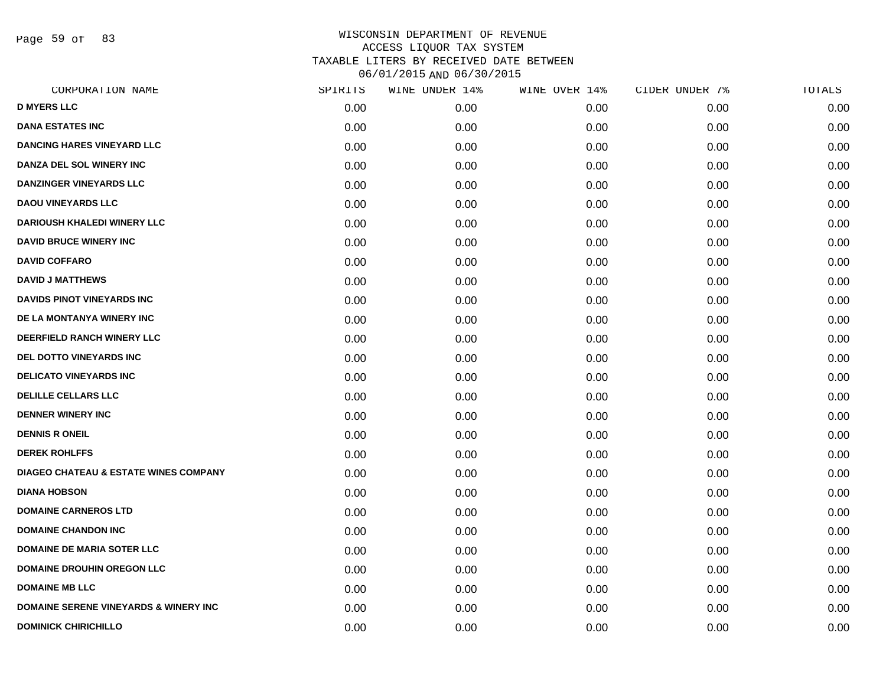WISCONSIN DEPARTMENT OF REVENUE
ACCESS LIQUOR TAX SYSTEM
TAXABLE LITERS BY RECEIVED DATE BETWEEN
06/01/2015 AND 06/30/2015

| CORPORATION NAME | SPIRITS | WINE UNDER 14% | WINE OVER 14% | CIDER UNDER 7% | TOTALS |
|---|---|---|---|---|---|
| D MYERS LLC | 0.00 | 0.00 | 0.00 | 0.00 | 0.00 |
| DANA ESTATES INC | 0.00 | 0.00 | 0.00 | 0.00 | 0.00 |
| DANCING HARES VINEYARD LLC | 0.00 | 0.00 | 0.00 | 0.00 | 0.00 |
| DANZA DEL SOL WINERY INC | 0.00 | 0.00 | 0.00 | 0.00 | 0.00 |
| DANZINGER VINEYARDS LLC | 0.00 | 0.00 | 0.00 | 0.00 | 0.00 |
| DAOU VINEYARDS LLC | 0.00 | 0.00 | 0.00 | 0.00 | 0.00 |
| DARIOUSH KHALEDI WINERY LLC | 0.00 | 0.00 | 0.00 | 0.00 | 0.00 |
| DAVID BRUCE WINERY INC | 0.00 | 0.00 | 0.00 | 0.00 | 0.00 |
| DAVID COFFARO | 0.00 | 0.00 | 0.00 | 0.00 | 0.00 |
| DAVID J MATTHEWS | 0.00 | 0.00 | 0.00 | 0.00 | 0.00 |
| DAVIDS PINOT VINEYARDS INC | 0.00 | 0.00 | 0.00 | 0.00 | 0.00 |
| DE LA MONTANYA WINERY INC | 0.00 | 0.00 | 0.00 | 0.00 | 0.00 |
| DEERFIELD RANCH WINERY LLC | 0.00 | 0.00 | 0.00 | 0.00 | 0.00 |
| DEL DOTTO VINEYARDS INC | 0.00 | 0.00 | 0.00 | 0.00 | 0.00 |
| DELICATO VINEYARDS INC | 0.00 | 0.00 | 0.00 | 0.00 | 0.00 |
| DELILLE CELLARS LLC | 0.00 | 0.00 | 0.00 | 0.00 | 0.00 |
| DENNER WINERY INC | 0.00 | 0.00 | 0.00 | 0.00 | 0.00 |
| DENNIS R ONEIL | 0.00 | 0.00 | 0.00 | 0.00 | 0.00 |
| DEREK ROHLFFS | 0.00 | 0.00 | 0.00 | 0.00 | 0.00 |
| DIAGEO CHATEAU & ESTATE WINES COMPANY | 0.00 | 0.00 | 0.00 | 0.00 | 0.00 |
| DIANA HOBSON | 0.00 | 0.00 | 0.00 | 0.00 | 0.00 |
| DOMAINE CARNEROS LTD | 0.00 | 0.00 | 0.00 | 0.00 | 0.00 |
| DOMAINE CHANDON INC | 0.00 | 0.00 | 0.00 | 0.00 | 0.00 |
| DOMAINE DE MARIA SOTER LLC | 0.00 | 0.00 | 0.00 | 0.00 | 0.00 |
| DOMAINE DROUHIN OREGON LLC | 0.00 | 0.00 | 0.00 | 0.00 | 0.00 |
| DOMAINE MB LLC | 0.00 | 0.00 | 0.00 | 0.00 | 0.00 |
| DOMAINE SERENE VINEYARDS & WINERY INC | 0.00 | 0.00 | 0.00 | 0.00 | 0.00 |
| DOMINICK CHIRICHILLO | 0.00 | 0.00 | 0.00 | 0.00 | 0.00 |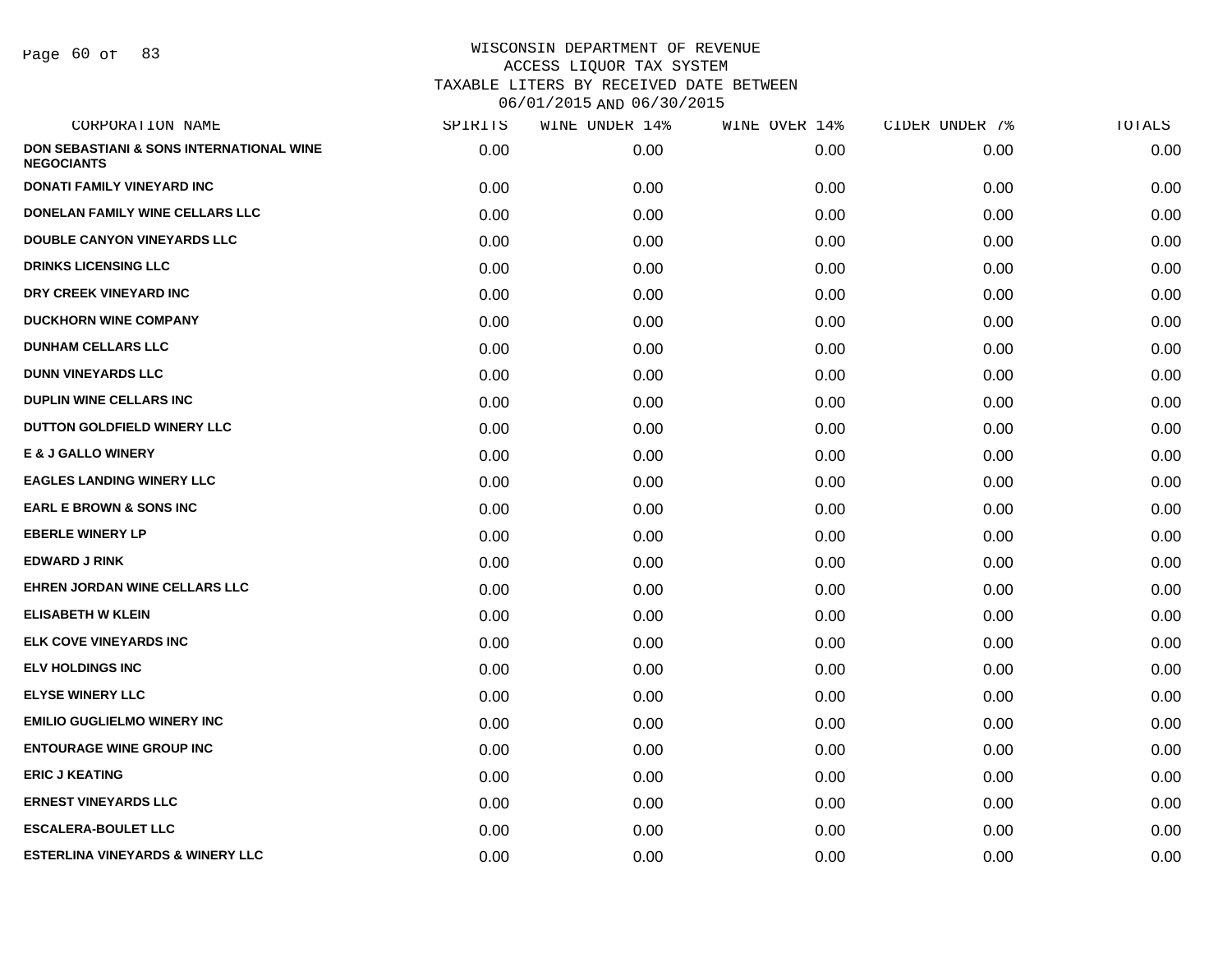WISCONSIN DEPARTMENT OF REVENUE
ACCESS LIQUOR TAX SYSTEM
TAXABLE LITERS BY RECEIVED DATE BETWEEN
06/01/2015 AND 06/30/2015

| CORPORATION NAME | SPIRITS | WINE UNDER 14% | WINE OVER 14% | CIDER UNDER 7% | TOTALS |
|---|---|---|---|---|---|
| **DON SEBASTIANI & SONS INTERNATIONAL WINE NEGOCIANTS** | 0.00 | 0.00 | 0.00 | 0.00 | 0.00 |
| **DONATI FAMILY VINEYARD INC** | 0.00 | 0.00 | 0.00 | 0.00 | 0.00 |
| **DONELAN FAMILY WINE CELLARS LLC** | 0.00 | 0.00 | 0.00 | 0.00 | 0.00 |
| **DOUBLE CANYON VINEYARDS LLC** | 0.00 | 0.00 | 0.00 | 0.00 | 0.00 |
| **DRINKS LICENSING LLC** | 0.00 | 0.00 | 0.00 | 0.00 | 0.00 |
| **DRY CREEK VINEYARD INC** | 0.00 | 0.00 | 0.00 | 0.00 | 0.00 |
| **DUCKHORN WINE COMPANY** | 0.00 | 0.00 | 0.00 | 0.00 | 0.00 |
| **DUNHAM CELLARS LLC** | 0.00 | 0.00 | 0.00 | 0.00 | 0.00 |
| **DUNN VINEYARDS LLC** | 0.00 | 0.00 | 0.00 | 0.00 | 0.00 |
| **DUPLIN WINE CELLARS INC** | 0.00 | 0.00 | 0.00 | 0.00 | 0.00 |
| **DUTTON GOLDFIELD WINERY LLC** | 0.00 | 0.00 | 0.00 | 0.00 | 0.00 |
| **E & J GALLO WINERY** | 0.00 | 0.00 | 0.00 | 0.00 | 0.00 |
| **EAGLES LANDING WINERY LLC** | 0.00 | 0.00 | 0.00 | 0.00 | 0.00 |
| **EARL E BROWN & SONS INC** | 0.00 | 0.00 | 0.00 | 0.00 | 0.00 |
| **EBERLE WINERY LP** | 0.00 | 0.00 | 0.00 | 0.00 | 0.00 |
| **EDWARD J RINK** | 0.00 | 0.00 | 0.00 | 0.00 | 0.00 |
| **EHREN JORDAN WINE CELLARS LLC** | 0.00 | 0.00 | 0.00 | 0.00 | 0.00 |
| **ELISABETH W KLEIN** | 0.00 | 0.00 | 0.00 | 0.00 | 0.00 |
| **ELK COVE VINEYARDS INC** | 0.00 | 0.00 | 0.00 | 0.00 | 0.00 |
| **ELV HOLDINGS INC** | 0.00 | 0.00 | 0.00 | 0.00 | 0.00 |
| **ELYSE WINERY LLC** | 0.00 | 0.00 | 0.00 | 0.00 | 0.00 |
| **EMILIO GUGLIELMO WINERY INC** | 0.00 | 0.00 | 0.00 | 0.00 | 0.00 |
| **ENTOURAGE WINE GROUP INC** | 0.00 | 0.00 | 0.00 | 0.00 | 0.00 |
| **ERIC J KEATING** | 0.00 | 0.00 | 0.00 | 0.00 | 0.00 |
| **ERNEST VINEYARDS LLC** | 0.00 | 0.00 | 0.00 | 0.00 | 0.00 |
| **ESCALERA-BOULET LLC** | 0.00 | 0.00 | 0.00 | 0.00 | 0.00 |
| **ESTERLINA VINEYARDS & WINERY LLC** | 0.00 | 0.00 | 0.00 | 0.00 | 0.00 |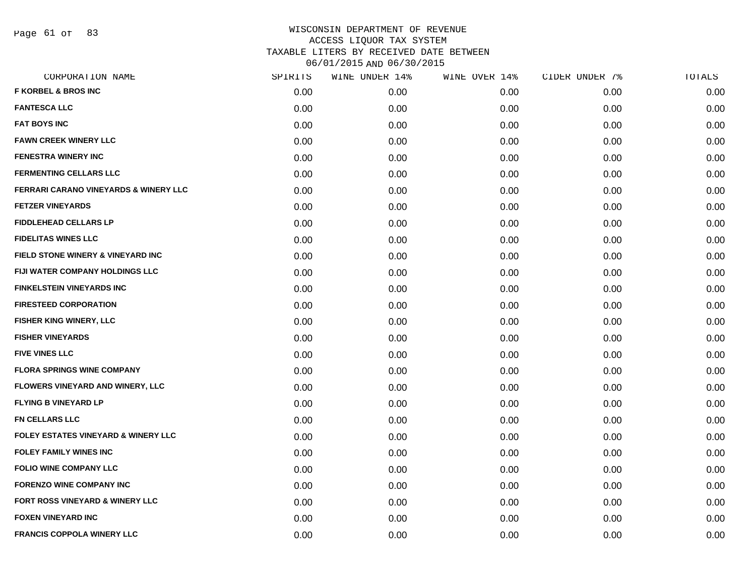# WISCONSIN DEPARTMENT OF REVENUE
## ACCESS LIQUOR TAX SYSTEM
## TAXABLE LITERS BY RECEIVED DATE BETWEEN 06/01/2015 AND 06/30/2015

| CORPORATION NAME | SPIRITS | WINE UNDER 14% | WINE OVER 14% | CIDER UNDER 7% | TOTALS |
|---|---|---|---|---|---|
| F KORBEL & BROS INC | 0.00 | 0.00 | 0.00 | 0.00 | 0.00 |
| FANTESCA LLC | 0.00 | 0.00 | 0.00 | 0.00 | 0.00 |
| FAT BOYS INC | 0.00 | 0.00 | 0.00 | 0.00 | 0.00 |
| FAWN CREEK WINERY LLC | 0.00 | 0.00 | 0.00 | 0.00 | 0.00 |
| FENESTRA WINERY INC | 0.00 | 0.00 | 0.00 | 0.00 | 0.00 |
| FERMENTING CELLARS LLC | 0.00 | 0.00 | 0.00 | 0.00 | 0.00 |
| FERRARI CARANO VINEYARDS & WINERY LLC | 0.00 | 0.00 | 0.00 | 0.00 | 0.00 |
| FETZER VINEYARDS | 0.00 | 0.00 | 0.00 | 0.00 | 0.00 |
| FIDDLEHEAD CELLARS LP | 0.00 | 0.00 | 0.00 | 0.00 | 0.00 |
| FIDELITAS WINES LLC | 0.00 | 0.00 | 0.00 | 0.00 | 0.00 |
| FIELD STONE WINERY & VINEYARD INC | 0.00 | 0.00 | 0.00 | 0.00 | 0.00 |
| FIJI WATER COMPANY HOLDINGS LLC | 0.00 | 0.00 | 0.00 | 0.00 | 0.00 |
| FINKELSTEIN VINEYARDS INC | 0.00 | 0.00 | 0.00 | 0.00 | 0.00 |
| FIRESTEED CORPORATION | 0.00 | 0.00 | 0.00 | 0.00 | 0.00 |
| FISHER KING WINERY, LLC | 0.00 | 0.00 | 0.00 | 0.00 | 0.00 |
| FISHER VINEYARDS | 0.00 | 0.00 | 0.00 | 0.00 | 0.00 |
| FIVE VINES LLC | 0.00 | 0.00 | 0.00 | 0.00 | 0.00 |
| FLORA SPRINGS WINE COMPANY | 0.00 | 0.00 | 0.00 | 0.00 | 0.00 |
| FLOWERS VINEYARD AND WINERY, LLC | 0.00 | 0.00 | 0.00 | 0.00 | 0.00 |
| FLYING B VINEYARD LP | 0.00 | 0.00 | 0.00 | 0.00 | 0.00 |
| FN CELLARS LLC | 0.00 | 0.00 | 0.00 | 0.00 | 0.00 |
| FOLEY ESTATES VINEYARD & WINERY LLC | 0.00 | 0.00 | 0.00 | 0.00 | 0.00 |
| FOLEY FAMILY WINES INC | 0.00 | 0.00 | 0.00 | 0.00 | 0.00 |
| FOLIO WINE COMPANY LLC | 0.00 | 0.00 | 0.00 | 0.00 | 0.00 |
| FORENZO WINE COMPANY INC | 0.00 | 0.00 | 0.00 | 0.00 | 0.00 |
| FORT ROSS VINEYARD & WINERY LLC | 0.00 | 0.00 | 0.00 | 0.00 | 0.00 |
| FOXEN VINEYARD INC | 0.00 | 0.00 | 0.00 | 0.00 | 0.00 |
| FRANCIS COPPOLA WINERY LLC | 0.00 | 0.00 | 0.00 | 0.00 | 0.00 |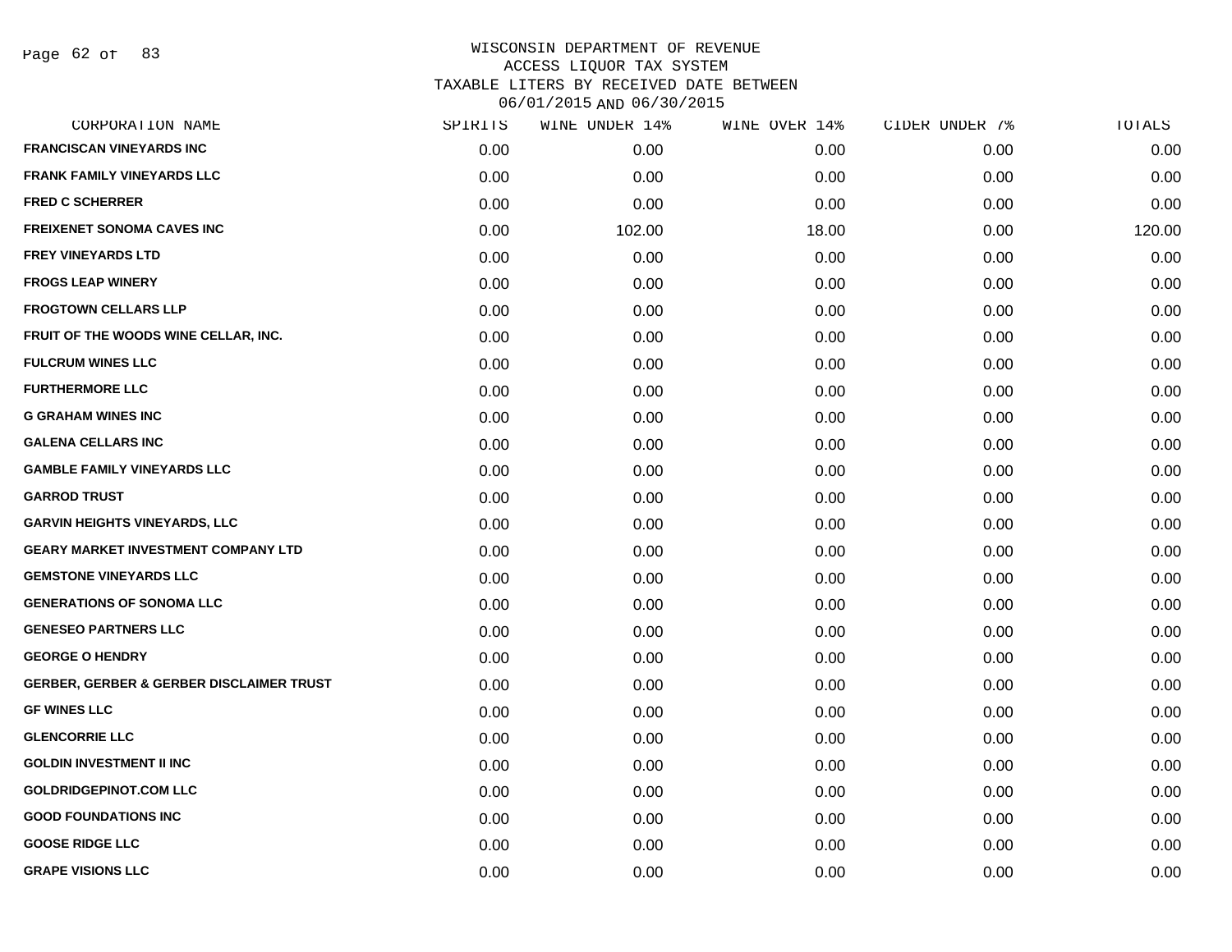# WISCONSIN DEPARTMENT OF REVENUE
## ACCESS LIQUOR TAX SYSTEM
## TAXABLE LITERS BY RECEIVED DATE BETWEEN 06/01/2015 AND 06/30/2015

| CORPORATION NAME | SPIRITS | WINE UNDER 14% | WINE OVER 14% | CIDER UNDER 7% | TOTALS |
|---|---|---|---|---|---|
| FRANCISCAN VINEYARDS INC | 0.00 | 0.00 | 0.00 | 0.00 | 0.00 |
| FRANK FAMILY VINEYARDS LLC | 0.00 | 0.00 | 0.00 | 0.00 | 0.00 |
| FRED C SCHERRER | 0.00 | 0.00 | 0.00 | 0.00 | 0.00 |
| FREIXENET SONOMA CAVES INC | 0.00 | 102.00 | 18.00 | 0.00 | 120.00 |
| FREY VINEYARDS LTD | 0.00 | 0.00 | 0.00 | 0.00 | 0.00 |
| FROGS LEAP WINERY | 0.00 | 0.00 | 0.00 | 0.00 | 0.00 |
| FROGTOWN CELLARS LLP | 0.00 | 0.00 | 0.00 | 0.00 | 0.00 |
| FRUIT OF THE WOODS WINE CELLAR, INC. | 0.00 | 0.00 | 0.00 | 0.00 | 0.00 |
| FULCRUM WINES LLC | 0.00 | 0.00 | 0.00 | 0.00 | 0.00 |
| FURTHERMORE LLC | 0.00 | 0.00 | 0.00 | 0.00 | 0.00 |
| G GRAHAM WINES INC | 0.00 | 0.00 | 0.00 | 0.00 | 0.00 |
| GALENA CELLARS INC | 0.00 | 0.00 | 0.00 | 0.00 | 0.00 |
| GAMBLE FAMILY VINEYARDS LLC | 0.00 | 0.00 | 0.00 | 0.00 | 0.00 |
| GARROD TRUST | 0.00 | 0.00 | 0.00 | 0.00 | 0.00 |
| GARVIN HEIGHTS VINEYARDS, LLC | 0.00 | 0.00 | 0.00 | 0.00 | 0.00 |
| GEARY MARKET INVESTMENT COMPANY LTD | 0.00 | 0.00 | 0.00 | 0.00 | 0.00 |
| GEMSTONE VINEYARDS LLC | 0.00 | 0.00 | 0.00 | 0.00 | 0.00 |
| GENERATIONS OF SONOMA LLC | 0.00 | 0.00 | 0.00 | 0.00 | 0.00 |
| GENESEO PARTNERS LLC | 0.00 | 0.00 | 0.00 | 0.00 | 0.00 |
| GEORGE O HENDRY | 0.00 | 0.00 | 0.00 | 0.00 | 0.00 |
| GERBER, GERBER & GERBER DISCLAIMER TRUST | 0.00 | 0.00 | 0.00 | 0.00 | 0.00 |
| GF WINES LLC | 0.00 | 0.00 | 0.00 | 0.00 | 0.00 |
| GLENCORRIE LLC | 0.00 | 0.00 | 0.00 | 0.00 | 0.00 |
| GOLDIN INVESTMENT II INC | 0.00 | 0.00 | 0.00 | 0.00 | 0.00 |
| GOLDRIDGEPINOT.COM LLC | 0.00 | 0.00 | 0.00 | 0.00 | 0.00 |
| GOOD FOUNDATIONS INC | 0.00 | 0.00 | 0.00 | 0.00 | 0.00 |
| GOOSE RIDGE LLC | 0.00 | 0.00 | 0.00 | 0.00 | 0.00 |
| GRAPE VISIONS LLC | 0.00 | 0.00 | 0.00 | 0.00 | 0.00 |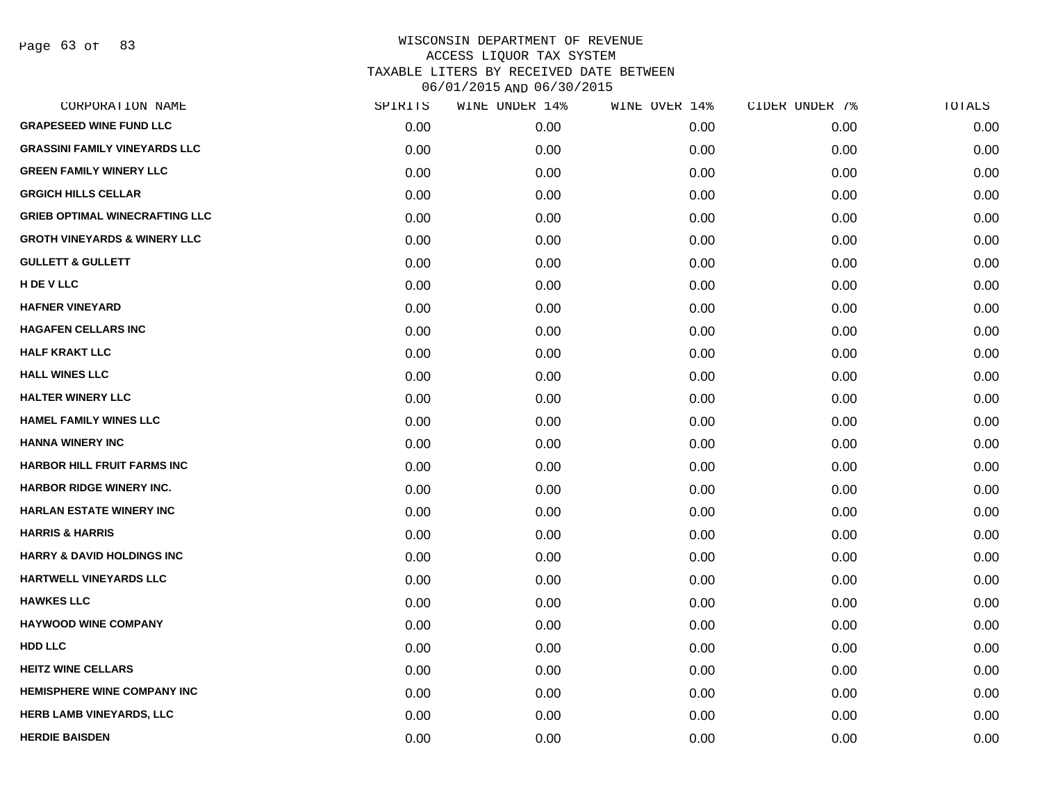# WISCONSIN DEPARTMENT OF REVENUE
## ACCESS LIQUOR TAX SYSTEM
## TAXABLE LITERS BY RECEIVED DATE BETWEEN 06/01/2015 AND 06/30/2015

| CORPORATION NAME | SPIRITS | WINE UNDER 14% | WINE OVER 14% | CIDER UNDER 7% | TOTALS |
|---|---|---|---|---|---|
| GRAPESEED WINE FUND LLC | 0.00 | 0.00 | 0.00 | 0.00 | 0.00 |
| GRASSINI FAMILY VINEYARDS LLC | 0.00 | 0.00 | 0.00 | 0.00 | 0.00 |
| GREEN FAMILY WINERY LLC | 0.00 | 0.00 | 0.00 | 0.00 | 0.00 |
| GRGICH HILLS CELLAR | 0.00 | 0.00 | 0.00 | 0.00 | 0.00 |
| GRIEB OPTIMAL WINECRAFTING LLC | 0.00 | 0.00 | 0.00 | 0.00 | 0.00 |
| GROTH VINEYARDS & WINERY LLC | 0.00 | 0.00 | 0.00 | 0.00 | 0.00 |
| GULLETT & GULLETT | 0.00 | 0.00 | 0.00 | 0.00 | 0.00 |
| H DE V LLC | 0.00 | 0.00 | 0.00 | 0.00 | 0.00 |
| HAFNER VINEYARD | 0.00 | 0.00 | 0.00 | 0.00 | 0.00 |
| HAGAFEN CELLARS INC | 0.00 | 0.00 | 0.00 | 0.00 | 0.00 |
| HALF KRAKT LLC | 0.00 | 0.00 | 0.00 | 0.00 | 0.00 |
| HALL WINES LLC | 0.00 | 0.00 | 0.00 | 0.00 | 0.00 |
| HALTER WINERY LLC | 0.00 | 0.00 | 0.00 | 0.00 | 0.00 |
| HAMEL FAMILY WINES LLC | 0.00 | 0.00 | 0.00 | 0.00 | 0.00 |
| HANNA WINERY INC | 0.00 | 0.00 | 0.00 | 0.00 | 0.00 |
| HARBOR HILL FRUIT FARMS INC | 0.00 | 0.00 | 0.00 | 0.00 | 0.00 |
| HARBOR RIDGE WINERY INC. | 0.00 | 0.00 | 0.00 | 0.00 | 0.00 |
| HARLAN ESTATE WINERY INC | 0.00 | 0.00 | 0.00 | 0.00 | 0.00 |
| HARRIS & HARRIS | 0.00 | 0.00 | 0.00 | 0.00 | 0.00 |
| HARRY & DAVID HOLDINGS INC | 0.00 | 0.00 | 0.00 | 0.00 | 0.00 |
| HARTWELL VINEYARDS LLC | 0.00 | 0.00 | 0.00 | 0.00 | 0.00 |
| HAWKES LLC | 0.00 | 0.00 | 0.00 | 0.00 | 0.00 |
| HAYWOOD WINE COMPANY | 0.00 | 0.00 | 0.00 | 0.00 | 0.00 |
| HDD LLC | 0.00 | 0.00 | 0.00 | 0.00 | 0.00 |
| HEITZ WINE CELLARS | 0.00 | 0.00 | 0.00 | 0.00 | 0.00 |
| HEMISPHERE WINE COMPANY INC | 0.00 | 0.00 | 0.00 | 0.00 | 0.00 |
| HERB LAMB VINEYARDS, LLC | 0.00 | 0.00 | 0.00 | 0.00 | 0.00 |
| HERDIE BAISDEN | 0.00 | 0.00 | 0.00 | 0.00 | 0.00 |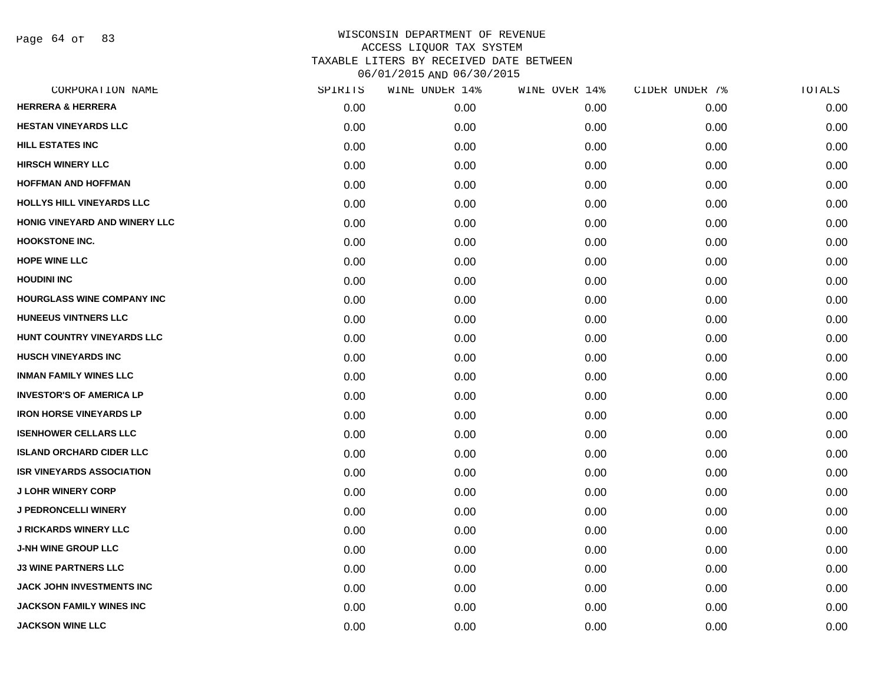WISCONSIN DEPARTMENT OF REVENUE
ACCESS LIQUOR TAX SYSTEM
TAXABLE LITERS BY RECEIVED DATE BETWEEN
06/01/2015 AND 06/30/2015

| CORPORATION NAME | SPIRITS | WINE UNDER 14% | WINE OVER 14% | CIDER UNDER 7% | TOTALS |
|---|---|---|---|---|---|
| HERRERA & HERRERA | 0.00 | 0.00 | 0.00 | 0.00 | 0.00 |
| HESTAN VINEYARDS LLC | 0.00 | 0.00 | 0.00 | 0.00 | 0.00 |
| HILL ESTATES INC | 0.00 | 0.00 | 0.00 | 0.00 | 0.00 |
| HIRSCH WINERY LLC | 0.00 | 0.00 | 0.00 | 0.00 | 0.00 |
| HOFFMAN AND HOFFMAN | 0.00 | 0.00 | 0.00 | 0.00 | 0.00 |
| HOLLYS HILL VINEYARDS LLC | 0.00 | 0.00 | 0.00 | 0.00 | 0.00 |
| HONIG VINEYARD AND WINERY LLC | 0.00 | 0.00 | 0.00 | 0.00 | 0.00 |
| HOOKSTONE INC. | 0.00 | 0.00 | 0.00 | 0.00 | 0.00 |
| HOPE WINE LLC | 0.00 | 0.00 | 0.00 | 0.00 | 0.00 |
| HOUDINI INC | 0.00 | 0.00 | 0.00 | 0.00 | 0.00 |
| HOURGLASS WINE COMPANY INC | 0.00 | 0.00 | 0.00 | 0.00 | 0.00 |
| HUNEEUS VINTNERS LLC | 0.00 | 0.00 | 0.00 | 0.00 | 0.00 |
| HUNT COUNTRY VINEYARDS LLC | 0.00 | 0.00 | 0.00 | 0.00 | 0.00 |
| HUSCH VINEYARDS INC | 0.00 | 0.00 | 0.00 | 0.00 | 0.00 |
| INMAN FAMILY WINES LLC | 0.00 | 0.00 | 0.00 | 0.00 | 0.00 |
| INVESTOR'S OF AMERICA LP | 0.00 | 0.00 | 0.00 | 0.00 | 0.00 |
| IRON HORSE VINEYARDS LP | 0.00 | 0.00 | 0.00 | 0.00 | 0.00 |
| ISENHOWER CELLARS LLC | 0.00 | 0.00 | 0.00 | 0.00 | 0.00 |
| ISLAND ORCHARD CIDER LLC | 0.00 | 0.00 | 0.00 | 0.00 | 0.00 |
| ISR VINEYARDS ASSOCIATION | 0.00 | 0.00 | 0.00 | 0.00 | 0.00 |
| J LOHR WINERY CORP | 0.00 | 0.00 | 0.00 | 0.00 | 0.00 |
| J PEDRONCELLI WINERY | 0.00 | 0.00 | 0.00 | 0.00 | 0.00 |
| J RICKARDS WINERY LLC | 0.00 | 0.00 | 0.00 | 0.00 | 0.00 |
| J-NH WINE GROUP LLC | 0.00 | 0.00 | 0.00 | 0.00 | 0.00 |
| J3 WINE PARTNERS LLC | 0.00 | 0.00 | 0.00 | 0.00 | 0.00 |
| JACK JOHN INVESTMENTS INC | 0.00 | 0.00 | 0.00 | 0.00 | 0.00 |
| JACKSON FAMILY WINES INC | 0.00 | 0.00 | 0.00 | 0.00 | 0.00 |
| JACKSON WINE LLC | 0.00 | 0.00 | 0.00 | 0.00 | 0.00 |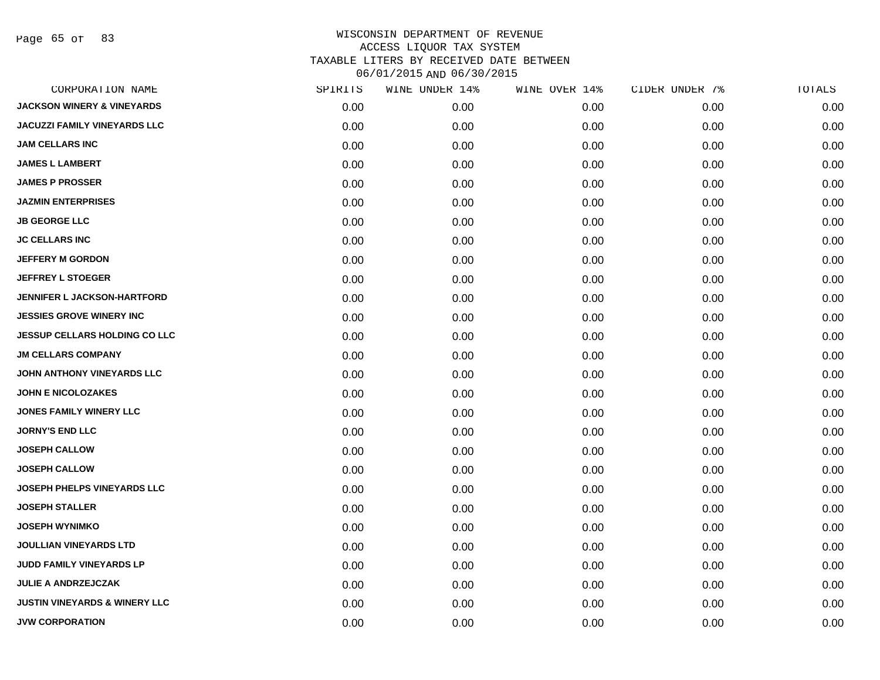WISCONSIN DEPARTMENT OF REVENUE
ACCESS LIQUOR TAX SYSTEM
TAXABLE LITERS BY RECEIVED DATE BETWEEN
06/01/2015 AND 06/30/2015

| CORPORATION NAME | SPIRITS | WINE UNDER 14% | WINE OVER 14% | CIDER UNDER 7% | TOTALS |
|---|---|---|---|---|---|
| JACKSON WINERY & VINEYARDS | 0.00 | 0.00 | 0.00 | 0.00 | 0.00 |
| JACUZZI FAMILY VINEYARDS LLC | 0.00 | 0.00 | 0.00 | 0.00 | 0.00 |
| JAM CELLARS INC | 0.00 | 0.00 | 0.00 | 0.00 | 0.00 |
| JAMES L LAMBERT | 0.00 | 0.00 | 0.00 | 0.00 | 0.00 |
| JAMES P PROSSER | 0.00 | 0.00 | 0.00 | 0.00 | 0.00 |
| JAZMIN ENTERPRISES | 0.00 | 0.00 | 0.00 | 0.00 | 0.00 |
| JB GEORGE LLC | 0.00 | 0.00 | 0.00 | 0.00 | 0.00 |
| JC CELLARS INC | 0.00 | 0.00 | 0.00 | 0.00 | 0.00 |
| JEFFERY M GORDON | 0.00 | 0.00 | 0.00 | 0.00 | 0.00 |
| JEFFREY L STOEGER | 0.00 | 0.00 | 0.00 | 0.00 | 0.00 |
| JENNIFER L JACKSON-HARTFORD | 0.00 | 0.00 | 0.00 | 0.00 | 0.00 |
| JESSIES GROVE WINERY INC | 0.00 | 0.00 | 0.00 | 0.00 | 0.00 |
| JESSUP CELLARS HOLDING CO LLC | 0.00 | 0.00 | 0.00 | 0.00 | 0.00 |
| JM CELLARS COMPANY | 0.00 | 0.00 | 0.00 | 0.00 | 0.00 |
| JOHN ANTHONY VINEYARDS LLC | 0.00 | 0.00 | 0.00 | 0.00 | 0.00 |
| JOHN E NICOLOZAKES | 0.00 | 0.00 | 0.00 | 0.00 | 0.00 |
| JONES FAMILY WINERY LLC | 0.00 | 0.00 | 0.00 | 0.00 | 0.00 |
| JORNY'S END LLC | 0.00 | 0.00 | 0.00 | 0.00 | 0.00 |
| JOSEPH CALLOW | 0.00 | 0.00 | 0.00 | 0.00 | 0.00 |
| JOSEPH CALLOW | 0.00 | 0.00 | 0.00 | 0.00 | 0.00 |
| JOSEPH PHELPS VINEYARDS LLC | 0.00 | 0.00 | 0.00 | 0.00 | 0.00 |
| JOSEPH STALLER | 0.00 | 0.00 | 0.00 | 0.00 | 0.00 |
| JOSEPH WYNIMKO | 0.00 | 0.00 | 0.00 | 0.00 | 0.00 |
| JOULLIAN VINEYARDS LTD | 0.00 | 0.00 | 0.00 | 0.00 | 0.00 |
| JUDD FAMILY VINEYARDS LP | 0.00 | 0.00 | 0.00 | 0.00 | 0.00 |
| JULIE A ANDRZEJCZAK | 0.00 | 0.00 | 0.00 | 0.00 | 0.00 |
| JUSTIN VINEYARDS & WINERY LLC | 0.00 | 0.00 | 0.00 | 0.00 | 0.00 |
| JVW CORPORATION | 0.00 | 0.00 | 0.00 | 0.00 | 0.00 |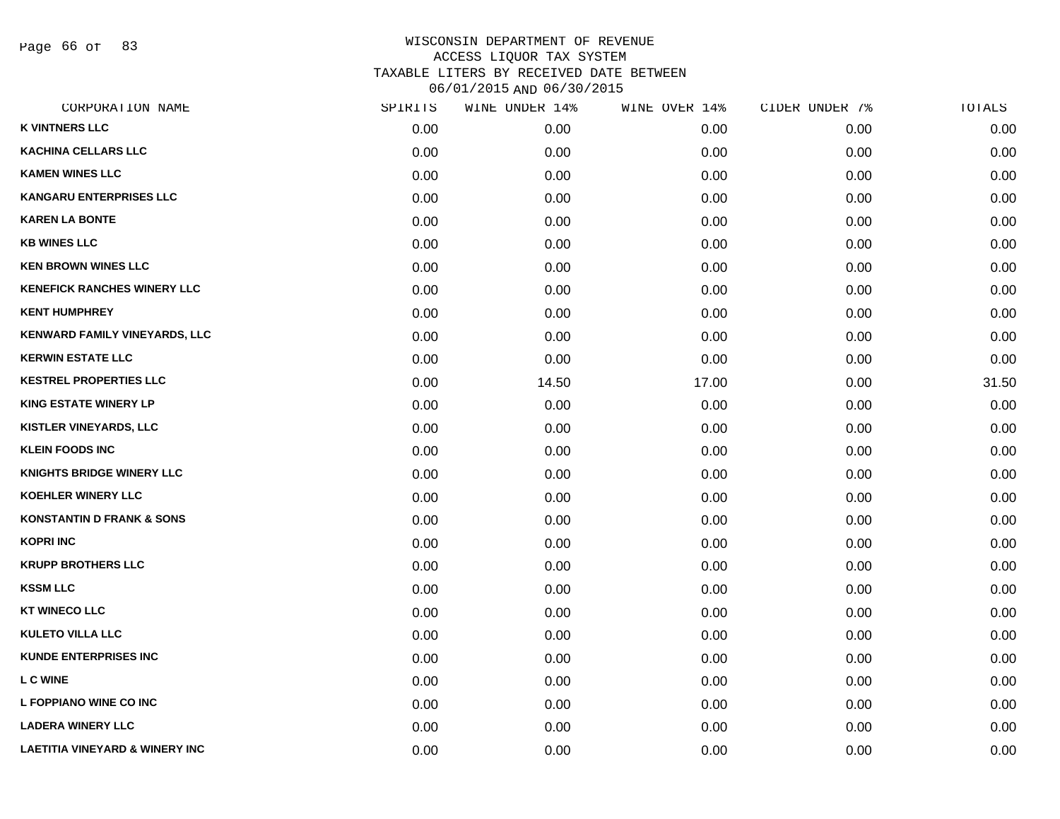# WISCONSIN DEPARTMENT OF REVENUE
## ACCESS LIQUOR TAX SYSTEM
## TAXABLE LITERS BY RECEIVED DATE BETWEEN 06/01/2015 AND 06/30/2015

| CORPORATION NAME | SPIRITS | WINE UNDER 14% | WINE OVER 14% | CIDER UNDER 7% | TOTALS |
|---|---|---|---|---|---|
| K VINTNERS LLC | 0.00 | 0.00 | 0.00 | 0.00 | 0.00 |
| KACHINA CELLARS LLC | 0.00 | 0.00 | 0.00 | 0.00 | 0.00 |
| KAMEN WINES LLC | 0.00 | 0.00 | 0.00 | 0.00 | 0.00 |
| KANGARU ENTERPRISES LLC | 0.00 | 0.00 | 0.00 | 0.00 | 0.00 |
| KAREN LA BONTE | 0.00 | 0.00 | 0.00 | 0.00 | 0.00 |
| KB WINES LLC | 0.00 | 0.00 | 0.00 | 0.00 | 0.00 |
| KEN BROWN WINES LLC | 0.00 | 0.00 | 0.00 | 0.00 | 0.00 |
| KENEFICK RANCHES WINERY LLC | 0.00 | 0.00 | 0.00 | 0.00 | 0.00 |
| KENT HUMPHREY | 0.00 | 0.00 | 0.00 | 0.00 | 0.00 |
| KENWARD FAMILY VINEYARDS, LLC | 0.00 | 0.00 | 0.00 | 0.00 | 0.00 |
| KERWIN ESTATE LLC | 0.00 | 0.00 | 0.00 | 0.00 | 0.00 |
| KESTREL PROPERTIES LLC | 0.00 | 14.50 | 17.00 | 0.00 | 31.50 |
| KING ESTATE WINERY LP | 0.00 | 0.00 | 0.00 | 0.00 | 0.00 |
| KISTLER VINEYARDS, LLC | 0.00 | 0.00 | 0.00 | 0.00 | 0.00 |
| KLEIN FOODS INC | 0.00 | 0.00 | 0.00 | 0.00 | 0.00 |
| KNIGHTS BRIDGE WINERY LLC | 0.00 | 0.00 | 0.00 | 0.00 | 0.00 |
| KOEHLER WINERY LLC | 0.00 | 0.00 | 0.00 | 0.00 | 0.00 |
| KONSTANTIN D FRANK & SONS | 0.00 | 0.00 | 0.00 | 0.00 | 0.00 |
| KOPRI INC | 0.00 | 0.00 | 0.00 | 0.00 | 0.00 |
| KRUPP BROTHERS LLC | 0.00 | 0.00 | 0.00 | 0.00 | 0.00 |
| KSSM LLC | 0.00 | 0.00 | 0.00 | 0.00 | 0.00 |
| KT WINECO LLC | 0.00 | 0.00 | 0.00 | 0.00 | 0.00 |
| KULETO VILLA LLC | 0.00 | 0.00 | 0.00 | 0.00 | 0.00 |
| KUNDE ENTERPRISES INC | 0.00 | 0.00 | 0.00 | 0.00 | 0.00 |
| L C WINE | 0.00 | 0.00 | 0.00 | 0.00 | 0.00 |
| L FOPPIANO WINE CO INC | 0.00 | 0.00 | 0.00 | 0.00 | 0.00 |
| LADERA WINERY LLC | 0.00 | 0.00 | 0.00 | 0.00 | 0.00 |
| LAETITIA VINEYARD & WINERY INC | 0.00 | 0.00 | 0.00 | 0.00 | 0.00 |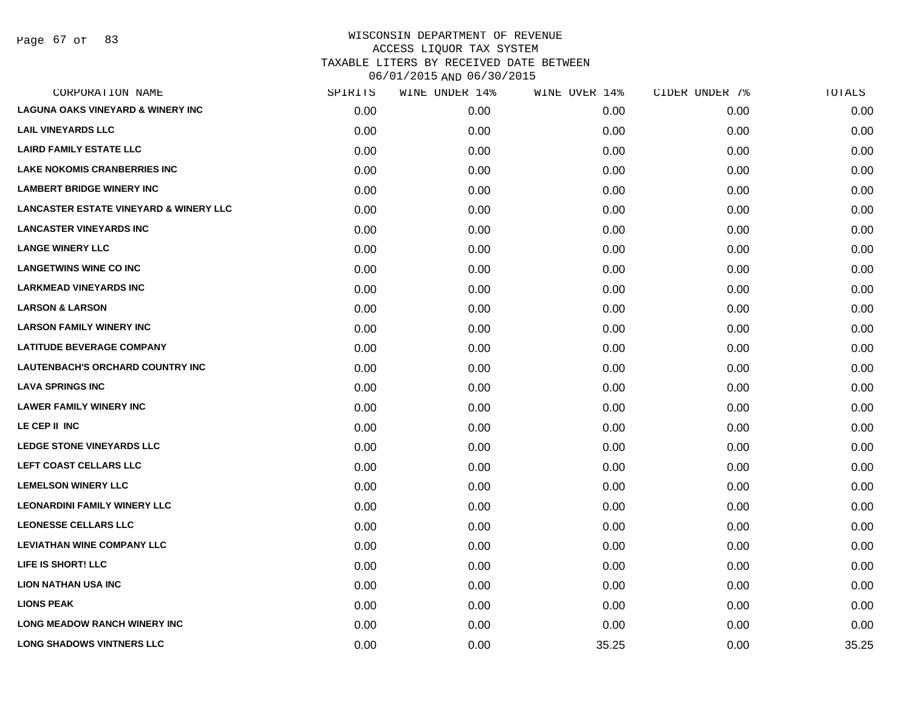# WISCONSIN DEPARTMENT OF REVENUE
## ACCESS LIQUOR TAX SYSTEM
## TAXABLE LITERS BY RECEIVED DATE BETWEEN 06/01/2015 AND 06/30/2015

| CORPORATION NAME | SPIRITS | WINE UNDER 14% | WINE OVER 14% | CIDER UNDER 7% | TOTALS |
|---|---|---|---|---|---|
| LAGUNA OAKS VINEYARD & WINERY INC | 0.00 | 0.00 | 0.00 | 0.00 | 0.00 |
| LAIL VINEYARDS LLC | 0.00 | 0.00 | 0.00 | 0.00 | 0.00 |
| LAIRD FAMILY ESTATE LLC | 0.00 | 0.00 | 0.00 | 0.00 | 0.00 |
| LAKE NOKOMIS CRANBERRIES INC | 0.00 | 0.00 | 0.00 | 0.00 | 0.00 |
| LAMBERT BRIDGE WINERY INC | 0.00 | 0.00 | 0.00 | 0.00 | 0.00 |
| LANCASTER ESTATE VINEYARD & WINERY LLC | 0.00 | 0.00 | 0.00 | 0.00 | 0.00 |
| LANCASTER VINEYARDS INC | 0.00 | 0.00 | 0.00 | 0.00 | 0.00 |
| LANGE WINERY LLC | 0.00 | 0.00 | 0.00 | 0.00 | 0.00 |
| LANGETWINS WINE CO INC | 0.00 | 0.00 | 0.00 | 0.00 | 0.00 |
| LARKMEAD VINEYARDS INC | 0.00 | 0.00 | 0.00 | 0.00 | 0.00 |
| LARSON & LARSON | 0.00 | 0.00 | 0.00 | 0.00 | 0.00 |
| LARSON FAMILY WINERY INC | 0.00 | 0.00 | 0.00 | 0.00 | 0.00 |
| LATITUDE BEVERAGE COMPANY | 0.00 | 0.00 | 0.00 | 0.00 | 0.00 |
| LAUTENBACH'S ORCHARD COUNTRY INC | 0.00 | 0.00 | 0.00 | 0.00 | 0.00 |
| LAVA SPRINGS INC | 0.00 | 0.00 | 0.00 | 0.00 | 0.00 |
| LAWER FAMILY WINERY INC | 0.00 | 0.00 | 0.00 | 0.00 | 0.00 |
| LE CEP II INC | 0.00 | 0.00 | 0.00 | 0.00 | 0.00 |
| LEDGE STONE VINEYARDS LLC | 0.00 | 0.00 | 0.00 | 0.00 | 0.00 |
| LEFT COAST CELLARS LLC | 0.00 | 0.00 | 0.00 | 0.00 | 0.00 |
| LEMELSON WINERY LLC | 0.00 | 0.00 | 0.00 | 0.00 | 0.00 |
| LEONARDINI FAMILY WINERY LLC | 0.00 | 0.00 | 0.00 | 0.00 | 0.00 |
| LEONESSE CELLARS LLC | 0.00 | 0.00 | 0.00 | 0.00 | 0.00 |
| LEVIATHAN WINE COMPANY LLC | 0.00 | 0.00 | 0.00 | 0.00 | 0.00 |
| LIFE IS SHORT! LLC | 0.00 | 0.00 | 0.00 | 0.00 | 0.00 |
| LION NATHAN USA INC | 0.00 | 0.00 | 0.00 | 0.00 | 0.00 |
| LIONS PEAK | 0.00 | 0.00 | 0.00 | 0.00 | 0.00 |
| LONG MEADOW RANCH WINERY INC | 0.00 | 0.00 | 0.00 | 0.00 | 0.00 |
| LONG SHADOWS VINTNERS LLC | 0.00 | 0.00 | 35.25 | 0.00 | 35.25 |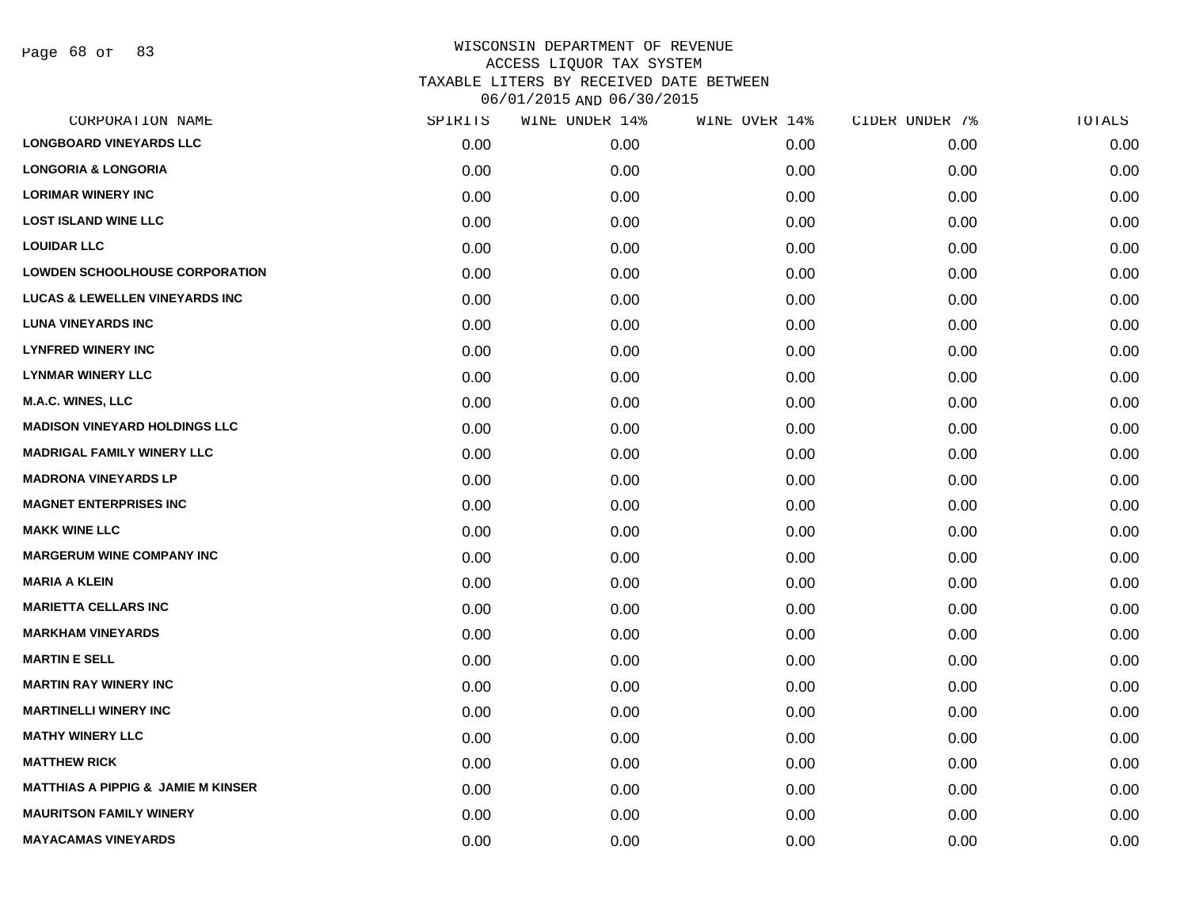WISCONSIN DEPARTMENT OF REVENUE
ACCESS LIQUOR TAX SYSTEM
TAXABLE LITERS BY RECEIVED DATE BETWEEN
06/01/2015 AND 06/30/2015

| CORPORATION NAME | SPIRITS | WINE UNDER 14% | WINE OVER 14% | CIDER UNDER 7% | TOTALS |
|---|---|---|---|---|---|
| LONGBOARD VINEYARDS LLC | 0.00 | 0.00 | 0.00 | 0.00 | 0.00 |
| LONGORIA & LONGORIA | 0.00 | 0.00 | 0.00 | 0.00 | 0.00 |
| LORIMAR WINERY INC | 0.00 | 0.00 | 0.00 | 0.00 | 0.00 |
| LOST ISLAND WINE LLC | 0.00 | 0.00 | 0.00 | 0.00 | 0.00 |
| LOUIDAR LLC | 0.00 | 0.00 | 0.00 | 0.00 | 0.00 |
| LOWDEN SCHOOLHOUSE CORPORATION | 0.00 | 0.00 | 0.00 | 0.00 | 0.00 |
| LUCAS & LEWELLEN VINEYARDS INC | 0.00 | 0.00 | 0.00 | 0.00 | 0.00 |
| LUNA VINEYARDS INC | 0.00 | 0.00 | 0.00 | 0.00 | 0.00 |
| LYNFRED WINERY INC | 0.00 | 0.00 | 0.00 | 0.00 | 0.00 |
| LYNMAR WINERY LLC | 0.00 | 0.00 | 0.00 | 0.00 | 0.00 |
| M.A.C. WINES, LLC | 0.00 | 0.00 | 0.00 | 0.00 | 0.00 |
| MADISON VINEYARD HOLDINGS LLC | 0.00 | 0.00 | 0.00 | 0.00 | 0.00 |
| MADRIGAL FAMILY WINERY LLC | 0.00 | 0.00 | 0.00 | 0.00 | 0.00 |
| MADRONA VINEYARDS LP | 0.00 | 0.00 | 0.00 | 0.00 | 0.00 |
| MAGNET ENTERPRISES INC | 0.00 | 0.00 | 0.00 | 0.00 | 0.00 |
| MAKK WINE LLC | 0.00 | 0.00 | 0.00 | 0.00 | 0.00 |
| MARGERUM WINE COMPANY INC | 0.00 | 0.00 | 0.00 | 0.00 | 0.00 |
| MARIA A KLEIN | 0.00 | 0.00 | 0.00 | 0.00 | 0.00 |
| MARIETTA CELLARS INC | 0.00 | 0.00 | 0.00 | 0.00 | 0.00 |
| MARKHAM VINEYARDS | 0.00 | 0.00 | 0.00 | 0.00 | 0.00 |
| MARTIN E SELL | 0.00 | 0.00 | 0.00 | 0.00 | 0.00 |
| MARTIN RAY WINERY INC | 0.00 | 0.00 | 0.00 | 0.00 | 0.00 |
| MARTINELLI WINERY INC | 0.00 | 0.00 | 0.00 | 0.00 | 0.00 |
| MATHY WINERY LLC | 0.00 | 0.00 | 0.00 | 0.00 | 0.00 |
| MATTHEW RICK | 0.00 | 0.00 | 0.00 | 0.00 | 0.00 |
| MATTHIAS A PIPPIG & JAMIE M KINSER | 0.00 | 0.00 | 0.00 | 0.00 | 0.00 |
| MAURITSON FAMILY WINERY | 0.00 | 0.00 | 0.00 | 0.00 | 0.00 |
| MAYACAMAS VINEYARDS | 0.00 | 0.00 | 0.00 | 0.00 | 0.00 |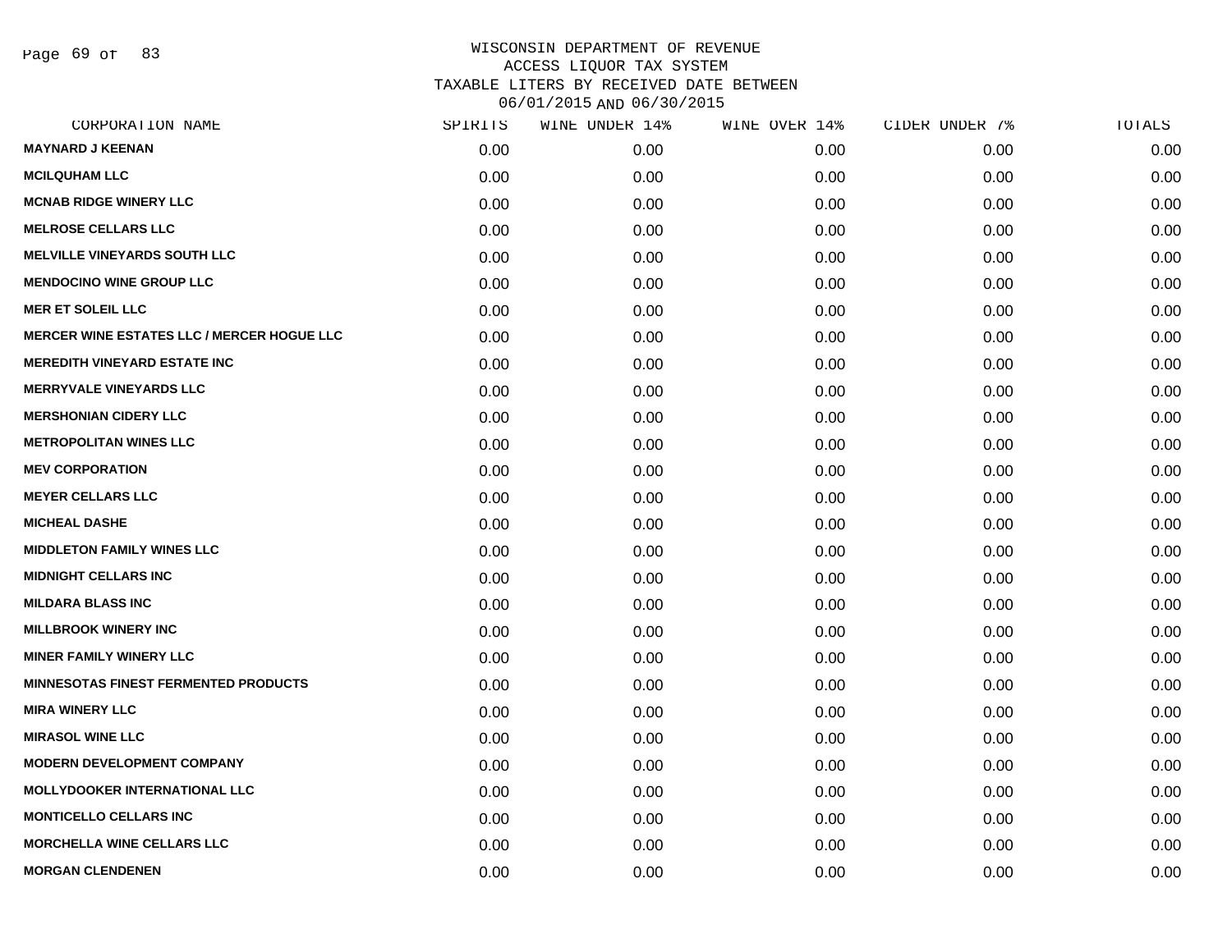# WISCONSIN DEPARTMENT OF REVENUE
## ACCESS LIQUOR TAX SYSTEM
### TAXABLE LITERS BY RECEIVED DATE BETWEEN 06/01/2015 AND 06/30/2015

| CORPORATION NAME | SPIRITS | WINE UNDER 14% | WINE OVER 14% | CIDER UNDER 7% | TOTALS |
|---|---|---|---|---|---|
| MAYNARD J KEENAN | 0.00 | 0.00 | 0.00 | 0.00 | 0.00 |
| MCILQUHAM LLC | 0.00 | 0.00 | 0.00 | 0.00 | 0.00 |
| MCNAB RIDGE WINERY LLC | 0.00 | 0.00 | 0.00 | 0.00 | 0.00 |
| MELROSE CELLARS LLC | 0.00 | 0.00 | 0.00 | 0.00 | 0.00 |
| MELVILLE VINEYARDS SOUTH LLC | 0.00 | 0.00 | 0.00 | 0.00 | 0.00 |
| MENDOCINO WINE GROUP LLC | 0.00 | 0.00 | 0.00 | 0.00 | 0.00 |
| MER ET SOLEIL LLC | 0.00 | 0.00 | 0.00 | 0.00 | 0.00 |
| MERCER WINE ESTATES LLC / MERCER HOGUE LLC | 0.00 | 0.00 | 0.00 | 0.00 | 0.00 |
| MEREDITH VINEYARD ESTATE INC | 0.00 | 0.00 | 0.00 | 0.00 | 0.00 |
| MERRYVALE VINEYARDS LLC | 0.00 | 0.00 | 0.00 | 0.00 | 0.00 |
| MERSHONIAN CIDERY LLC | 0.00 | 0.00 | 0.00 | 0.00 | 0.00 |
| METROPOLITAN WINES LLC | 0.00 | 0.00 | 0.00 | 0.00 | 0.00 |
| MEV CORPORATION | 0.00 | 0.00 | 0.00 | 0.00 | 0.00 |
| MEYER CELLARS LLC | 0.00 | 0.00 | 0.00 | 0.00 | 0.00 |
| MICHEAL DASHE | 0.00 | 0.00 | 0.00 | 0.00 | 0.00 |
| MIDDLETON FAMILY WINES LLC | 0.00 | 0.00 | 0.00 | 0.00 | 0.00 |
| MIDNIGHT CELLARS INC | 0.00 | 0.00 | 0.00 | 0.00 | 0.00 |
| MILDARA BLASS INC | 0.00 | 0.00 | 0.00 | 0.00 | 0.00 |
| MILLBROOK WINERY INC | 0.00 | 0.00 | 0.00 | 0.00 | 0.00 |
| MINER FAMILY WINERY LLC | 0.00 | 0.00 | 0.00 | 0.00 | 0.00 |
| MINNESOTAS FINEST FERMENTED PRODUCTS | 0.00 | 0.00 | 0.00 | 0.00 | 0.00 |
| MIRA WINERY LLC | 0.00 | 0.00 | 0.00 | 0.00 | 0.00 |
| MIRASOL WINE LLC | 0.00 | 0.00 | 0.00 | 0.00 | 0.00 |
| MODERN DEVELOPMENT COMPANY | 0.00 | 0.00 | 0.00 | 0.00 | 0.00 |
| MOLLYDOOKER INTERNATIONAL LLC | 0.00 | 0.00 | 0.00 | 0.00 | 0.00 |
| MONTICELLO CELLARS INC | 0.00 | 0.00 | 0.00 | 0.00 | 0.00 |
| MORCHELLA WINE CELLARS LLC | 0.00 | 0.00 | 0.00 | 0.00 | 0.00 |
| MORGAN CLENDENEN | 0.00 | 0.00 | 0.00 | 0.00 | 0.00 |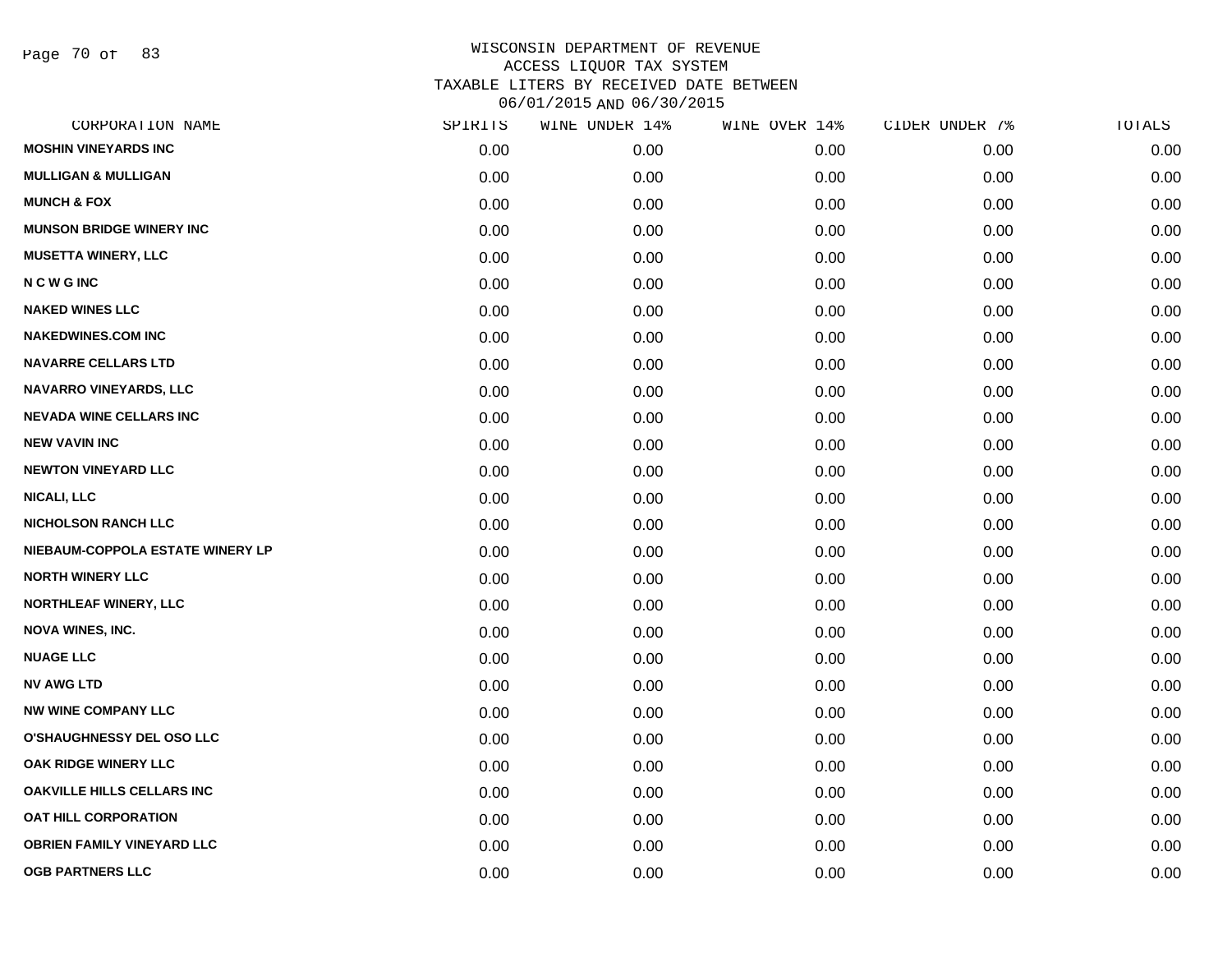WISCONSIN DEPARTMENT OF REVENUE
ACCESS LIQUOR TAX SYSTEM
TAXABLE LITERS BY RECEIVED DATE BETWEEN
06/01/2015 AND 06/30/2015

| CORPORATION NAME | SPIRITS | WINE UNDER 14% | WINE OVER 14% | CIDER UNDER 7% | TOTALS |
|---|---|---|---|---|---|
| MOSHIN VINEYARDS INC | 0.00 | 0.00 | 0.00 | 0.00 | 0.00 |
| MULLIGAN & MULLIGAN | 0.00 | 0.00 | 0.00 | 0.00 | 0.00 |
| MUNCH & FOX | 0.00 | 0.00 | 0.00 | 0.00 | 0.00 |
| MUNSON BRIDGE WINERY INC | 0.00 | 0.00 | 0.00 | 0.00 | 0.00 |
| MUSETTA WINERY, LLC | 0.00 | 0.00 | 0.00 | 0.00 | 0.00 |
| N C W G INC | 0.00 | 0.00 | 0.00 | 0.00 | 0.00 |
| NAKED WINES LLC | 0.00 | 0.00 | 0.00 | 0.00 | 0.00 |
| NAKEDWINES.COM INC | 0.00 | 0.00 | 0.00 | 0.00 | 0.00 |
| NAVARRE CELLARS LTD | 0.00 | 0.00 | 0.00 | 0.00 | 0.00 |
| NAVARRO VINEYARDS, LLC | 0.00 | 0.00 | 0.00 | 0.00 | 0.00 |
| NEVADA WINE CELLARS INC | 0.00 | 0.00 | 0.00 | 0.00 | 0.00 |
| NEW VAVIN INC | 0.00 | 0.00 | 0.00 | 0.00 | 0.00 |
| NEWTON VINEYARD LLC | 0.00 | 0.00 | 0.00 | 0.00 | 0.00 |
| NICALI, LLC | 0.00 | 0.00 | 0.00 | 0.00 | 0.00 |
| NICHOLSON RANCH LLC | 0.00 | 0.00 | 0.00 | 0.00 | 0.00 |
| NIEBAUM-COPPOLA ESTATE WINERY LP | 0.00 | 0.00 | 0.00 | 0.00 | 0.00 |
| NORTH WINERY LLC | 0.00 | 0.00 | 0.00 | 0.00 | 0.00 |
| NORTHLEAF WINERY, LLC | 0.00 | 0.00 | 0.00 | 0.00 | 0.00 |
| NOVA WINES, INC. | 0.00 | 0.00 | 0.00 | 0.00 | 0.00 |
| NUAGE LLC | 0.00 | 0.00 | 0.00 | 0.00 | 0.00 |
| NV AWG LTD | 0.00 | 0.00 | 0.00 | 0.00 | 0.00 |
| NW WINE COMPANY LLC | 0.00 | 0.00 | 0.00 | 0.00 | 0.00 |
| O'SHAUGHNESSY DEL OSO LLC | 0.00 | 0.00 | 0.00 | 0.00 | 0.00 |
| OAK RIDGE WINERY LLC | 0.00 | 0.00 | 0.00 | 0.00 | 0.00 |
| OAKVILLE HILLS CELLARS INC | 0.00 | 0.00 | 0.00 | 0.00 | 0.00 |
| OAT HILL CORPORATION | 0.00 | 0.00 | 0.00 | 0.00 | 0.00 |
| OBRIEN FAMILY VINEYARD LLC | 0.00 | 0.00 | 0.00 | 0.00 | 0.00 |
| OGB PARTNERS LLC | 0.00 | 0.00 | 0.00 | 0.00 | 0.00 |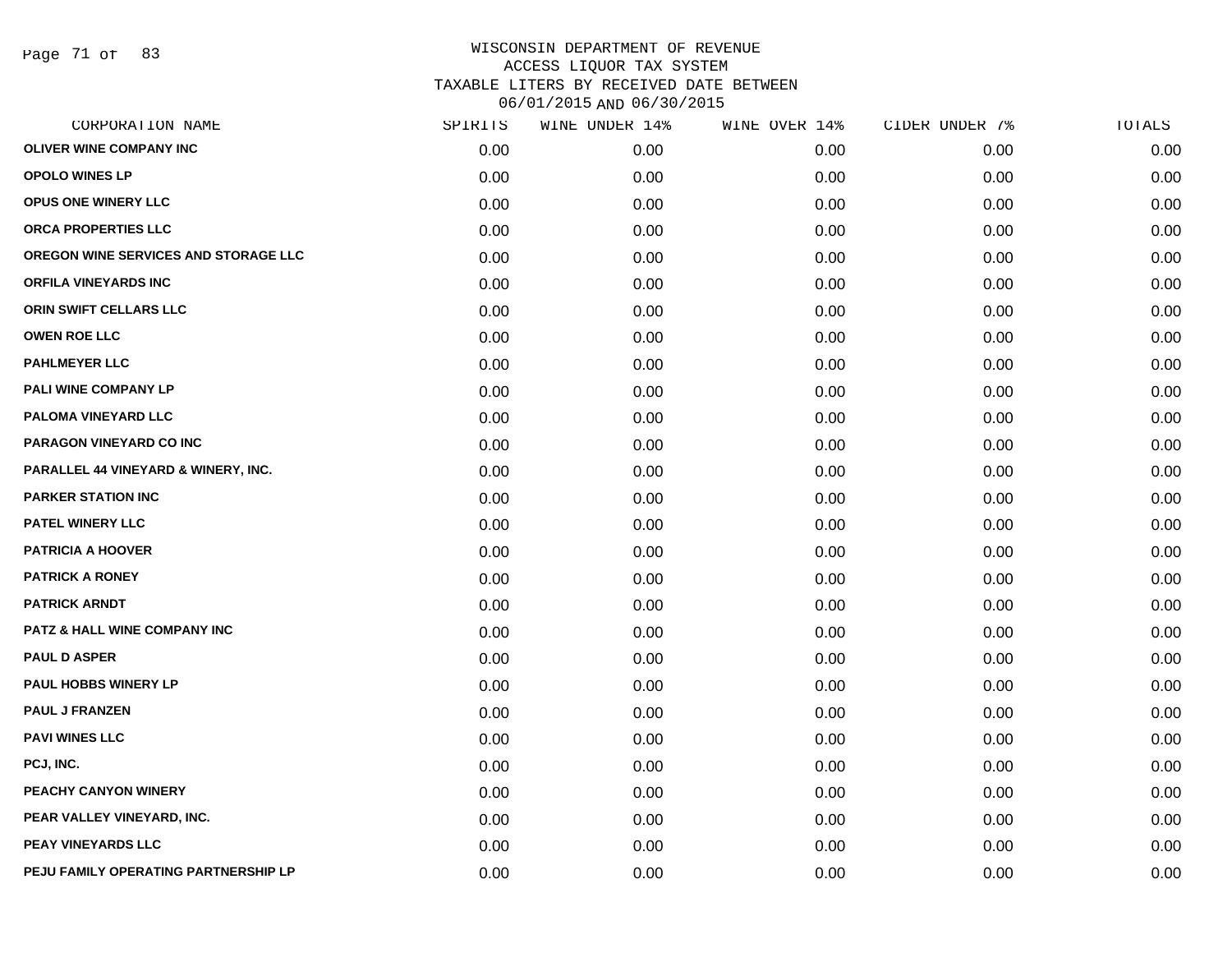# WISCONSIN DEPARTMENT OF REVENUE
## ACCESS LIQUOR TAX SYSTEM
## TAXABLE LITERS BY RECEIVED DATE BETWEEN 06/01/2015 AND 06/30/2015

| CORPORATION NAME | SPIRITS | WINE UNDER 14% | WINE OVER 14% | CIDER UNDER 7% | TOTALS |
|---|---|---|---|---|---|
| OLIVER WINE COMPANY INC | 0.00 | 0.00 | 0.00 | 0.00 | 0.00 |
| OPOLO WINES LP | 0.00 | 0.00 | 0.00 | 0.00 | 0.00 |
| OPUS ONE WINERY LLC | 0.00 | 0.00 | 0.00 | 0.00 | 0.00 |
| ORCA PROPERTIES LLC | 0.00 | 0.00 | 0.00 | 0.00 | 0.00 |
| OREGON WINE SERVICES AND STORAGE LLC | 0.00 | 0.00 | 0.00 | 0.00 | 0.00 |
| ORFILA VINEYARDS INC | 0.00 | 0.00 | 0.00 | 0.00 | 0.00 |
| ORIN SWIFT CELLARS LLC | 0.00 | 0.00 | 0.00 | 0.00 | 0.00 |
| OWEN ROE LLC | 0.00 | 0.00 | 0.00 | 0.00 | 0.00 |
| PAHLMEYER LLC | 0.00 | 0.00 | 0.00 | 0.00 | 0.00 |
| PALI WINE COMPANY LP | 0.00 | 0.00 | 0.00 | 0.00 | 0.00 |
| PALOMA VINEYARD LLC | 0.00 | 0.00 | 0.00 | 0.00 | 0.00 |
| PARAGON VINEYARD CO INC | 0.00 | 0.00 | 0.00 | 0.00 | 0.00 |
| PARALLEL 44 VINEYARD & WINERY, INC. | 0.00 | 0.00 | 0.00 | 0.00 | 0.00 |
| PARKER STATION INC | 0.00 | 0.00 | 0.00 | 0.00 | 0.00 |
| PATEL WINERY LLC | 0.00 | 0.00 | 0.00 | 0.00 | 0.00 |
| PATRICIA A HOOVER | 0.00 | 0.00 | 0.00 | 0.00 | 0.00 |
| PATRICK A RONEY | 0.00 | 0.00 | 0.00 | 0.00 | 0.00 |
| PATRICK ARNDT | 0.00 | 0.00 | 0.00 | 0.00 | 0.00 |
| PATZ & HALL WINE COMPANY INC | 0.00 | 0.00 | 0.00 | 0.00 | 0.00 |
| PAUL D ASPER | 0.00 | 0.00 | 0.00 | 0.00 | 0.00 |
| PAUL HOBBS WINERY LP | 0.00 | 0.00 | 0.00 | 0.00 | 0.00 |
| PAUL J FRANZEN | 0.00 | 0.00 | 0.00 | 0.00 | 0.00 |
| PAVI WINES LLC | 0.00 | 0.00 | 0.00 | 0.00 | 0.00 |
| PCJ, INC. | 0.00 | 0.00 | 0.00 | 0.00 | 0.00 |
| PEACHY CANYON WINERY | 0.00 | 0.00 | 0.00 | 0.00 | 0.00 |
| PEAR VALLEY VINEYARD, INC. | 0.00 | 0.00 | 0.00 | 0.00 | 0.00 |
| PEAY VINEYARDS LLC | 0.00 | 0.00 | 0.00 | 0.00 | 0.00 |
| PEJU FAMILY OPERATING PARTNERSHIP LP | 0.00 | 0.00 | 0.00 | 0.00 | 0.00 |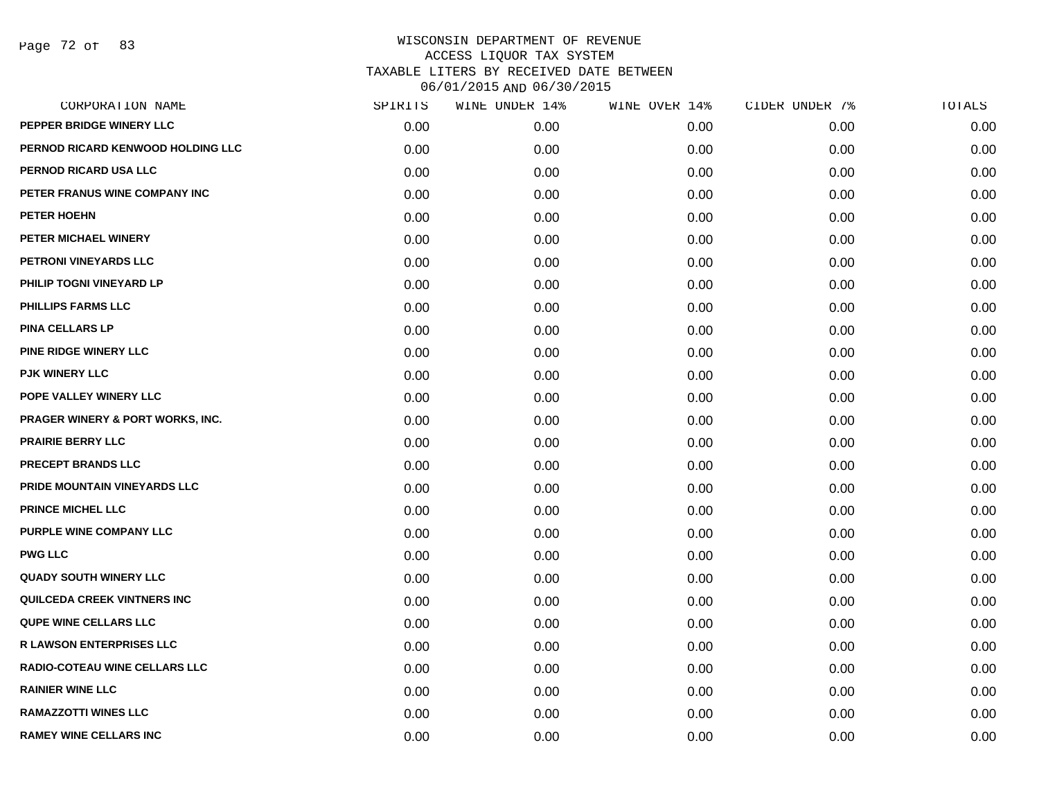# WISCONSIN DEPARTMENT OF REVENUE
## ACCESS LIQUOR TAX SYSTEM
## TAXABLE LITERS BY RECEIVED DATE BETWEEN 06/01/2015 AND 06/30/2015

| CORPORATION NAME | SPIRITS | WINE UNDER 14% | WINE OVER 14% | CIDER UNDER 7% | TOTALS |
|---|---|---|---|---|---|
| PEPPER BRIDGE WINERY LLC | 0.00 | 0.00 | 0.00 | 0.00 | 0.00 |
| PERNOD RICARD KENWOOD HOLDING LLC | 0.00 | 0.00 | 0.00 | 0.00 | 0.00 |
| PERNOD RICARD USA LLC | 0.00 | 0.00 | 0.00 | 0.00 | 0.00 |
| PETER FRANUS WINE COMPANY INC | 0.00 | 0.00 | 0.00 | 0.00 | 0.00 |
| PETER HOEHN | 0.00 | 0.00 | 0.00 | 0.00 | 0.00 |
| PETER MICHAEL WINERY | 0.00 | 0.00 | 0.00 | 0.00 | 0.00 |
| PETRONI VINEYARDS LLC | 0.00 | 0.00 | 0.00 | 0.00 | 0.00 |
| PHILIP TOGNI VINEYARD LP | 0.00 | 0.00 | 0.00 | 0.00 | 0.00 |
| PHILLIPS FARMS LLC | 0.00 | 0.00 | 0.00 | 0.00 | 0.00 |
| PINA CELLARS LP | 0.00 | 0.00 | 0.00 | 0.00 | 0.00 |
| PINE RIDGE WINERY LLC | 0.00 | 0.00 | 0.00 | 0.00 | 0.00 |
| PJK WINERY LLC | 0.00 | 0.00 | 0.00 | 0.00 | 0.00 |
| POPE VALLEY WINERY LLC | 0.00 | 0.00 | 0.00 | 0.00 | 0.00 |
| PRAGER WINERY & PORT WORKS, INC. | 0.00 | 0.00 | 0.00 | 0.00 | 0.00 |
| PRAIRIE BERRY LLC | 0.00 | 0.00 | 0.00 | 0.00 | 0.00 |
| PRECEPT BRANDS LLC | 0.00 | 0.00 | 0.00 | 0.00 | 0.00 |
| PRIDE MOUNTAIN VINEYARDS LLC | 0.00 | 0.00 | 0.00 | 0.00 | 0.00 |
| PRINCE MICHEL LLC | 0.00 | 0.00 | 0.00 | 0.00 | 0.00 |
| PURPLE WINE COMPANY LLC | 0.00 | 0.00 | 0.00 | 0.00 | 0.00 |
| PWG LLC | 0.00 | 0.00 | 0.00 | 0.00 | 0.00 |
| QUADY SOUTH WINERY LLC | 0.00 | 0.00 | 0.00 | 0.00 | 0.00 |
| QUILCEDA CREEK VINTNERS INC | 0.00 | 0.00 | 0.00 | 0.00 | 0.00 |
| QUPE WINE CELLARS LLC | 0.00 | 0.00 | 0.00 | 0.00 | 0.00 |
| R LAWSON ENTERPRISES LLC | 0.00 | 0.00 | 0.00 | 0.00 | 0.00 |
| RADIO-COTEAU WINE CELLARS LLC | 0.00 | 0.00 | 0.00 | 0.00 | 0.00 |
| RAINIER WINE LLC | 0.00 | 0.00 | 0.00 | 0.00 | 0.00 |
| RAMAZZOTTI WINES LLC | 0.00 | 0.00 | 0.00 | 0.00 | 0.00 |
| RAMEY WINE CELLARS INC | 0.00 | 0.00 | 0.00 | 0.00 | 0.00 |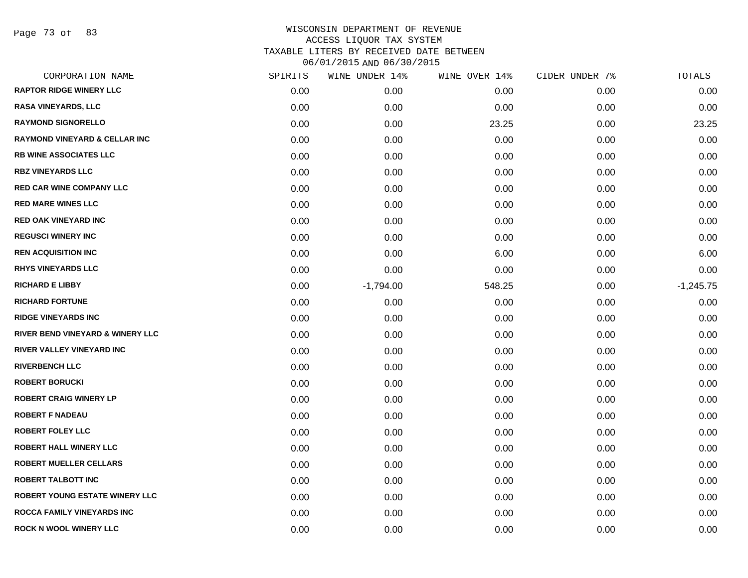WISCONSIN DEPARTMENT OF REVENUE
ACCESS LIQUOR TAX SYSTEM
TAXABLE LITERS BY RECEIVED DATE BETWEEN
06/01/2015 AND 06/30/2015

| CORPORATION NAME | SPIRITS | WINE UNDER 14% | WINE OVER 14% | CIDER UNDER 7% | TOTALS |
|---|---|---|---|---|---|
| RAPTOR RIDGE WINERY LLC | 0.00 | 0.00 | 0.00 | 0.00 | 0.00 |
| RASA VINEYARDS, LLC | 0.00 | 0.00 | 0.00 | 0.00 | 0.00 |
| RAYMOND SIGNORELLO | 0.00 | 0.00 | 23.25 | 0.00 | 23.25 |
| RAYMOND VINEYARD & CELLAR INC | 0.00 | 0.00 | 0.00 | 0.00 | 0.00 |
| RB WINE ASSOCIATES LLC | 0.00 | 0.00 | 0.00 | 0.00 | 0.00 |
| RBZ VINEYARDS LLC | 0.00 | 0.00 | 0.00 | 0.00 | 0.00 |
| RED CAR WINE COMPANY LLC | 0.00 | 0.00 | 0.00 | 0.00 | 0.00 |
| RED MARE WINES LLC | 0.00 | 0.00 | 0.00 | 0.00 | 0.00 |
| RED OAK VINEYARD INC | 0.00 | 0.00 | 0.00 | 0.00 | 0.00 |
| REGUSCI WINERY INC | 0.00 | 0.00 | 0.00 | 0.00 | 0.00 |
| REN ACQUISITION INC | 0.00 | 0.00 | 6.00 | 0.00 | 6.00 |
| RHYS VINEYARDS LLC | 0.00 | 0.00 | 0.00 | 0.00 | 0.00 |
| RICHARD E LIBBY | 0.00 | -1,794.00 | 548.25 | 0.00 | -1,245.75 |
| RICHARD FORTUNE | 0.00 | 0.00 | 0.00 | 0.00 | 0.00 |
| RIDGE VINEYARDS INC | 0.00 | 0.00 | 0.00 | 0.00 | 0.00 |
| RIVER BEND VINEYARD & WINERY LLC | 0.00 | 0.00 | 0.00 | 0.00 | 0.00 |
| RIVER VALLEY VINEYARD INC | 0.00 | 0.00 | 0.00 | 0.00 | 0.00 |
| RIVERBENCH LLC | 0.00 | 0.00 | 0.00 | 0.00 | 0.00 |
| ROBERT BORUCKI | 0.00 | 0.00 | 0.00 | 0.00 | 0.00 |
| ROBERT CRAIG WINERY LP | 0.00 | 0.00 | 0.00 | 0.00 | 0.00 |
| ROBERT F NADEAU | 0.00 | 0.00 | 0.00 | 0.00 | 0.00 |
| ROBERT FOLEY LLC | 0.00 | 0.00 | 0.00 | 0.00 | 0.00 |
| ROBERT HALL WINERY LLC | 0.00 | 0.00 | 0.00 | 0.00 | 0.00 |
| ROBERT MUELLER CELLARS | 0.00 | 0.00 | 0.00 | 0.00 | 0.00 |
| ROBERT TALBOTT INC | 0.00 | 0.00 | 0.00 | 0.00 | 0.00 |
| ROBERT YOUNG ESTATE WINERY LLC | 0.00 | 0.00 | 0.00 | 0.00 | 0.00 |
| ROCCA FAMILY VINEYARDS INC | 0.00 | 0.00 | 0.00 | 0.00 | 0.00 |
| ROCK N WOOL WINERY LLC | 0.00 | 0.00 | 0.00 | 0.00 | 0.00 |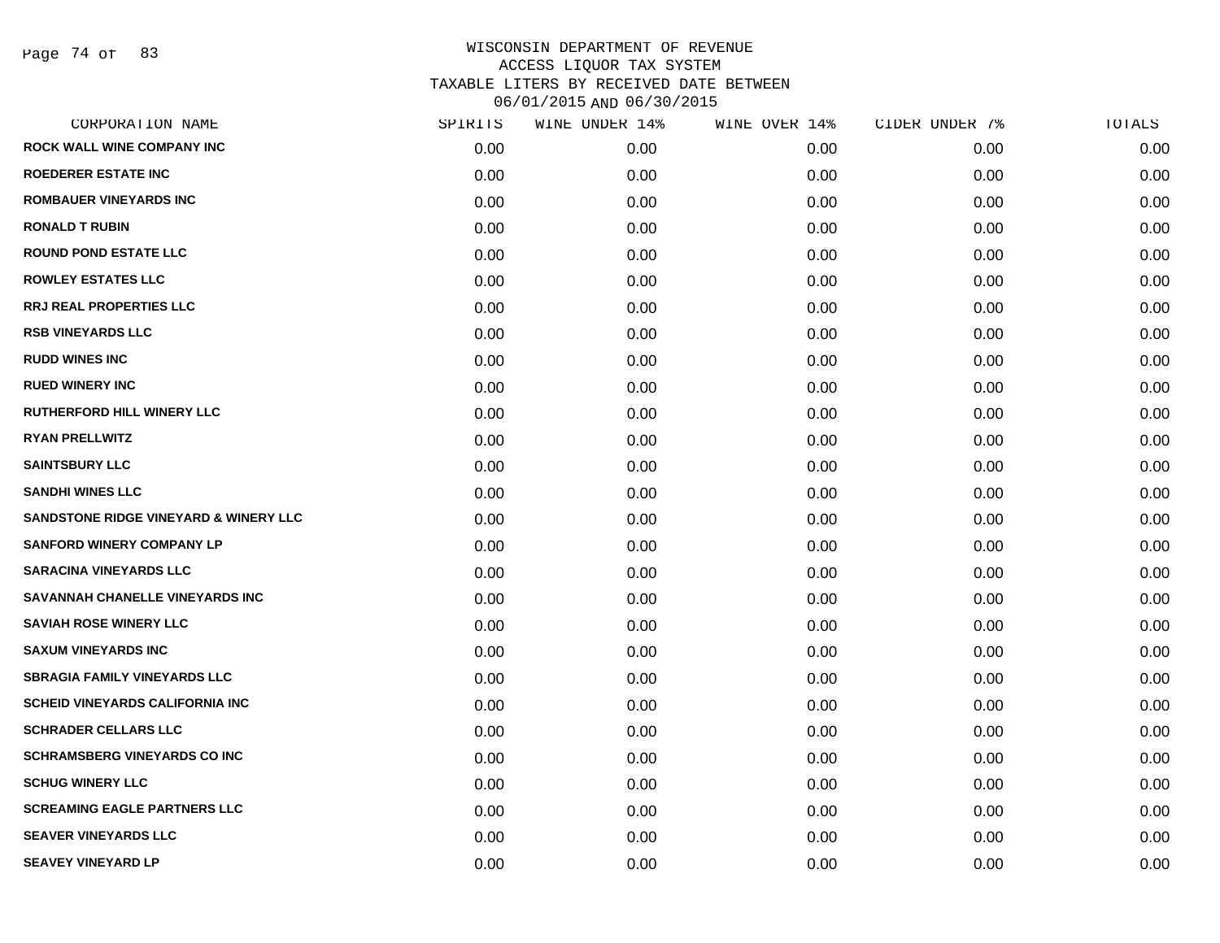# WISCONSIN DEPARTMENT OF REVENUE
## ACCESS LIQUOR TAX SYSTEM
## TAXABLE LITERS BY RECEIVED DATE BETWEEN 06/01/2015 AND 06/30/2015

| CORPORATION NAME | SPIRITS | WINE UNDER 14% | WINE OVER 14% | CIDER UNDER 7% | TOTALS |
|---|---|---|---|---|---|
| ROCK WALL WINE COMPANY INC | 0.00 | 0.00 | 0.00 | 0.00 | 0.00 |
| ROEDERER ESTATE INC | 0.00 | 0.00 | 0.00 | 0.00 | 0.00 |
| ROMBAUER VINEYARDS INC | 0.00 | 0.00 | 0.00 | 0.00 | 0.00 |
| RONALD T RUBIN | 0.00 | 0.00 | 0.00 | 0.00 | 0.00 |
| ROUND POND ESTATE LLC | 0.00 | 0.00 | 0.00 | 0.00 | 0.00 |
| ROWLEY ESTATES LLC | 0.00 | 0.00 | 0.00 | 0.00 | 0.00 |
| RRJ REAL PROPERTIES LLC | 0.00 | 0.00 | 0.00 | 0.00 | 0.00 |
| RSB VINEYARDS LLC | 0.00 | 0.00 | 0.00 | 0.00 | 0.00 |
| RUDD WINES INC | 0.00 | 0.00 | 0.00 | 0.00 | 0.00 |
| RUED WINERY INC | 0.00 | 0.00 | 0.00 | 0.00 | 0.00 |
| RUTHERFORD HILL WINERY LLC | 0.00 | 0.00 | 0.00 | 0.00 | 0.00 |
| RYAN PRELLWITZ | 0.00 | 0.00 | 0.00 | 0.00 | 0.00 |
| SAINTSBURY LLC | 0.00 | 0.00 | 0.00 | 0.00 | 0.00 |
| SANDHI WINES LLC | 0.00 | 0.00 | 0.00 | 0.00 | 0.00 |
| SANDSTONE RIDGE VINEYARD & WINERY LLC | 0.00 | 0.00 | 0.00 | 0.00 | 0.00 |
| SANFORD WINERY COMPANY LP | 0.00 | 0.00 | 0.00 | 0.00 | 0.00 |
| SARACINA VINEYARDS LLC | 0.00 | 0.00 | 0.00 | 0.00 | 0.00 |
| SAVANNAH CHANELLE VINEYARDS INC | 0.00 | 0.00 | 0.00 | 0.00 | 0.00 |
| SAVIAH ROSE WINERY LLC | 0.00 | 0.00 | 0.00 | 0.00 | 0.00 |
| SAXUM VINEYARDS INC | 0.00 | 0.00 | 0.00 | 0.00 | 0.00 |
| SBRAGIA FAMILY VINEYARDS LLC | 0.00 | 0.00 | 0.00 | 0.00 | 0.00 |
| SCHEID VINEYARDS CALIFORNIA INC | 0.00 | 0.00 | 0.00 | 0.00 | 0.00 |
| SCHRADER CELLARS LLC | 0.00 | 0.00 | 0.00 | 0.00 | 0.00 |
| SCHRAMSBERG VINEYARDS CO INC | 0.00 | 0.00 | 0.00 | 0.00 | 0.00 |
| SCHUG WINERY LLC | 0.00 | 0.00 | 0.00 | 0.00 | 0.00 |
| SCREAMING EAGLE PARTNERS LLC | 0.00 | 0.00 | 0.00 | 0.00 | 0.00 |
| SEAVER VINEYARDS LLC | 0.00 | 0.00 | 0.00 | 0.00 | 0.00 |
| SEAVEY VINEYARD LP | 0.00 | 0.00 | 0.00 | 0.00 | 0.00 |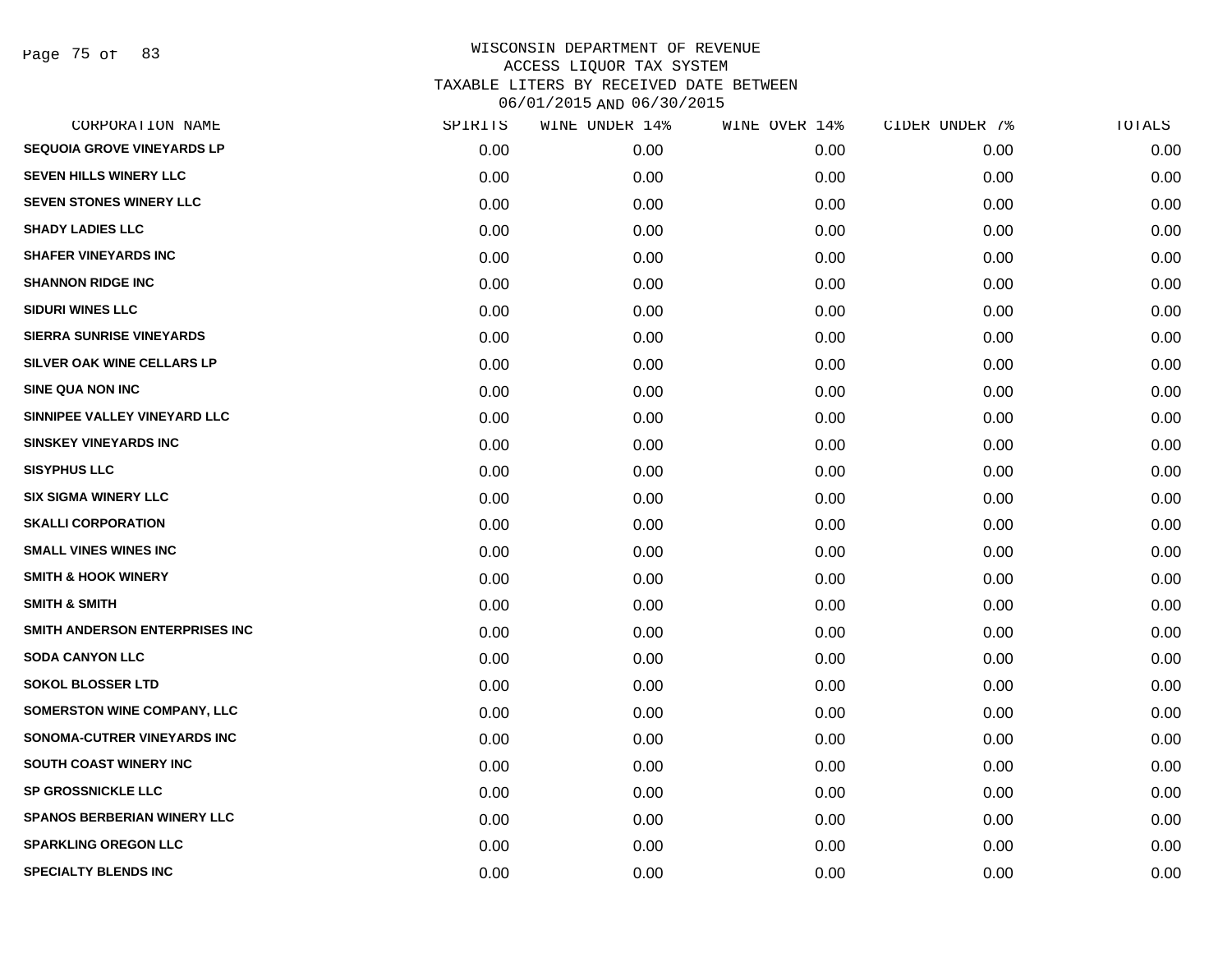WISCONSIN DEPARTMENT OF REVENUE
ACCESS LIQUOR TAX SYSTEM
TAXABLE LITERS BY RECEIVED DATE BETWEEN
06/01/2015 AND 06/30/2015

| CORPORATION NAME | SPIRITS | WINE UNDER 14% | WINE OVER 14% | CIDER UNDER 7% | TOTALS |
|---|---|---|---|---|---|
| SEQUOIA GROVE VINEYARDS LP | 0.00 | 0.00 | 0.00 | 0.00 | 0.00 |
| SEVEN HILLS WINERY LLC | 0.00 | 0.00 | 0.00 | 0.00 | 0.00 |
| SEVEN STONES WINERY LLC | 0.00 | 0.00 | 0.00 | 0.00 | 0.00 |
| SHADY LADIES LLC | 0.00 | 0.00 | 0.00 | 0.00 | 0.00 |
| SHAFER VINEYARDS INC | 0.00 | 0.00 | 0.00 | 0.00 | 0.00 |
| SHANNON RIDGE INC | 0.00 | 0.00 | 0.00 | 0.00 | 0.00 |
| SIDURI WINES LLC | 0.00 | 0.00 | 0.00 | 0.00 | 0.00 |
| SIERRA SUNRISE VINEYARDS | 0.00 | 0.00 | 0.00 | 0.00 | 0.00 |
| SILVER OAK WINE CELLARS LP | 0.00 | 0.00 | 0.00 | 0.00 | 0.00 |
| SINE QUA NON INC | 0.00 | 0.00 | 0.00 | 0.00 | 0.00 |
| SINNIPEE VALLEY VINEYARD LLC | 0.00 | 0.00 | 0.00 | 0.00 | 0.00 |
| SINSKEY VINEYARDS INC | 0.00 | 0.00 | 0.00 | 0.00 | 0.00 |
| SISYPHUS LLC | 0.00 | 0.00 | 0.00 | 0.00 | 0.00 |
| SIX SIGMA WINERY LLC | 0.00 | 0.00 | 0.00 | 0.00 | 0.00 |
| SKALLI CORPORATION | 0.00 | 0.00 | 0.00 | 0.00 | 0.00 |
| SMALL VINES WINES INC | 0.00 | 0.00 | 0.00 | 0.00 | 0.00 |
| SMITH & HOOK WINERY | 0.00 | 0.00 | 0.00 | 0.00 | 0.00 |
| SMITH & SMITH | 0.00 | 0.00 | 0.00 | 0.00 | 0.00 |
| SMITH ANDERSON ENTERPRISES INC | 0.00 | 0.00 | 0.00 | 0.00 | 0.00 |
| SODA CANYON LLC | 0.00 | 0.00 | 0.00 | 0.00 | 0.00 |
| SOKOL BLOSSER LTD | 0.00 | 0.00 | 0.00 | 0.00 | 0.00 |
| SOMERSTON WINE COMPANY, LLC | 0.00 | 0.00 | 0.00 | 0.00 | 0.00 |
| SONOMA-CUTRER VINEYARDS INC | 0.00 | 0.00 | 0.00 | 0.00 | 0.00 |
| SOUTH COAST WINERY INC | 0.00 | 0.00 | 0.00 | 0.00 | 0.00 |
| SP GROSSNICKLE LLC | 0.00 | 0.00 | 0.00 | 0.00 | 0.00 |
| SPANOS BERBERIAN WINERY LLC | 0.00 | 0.00 | 0.00 | 0.00 | 0.00 |
| SPARKLING OREGON LLC | 0.00 | 0.00 | 0.00 | 0.00 | 0.00 |
| SPECIALTY BLENDS INC | 0.00 | 0.00 | 0.00 | 0.00 | 0.00 |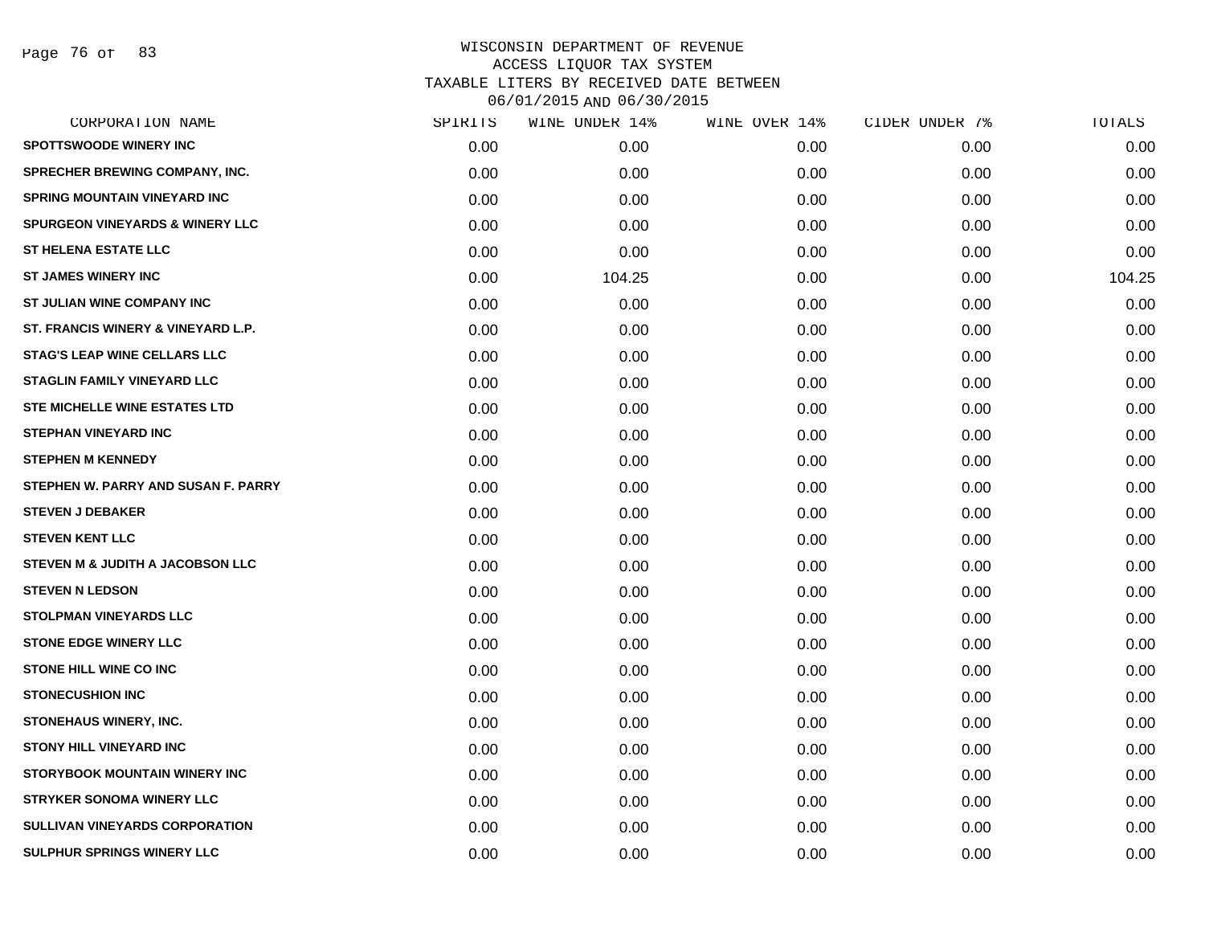WISCONSIN DEPARTMENT OF REVENUE
ACCESS LIQUOR TAX SYSTEM
TAXABLE LITERS BY RECEIVED DATE BETWEEN
06/01/2015 AND 06/30/2015

| CORPORATION NAME | SPIRITS | WINE UNDER 14% | WINE OVER 14% | CIDER UNDER 7% | TOTALS |
|---|---|---|---|---|---|
| SPOTTSWOODE WINERY INC | 0.00 | 0.00 | 0.00 | 0.00 | 0.00 |
| SPRECHER BREWING COMPANY, INC. | 0.00 | 0.00 | 0.00 | 0.00 | 0.00 |
| SPRING MOUNTAIN VINEYARD INC | 0.00 | 0.00 | 0.00 | 0.00 | 0.00 |
| SPURGEON VINEYARDS & WINERY LLC | 0.00 | 0.00 | 0.00 | 0.00 | 0.00 |
| ST HELENA ESTATE LLC | 0.00 | 0.00 | 0.00 | 0.00 | 0.00 |
| ST JAMES WINERY INC | 0.00 | 104.25 | 0.00 | 0.00 | 104.25 |
| ST JULIAN WINE COMPANY INC | 0.00 | 0.00 | 0.00 | 0.00 | 0.00 |
| ST. FRANCIS WINERY & VINEYARD L.P. | 0.00 | 0.00 | 0.00 | 0.00 | 0.00 |
| STAG'S LEAP WINE CELLARS LLC | 0.00 | 0.00 | 0.00 | 0.00 | 0.00 |
| STAGLIN FAMILY VINEYARD LLC | 0.00 | 0.00 | 0.00 | 0.00 | 0.00 |
| STE MICHELLE WINE ESTATES LTD | 0.00 | 0.00 | 0.00 | 0.00 | 0.00 |
| STEPHAN VINEYARD INC | 0.00 | 0.00 | 0.00 | 0.00 | 0.00 |
| STEPHEN M KENNEDY | 0.00 | 0.00 | 0.00 | 0.00 | 0.00 |
| STEPHEN W. PARRY AND SUSAN F. PARRY | 0.00 | 0.00 | 0.00 | 0.00 | 0.00 |
| STEVEN J DEBAKER | 0.00 | 0.00 | 0.00 | 0.00 | 0.00 |
| STEVEN KENT LLC | 0.00 | 0.00 | 0.00 | 0.00 | 0.00 |
| STEVEN M & JUDITH A JACOBSON LLC | 0.00 | 0.00 | 0.00 | 0.00 | 0.00 |
| STEVEN N LEDSON | 0.00 | 0.00 | 0.00 | 0.00 | 0.00 |
| STOLPMAN VINEYARDS LLC | 0.00 | 0.00 | 0.00 | 0.00 | 0.00 |
| STONE EDGE WINERY LLC | 0.00 | 0.00 | 0.00 | 0.00 | 0.00 |
| STONE HILL WINE CO INC | 0.00 | 0.00 | 0.00 | 0.00 | 0.00 |
| STONECUSHION INC | 0.00 | 0.00 | 0.00 | 0.00 | 0.00 |
| STONEHAUS WINERY, INC. | 0.00 | 0.00 | 0.00 | 0.00 | 0.00 |
| STONY HILL VINEYARD INC | 0.00 | 0.00 | 0.00 | 0.00 | 0.00 |
| STORYBOOK MOUNTAIN WINERY INC | 0.00 | 0.00 | 0.00 | 0.00 | 0.00 |
| STRYKER SONOMA WINERY LLC | 0.00 | 0.00 | 0.00 | 0.00 | 0.00 |
| SULLIVAN VINEYARDS CORPORATION | 0.00 | 0.00 | 0.00 | 0.00 | 0.00 |
| SULPHUR SPRINGS WINERY LLC | 0.00 | 0.00 | 0.00 | 0.00 | 0.00 |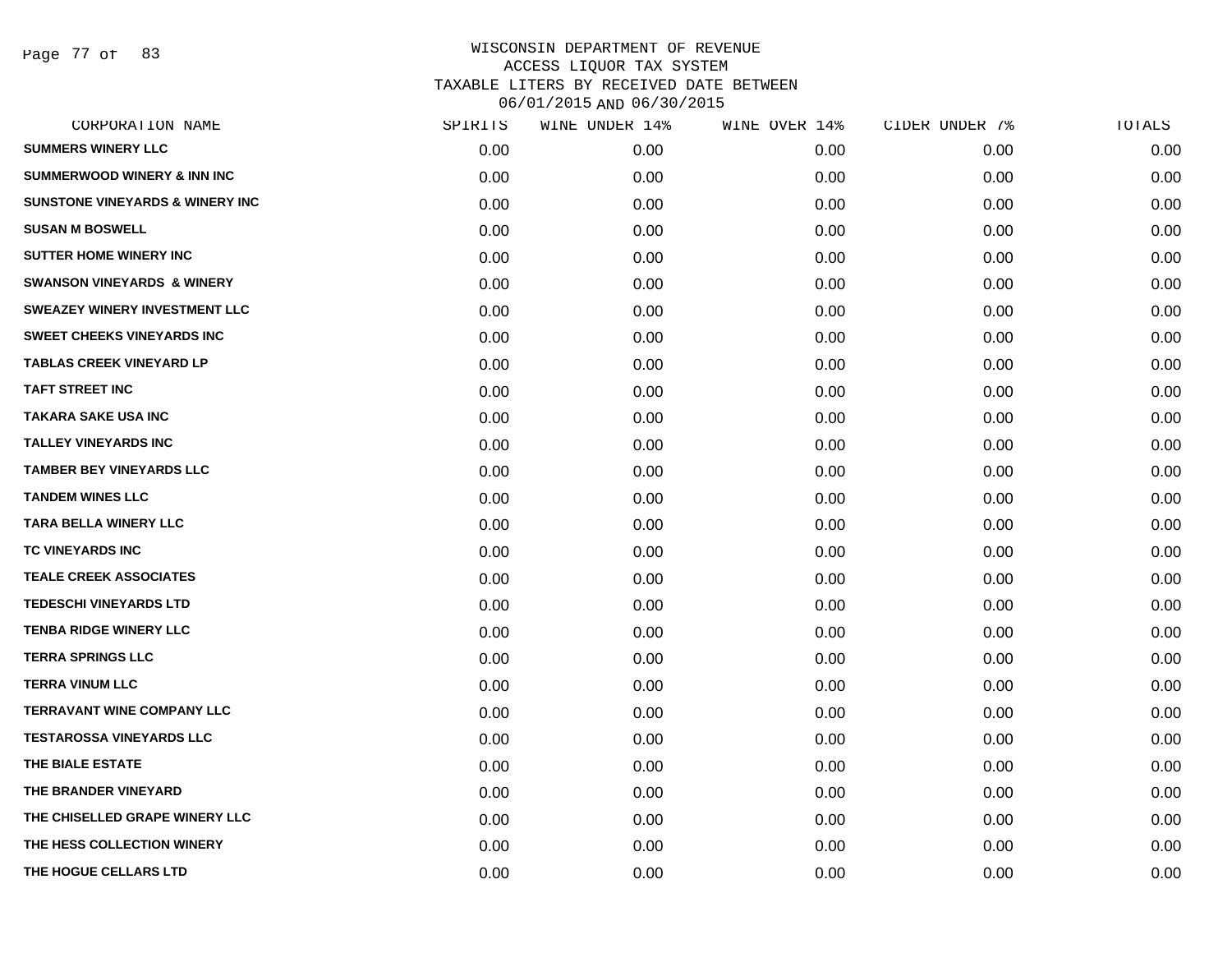WISCONSIN DEPARTMENT OF REVENUE
ACCESS LIQUOR TAX SYSTEM
TAXABLE LITERS BY RECEIVED DATE BETWEEN
06/01/2015 AND 06/30/2015

| CORPORATION NAME | SPIRITS | WINE UNDER 14% | WINE OVER 14% | CIDER UNDER 7% | TOTALS |
|---|---|---|---|---|---|
| SUMMERS WINERY LLC | 0.00 | 0.00 | 0.00 | 0.00 | 0.00 |
| SUMMERWOOD WINERY & INN INC | 0.00 | 0.00 | 0.00 | 0.00 | 0.00 |
| SUNSTONE VINEYARDS & WINERY INC | 0.00 | 0.00 | 0.00 | 0.00 | 0.00 |
| SUSAN M BOSWELL | 0.00 | 0.00 | 0.00 | 0.00 | 0.00 |
| SUTTER HOME WINERY INC | 0.00 | 0.00 | 0.00 | 0.00 | 0.00 |
| SWANSON VINEYARDS & WINERY | 0.00 | 0.00 | 0.00 | 0.00 | 0.00 |
| SWEAZEY WINERY INVESTMENT LLC | 0.00 | 0.00 | 0.00 | 0.00 | 0.00 |
| SWEET CHEEKS VINEYARDS INC | 0.00 | 0.00 | 0.00 | 0.00 | 0.00 |
| TABLAS CREEK VINEYARD LP | 0.00 | 0.00 | 0.00 | 0.00 | 0.00 |
| TAFT STREET INC | 0.00 | 0.00 | 0.00 | 0.00 | 0.00 |
| TAKARA SAKE USA INC | 0.00 | 0.00 | 0.00 | 0.00 | 0.00 |
| TALLEY VINEYARDS INC | 0.00 | 0.00 | 0.00 | 0.00 | 0.00 |
| TAMBER BEY VINEYARDS LLC | 0.00 | 0.00 | 0.00 | 0.00 | 0.00 |
| TANDEM WINES LLC | 0.00 | 0.00 | 0.00 | 0.00 | 0.00 |
| TARA BELLA WINERY LLC | 0.00 | 0.00 | 0.00 | 0.00 | 0.00 |
| TC VINEYARDS INC | 0.00 | 0.00 | 0.00 | 0.00 | 0.00 |
| TEALE CREEK ASSOCIATES | 0.00 | 0.00 | 0.00 | 0.00 | 0.00 |
| TEDESCHI VINEYARDS LTD | 0.00 | 0.00 | 0.00 | 0.00 | 0.00 |
| TENBA RIDGE WINERY LLC | 0.00 | 0.00 | 0.00 | 0.00 | 0.00 |
| TERRA SPRINGS LLC | 0.00 | 0.00 | 0.00 | 0.00 | 0.00 |
| TERRA VINUM LLC | 0.00 | 0.00 | 0.00 | 0.00 | 0.00 |
| TERRAVANT WINE COMPANY LLC | 0.00 | 0.00 | 0.00 | 0.00 | 0.00 |
| TESTAROSSA VINEYARDS LLC | 0.00 | 0.00 | 0.00 | 0.00 | 0.00 |
| THE BIALE ESTATE | 0.00 | 0.00 | 0.00 | 0.00 | 0.00 |
| THE BRANDER VINEYARD | 0.00 | 0.00 | 0.00 | 0.00 | 0.00 |
| THE CHISELLED GRAPE WINERY LLC | 0.00 | 0.00 | 0.00 | 0.00 | 0.00 |
| THE HESS COLLECTION WINERY | 0.00 | 0.00 | 0.00 | 0.00 | 0.00 |
| THE HOGUE CELLARS LTD | 0.00 | 0.00 | 0.00 | 0.00 | 0.00 |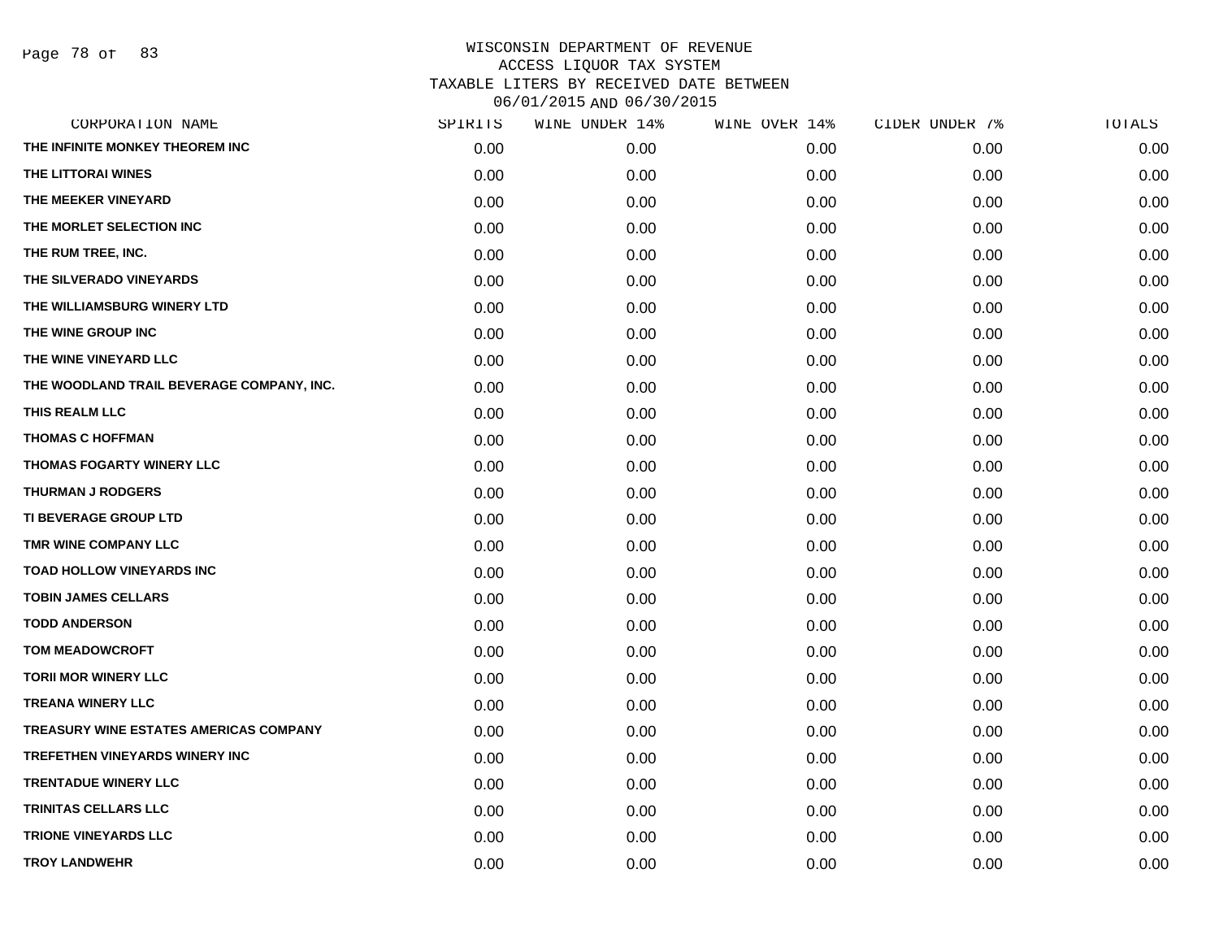# WISCONSIN DEPARTMENT OF REVENUE
## ACCESS LIQUOR TAX SYSTEM
## TAXABLE LITERS BY RECEIVED DATE BETWEEN 06/01/2015 AND 06/30/2015

| CORPORATION NAME | SPIRITS | WINE UNDER 14% | WINE OVER 14% | CIDER UNDER 7% | TOTALS |
|---|---|---|---|---|---|
| THE INFINITE MONKEY THEOREM INC | 0.00 | 0.00 | 0.00 | 0.00 | 0.00 |
| THE LITTORAI WINES | 0.00 | 0.00 | 0.00 | 0.00 | 0.00 |
| THE MEEKER VINEYARD | 0.00 | 0.00 | 0.00 | 0.00 | 0.00 |
| THE MORLET SELECTION INC | 0.00 | 0.00 | 0.00 | 0.00 | 0.00 |
| THE RUM TREE, INC. | 0.00 | 0.00 | 0.00 | 0.00 | 0.00 |
| THE SILVERADO VINEYARDS | 0.00 | 0.00 | 0.00 | 0.00 | 0.00 |
| THE WILLIAMSBURG WINERY LTD | 0.00 | 0.00 | 0.00 | 0.00 | 0.00 |
| THE WINE GROUP INC | 0.00 | 0.00 | 0.00 | 0.00 | 0.00 |
| THE WINE VINEYARD LLC | 0.00 | 0.00 | 0.00 | 0.00 | 0.00 |
| THE WOODLAND TRAIL BEVERAGE COMPANY, INC. | 0.00 | 0.00 | 0.00 | 0.00 | 0.00 |
| THIS REALM LLC | 0.00 | 0.00 | 0.00 | 0.00 | 0.00 |
| THOMAS C HOFFMAN | 0.00 | 0.00 | 0.00 | 0.00 | 0.00 |
| THOMAS FOGARTY WINERY LLC | 0.00 | 0.00 | 0.00 | 0.00 | 0.00 |
| THURMAN J RODGERS | 0.00 | 0.00 | 0.00 | 0.00 | 0.00 |
| TI BEVERAGE GROUP LTD | 0.00 | 0.00 | 0.00 | 0.00 | 0.00 |
| TMR WINE COMPANY LLC | 0.00 | 0.00 | 0.00 | 0.00 | 0.00 |
| TOAD HOLLOW VINEYARDS INC | 0.00 | 0.00 | 0.00 | 0.00 | 0.00 |
| TOBIN JAMES CELLARS | 0.00 | 0.00 | 0.00 | 0.00 | 0.00 |
| TODD ANDERSON | 0.00 | 0.00 | 0.00 | 0.00 | 0.00 |
| TOM MEADOWCROFT | 0.00 | 0.00 | 0.00 | 0.00 | 0.00 |
| TORII MOR WINERY LLC | 0.00 | 0.00 | 0.00 | 0.00 | 0.00 |
| TREANA WINERY LLC | 0.00 | 0.00 | 0.00 | 0.00 | 0.00 |
| TREASURY WINE ESTATES AMERICAS COMPANY | 0.00 | 0.00 | 0.00 | 0.00 | 0.00 |
| TREFETHEN VINEYARDS WINERY INC | 0.00 | 0.00 | 0.00 | 0.00 | 0.00 |
| TRENTADUE WINERY LLC | 0.00 | 0.00 | 0.00 | 0.00 | 0.00 |
| TRINITAS CELLARS LLC | 0.00 | 0.00 | 0.00 | 0.00 | 0.00 |
| TRIONE VINEYARDS LLC | 0.00 | 0.00 | 0.00 | 0.00 | 0.00 |
| TROY LANDWEHR | 0.00 | 0.00 | 0.00 | 0.00 | 0.00 |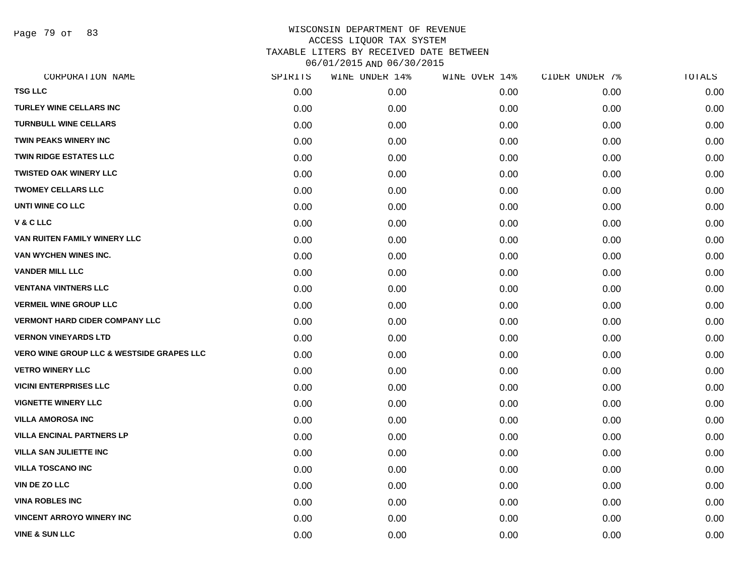# WISCONSIN DEPARTMENT OF REVENUE
## ACCESS LIQUOR TAX SYSTEM
## TAXABLE LITERS BY RECEIVED DATE BETWEEN 06/01/2015 AND 06/30/2015

| CORPORATION NAME | SPIRITS | WINE UNDER 14% | WINE OVER 14% | CIDER UNDER 7% | TOTALS |
|---|---|---|---|---|---|
| TSG LLC | 0.00 | 0.00 | 0.00 | 0.00 | 0.00 |
| TURLEY WINE CELLARS INC | 0.00 | 0.00 | 0.00 | 0.00 | 0.00 |
| TURNBULL WINE CELLARS | 0.00 | 0.00 | 0.00 | 0.00 | 0.00 |
| TWIN PEAKS WINERY INC | 0.00 | 0.00 | 0.00 | 0.00 | 0.00 |
| TWIN RIDGE ESTATES LLC | 0.00 | 0.00 | 0.00 | 0.00 | 0.00 |
| TWISTED OAK WINERY LLC | 0.00 | 0.00 | 0.00 | 0.00 | 0.00 |
| TWOMEY CELLARS LLC | 0.00 | 0.00 | 0.00 | 0.00 | 0.00 |
| UNTI WINE CO LLC | 0.00 | 0.00 | 0.00 | 0.00 | 0.00 |
| V & C LLC | 0.00 | 0.00 | 0.00 | 0.00 | 0.00 |
| VAN RUITEN FAMILY WINERY LLC | 0.00 | 0.00 | 0.00 | 0.00 | 0.00 |
| VAN WYCHEN WINES INC. | 0.00 | 0.00 | 0.00 | 0.00 | 0.00 |
| VANDER MILL LLC | 0.00 | 0.00 | 0.00 | 0.00 | 0.00 |
| VENTANA VINTNERS LLC | 0.00 | 0.00 | 0.00 | 0.00 | 0.00 |
| VERMEIL WINE GROUP LLC | 0.00 | 0.00 | 0.00 | 0.00 | 0.00 |
| VERMONT HARD CIDER COMPANY LLC | 0.00 | 0.00 | 0.00 | 0.00 | 0.00 |
| VERNON VINEYARDS LTD | 0.00 | 0.00 | 0.00 | 0.00 | 0.00 |
| VERO WINE GROUP LLC & WESTSIDE GRAPES LLC | 0.00 | 0.00 | 0.00 | 0.00 | 0.00 |
| VETRO WINERY LLC | 0.00 | 0.00 | 0.00 | 0.00 | 0.00 |
| VICINI ENTERPRISES LLC | 0.00 | 0.00 | 0.00 | 0.00 | 0.00 |
| VIGNETTE WINERY LLC | 0.00 | 0.00 | 0.00 | 0.00 | 0.00 |
| VILLA AMOROSA INC | 0.00 | 0.00 | 0.00 | 0.00 | 0.00 |
| VILLA ENCINAL PARTNERS LP | 0.00 | 0.00 | 0.00 | 0.00 | 0.00 |
| VILLA SAN JULIETTE INC | 0.00 | 0.00 | 0.00 | 0.00 | 0.00 |
| VILLA TOSCANO INC | 0.00 | 0.00 | 0.00 | 0.00 | 0.00 |
| VIN DE ZO LLC | 0.00 | 0.00 | 0.00 | 0.00 | 0.00 |
| VINA ROBLES INC | 0.00 | 0.00 | 0.00 | 0.00 | 0.00 |
| VINCENT ARROYO WINERY INC | 0.00 | 0.00 | 0.00 | 0.00 | 0.00 |
| VINE & SUN LLC | 0.00 | 0.00 | 0.00 | 0.00 | 0.00 |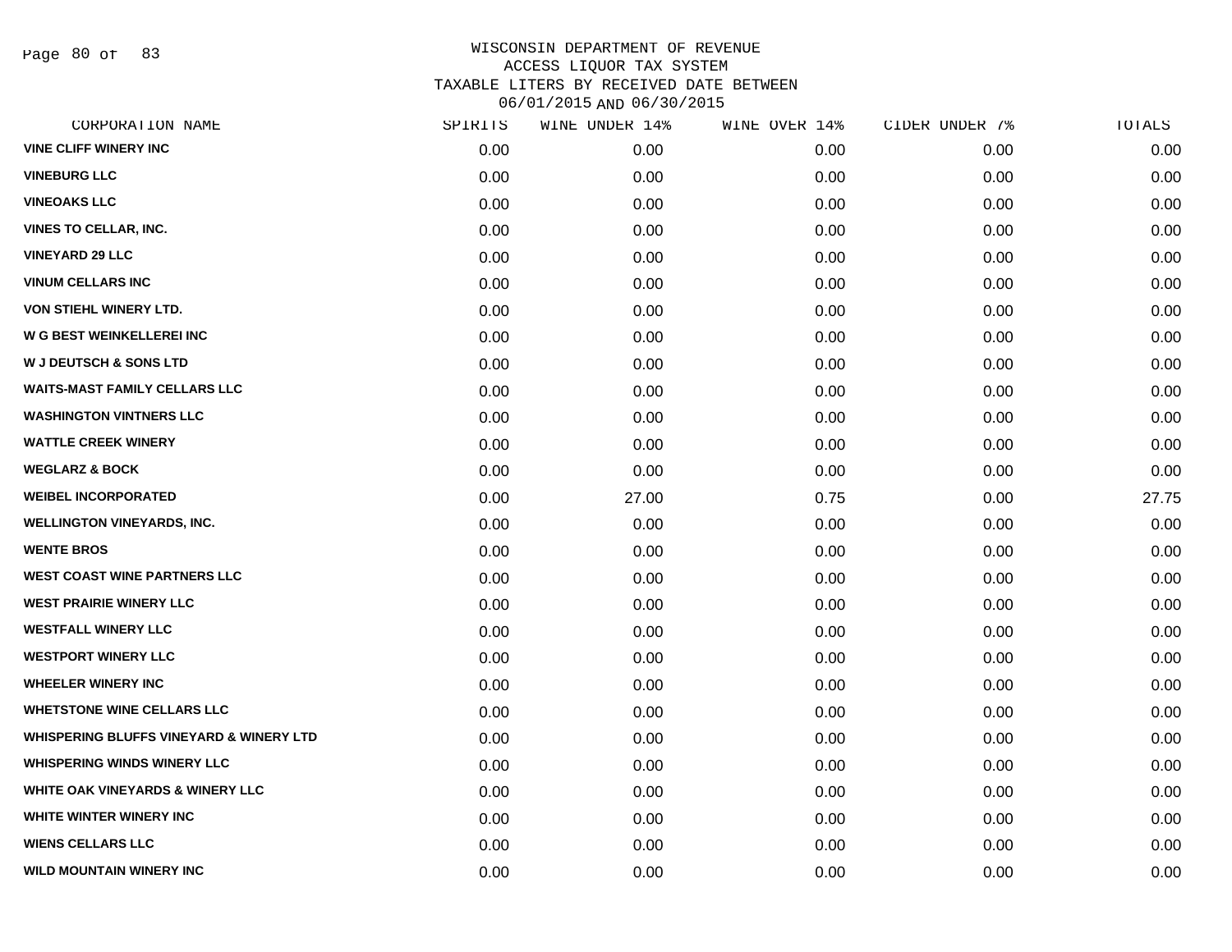WISCONSIN DEPARTMENT OF REVENUE
ACCESS LIQUOR TAX SYSTEM
TAXABLE LITERS BY RECEIVED DATE BETWEEN
06/01/2015 AND 06/30/2015

| CORPORATION NAME | SPIRITS | WINE UNDER 14% | WINE OVER 14% | CIDER UNDER 7% | TOTALS |
|---|---|---|---|---|---|
| VINE CLIFF WINERY INC | 0.00 | 0.00 | 0.00 | 0.00 | 0.00 |
| VINEBURG LLC | 0.00 | 0.00 | 0.00 | 0.00 | 0.00 |
| VINEOAKS LLC | 0.00 | 0.00 | 0.00 | 0.00 | 0.00 |
| VINES TO CELLAR, INC. | 0.00 | 0.00 | 0.00 | 0.00 | 0.00 |
| VINEYARD 29 LLC | 0.00 | 0.00 | 0.00 | 0.00 | 0.00 |
| VINUM CELLARS INC | 0.00 | 0.00 | 0.00 | 0.00 | 0.00 |
| VON STIEHL WINERY LTD. | 0.00 | 0.00 | 0.00 | 0.00 | 0.00 |
| W G BEST WEINKELLEREI INC | 0.00 | 0.00 | 0.00 | 0.00 | 0.00 |
| W J DEUTSCH & SONS LTD | 0.00 | 0.00 | 0.00 | 0.00 | 0.00 |
| WAITS-MAST FAMILY CELLARS LLC | 0.00 | 0.00 | 0.00 | 0.00 | 0.00 |
| WASHINGTON VINTNERS LLC | 0.00 | 0.00 | 0.00 | 0.00 | 0.00 |
| WATTLE CREEK WINERY | 0.00 | 0.00 | 0.00 | 0.00 | 0.00 |
| WEGLARZ & BOCK | 0.00 | 0.00 | 0.00 | 0.00 | 0.00 |
| WEIBEL INCORPORATED | 0.00 | 27.00 | 0.75 | 0.00 | 27.75 |
| WELLINGTON VINEYARDS, INC. | 0.00 | 0.00 | 0.00 | 0.00 | 0.00 |
| WENTE BROS | 0.00 | 0.00 | 0.00 | 0.00 | 0.00 |
| WEST COAST WINE PARTNERS LLC | 0.00 | 0.00 | 0.00 | 0.00 | 0.00 |
| WEST PRAIRIE WINERY LLC | 0.00 | 0.00 | 0.00 | 0.00 | 0.00 |
| WESTFALL WINERY LLC | 0.00 | 0.00 | 0.00 | 0.00 | 0.00 |
| WESTPORT WINERY LLC | 0.00 | 0.00 | 0.00 | 0.00 | 0.00 |
| WHEELER WINERY INC | 0.00 | 0.00 | 0.00 | 0.00 | 0.00 |
| WHETSTONE WINE CELLARS LLC | 0.00 | 0.00 | 0.00 | 0.00 | 0.00 |
| WHISPERING BLUFFS VINEYARD & WINERY LTD | 0.00 | 0.00 | 0.00 | 0.00 | 0.00 |
| WHISPERING WINDS WINERY LLC | 0.00 | 0.00 | 0.00 | 0.00 | 0.00 |
| WHITE OAK VINEYARDS & WINERY LLC | 0.00 | 0.00 | 0.00 | 0.00 | 0.00 |
| WHITE WINTER WINERY INC | 0.00 | 0.00 | 0.00 | 0.00 | 0.00 |
| WIENS CELLARS LLC | 0.00 | 0.00 | 0.00 | 0.00 | 0.00 |
| WILD MOUNTAIN WINERY INC | 0.00 | 0.00 | 0.00 | 0.00 | 0.00 |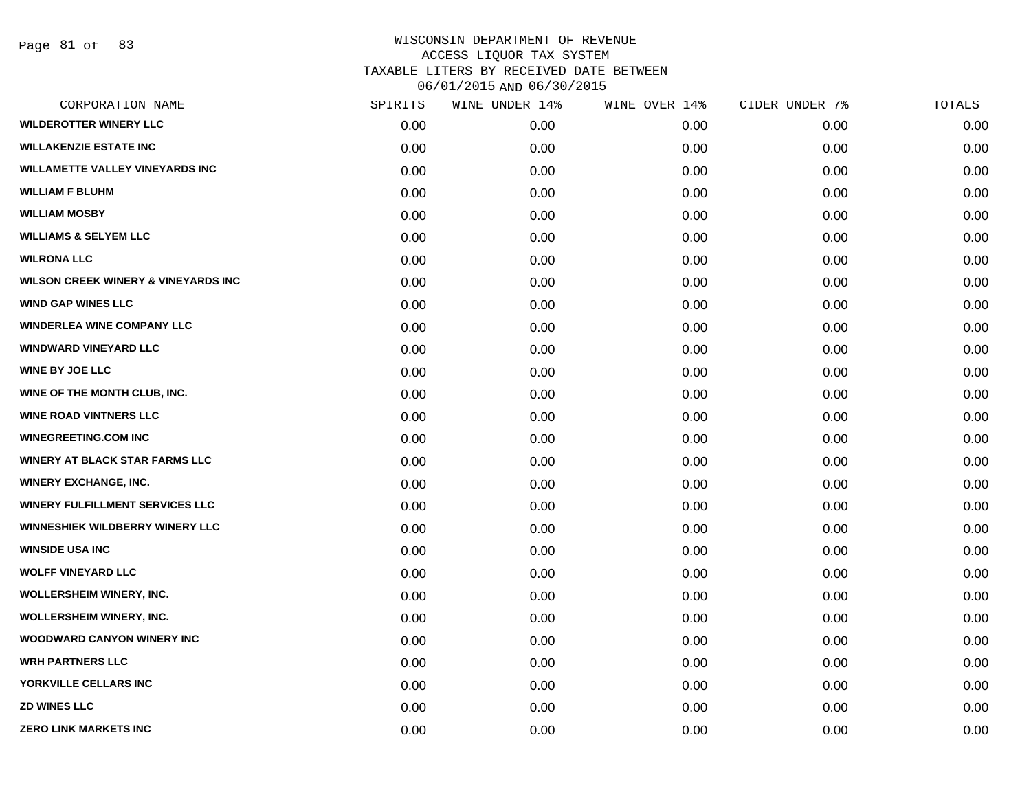WISCONSIN DEPARTMENT OF REVENUE
ACCESS LIQUOR TAX SYSTEM
TAXABLE LITERS BY RECEIVED DATE BETWEEN
06/01/2015 AND 06/30/2015

| CORPORATION NAME | SPIRITS | WINE UNDER 14% | WINE OVER 14% | CIDER UNDER 7% | TOTALS |
|---|---|---|---|---|---|
| WILDEROTTER WINERY LLC | 0.00 | 0.00 | 0.00 | 0.00 | 0.00 |
| WILLAKENZIE ESTATE INC | 0.00 | 0.00 | 0.00 | 0.00 | 0.00 |
| WILLAMETTE VALLEY VINEYARDS INC | 0.00 | 0.00 | 0.00 | 0.00 | 0.00 |
| WILLIAM F BLUHM | 0.00 | 0.00 | 0.00 | 0.00 | 0.00 |
| WILLIAM MOSBY | 0.00 | 0.00 | 0.00 | 0.00 | 0.00 |
| WILLIAMS & SELYEM LLC | 0.00 | 0.00 | 0.00 | 0.00 | 0.00 |
| WILRONA LLC | 0.00 | 0.00 | 0.00 | 0.00 | 0.00 |
| WILSON CREEK WINERY & VINEYARDS INC | 0.00 | 0.00 | 0.00 | 0.00 | 0.00 |
| WIND GAP WINES LLC | 0.00 | 0.00 | 0.00 | 0.00 | 0.00 |
| WINDERLEA WINE COMPANY LLC | 0.00 | 0.00 | 0.00 | 0.00 | 0.00 |
| WINDWARD VINEYARD LLC | 0.00 | 0.00 | 0.00 | 0.00 | 0.00 |
| WINE BY JOE LLC | 0.00 | 0.00 | 0.00 | 0.00 | 0.00 |
| WINE OF THE MONTH CLUB, INC. | 0.00 | 0.00 | 0.00 | 0.00 | 0.00 |
| WINE ROAD VINTNERS LLC | 0.00 | 0.00 | 0.00 | 0.00 | 0.00 |
| WINEGREETING.COM INC | 0.00 | 0.00 | 0.00 | 0.00 | 0.00 |
| WINERY AT BLACK STAR FARMS LLC | 0.00 | 0.00 | 0.00 | 0.00 | 0.00 |
| WINERY EXCHANGE, INC. | 0.00 | 0.00 | 0.00 | 0.00 | 0.00 |
| WINERY FULFILLMENT SERVICES LLC | 0.00 | 0.00 | 0.00 | 0.00 | 0.00 |
| WINNESHIEK WILDBERRY WINERY LLC | 0.00 | 0.00 | 0.00 | 0.00 | 0.00 |
| WINSIDE USA INC | 0.00 | 0.00 | 0.00 | 0.00 | 0.00 |
| WOLFF VINEYARD LLC | 0.00 | 0.00 | 0.00 | 0.00 | 0.00 |
| WOLLERSHEIM WINERY, INC. | 0.00 | 0.00 | 0.00 | 0.00 | 0.00 |
| WOLLERSHEIM WINERY, INC. | 0.00 | 0.00 | 0.00 | 0.00 | 0.00 |
| WOODWARD CANYON WINERY INC | 0.00 | 0.00 | 0.00 | 0.00 | 0.00 |
| WRH PARTNERS LLC | 0.00 | 0.00 | 0.00 | 0.00 | 0.00 |
| YORKVILLE CELLARS INC | 0.00 | 0.00 | 0.00 | 0.00 | 0.00 |
| ZD WINES LLC | 0.00 | 0.00 | 0.00 | 0.00 | 0.00 |
| ZERO LINK MARKETS INC | 0.00 | 0.00 | 0.00 | 0.00 | 0.00 |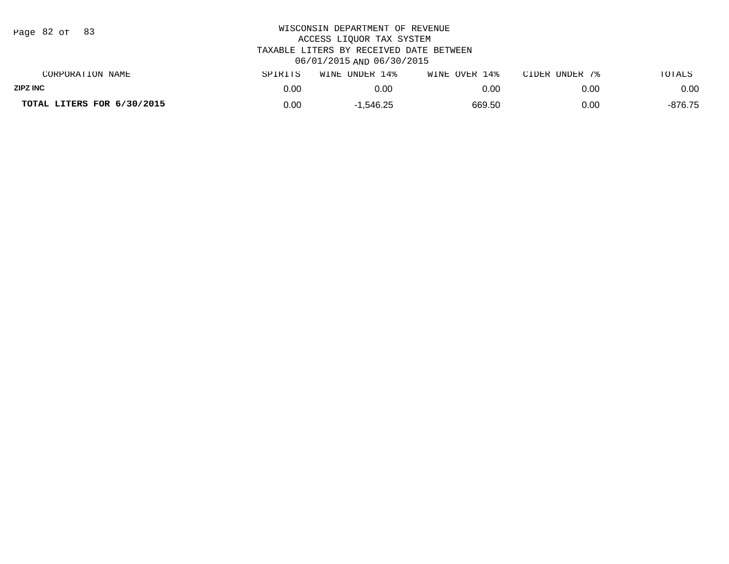WISCONSIN DEPARTMENT OF REVENUE
ACCESS LIQUOR TAX SYSTEM
TAXABLE LITERS BY RECEIVED DATE BETWEEN
06/01/2015 AND 06/30/2015

| CORPORATION NAME | SPIRITS | WINE UNDER 14% | WINE OVER 14% | CIDER UNDER 7% | TOTALS |
|---|---|---|---|---|---|
| ZIPZ INC | 0.00 | 0.00 | 0.00 | 0.00 | 0.00 |
| **TOTAL LITERS FOR 6/30/2015** | 0.00 | -1,546.25 | 669.50 | 0.00 | -876.75 |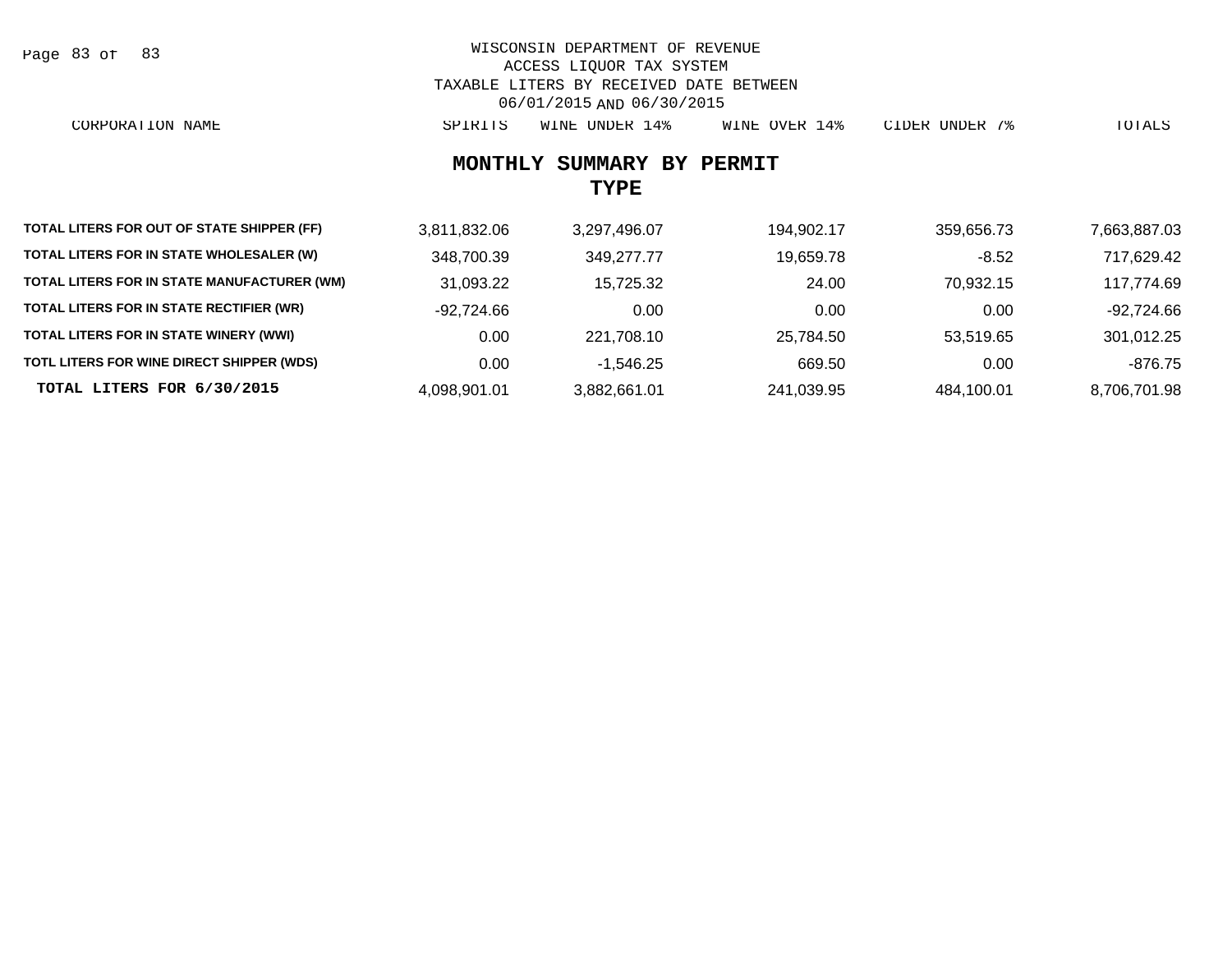WISCONSIN DEPARTMENT OF REVENUE
ACCESS LIQUOR TAX SYSTEM
TAXABLE LITERS BY RECEIVED DATE BETWEEN
06/01/2015 AND 06/30/2015

## MONTHLY SUMMARY BY PERMIT TYPE

| CORPORATION NAME | SPIRITS | WINE UNDER 14% | WINE OVER 14% | CIDER UNDER 7% | TOTALS |
|---|---|---|---|---|---|
| TOTAL LITERS FOR OUT OF STATE SHIPPER (FF) | 3,811,832.06 | 3,297,496.07 | 194,902.17 | 359,656.73 | 7,663,887.03 |
| TOTAL LITERS FOR IN STATE WHOLESALER (W) | 348,700.39 | 349,277.77 | 19,659.78 | -8.52 | 717,629.42 |
| TOTAL LITERS FOR IN STATE MANUFACTURER (WM) | 31,093.22 | 15,725.32 | 24.00 | 70,932.15 | 117,774.69 |
| TOTAL LITERS FOR IN STATE RECTIFIER (WR) | -92,724.66 | 0.00 | 0.00 | 0.00 | -92,724.66 |
| TOTAL LITERS FOR IN STATE WINERY (WWI) | 0.00 | 221,708.10 | 25,784.50 | 53,519.65 | 301,012.25 |
| TOTL LITERS FOR WINE DIRECT SHIPPER (WDS) | 0.00 | -1,546.25 | 669.50 | 0.00 | -876.75 |
| **TOTAL LITERS FOR 6/30/2015** | 4,098,901.01 | 3,882,661.01 | 241,039.95 | 484,100.01 | 8,706,701.98 |